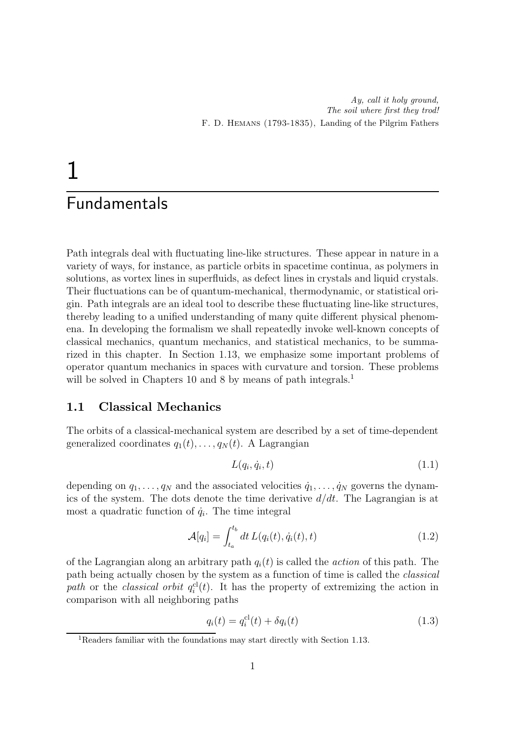*Ay, call it holy ground,*
*The soil where first they trod!*
F. D. Hemans (1793-1835), Landing of the Pilgrim Fathers

# 1 Fundamentals

Path integrals deal with fluctuating line-like structures. These appear in nature in a variety of ways, for instance, as particle orbits in spacetime continua, as polymers in solutions, as vortex lines in superfluids, as defect lines in crystals and liquid crystals. Their fluctuations can be of quantum-mechanical, thermodynamic, or statistical origin. Path integrals are an ideal tool to describe these fluctuating line-like structures, thereby leading to a unified understanding of many quite different physical phenomena. In developing the formalism we shall repeatedly invoke well-known concepts of classical mechanics, quantum mechanics, and statistical mechanics, to be summarized in this chapter. In Section 1.13, we emphasize some important problems of operator quantum mechanics in spaces with curvature and torsion. These problems will be solved in Chapters 10 and 8 by means of path integrals.[1]

## 1.1 Classical Mechanics

The orbits of a classical-mechanical system are described by a set of time-dependent generalized coordinates $q_1(t), \ldots, q_N(t)$. A Lagrangian

$$L(q_i, \dot{q}_i, t) \tag{1.1}$$

depending on $q_1, \ldots, q_N$ and the associated velocities $\dot{q}_1, \ldots, \dot{q}_N$ governs the dynamics of the system. The dots denote the time derivative $d/dt$. The Lagrangian is at most a quadratic function of $\dot{q}_i$. The time integral

$$\mathcal{A}[q_i] = \int_{t_a}^{t_b} dt\, L(q_i(t), \dot{q}_i(t), t) \tag{1.2}$$

of the Lagrangian along an arbitrary path $q_i(t)$ is called the *action* of this path. The path being actually chosen by the system as a function of time is called the *classical path* or the *classical orbit* $q_i^{\rm cl}(t)$. It has the property of extremizing the action in comparison with all neighboring paths

$$q_i(t) = q_i^{\rm cl}(t) + \delta q_i(t) \tag{1.3}$$

[1] Readers familiar with the foundations may start directly with Section 1.13.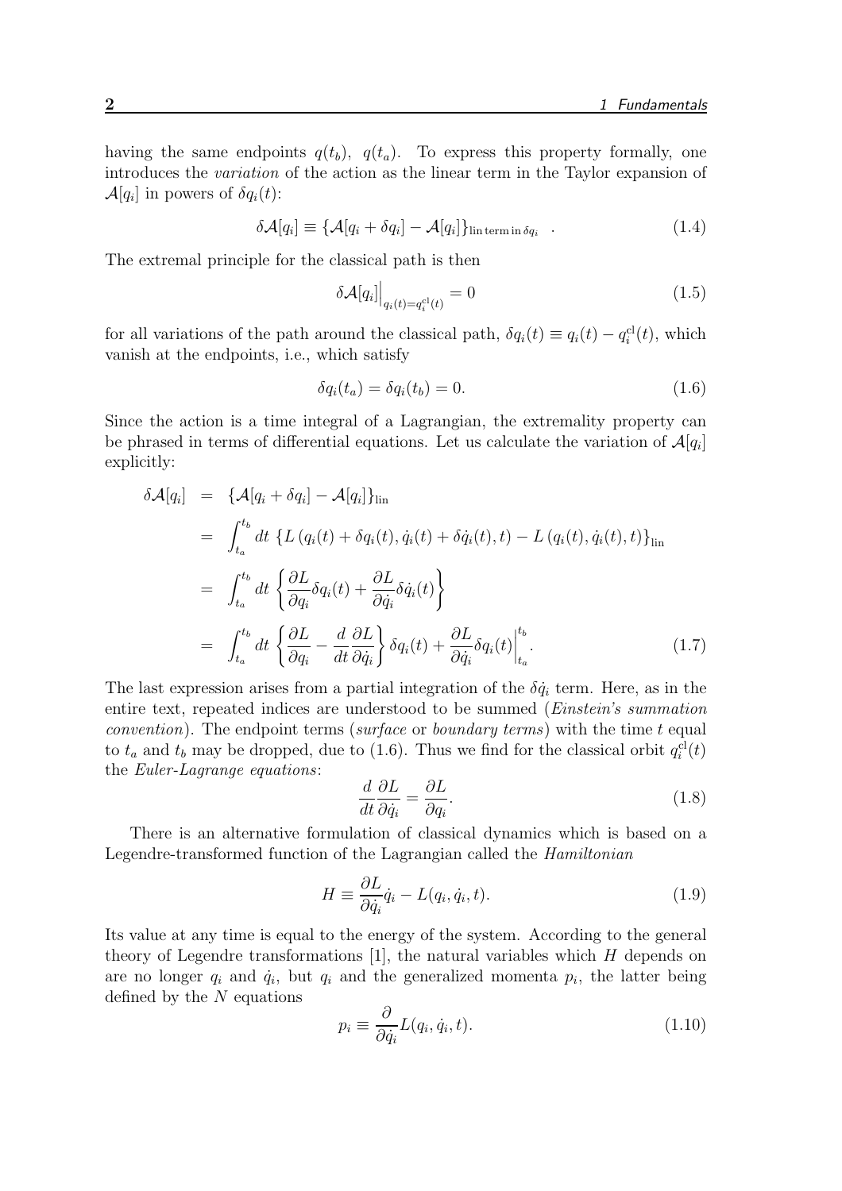having the same endpoints $q(t_b)$, $q(t_a)$. To express this property formally, one introduces the *variation* of the action as the linear term in the Taylor expansion of $\mathcal{A}[q_i]$ in powers of $\delta q_i(t)$:

$$\delta\mathcal{A}[q_i] \equiv \{\mathcal{A}[q_i + \delta q_i] - \mathcal{A}[q_i]\}_{\text{lin term in}\,\delta q_i} \quad . \tag{1.4}$$

The extremal principle for the classical path is then

$$\delta\mathcal{A}[q_i]\Big|_{q_i(t)=q_i^{\text{cl}}(t)} = 0 \tag{1.5}$$

for all variations of the path around the classical path, $\delta q_i(t) \equiv q_i(t) - q_i^{\text{cl}}(t)$, which vanish at the endpoints, i.e., which satisfy

$$\delta q_i(t_a) = \delta q_i(t_b) = 0. \tag{1.6}$$

Since the action is a time integral of a Lagrangian, the extremality property can be phrased in terms of differential equations. Let us calculate the variation of $\mathcal{A}[q_i]$ explicitly:

$$\begin{aligned}
\delta\mathcal{A}[q_i] &= \{\mathcal{A}[q_i + \delta q_i] - \mathcal{A}[q_i]\}_{\text{lin}} \\
&= \int_{t_a}^{t_b} dt\, \{L\left(q_i(t) + \delta q_i(t), \dot{q}_i(t) + \delta\dot{q}_i(t), t\right) - L\left(q_i(t), \dot{q}_i(t), t\right)\}_{\text{lin}} \\
&= \int_{t_a}^{t_b} dt\, \left\{\frac{\partial L}{\partial q_i}\delta q_i(t) + \frac{\partial L}{\partial \dot{q}_i}\delta\dot{q}_i(t)\right\} \\
&= \int_{t_a}^{t_b} dt\, \left\{\frac{\partial L}{\partial q_i} - \frac{d}{dt}\frac{\partial L}{\partial \dot{q}_i}\right\}\delta q_i(t) + \frac{\partial L}{\partial \dot{q}_i}\delta q_i(t)\bigg|_{t_a}^{t_b}.
\end{aligned} \tag{1.7}$$

The last expression arises from a partial integration of the $\delta\dot{q}_i$ term. Here, as in the entire text, repeated indices are understood to be summed (*Einstein's summation convention*). The endpoint terms (*surface* or *boundary terms*) with the time $t$ equal to $t_a$ and $t_b$ may be dropped, due to (1.6). Thus we find for the classical orbit $q_i^{\text{cl}}(t)$ the *Euler-Lagrange equations*:

$$\frac{d}{dt}\frac{\partial L}{\partial \dot{q}_i} = \frac{\partial L}{\partial q_i}. \tag{1.8}$$

There is an alternative formulation of classical dynamics which is based on a Legendre-transformed function of the Lagrangian called the *Hamiltonian*

$$H \equiv \frac{\partial L}{\partial \dot{q}_i}\dot{q}_i - L(q_i, \dot{q}_i, t). \tag{1.9}$$

Its value at any time is equal to the energy of the system. According to the general theory of Legendre transformations [1], the natural variables which $H$ depends on are no longer $q_i$ and $\dot{q}_i$, but $q_i$ and the generalized momenta $p_i$, the latter being defined by the $N$ equations

$$p_i \equiv \frac{\partial}{\partial \dot{q}_i}L(q_i, \dot{q}_i, t). \tag{1.10}$$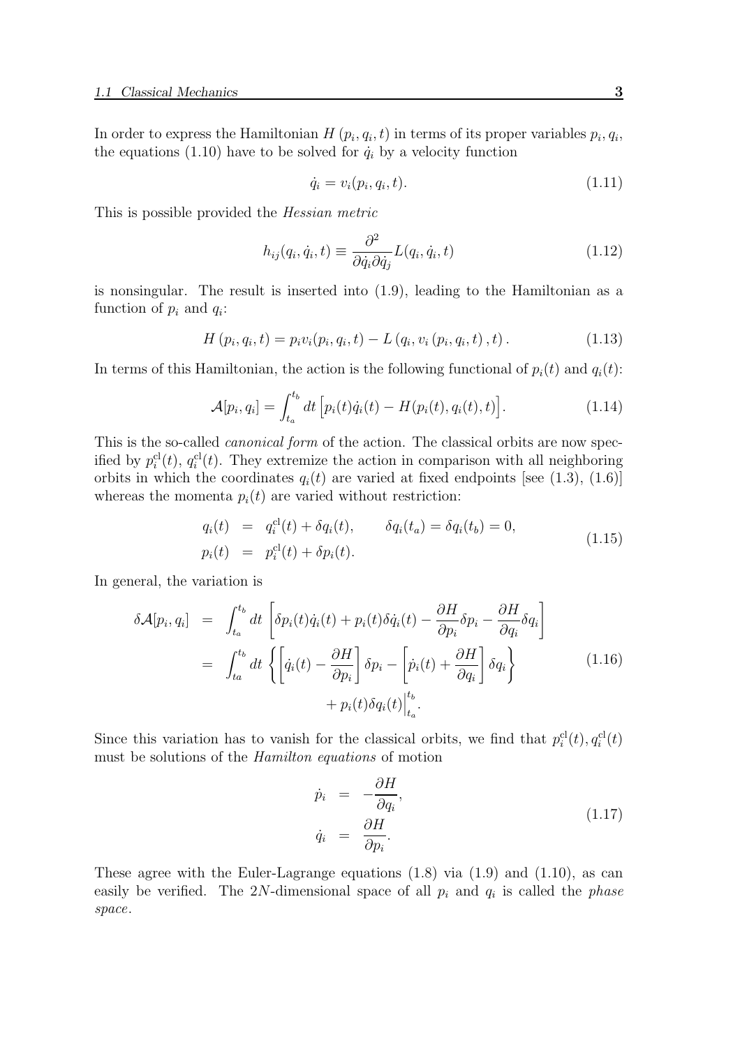In order to express the Hamiltonian $H(p_i, q_i, t)$ in terms of its proper variables $p_i, q_i$, the equations (1.10) have to be solved for $\dot{q}_i$ by a velocity function

$$\dot{q}_i = v_i(p_i, q_i, t). \tag{1.11}$$

This is possible provided the *Hessian metric*

$$h_{ij}(q_i, \dot{q}_i, t) \equiv \frac{\partial^2}{\partial \dot{q}_i \partial \dot{q}_j} L(q_i, \dot{q}_i, t) \tag{1.12}$$

is nonsingular. The result is inserted into (1.9), leading to the Hamiltonian as a function of $p_i$ and $q_i$:

$$H(p_i, q_i, t) = p_i v_i(p_i, q_i, t) - L(q_i, v_i(p_i, q_i, t), t). \tag{1.13}$$

In terms of this Hamiltonian, the action is the following functional of $p_i(t)$ and $q_i(t)$:

$$\mathcal{A}[p_i, q_i] = \int_{t_a}^{t_b} dt \left[ p_i(t)\dot{q}_i(t) - H(p_i(t), q_i(t), t) \right]. \tag{1.14}$$

This is the so-called *canonical form* of the action. The classical orbits are now specified by $p_i^{\rm cl}(t)$, $q_i^{\rm cl}(t)$. They extremize the action in comparison with all neighboring orbits in which the coordinates $q_i(t)$ are varied at fixed endpoints [see (1.3), (1.6)] whereas the momenta $p_i(t)$ are varied without restriction:

$$\begin{aligned} q_i(t) &= q_i^{\rm cl}(t) + \delta q_i(t), \qquad \delta q_i(t_a) = \delta q_i(t_b) = 0, \\ p_i(t) &= p_i^{\rm cl}(t) + \delta p_i(t). \end{aligned} \tag{1.15}$$

In general, the variation is

$$\begin{aligned} \delta\mathcal{A}[p_i, q_i] &= \int_{t_a}^{t_b} dt \left[ \delta p_i(t)\dot{q}_i(t) + p_i(t)\delta\dot{q}_i(t) - \frac{\partial H}{\partial p_i}\delta p_i - \frac{\partial H}{\partial q_i}\delta q_i \right] \\ &= \int_{ta}^{t_b} dt \left\{ \left[ \dot{q}_i(t) - \frac{\partial H}{\partial p_i} \right] \delta p_i - \left[ \dot{p}_i(t) + \frac{\partial H}{\partial q_i} \right] \delta q_i \right\} \\ &\qquad + p_i(t)\delta q_i(t)\Big|_{t_a}^{t_b}. \end{aligned} \tag{1.16}$$

Since this variation has to vanish for the classical orbits, we find that $p_i^{\rm cl}(t), q_i^{\rm cl}(t)$ must be solutions of the *Hamilton equations* of motion

$$\begin{aligned} \dot{p}_i &= -\frac{\partial H}{\partial q_i}, \\ \dot{q}_i &= \frac{\partial H}{\partial p_i}. \end{aligned} \tag{1.17}$$

These agree with the Euler-Lagrange equations (1.8) via (1.9) and (1.10), as can easily be verified. The $2N$-dimensional space of all $p_i$ and $q_i$ is called the *phase space*.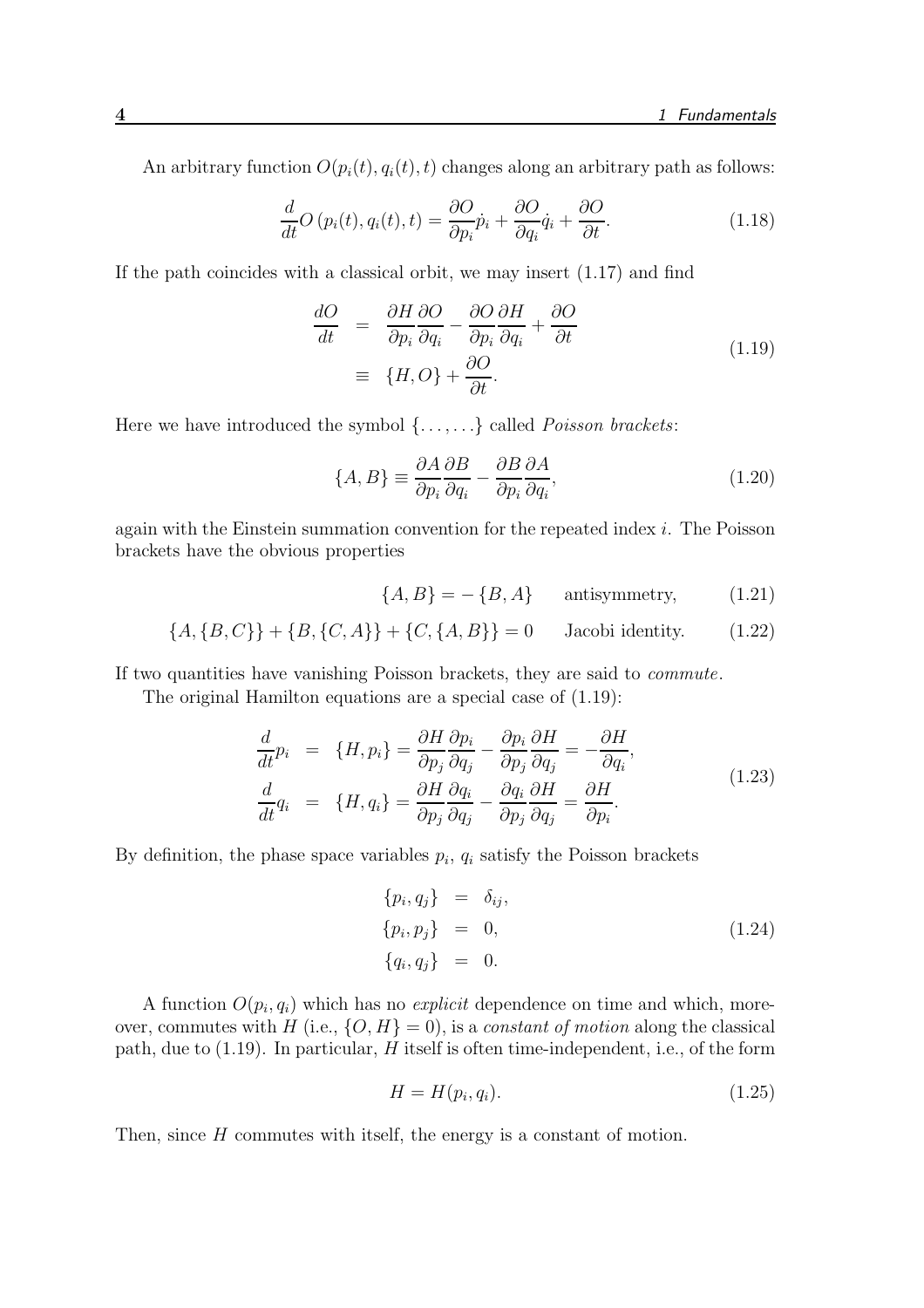An arbitrary function $O(p_i(t), q_i(t), t)$ changes along an arbitrary path as follows:

$$
\frac{d}{dt}O\left(p_i(t), q_i(t), t\right) = \frac{\partial O}{\partial p_i}\dot{p}_i + \frac{\partial O}{\partial q_i}\dot{q}_i + \frac{\partial O}{\partial t}. \tag{1.18}
$$

If the path coincides with a classical orbit, we may insert (1.17) and find

$$
\begin{aligned}
\frac{dO}{dt} &= \frac{\partial H}{\partial p_i}\frac{\partial O}{\partial q_i} - \frac{\partial O}{\partial p_i}\frac{\partial H}{\partial q_i} + \frac{\partial O}{\partial t} \\
&\equiv \{H, O\} + \frac{\partial O}{\partial t}.
\end{aligned} \tag{1.19}
$$

Here we have introduced the symbol $\{\ldots,\ldots\}$ called *Poisson brackets*:

$$
\{A, B\} \equiv \frac{\partial A}{\partial p_i}\frac{\partial B}{\partial q_i} - \frac{\partial B}{\partial p_i}\frac{\partial A}{\partial q_i}, \tag{1.20}
$$

again with the Einstein summation convention for the repeated index $i$. The Poisson brackets have the obvious properties

$$
\{A, B\} = -\{B, A\} \qquad \text{antisymmetry}, \tag{1.21}
$$

$$
\{A, \{B, C\}\} + \{B, \{C, A\}\} + \{C, \{A, B\}\} = 0 \qquad \text{Jacobi identity}. \tag{1.22}
$$

If two quantities have vanishing Poisson brackets, they are said to *commute*.

The original Hamilton equations are a special case of (1.19):

$$
\begin{aligned}
\frac{d}{dt}p_i &= \{H, p_i\} = \frac{\partial H}{\partial p_j}\frac{\partial p_i}{\partial q_j} - \frac{\partial p_i}{\partial p_j}\frac{\partial H}{\partial q_j} = -\frac{\partial H}{\partial q_i}, \\
\frac{d}{dt}q_i &= \{H, q_i\} = \frac{\partial H}{\partial p_j}\frac{\partial q_i}{\partial q_j} - \frac{\partial q_i}{\partial p_j}\frac{\partial H}{\partial q_j} = \frac{\partial H}{\partial p_i}.
\end{aligned} \tag{1.23}
$$

By definition, the phase space variables $p_i$, $q_i$ satisfy the Poisson brackets

$$
\begin{aligned}
\{p_i, q_j\} &= \delta_{ij}, \\
\{p_i, p_j\} &= 0, \\
\{q_i, q_j\} &= 0.
\end{aligned} \tag{1.24}
$$

A function $O(p_i, q_i)$ which has no *explicit* dependence on time and which, moreover, commutes with $H$ (i.e., $\{O, H\} = 0$), is a *constant of motion* along the classical path, due to (1.19). In particular, $H$ itself is often time-independent, i.e., of the form

$$
H = H(p_i, q_i). \tag{1.25}
$$

Then, since $H$ commutes with itself, the energy is a constant of motion.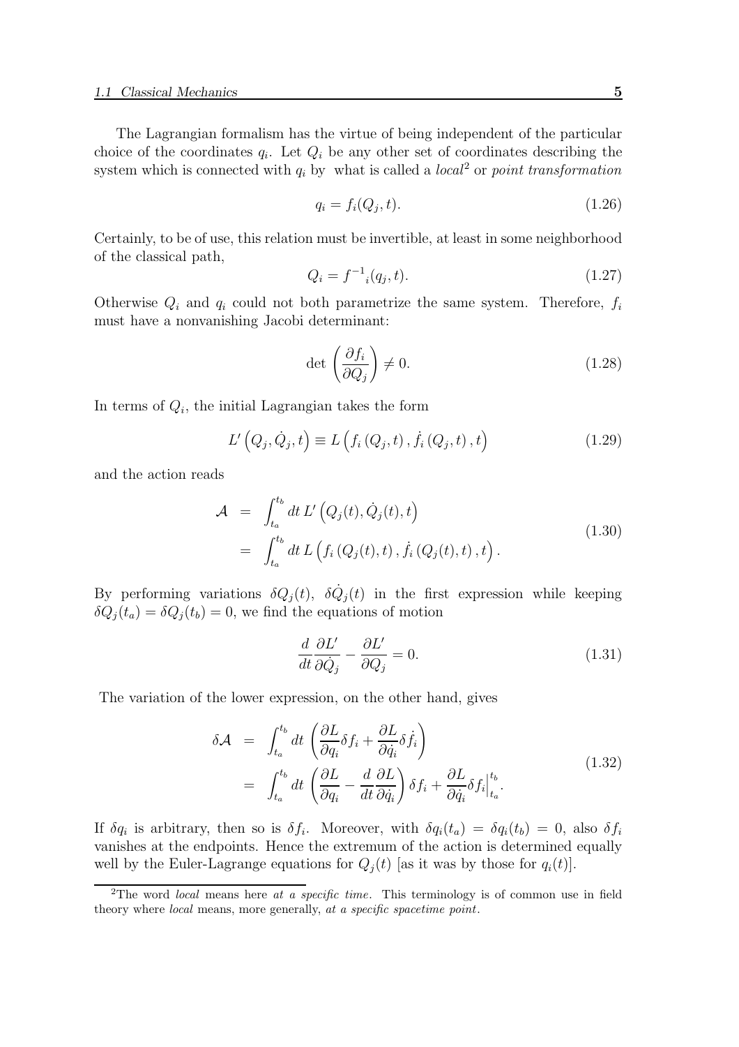The Lagrangian formalism has the virtue of being independent of the particular choice of the coordinates $q_i$. Let $Q_i$ be any other set of coordinates describing the system which is connected with $q_i$ by what is called a *local*[2] or *point transformation*

$$q_i = f_i(Q_j, t). \tag{1.26}$$

Certainly, to be of use, this relation must be invertible, at least in some neighborhood of the classical path,

$$Q_i = f^{-1}{}_i(q_j, t). \tag{1.27}$$

Otherwise $Q_i$ and $q_i$ could not both parametrize the same system. Therefore, $f_i$ must have a nonvanishing Jacobi determinant:

$$\det \left( \frac{\partial f_i}{\partial Q_j} \right) \neq 0. \tag{1.28}$$

In terms of $Q_i$, the initial Lagrangian takes the form

$$L'\left(Q_j, \dot{Q}_j, t\right) \equiv L\left(f_i\left(Q_j, t\right), \dot{f}_i\left(Q_j, t\right), t\right) \tag{1.29}$$

and the action reads

$$\begin{aligned} \mathcal{A} &= \int_{t_a}^{t_b} dt\, L'\left(Q_j(t), \dot{Q}_j(t), t\right) \\ &= \int_{t_a}^{t_b} dt\, L\left(f_i\left(Q_j(t), t\right), \dot{f}_i\left(Q_j(t), t\right), t\right). \end{aligned} \tag{1.30}$$

By performing variations $\delta Q_j(t)$, $\delta \dot{Q}_j(t)$ in the first expression while keeping $\delta Q_j(t_a) = \delta Q_j(t_b) = 0$, we find the equations of motion

$$\frac{d}{dt}\frac{\partial L'}{\partial \dot{Q}_j} - \frac{\partial L'}{\partial Q_j} = 0. \tag{1.31}$$

The variation of the lower expression, on the other hand, gives

$$\begin{aligned} \delta \mathcal{A} &= \int_{t_a}^{t_b} dt\, \left( \frac{\partial L}{\partial q_i} \delta f_i + \frac{\partial L}{\partial \dot{q}_i} \delta \dot{f}_i \right) \\ &= \int_{t_a}^{t_b} dt\, \left( \frac{\partial L}{\partial q_i} - \frac{d}{dt}\frac{\partial L}{\partial \dot{q}_i} \right) \delta f_i + \frac{\partial L}{\partial \dot{q}_i} \delta f_i \Big|_{t_a}^{t_b}. \end{aligned} \tag{1.32}$$

If $\delta q_i$ is arbitrary, then so is $\delta f_i$. Moreover, with $\delta q_i(t_a) = \delta q_i(t_b) = 0$, also $\delta f_i$ vanishes at the endpoints. Hence the extremum of the action is determined equally well by the Euler-Lagrange equations for $Q_j(t)$ [as it was by those for $q_i(t)$].

[2] The word *local* means here *at a specific time*. This terminology is of common use in field theory where *local* means, more generally, *at a specific spacetime point*.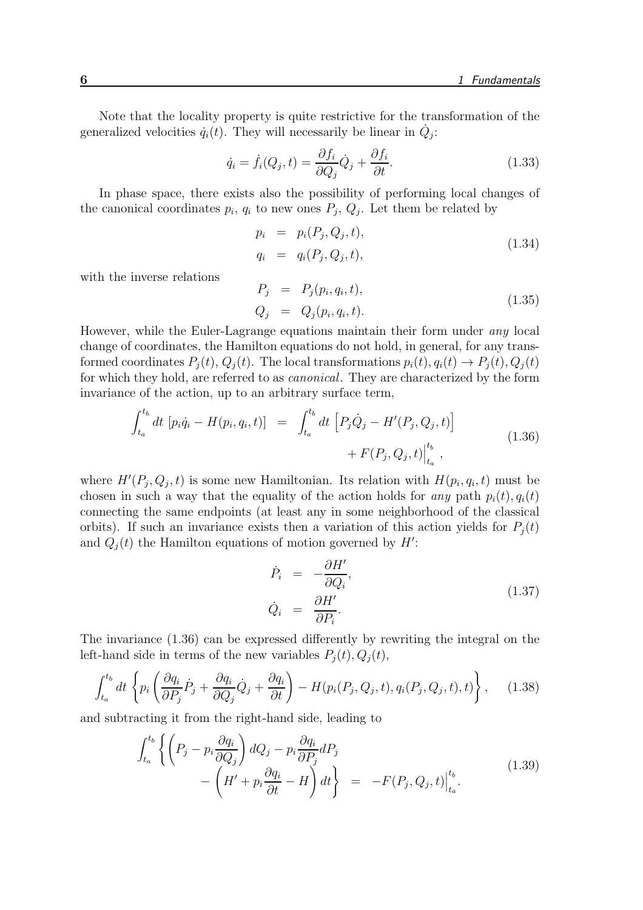Note that the locality property is quite restrictive for the transformation of the generalized velocities $\dot{q}_i(t)$. They will necessarily be linear in $\dot{Q}_j$:

$$\dot{q}_i = \dot{f}_i(Q_j, t) = \frac{\partial f_i}{\partial Q_j}\dot{Q}_j + \frac{\partial f_i}{\partial t}. \tag{1.33}$$

In phase space, there exists also the possibility of performing local changes of the canonical coordinates $p_i$, $q_i$ to new ones $P_j$, $Q_j$. Let them be related by

$$\begin{aligned} p_i &= p_i(P_j, Q_j, t), \\ q_i &= q_i(P_j, Q_j, t), \end{aligned} \tag{1.34}$$

with the inverse relations

$$\begin{aligned} P_j &= P_j(p_i, q_i, t), \\ Q_j &= Q_j(p_i, q_i, t). \end{aligned} \tag{1.35}$$

However, while the Euler-Lagrange equations maintain their form under *any* local change of coordinates, the Hamilton equations do not hold, in general, for any transformed coordinates $P_j(t)$, $Q_j(t)$. The local transformations $p_i(t), q_i(t) \to P_j(t), Q_j(t)$ for which they hold, are referred to as *canonical*. They are characterized by the form invariance of the action, up to an arbitrary surface term,

$$\begin{aligned} \int_{t_a}^{t_b} dt\, \left[p_i \dot{q}_i - H(p_i, q_i, t)\right] &= \int_{t_a}^{t_b} dt\, \left[P_j \dot{Q}_j - H'(P_j, Q_j, t)\right] \\ &\quad + F(P_j, Q_j, t)\Big|_{t_a}^{t_b}, \end{aligned} \tag{1.36}$$

where $H'(P_j, Q_j, t)$ is some new Hamiltonian. Its relation with $H(p_i, q_i, t)$ must be chosen in such a way that the equality of the action holds for *any* path $p_i(t), q_i(t)$ connecting the same endpoints (at least any in some neighborhood of the classical orbits). If such an invariance exists then a variation of this action yields for $P_j(t)$ and $Q_j(t)$ the Hamilton equations of motion governed by $H'$:

$$\begin{aligned} \dot{P}_i &= -\frac{\partial H'}{\partial Q_i}, \\ \dot{Q}_i &= \frac{\partial H'}{\partial P_i}. \end{aligned} \tag{1.37}$$

The invariance (1.36) can be expressed differently by rewriting the integral on the left-hand side in terms of the new variables $P_j(t), Q_j(t)$,

$$\int_{t_a}^{t_b} dt\, \left\{ p_i \left( \frac{\partial q_i}{\partial P_j}\dot{P}_j + \frac{\partial q_i}{\partial Q_j}\dot{Q}_j + \frac{\partial q_i}{\partial t} \right) - H(p_i(P_j, Q_j, t), q_i(P_j, Q_j, t), t) \right\}, \tag{1.38}$$

and subtracting it from the right-hand side, leading to

$$\begin{aligned} \int_{t_a}^{t_b} \left\{ \left( P_j - p_i \frac{\partial q_i}{\partial Q_j} \right) dQ_j - p_i \frac{\partial q_i}{\partial P_j} dP_j \right. \\ \left. - \left( H' + p_i \frac{\partial q_i}{\partial t} - H \right) dt \right\} &= -F(P_j, Q_j, t)\Big|_{t_a}^{t_b}. \end{aligned} \tag{1.39}$$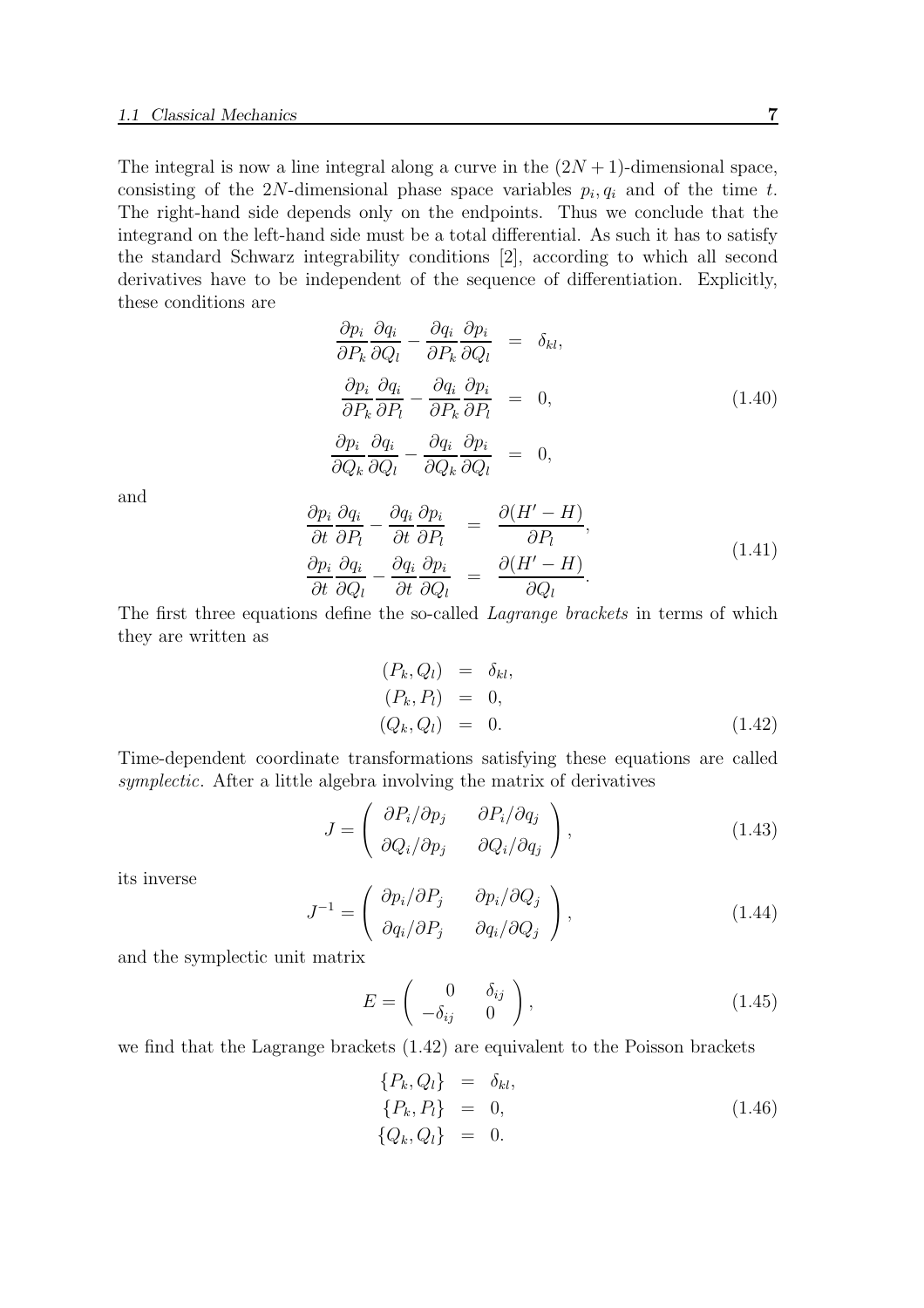The integral is now a line integral along a curve in the $(2N+1)$-dimensional space, consisting of the $2N$-dimensional phase space variables $p_i, q_i$ and of the time $t$. The right-hand side depends only on the endpoints. Thus we conclude that the integrand on the left-hand side must be a total differential. As such it has to satisfy the standard Schwarz integrability conditions [2], according to which all second derivatives have to be independent of the sequence of differentiation. Explicitly, these conditions are

$$
\begin{aligned}
\frac{\partial p_i}{\partial P_k}\frac{\partial q_i}{\partial Q_l} - \frac{\partial q_i}{\partial P_k}\frac{\partial p_i}{\partial Q_l} &= \delta_{kl}, \\
\frac{\partial p_i}{\partial P_k}\frac{\partial q_i}{\partial P_l} - \frac{\partial q_i}{\partial P_k}\frac{\partial p_i}{\partial P_l} &= 0, \\
\frac{\partial p_i}{\partial Q_k}\frac{\partial q_i}{\partial Q_l} - \frac{\partial q_i}{\partial Q_k}\frac{\partial p_i}{\partial Q_l} &= 0,
\end{aligned}
\tag{1.40}
$$

and

$$
\begin{aligned}
\frac{\partial p_i}{\partial t}\frac{\partial q_i}{\partial P_l} - \frac{\partial q_i}{\partial t}\frac{\partial p_i}{\partial P_l} &= \frac{\partial(H'-H)}{\partial P_l}, \\
\frac{\partial p_i}{\partial t}\frac{\partial q_i}{\partial Q_l} - \frac{\partial q_i}{\partial t}\frac{\partial p_i}{\partial Q_l} &= \frac{\partial(H'-H)}{\partial Q_l}.
\end{aligned}
\tag{1.41}
$$

The first three equations define the so-called *Lagrange brackets* in terms of which they are written as

$$
\begin{aligned}
(P_k, Q_l) &= \delta_{kl}, \\
(P_k, P_l) &= 0, \\
(Q_k, Q_l) &= 0.
\end{aligned}
\tag{1.42}
$$

Time-dependent coordinate transformations satisfying these equations are called *symplectic*. After a little algebra involving the matrix of derivatives

$$
J = \begin{pmatrix} \partial P_i/\partial p_j & \partial P_i/\partial q_j \\ \partial Q_i/\partial p_j & \partial Q_i/\partial q_j \end{pmatrix},
\tag{1.43}
$$

its inverse

$$
J^{-1} = \begin{pmatrix} \partial p_i/\partial P_j & \partial p_i/\partial Q_j \\ \partial q_i/\partial P_j & \partial q_i/\partial Q_j \end{pmatrix},
\tag{1.44}
$$

and the symplectic unit matrix

$$
E = \begin{pmatrix} 0 & \delta_{ij} \\ -\delta_{ij} & 0 \end{pmatrix},
\tag{1.45}
$$

we find that the Lagrange brackets (1.42) are equivalent to the Poisson brackets

$$
\begin{aligned}
\{P_k, Q_l\} &= \delta_{kl}, \\
\{P_k, P_l\} &= 0, \\
\{Q_k, Q_l\} &= 0.
\end{aligned}
\tag{1.46}
$$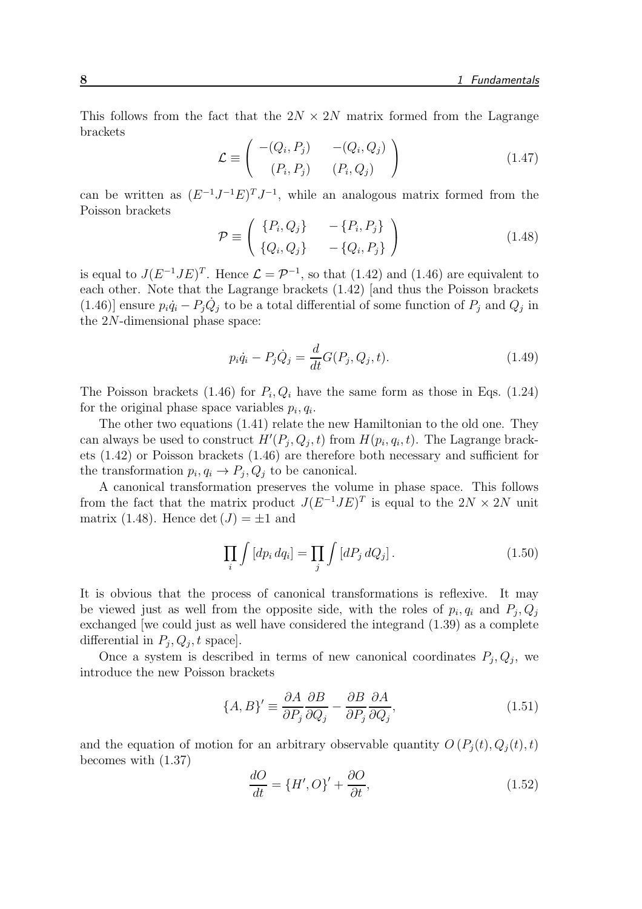This follows from the fact that the $2N \times 2N$ matrix formed from the Lagrange brackets

$$\mathcal{L} \equiv \begin{pmatrix} -(Q_i, P_j) & -(Q_i, Q_j) \\ (P_i, P_j) & (P_i, Q_j) \end{pmatrix} \tag{1.47}$$

can be written as $(E^{-1}J^{-1}E)^T J^{-1}$, while an analogous matrix formed from the Poisson brackets

$$\mathcal{P} \equiv \begin{pmatrix} \{P_i, Q_j\} & -\{P_i, P_j\} \\ \{Q_i, Q_j\} & -\{Q_i, P_j\} \end{pmatrix} \tag{1.48}$$

is equal to $J(E^{-1}JE)^T$. Hence $\mathcal{L} = \mathcal{P}^{-1}$, so that (1.42) and (1.46) are equivalent to each other. Note that the Lagrange brackets (1.42) [and thus the Poisson brackets (1.46)] ensure $p_i\dot{q}_i - P_j\dot{Q}_j$ to be a total differential of some function of $P_j$ and $Q_j$ in the $2N$-dimensional phase space:

$$p_i\dot{q}_i - P_j\dot{Q}_j = \frac{d}{dt}G(P_j, Q_j, t). \tag{1.49}$$

The Poisson brackets (1.46) for $P_i, Q_i$ have the same form as those in Eqs. (1.24) for the original phase space variables $p_i, q_i$.

The other two equations (1.41) relate the new Hamiltonian to the old one. They can always be used to construct $H'(P_j, Q_j, t)$ from $H(p_i, q_i, t)$. The Lagrange brackets (1.42) or Poisson brackets (1.46) are therefore both necessary and sufficient for the transformation $p_i, q_i \to P_j, Q_j$ to be canonical.

A canonical transformation preserves the volume in phase space. This follows from the fact that the matrix product $J(E^{-1}JE)^T$ is equal to the $2N \times 2N$ unit matrix (1.48). Hence $\det(J) = \pm 1$ and

$$\prod_i \int [dp_i \, dq_i] = \prod_j \int [dP_j \, dQ_j]. \tag{1.50}$$

It is obvious that the process of canonical transformations is reflexive. It may be viewed just as well from the opposite side, with the roles of $p_i, q_i$ and $P_j, Q_j$ exchanged [we could just as well have considered the integrand (1.39) as a complete differential in $P_j, Q_j, t$ space].

Once a system is described in terms of new canonical coordinates $P_j, Q_j$, we introduce the new Poisson brackets

$$\{A, B\}' \equiv \frac{\partial A}{\partial P_j}\frac{\partial B}{\partial Q_j} - \frac{\partial B}{\partial P_j}\frac{\partial A}{\partial Q_j}, \tag{1.51}$$

and the equation of motion for an arbitrary observable quantity $O\left(P_j(t), Q_j(t), t\right)$ becomes with (1.37)

$$\frac{dO}{dt} = \{H', O\}' + \frac{\partial O}{\partial t}, \tag{1.52}$$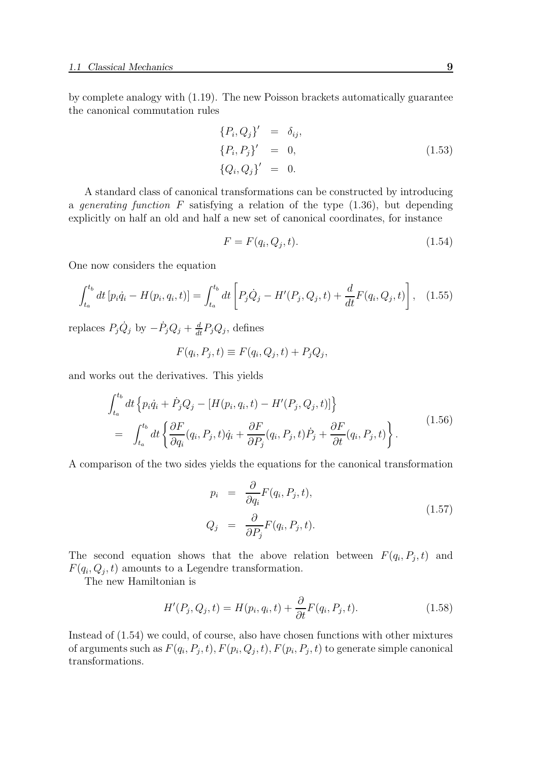by complete analogy with (1.19). The new Poisson brackets automatically guarantee the canonical commutation rules

$$
\begin{aligned}
\{P_i, Q_j\}' &= \delta_{ij}, \\
\{P_i, P_j\}' &= 0, \\
\{Q_i, Q_j\}' &= 0.
\end{aligned}
\tag{1.53}
$$

A standard class of canonical transformations can be constructed by introducing a *generating function* $F$ satisfying a relation of the type (1.36), but depending explicitly on half an old and half a new set of canonical coordinates, for instance

$$
F = F(q_i, Q_j, t). \tag{1.54}
$$

One now considers the equation

$$
\int_{t_a}^{t_b} dt \, [p_i \dot{q}_i - H(p_i, q_i, t)] = \int_{t_a}^{t_b} dt \left[ P_j \dot{Q}_j - H'(P_j, Q_j, t) + \frac{d}{dt} F(q_i, Q_j, t) \right], \tag{1.55}
$$

replaces $P_j \dot{Q}_j$ by $-\dot{P}_j Q_j + \frac{d}{dt} P_j Q_j$, defines

$$
F(q_i, P_j, t) \equiv F(q_i, Q_j, t) + P_j Q_j,
$$

and works out the derivatives. This yields

$$
\begin{aligned}
&\int_{t_a}^{t_b} dt \left\{ p_i \dot{q}_i + \dot{P}_j Q_j - [H(p_i, q_i, t) - H'(P_j, Q_j, t)] \right\} \\
&= \int_{t_a}^{t_b} dt \left\{ \frac{\partial F}{\partial q_i}(q_i, P_j, t) \dot{q}_i + \frac{\partial F}{\partial P_j}(q_i, P_j, t) \dot{P}_j + \frac{\partial F}{\partial t}(q_i, P_j, t) \right\}.
\end{aligned}
\tag{1.56}
$$

A comparison of the two sides yields the equations for the canonical transformation

$$
\begin{aligned}
p_i &= \frac{\partial}{\partial q_i} F(q_i, P_j, t), \\
Q_j &= \frac{\partial}{\partial P_j} F(q_i, P_j, t).
\end{aligned}
\tag{1.57}
$$

The second equation shows that the above relation between $F(q_i, P_j, t)$ and $F(q_i, Q_j, t)$ amounts to a Legendre transformation.

The new Hamiltonian is

$$
H'(P_j, Q_j, t) = H(p_i, q_i, t) + \frac{\partial}{\partial t} F(q_i, P_j, t). \tag{1.58}
$$

Instead of (1.54) we could, of course, also have chosen functions with other mixtures of arguments such as $F(q_i, P_j, t), F(p_i, Q_j, t), F(p_i, P_j, t)$ to generate simple canonical transformations.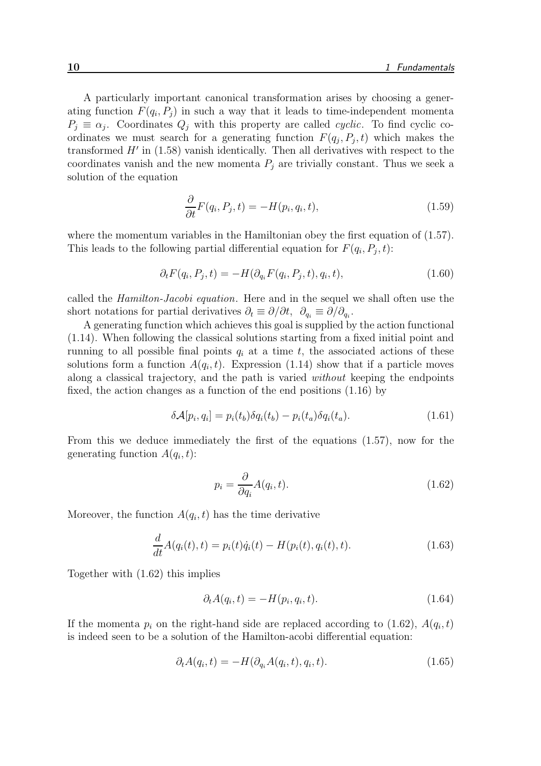A particularly important canonical transformation arises by choosing a generating function $F(q_i, P_j)$ in such a way that it leads to time-independent momenta $P_j \equiv \alpha_j$. Coordinates $Q_j$ with this property are called *cyclic*. To find cyclic coordinates we must search for a generating function $F(q_j, P_j, t)$ which makes the transformed $H'$ in (1.58) vanish identically. Then all derivatives with respect to the coordinates vanish and the new momenta $P_j$ are trivially constant. Thus we seek a solution of the equation

$$\frac{\partial}{\partial t} F(q_i, P_j, t) = -H(p_i, q_i, t), \tag{1.59}$$

where the momentum variables in the Hamiltonian obey the first equation of (1.57). This leads to the following partial differential equation for $F(q_i, P_j, t)$:

$$\partial_t F(q_i, P_j, t) = -H(\partial_{q_i} F(q_i, P_j, t), q_i, t), \tag{1.60}$$

called the *Hamilton-Jacobi equation*. Here and in the sequel we shall often use the short notations for partial derivatives $\partial_t \equiv \partial/\partial t, \ \partial_{q_i} \equiv \partial/\partial_{q_i}$.

A generating function which achieves this goal is supplied by the action functional (1.14). When following the classical solutions starting from a fixed initial point and running to all possible final points $q_i$ at a time $t$, the associated actions of these solutions form a function $A(q_i, t)$. Expression (1.14) show that if a particle moves along a classical trajectory, and the path is varied *without* keeping the endpoints fixed, the action changes as a function of the end positions (1.16) by

$$\delta \mathcal{A}[p_i, q_i] = p_i(t_b) \delta q_i(t_b) - p_i(t_a) \delta q_i(t_a). \tag{1.61}$$

From this we deduce immediately the first of the equations (1.57), now for the generating function $A(q_i, t)$:

$$p_i = \frac{\partial}{\partial q_i} A(q_i, t). \tag{1.62}$$

Moreover, the function $A(q_i, t)$ has the time derivative

$$\frac{d}{dt} A(q_i(t), t) = p_i(t) \dot{q}_i(t) - H(p_i(t), q_i(t), t). \tag{1.63}$$

Together with (1.62) this implies

$$\partial_t A(q_i, t) = -H(p_i, q_i, t). \tag{1.64}$$

If the momenta $p_i$ on the right-hand side are replaced according to (1.62), $A(q_i, t)$ is indeed seen to be a solution of the Hamilton-acobi differential equation:

$$\partial_t A(q_i, t) = -H(\partial_{q_i} A(q_i, t), q_i, t). \tag{1.65}$$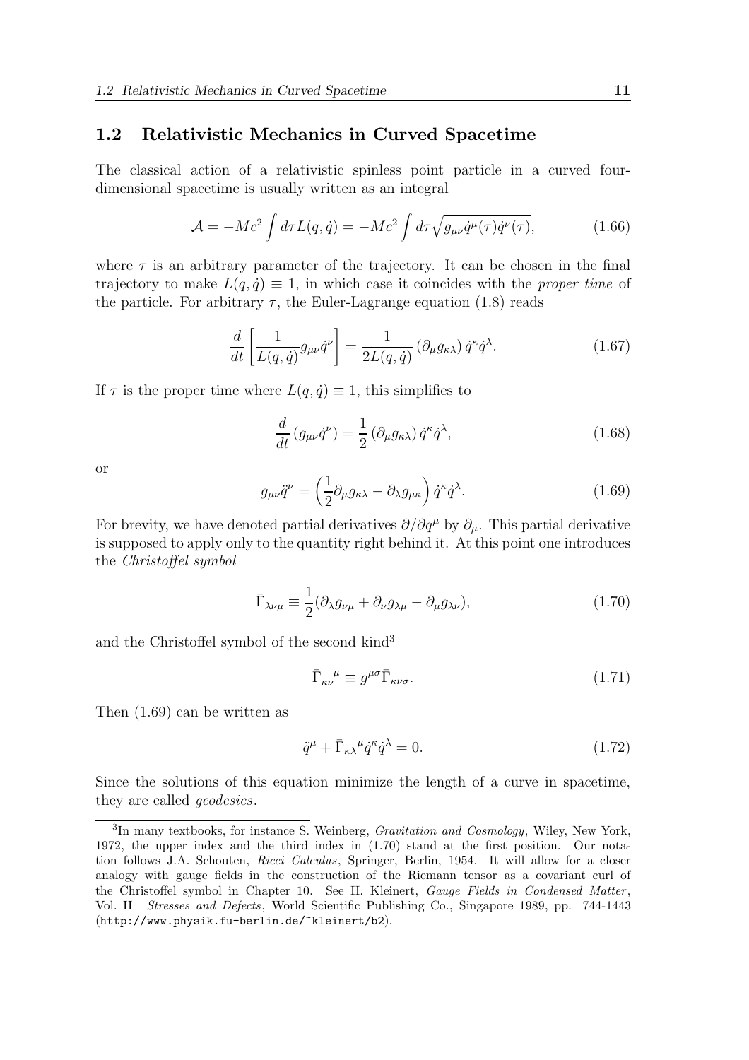## 1.2 Relativistic Mechanics in Curved Spacetime

The classical action of a relativistic spinless point particle in a curved four-dimensional spacetime is usually written as an integral

$$\mathcal{A} = -Mc^2 \int d\tau L(q, \dot{q}) = -Mc^2 \int d\tau \sqrt{g_{\mu\nu}\dot{q}^\mu(\tau)\dot{q}^\nu(\tau)}, \tag{1.66}$$

where $\tau$ is an arbitrary parameter of the trajectory. It can be chosen in the final trajectory to make $L(q, \dot{q}) \equiv 1$, in which case it coincides with the *proper time* of the particle. For arbitrary $\tau$, the Euler-Lagrange equation (1.8) reads

$$\frac{d}{dt}\left[\frac{1}{L(q,\dot{q})} g_{\mu\nu}\dot{q}^\nu\right] = \frac{1}{2L(q,\dot{q})}\left(\partial_\mu g_{\kappa\lambda}\right)\dot{q}^\kappa \dot{q}^\lambda. \tag{1.67}$$

If $\tau$ is the proper time where $L(q, \dot{q}) \equiv 1$, this simplifies to

$$\frac{d}{dt}\left(g_{\mu\nu}\dot{q}^\nu\right) = \frac{1}{2}\left(\partial_\mu g_{\kappa\lambda}\right)\dot{q}^\kappa \dot{q}^\lambda, \tag{1.68}$$

or

$$g_{\mu\nu}\ddot{q}^\nu = \left(\frac{1}{2}\partial_\mu g_{\kappa\lambda} - \partial_\lambda g_{\mu\kappa}\right)\dot{q}^\kappa \dot{q}^\lambda. \tag{1.69}$$

For brevity, we have denoted partial derivatives $\partial/\partial q^\mu$ by $\partial_\mu$. This partial derivative is supposed to apply only to the quantity right behind it. At this point one introduces the *Christoffel symbol*

$$\bar{\Gamma}_{\lambda\nu\mu} \equiv \frac{1}{2}(\partial_\lambda g_{\nu\mu} + \partial_\nu g_{\lambda\mu} - \partial_\mu g_{\lambda\nu}), \tag{1.70}$$

and the Christoffel symbol of the second kind[3]

$$\bar{\Gamma}_{\kappa\nu}{}^{\mu} \equiv g^{\mu\sigma}\bar{\Gamma}_{\kappa\nu\sigma}. \tag{1.71}$$

Then (1.69) can be written as

$$\ddot{q}^\mu + \bar{\Gamma}_{\kappa\lambda}{}^{\mu}\dot{q}^\kappa \dot{q}^\lambda = 0. \tag{1.72}$$

Since the solutions of this equation minimize the length of a curve in spacetime, they are called *geodesics*.

---

[3] In many textbooks, for instance S. Weinberg, *Gravitation and Cosmology*, Wiley, New York, 1972, the upper index and the third index in (1.70) stand at the first position. Our notation follows J.A. Schouten, *Ricci Calculus*, Springer, Berlin, 1954. It will allow for a closer analogy with gauge fields in the construction of the Riemann tensor as a covariant curl of the Christoffel symbol in Chapter 10. See H. Kleinert, *Gauge Fields in Condensed Matter*, Vol. II *Stresses and Defects*, World Scientific Publishing Co., Singapore 1989, pp. 744-1443 (http://www.physik.fu-berlin.de/~kleinert/b2).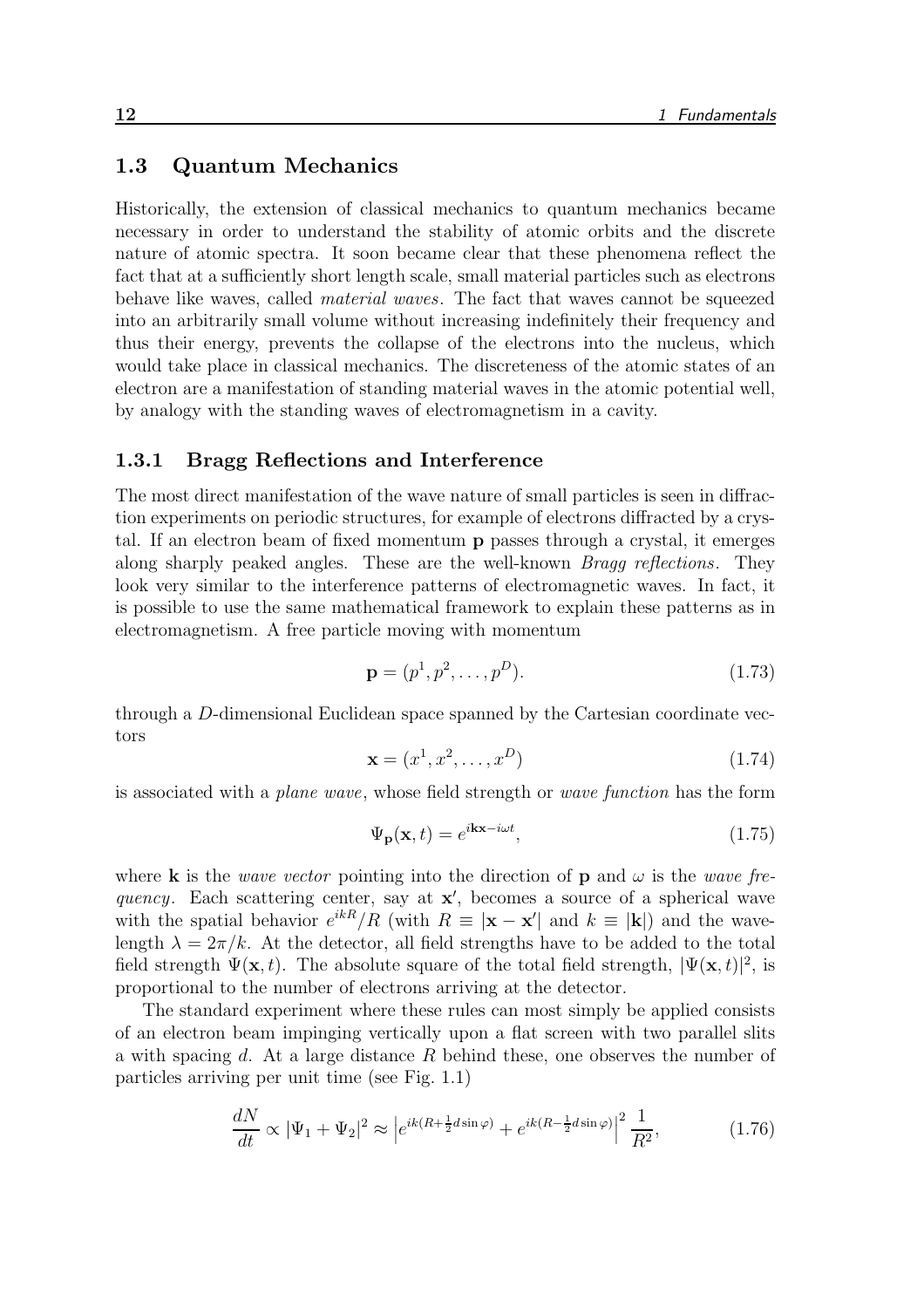## 1.3 Quantum Mechanics

Historically, the extension of classical mechanics to quantum mechanics became necessary in order to understand the stability of atomic orbits and the discrete nature of atomic spectra. It soon became clear that these phenomena reflect the fact that at a sufficiently short length scale, small material particles such as electrons behave like waves, called *material waves*. The fact that waves cannot be squeezed into an arbitrarily small volume without increasing indefinitely their frequency and thus their energy, prevents the collapse of the electrons into the nucleus, which would take place in classical mechanics. The discreteness of the atomic states of an electron are a manifestation of standing material waves in the atomic potential well, by analogy with the standing waves of electromagnetism in a cavity.

### 1.3.1 Bragg Reflections and Interference

The most direct manifestation of the wave nature of small particles is seen in diffraction experiments on periodic structures, for example of electrons diffracted by a crystal. If an electron beam of fixed momentum $\mathbf{p}$ passes through a crystal, it emerges along sharply peaked angles. These are the well-known *Bragg reflections*. They look very similar to the interference patterns of electromagnetic waves. In fact, it is possible to use the same mathematical framework to explain these patterns as in electromagnetism. A free particle moving with momentum

$$\mathbf{p} = (p^1, p^2, \ldots, p^D). \tag{1.73}$$

through a $D$-dimensional Euclidean space spanned by the Cartesian coordinate vectors

$$\mathbf{x} = (x^1, x^2, \ldots, x^D) \tag{1.74}$$

is associated with a *plane wave*, whose field strength or *wave function* has the form

$$\Psi_{\mathbf{p}}(\mathbf{x}, t) = e^{i\mathbf{kx} - i\omega t}, \tag{1.75}$$

where $\mathbf{k}$ is the *wave vector* pointing into the direction of $\mathbf{p}$ and $\omega$ is the *wave frequency*. Each scattering center, say at $\mathbf{x}'$, becomes a source of a spherical wave with the spatial behavior $e^{ikR}/R$ (with $R \equiv |\mathbf{x} - \mathbf{x}'|$ and $k \equiv |\mathbf{k}|$) and the wavelength $\lambda = 2\pi/k$. At the detector, all field strengths have to be added to the total field strength $\Psi(\mathbf{x}, t)$. The absolute square of the total field strength, $|\Psi(\mathbf{x}, t)|^2$, is proportional to the number of electrons arriving at the detector.

The standard experiment where these rules can most simply be applied consists of an electron beam impinging vertically upon a flat screen with two parallel slits a with spacing $d$. At a large distance $R$ behind these, one observes the number of particles arriving per unit time (see Fig. 1.1)

$$\frac{dN}{dt} \propto |\Psi_1 + \Psi_2|^2 \approx \left| e^{ik(R + \frac{1}{2}d\sin\varphi)} + e^{ik(R - \frac{1}{2}d\sin\varphi)} \right|^2 \frac{1}{R^2}, \tag{1.76}$$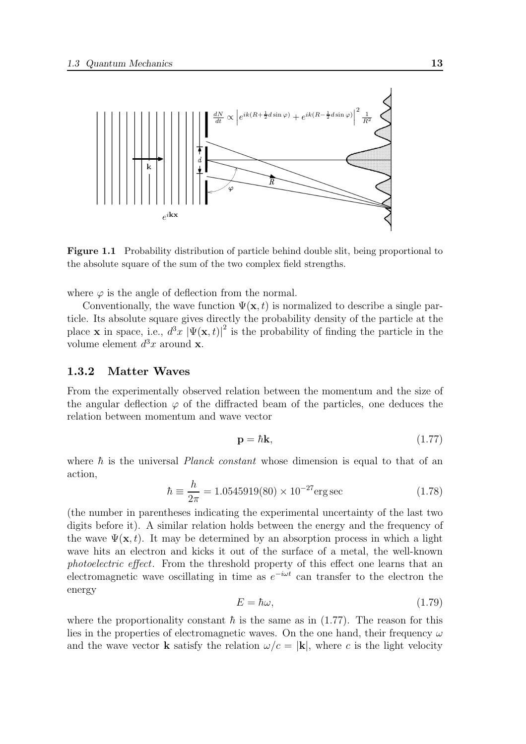**Figure 1.1** Probability distribution of particle behind double slit, being proportional to the absolute square of the sum of the two complex field strengths.

where $\varphi$ is the angle of deflection from the normal.

Conventionally, the wave function $\Psi(\mathbf{x}, t)$ is normalized to describe a single particle. Its absolute square gives directly the probability density of the particle at the place $\mathbf{x}$ in space, i.e., $d^3x\ |\Psi(\mathbf{x}, t)|^2$ is the probability of finding the particle in the volume element $d^3x$ around $\mathbf{x}$.

### 1.3.2 Matter Waves

From the experimentally observed relation between the momentum and the size of the angular deflection $\varphi$ of the diffracted beam of the particles, one deduces the relation between momentum and wave vector

$$\mathbf{p} = \hbar \mathbf{k}, \tag{1.77}$$

where $\hbar$ is the universal *Planck constant* whose dimension is equal to that of an action,

$$\hbar \equiv \frac{h}{2\pi} = 1.0545919(80) \times 10^{-27} \text{erg sec} \tag{1.78}$$

(the number in parentheses indicating the experimental uncertainty of the last two digits before it). A similar relation holds between the energy and the frequency of the wave $\Psi(\mathbf{x}, t)$. It may be determined by an absorption process in which a light wave hits an electron and kicks it out of the surface of a metal, the well-known *photoelectric effect*. From the threshold property of this effect one learns that an electromagnetic wave oscillating in time as $e^{-i\omega t}$ can transfer to the electron the energy

$$E = \hbar\omega, \tag{1.79}$$

where the proportionality constant $\hbar$ is the same as in (1.77). The reason for this lies in the properties of electromagnetic waves. On the one hand, their frequency $\omega$ and the wave vector $\mathbf{k}$ satisfy the relation $\omega/c = |\mathbf{k}|$, where $c$ is the light velocity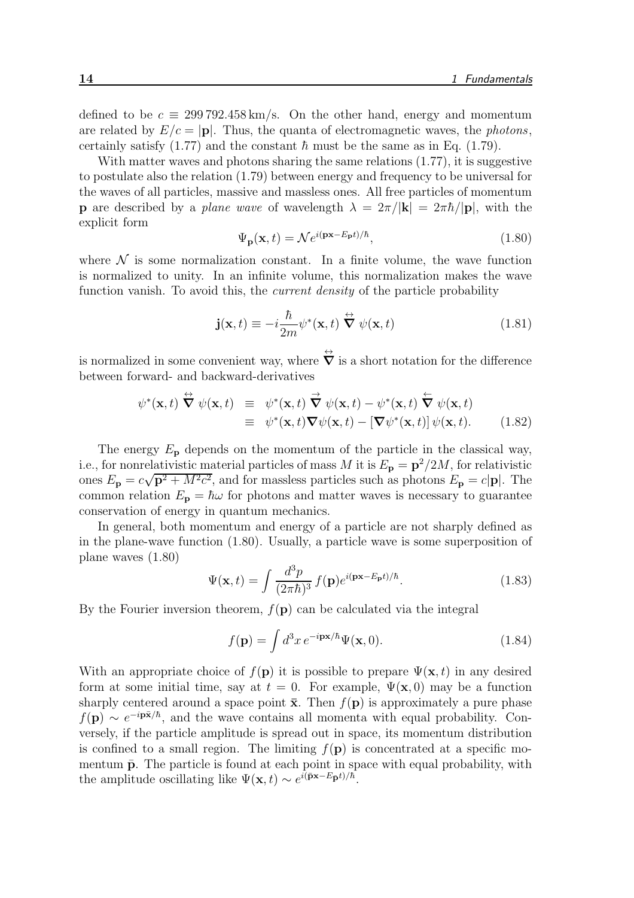defined to be $c \equiv 299\,792.458\,\text{km/s}$. On the other hand, energy and momentum are related by $E/c = |\mathbf{p}|$. Thus, the quanta of electromagnetic waves, the *photons*, certainly satisfy (1.77) and the constant $\hbar$ must be the same as in Eq. (1.79).

With matter waves and photons sharing the same relations (1.77), it is suggestive to postulate also the relation (1.79) between energy and frequency to be universal for the waves of all particles, massive and massless ones. All free particles of momentum $\mathbf{p}$ are described by a *plane wave* of wavelength $\lambda = 2\pi/|\mathbf{k}| = 2\pi\hbar/|\mathbf{p}|$, with the explicit form

$$
\Psi_{\mathbf{p}}(\mathbf{x}, t) = \mathcal{N} e^{i(\mathbf{p}\mathbf{x} - E_{\mathbf{p}} t)/\hbar}, \tag{1.80}
$$

where $\mathcal{N}$ is some normalization constant. In a finite volume, the wave function is normalized to unity. In an infinite volume, this normalization makes the wave function vanish. To avoid this, the *current density* of the particle probability

$$
\mathbf{j}(\mathbf{x}, t) \equiv -i\frac{\hbar}{2m}\psi^*(\mathbf{x}, t) \overset{\leftrightarrow}{\boldsymbol{\nabla}} \psi(\mathbf{x}, t) \tag{1.81}
$$

is normalized in some convenient way, where $\overset{\leftrightarrow}{\boldsymbol{\nabla}}$ is a short notation for the difference between forward- and backward-derivatives

$$
\begin{aligned}
\psi^*(\mathbf{x}, t) \overset{\leftrightarrow}{\boldsymbol{\nabla}} \psi(\mathbf{x}, t) &\equiv \psi^*(\mathbf{x}, t) \overset{\rightarrow}{\boldsymbol{\nabla}} \psi(\mathbf{x}, t) - \psi^*(\mathbf{x}, t) \overset{\leftarrow}{\boldsymbol{\nabla}} \psi(\mathbf{x}, t) \\
&\equiv \psi^*(\mathbf{x}, t)\boldsymbol{\nabla}\psi(\mathbf{x}, t) - \left[\boldsymbol{\nabla}\psi^*(\mathbf{x}, t)\right]\psi(\mathbf{x}, t).
\end{aligned} \tag{1.82}
$$

The energy $E_{\mathbf{p}}$ depends on the momentum of the particle in the classical way, i.e., for nonrelativistic material particles of mass $M$ it is $E_{\mathbf{p}} = \mathbf{p}^2/2M$, for relativistic ones $E_{\mathbf{p}} = c\sqrt{\mathbf{p}^2 + M^2c^2}$, and for massless particles such as photons $E_{\mathbf{p}} = c|\mathbf{p}|$. The common relation $E_{\mathbf{p}} = \hbar\omega$ for photons and matter waves is necessary to guarantee conservation of energy in quantum mechanics.

In general, both momentum and energy of a particle are not sharply defined as in the plane-wave function (1.80). Usually, a particle wave is some superposition of plane waves (1.80)

$$
\Psi(\mathbf{x}, t) = \int \frac{d^3p}{(2\pi\hbar)^3}\, f(\mathbf{p}) e^{i(\mathbf{p}\mathbf{x} - E_{\mathbf{p}} t)/\hbar}. \tag{1.83}
$$

By the Fourier inversion theorem, $f(\mathbf{p})$ can be calculated via the integral

$$
f(\mathbf{p}) = \int d^3x\, e^{-i\mathbf{p}\mathbf{x}/\hbar}\Psi(\mathbf{x}, 0). \tag{1.84}
$$

With an appropriate choice of $f(\mathbf{p})$ it is possible to prepare $\Psi(\mathbf{x}, t)$ in any desired form at some initial time, say at $t = 0$. For example, $\Psi(\mathbf{x}, 0)$ may be a function sharply centered around a space point $\bar{\mathbf{x}}$. Then $f(\mathbf{p})$ is approximately a pure phase $f(\mathbf{p}) \sim e^{-i\mathbf{p}\bar{\mathbf{x}}/\hbar}$, and the wave contains all momenta with equal probability. Conversely, if the particle amplitude is spread out in space, its momentum distribution is confined to a small region. The limiting $f(\mathbf{p})$ is concentrated at a specific momentum $\bar{\mathbf{p}}$. The particle is found at each point in space with equal probability, with the amplitude oscillating like $\Psi(\mathbf{x}, t) \sim e^{i(\bar{\mathbf{p}}\mathbf{x} - E_{\bar{\mathbf{p}}} t)/\hbar}$.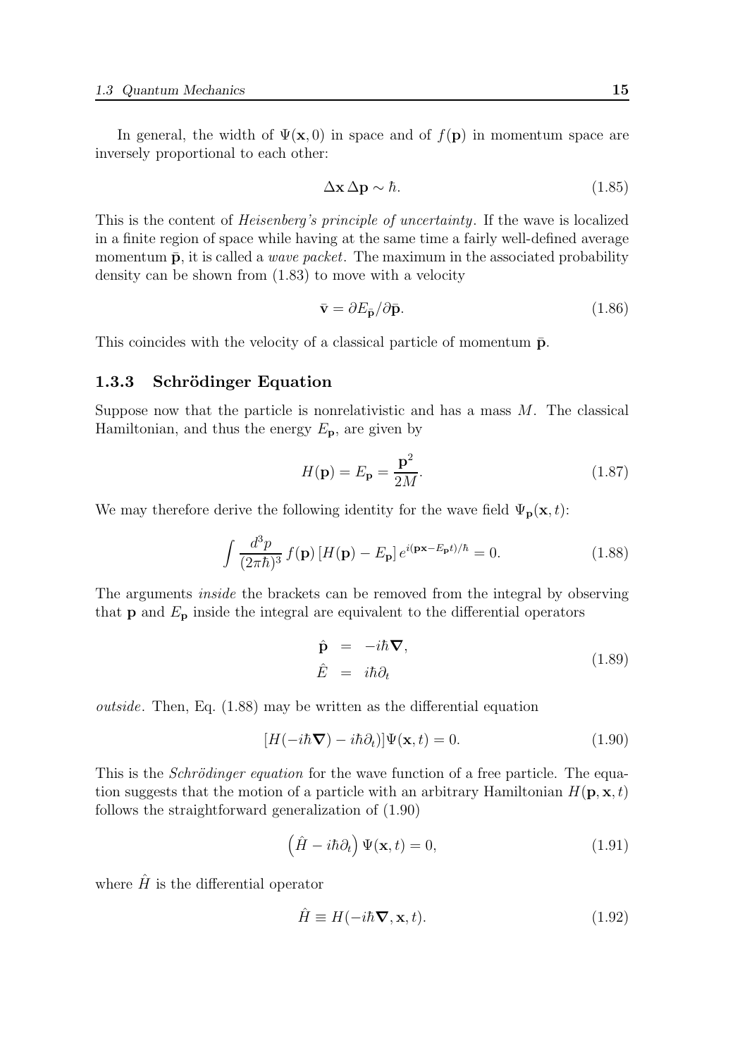In general, the width of $\Psi(\mathbf{x}, 0)$ in space and of $f(\mathbf{p})$ in momentum space are inversely proportional to each other:

$$\Delta\mathbf{x}\,\Delta\mathbf{p} \sim \hbar. \tag{1.85}$$

This is the content of *Heisenberg's principle of uncertainty*. If the wave is localized in a finite region of space while having at the same time a fairly well-defined average momentum $\bar{\mathbf{p}}$, it is called a *wave packet*. The maximum in the associated probability density can be shown from (1.83) to move with a velocity

$$\bar{\mathbf{v}} = \partial E_{\bar{\mathbf{p}}}/\partial \bar{\mathbf{p}}. \tag{1.86}$$

This coincides with the velocity of a classical particle of momentum $\bar{\mathbf{p}}$.

### 1.3.3 Schrödinger Equation

Suppose now that the particle is nonrelativistic and has a mass $M$. The classical Hamiltonian, and thus the energy $E_{\mathbf{p}}$, are given by

$$H(\mathbf{p}) = E_{\mathbf{p}} = \frac{\mathbf{p}^2}{2M}. \tag{1.87}$$

We may therefore derive the following identity for the wave field $\Psi_{\mathbf{p}}(\mathbf{x}, t)$:

$$\int \frac{d^3p}{(2\pi\hbar)^3}\, f(\mathbf{p})\, [H(\mathbf{p}) - E_{\mathbf{p}}]\, e^{i(\mathbf{p}\mathbf{x} - E_{\mathbf{p}}t)/\hbar} = 0. \tag{1.88}$$

The arguments *inside* the brackets can be removed from the integral by observing that $\mathbf{p}$ and $E_{\mathbf{p}}$ inside the integral are equivalent to the differential operators

$$\begin{aligned} \hat{\mathbf{p}} &= -i\hbar\boldsymbol{\nabla}, \\ \hat{E} &= i\hbar\partial_t \end{aligned} \tag{1.89}$$

*outside*. Then, Eq. (1.88) may be written as the differential equation

$$[H(-i\hbar\boldsymbol{\nabla}) - i\hbar\partial_t)]\Psi(\mathbf{x}, t) = 0. \tag{1.90}$$

This is the *Schrödinger equation* for the wave function of a free particle. The equation suggests that the motion of a particle with an arbitrary Hamiltonian $H(\mathbf{p}, \mathbf{x}, t)$ follows the straightforward generalization of (1.90)

$$\left(\hat{H} - i\hbar\partial_t\right)\Psi(\mathbf{x}, t) = 0, \tag{1.91}$$

where $\hat{H}$ is the differential operator

$$\hat{H} \equiv H(-i\hbar\boldsymbol{\nabla}, \mathbf{x}, t). \tag{1.92}$$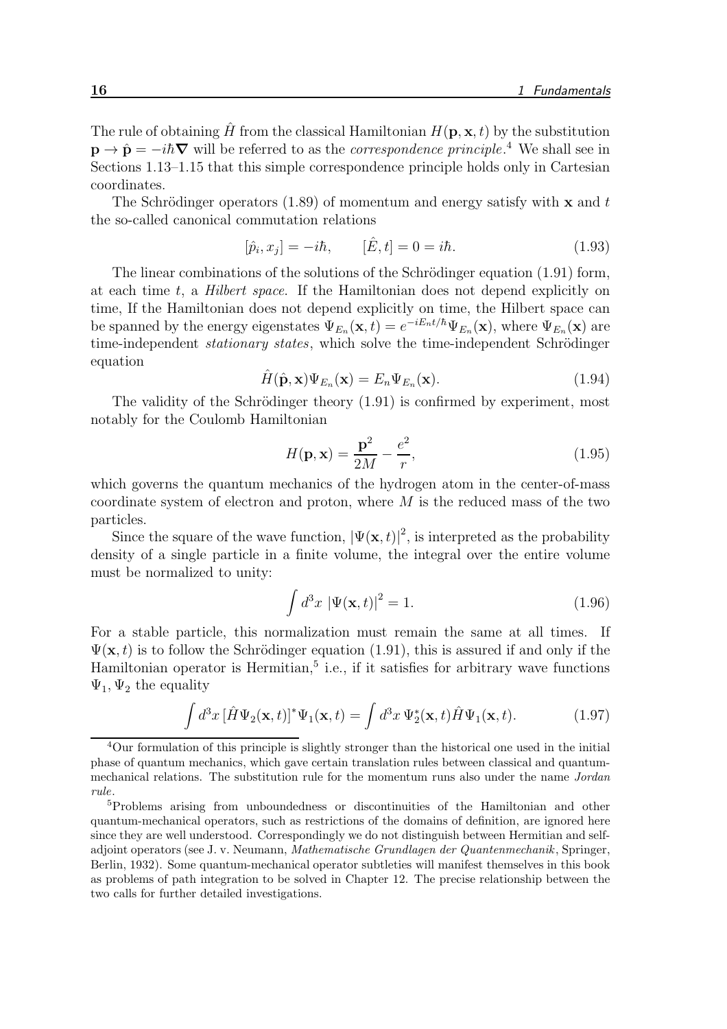The rule of obtaining $\hat{H}$ from the classical Hamiltonian $H(\mathbf{p}, \mathbf{x}, t)$ by the substitution $\mathbf{p} \to \hat{\mathbf{p}} = -i\hbar\boldsymbol{\nabla}$ will be referred to as the *correspondence principle*.[4] We shall see in Sections 1.13–1.15 that this simple correspondence principle holds only in Cartesian coordinates.

The Schrödinger operators (1.89) of momentum and energy satisfy with $\mathbf{x}$ and $t$ the so-called canonical commutation relations

$$[\hat{p}_i, x_j] = -i\hbar, \qquad [\hat{E}, t] = 0 = i\hbar. \tag{1.93}$$

The linear combinations of the solutions of the Schrödinger equation (1.91) form, at each time $t$, a *Hilbert space*. If the Hamiltonian does not depend explicitly on time, If the Hamiltonian does not depend explicitly on time, the Hilbert space can be spanned by the energy eigenstates $\Psi_{E_n}(\mathbf{x}, t) = e^{-iE_nt/\hbar}\Psi_{E_n}(\mathbf{x})$, where $\Psi_{E_n}(\mathbf{x})$ are time-independent *stationary states*, which solve the time-independent Schrödinger equation

$$\hat{H}(\hat{\mathbf{p}}, \mathbf{x})\Psi_{E_n}(\mathbf{x}) = E_n\Psi_{E_n}(\mathbf{x}). \tag{1.94}$$

The validity of the Schrödinger theory (1.91) is confirmed by experiment, most notably for the Coulomb Hamiltonian

$$H(\mathbf{p}, \mathbf{x}) = \frac{\mathbf{p}^2}{2M} - \frac{e^2}{r}, \tag{1.95}$$

which governs the quantum mechanics of the hydrogen atom in the center-of-mass coordinate system of electron and proton, where $M$ is the reduced mass of the two particles.

Since the square of the wave function, $|\Psi(\mathbf{x}, t)|^2$, is interpreted as the probability density of a single particle in a finite volume, the integral over the entire volume must be normalized to unity:

$$\int d^3x \; |\Psi(\mathbf{x}, t)|^2 = 1. \tag{1.96}$$

For a stable particle, this normalization must remain the same at all times. If $\Psi(\mathbf{x}, t)$ is to follow the Schrödinger equation (1.91), this is assured if and only if the Hamiltonian operator is Hermitian,[5] i.e., if it satisfies for arbitrary wave functions $\Psi_1, \Psi_2$ the equality

$$\int d^3x \, [\hat{H}\Psi_2(\mathbf{x}, t)]^*\Psi_1(\mathbf{x}, t) = \int d^3x \, \Psi_2^*(\mathbf{x}, t)\hat{H}\Psi_1(\mathbf{x}, t). \tag{1.97}$$

---

[4] Our formulation of this principle is slightly stronger than the historical one used in the initial phase of quantum mechanics, which gave certain translation rules between classical and quantum-mechanical relations. The substitution rule for the momentum runs also under the name *Jordan rule*.

[5] Problems arising from unboundedness or discontinuities of the Hamiltonian and other quantum-mechanical operators, such as restrictions of the domains of definition, are ignored here since they are well understood. Correspondingly we do not distinguish between Hermitian and self-adjoint operators (see J. v. Neumann, *Mathematische Grundlagen der Quantenmechanik*, Springer, Berlin, 1932). Some quantum-mechanical operator subtleties will manifest themselves in this book as problems of path integration to be solved in Chapter 12. The precise relationship between the two calls for further detailed investigations.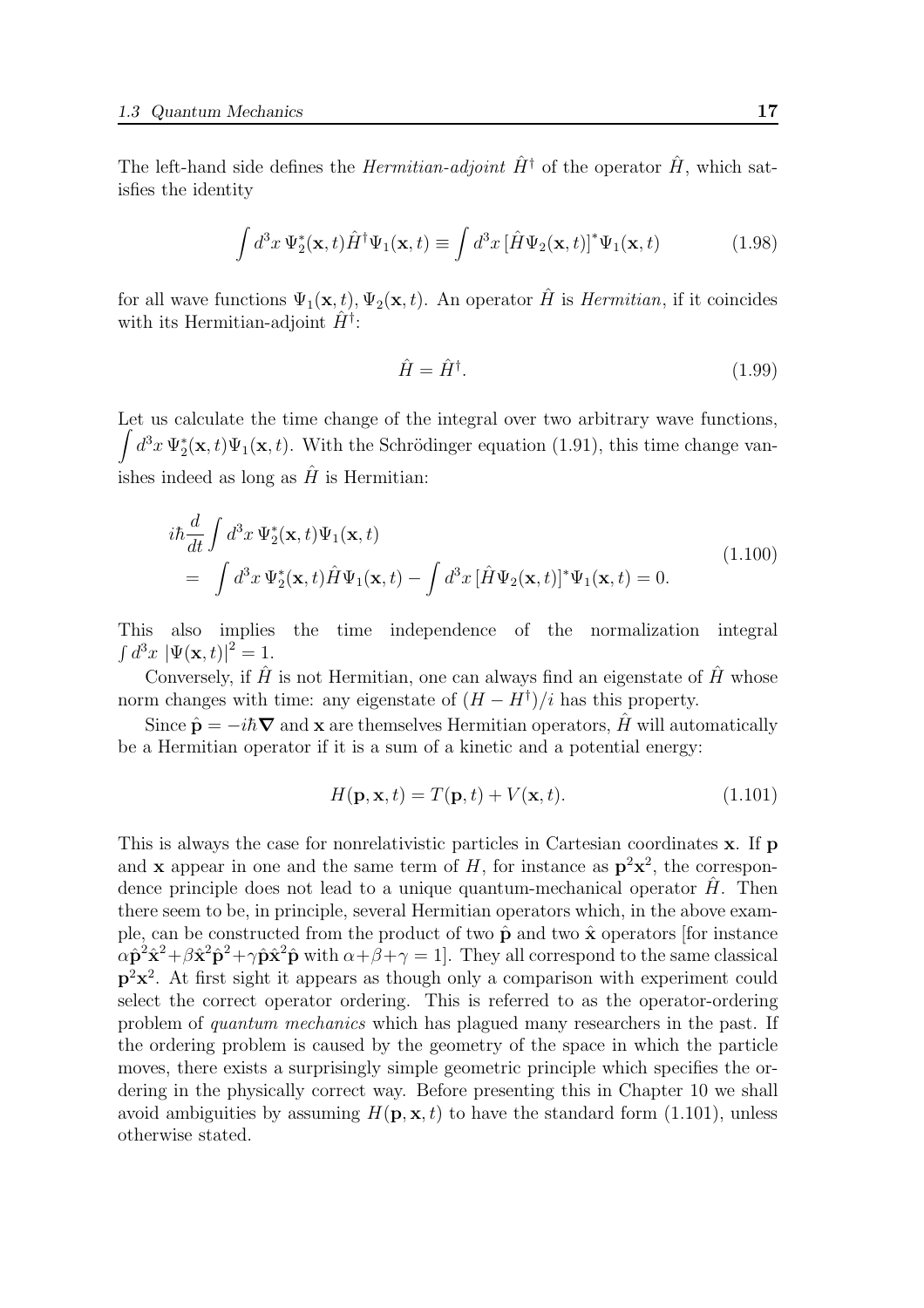The left-hand side defines the *Hermitian-adjoint* $\hat{H}^\dagger$ of the operator $\hat{H}$, which satisfies the identity

$$\int d^3x\, \Psi_2^*(\mathbf{x},t)\hat{H}^\dagger\Psi_1(\mathbf{x},t) \equiv \int d^3x\, [\hat{H}\Psi_2(\mathbf{x},t)]^*\Psi_1(\mathbf{x},t) \tag{1.98}$$

for all wave functions $\Psi_1(\mathbf{x},t), \Psi_2(\mathbf{x},t)$. An operator $\hat{H}$ is *Hermitian*, if it coincides with its Hermitian-adjoint $\hat{H}^\dagger$:

$$\hat{H} = \hat{H}^\dagger. \tag{1.99}$$

Let us calculate the time change of the integral over two arbitrary wave functions, $\int d^3x\, \Psi_2^*(\mathbf{x},t)\Psi_1(\mathbf{x},t)$. With the Schrödinger equation (1.91), this time change vanishes indeed as long as $\hat{H}$ is Hermitian:

$$\begin{aligned}
& i\hbar\frac{d}{dt}\int d^3x\, \Psi_2^*(\mathbf{x},t)\Psi_1(\mathbf{x},t) \\
&= \int d^3x\, \Psi_2^*(\mathbf{x},t)\hat{H}\Psi_1(\mathbf{x},t) - \int d^3x\, [\hat{H}\Psi_2(\mathbf{x},t)]^*\Psi_1(\mathbf{x},t) = 0.
\end{aligned} \tag{1.100}$$

This also implies the time independence of the normalization integral $\int d^3x\, |\Psi(\mathbf{x},t)|^2 = 1$.

Conversely, if $\hat{H}$ is not Hermitian, one can always find an eigenstate of $\hat{H}$ whose norm changes with time: any eigenstate of $(H - H^\dagger)/i$ has this property.

Since $\hat{\mathbf{p}} = -i\hbar\boldsymbol{\nabla}$ and $\mathbf{x}$ are themselves Hermitian operators, $\hat{H}$ will automatically be a Hermitian operator if it is a sum of a kinetic and a potential energy:

$$H(\mathbf{p},\mathbf{x},t) = T(\mathbf{p},t) + V(\mathbf{x},t). \tag{1.101}$$

This is always the case for nonrelativistic particles in Cartesian coordinates $\mathbf{x}$. If $\mathbf{p}$ and $\mathbf{x}$ appear in one and the same term of $H$, for instance as $\mathbf{p}^2\mathbf{x}^2$, the correspondence principle does not lead to a unique quantum-mechanical operator $\hat{H}$. Then there seem to be, in principle, several Hermitian operators which, in the above example, can be constructed from the product of two $\hat{\mathbf{p}}$ and two $\hat{\mathbf{x}}$ operators [for instance $\alpha\hat{\mathbf{p}}^2\hat{\mathbf{x}}^2 + \beta\hat{\mathbf{x}}^2\hat{\mathbf{p}}^2 + \gamma\hat{\mathbf{p}}\hat{\mathbf{x}}^2\hat{\mathbf{p}}$ with $\alpha+\beta+\gamma = 1$]. They all correspond to the same classical $\mathbf{p}^2\mathbf{x}^2$. At first sight it appears as though only a comparison with experiment could select the correct operator ordering. This is referred to as the operator-ordering problem of *quantum mechanics* which has plagued many researchers in the past. If the ordering problem is caused by the geometry of the space in which the particle moves, there exists a surprisingly simple geometric principle which specifies the ordering in the physically correct way. Before presenting this in Chapter 10 we shall avoid ambiguities by assuming $H(\mathbf{p},\mathbf{x},t)$ to have the standard form (1.101), unless otherwise stated.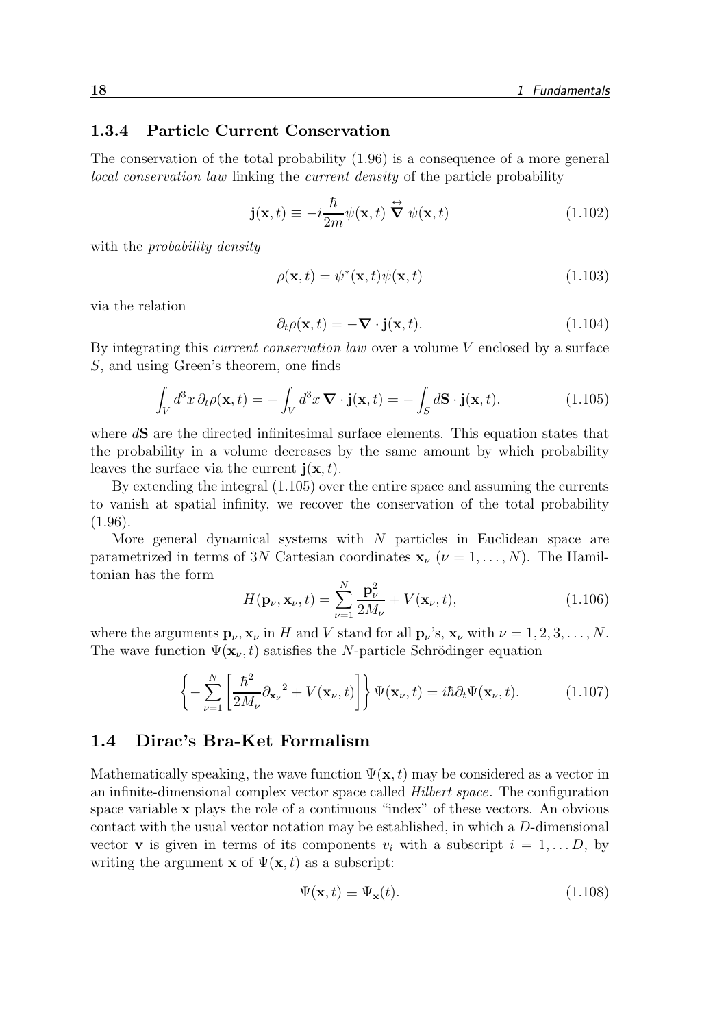### 1.3.4 Particle Current Conservation

The conservation of the total probability (1.96) is a consequence of a more general *local conservation law* linking the *current density* of the particle probability

$$\mathbf{j}(\mathbf{x},t) \equiv -i\frac{\hbar}{2m}\psi(\mathbf{x},t)\overset{\leftrightarrow}{\boldsymbol{\nabla}}\psi(\mathbf{x},t) \tag{1.102}$$

with the *probability density*

$$\rho(\mathbf{x},t) = \psi^*(\mathbf{x},t)\psi(\mathbf{x},t) \tag{1.103}$$

via the relation

$$\partial_t\rho(\mathbf{x},t) = -\boldsymbol{\nabla}\cdot\mathbf{j}(\mathbf{x},t). \tag{1.104}$$

By integrating this *current conservation law* over a volume $V$ enclosed by a surface $S$, and using Green's theorem, one finds

$$\int_V d^3x\,\partial_t\rho(\mathbf{x},t) = -\int_V d^3x\,\boldsymbol{\nabla}\cdot\mathbf{j}(\mathbf{x},t) = -\int_S d\mathbf{S}\cdot\mathbf{j}(\mathbf{x},t), \tag{1.105}$$

where $d\mathbf{S}$ are the directed infinitesimal surface elements. This equation states that the probability in a volume decreases by the same amount by which probability leaves the surface via the current $\mathbf{j}(\mathbf{x},t)$.

By extending the integral (1.105) over the entire space and assuming the currents to vanish at spatial infinity, we recover the conservation of the total probability (1.96).

More general dynamical systems with $N$ particles in Euclidean space are parametrized in terms of $3N$ Cartesian coordinates $\mathbf{x}_\nu$ ($\nu = 1,\ldots,N$). The Hamiltonian has the form

$$H(\mathbf{p}_\nu,\mathbf{x}_\nu,t) = \sum_{\nu=1}^{N}\frac{\mathbf{p}_\nu^2}{2M_\nu} + V(\mathbf{x}_\nu,t), \tag{1.106}$$

where the arguments $\mathbf{p}_\nu, \mathbf{x}_\nu$ in $H$ and $V$ stand for all $\mathbf{p}_\nu$'s, $\mathbf{x}_\nu$ with $\nu = 1,2,3,\ldots,N$. The wave function $\Psi(\mathbf{x}_\nu,t)$ satisfies the $N$-particle Schrödinger equation

$$\left\{-\sum_{\nu=1}^{N}\left[\frac{\hbar^2}{2M_\nu}{\partial_{\mathbf{x}_\nu}}^2 + V(\mathbf{x}_\nu,t)\right]\right\}\Psi(\mathbf{x}_\nu,t) = i\hbar\partial_t\Psi(\mathbf{x}_\nu,t). \tag{1.107}$$

## 1.4 Dirac's Bra-Ket Formalism

Mathematically speaking, the wave function $\Psi(\mathbf{x},t)$ may be considered as a vector in an infinite-dimensional complex vector space called *Hilbert space*. The configuration space variable $\mathbf{x}$ plays the role of a continuous "index" of these vectors. An obvious contact with the usual vector notation may be established, in which a $D$-dimensional vector $\mathbf{v}$ is given in terms of its components $v_i$ with a subscript $i = 1,\ldots D$, by writing the argument $\mathbf{x}$ of $\Psi(\mathbf{x},t)$ as a subscript:

$$\Psi(\mathbf{x},t) \equiv \Psi_{\mathbf{x}}(t). \tag{1.108}$$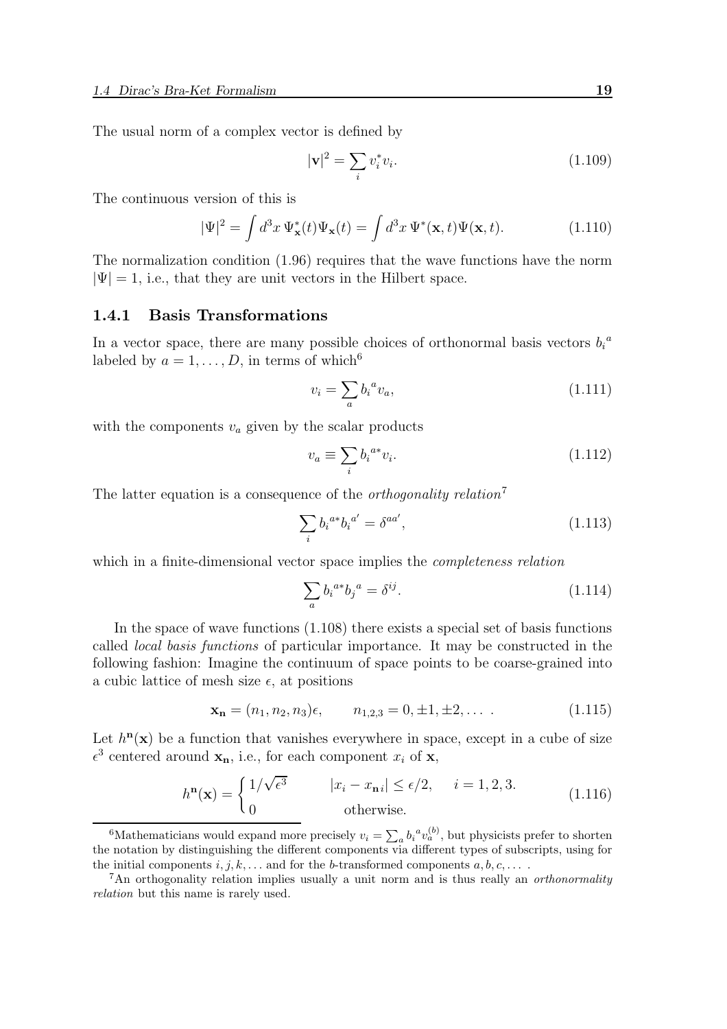The usual norm of a complex vector is defined by

$$|\mathbf{v}|^2 = \sum_i v_i^* v_i. \tag{1.109}$$

The continuous version of this is

$$|\Psi|^2 = \int d^3x \, \Psi_{\mathbf{x}}^*(t)\Psi_{\mathbf{x}}(t) = \int d^3x \, \Psi^*(\mathbf{x},t)\Psi(\mathbf{x},t). \tag{1.110}$$

The normalization condition (1.96) requires that the wave functions have the norm $|\Psi| = 1$, i.e., that they are unit vectors in the Hilbert space.

### 1.4.1 Basis Transformations

In a vector space, there are many possible choices of orthonormal basis vectors ${b_i}^a$ labeled by $a = 1, \ldots, D$, in terms of which[6]

$$v_i = \sum_a {b_i}^a v_a, \tag{1.111}$$

with the components $v_a$ given by the scalar products

$$v_a \equiv \sum_i {b_i}^{a*} v_i. \tag{1.112}$$

The latter equation is a consequence of the *orthogonality relation*[7]

$$\sum_i {b_i}^{a*} {b_i}^{a'} = \delta^{aa'}, \tag{1.113}$$

which in a finite-dimensional vector space implies the *completeness relation*

$$\sum_a {b_i}^{a*} {b_j}^a = \delta^{ij}. \tag{1.114}$$

In the space of wave functions (1.108) there exists a special set of basis functions called *local basis functions* of particular importance. It may be constructed in the following fashion: Imagine the continuum of space points to be coarse-grained into a cubic lattice of mesh size $\epsilon$, at positions

$$\mathbf{x_n} = (n_1, n_2, n_3)\epsilon, \qquad n_{1,2,3} = 0, \pm 1, \pm 2, \ldots \ . \tag{1.115}$$

Let $h^{\mathbf{n}}(\mathbf{x})$ be a function that vanishes everywhere in space, except in a cube of size $\epsilon^3$ centered around $\mathbf{x_n}$, i.e., for each component $x_i$ of $\mathbf{x}$,

$$h^{\mathbf{n}}(\mathbf{x}) = \begin{cases} 1/\sqrt{\epsilon^3} & |x_i - x_{\mathbf{n}\,i}| \le \epsilon/2, \quad i = 1,2,3. \\ 0 & \text{otherwise.} \end{cases} \tag{1.116}$$

---

[6] Mathematicians would expand more precisely $v_i = \sum_a {b_i}^a v_a^{(b)}$, but physicists prefer to shorten the notation by distinguishing the different components via different types of subscripts, using for the initial components $i, j, k, \ldots$ and for the $b$-transformed components $a, b, c, \ldots$ .

[7] An orthogonality relation implies usually a unit norm and is thus really an *orthonormality relation* but this name is rarely used.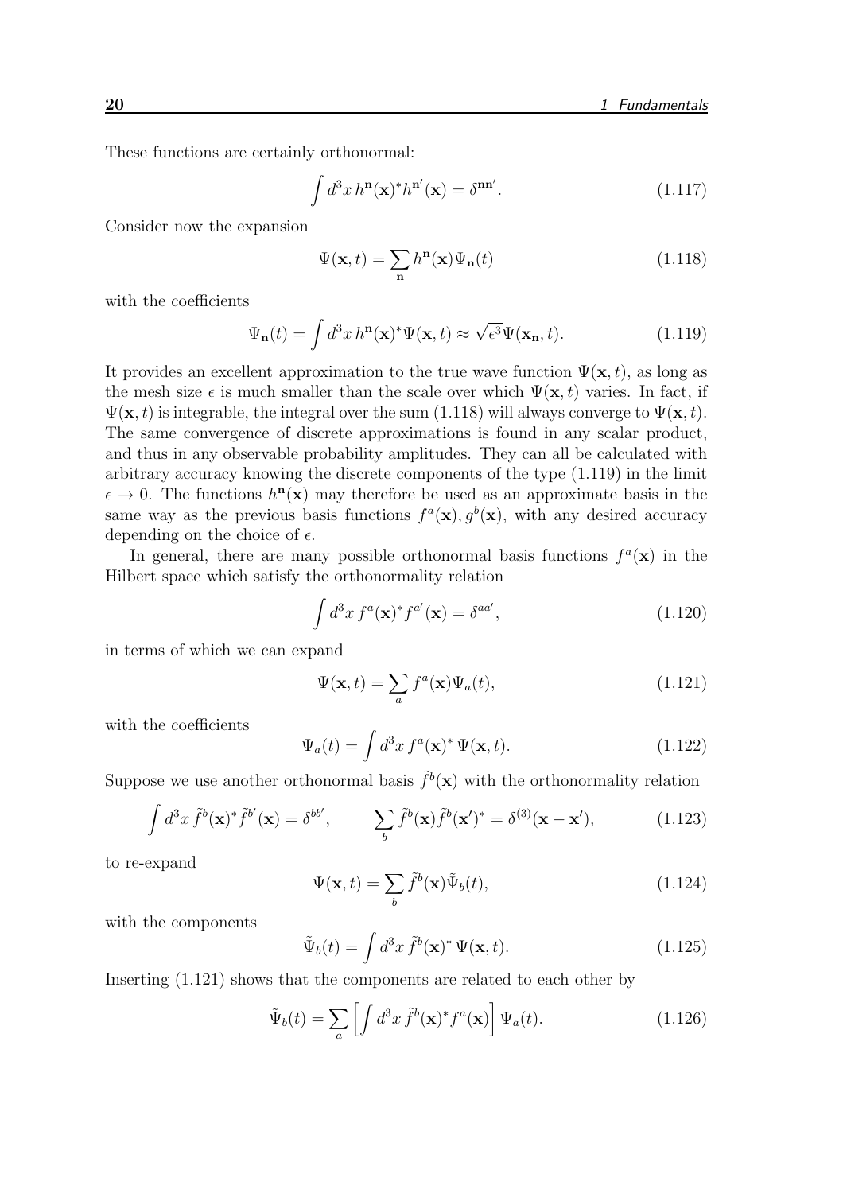These functions are certainly orthonormal:

$$\int d^3x \, h^{\mathbf{n}}(\mathbf{x})^* h^{\mathbf{n}'}(\mathbf{x}) = \delta^{\mathbf{n}\mathbf{n}'}. \tag{1.117}$$

Consider now the expansion

$$\Psi(\mathbf{x}, t) = \sum_{\mathbf{n}} h^{\mathbf{n}}(\mathbf{x}) \Psi_{\mathbf{n}}(t) \tag{1.118}$$

with the coefficients

$$\Psi_{\mathbf{n}}(t) = \int d^3x \, h^{\mathbf{n}}(\mathbf{x})^* \Psi(\mathbf{x}, t) \approx \sqrt{\epsilon^3} \Psi(\mathbf{x}_{\mathbf{n}}, t). \tag{1.119}$$

It provides an excellent approximation to the true wave function $\Psi(\mathbf{x}, t)$, as long as the mesh size $\epsilon$ is much smaller than the scale over which $\Psi(\mathbf{x}, t)$ varies. In fact, if $\Psi(\mathbf{x}, t)$ is integrable, the integral over the sum (1.118) will always converge to $\Psi(\mathbf{x}, t)$. The same convergence of discrete approximations is found in any scalar product, and thus in any observable probability amplitudes. They can all be calculated with arbitrary accuracy knowing the discrete components of the type (1.119) in the limit $\epsilon \to 0$. The functions $h^{\mathbf{n}}(\mathbf{x})$ may therefore be used as an approximate basis in the same way as the previous basis functions $f^a(\mathbf{x}), g^b(\mathbf{x})$, with any desired accuracy depending on the choice of $\epsilon$.

In general, there are many possible orthonormal basis functions $f^a(\mathbf{x})$ in the Hilbert space which satisfy the orthonormality relation

$$\int d^3x \, f^a(\mathbf{x})^* f^{a'}(\mathbf{x}) = \delta^{aa'}, \tag{1.120}$$

in terms of which we can expand

$$\Psi(\mathbf{x}, t) = \sum_a f^a(\mathbf{x}) \Psi_a(t), \tag{1.121}$$

with the coefficients

$$\Psi_a(t) = \int d^3x \, f^a(\mathbf{x})^* \, \Psi(\mathbf{x}, t). \tag{1.122}$$

Suppose we use another orthonormal basis $\tilde{f}^b(\mathbf{x})$ with the orthonormality relation

$$\int d^3x \, \tilde{f}^b(\mathbf{x})^* \tilde{f}^{b'}(\mathbf{x}) = \delta^{bb'}, \qquad \sum_b \tilde{f}^b(\mathbf{x}) \tilde{f}^b(\mathbf{x}')^* = \delta^{(3)}(\mathbf{x} - \mathbf{x}'), \tag{1.123}$$

to re-expand

$$\Psi(\mathbf{x}, t) = \sum_b \tilde{f}^b(\mathbf{x}) \tilde{\Psi}_b(t), \tag{1.124}$$

with the components

$$\tilde{\Psi}_b(t) = \int d^3x \, \tilde{f}^b(\mathbf{x})^* \, \Psi(\mathbf{x}, t). \tag{1.125}$$

Inserting (1.121) shows that the components are related to each other by

$$\tilde{\Psi}_b(t) = \sum_a \left[ \int d^3x \, \tilde{f}^b(\mathbf{x})^* f^a(\mathbf{x}) \right] \Psi_a(t). \tag{1.126}$$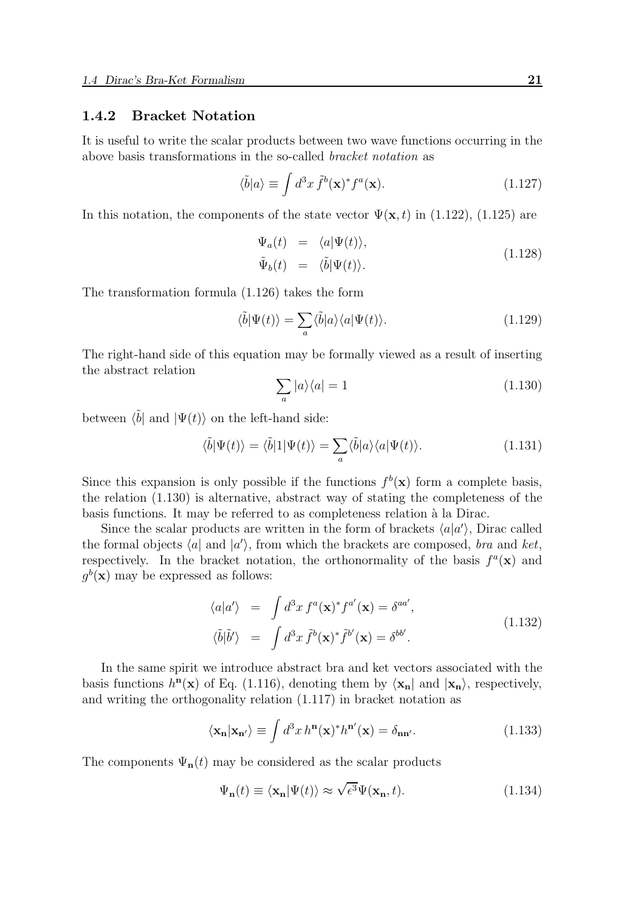### 1.4.2 Bracket Notation

It is useful to write the scalar products between two wave functions occurring in the above basis transformations in the so-called *bracket notation* as

$$\langle\tilde{b}|a\rangle \equiv \int d^3x\, \tilde{f}^b(\mathbf{x})^* f^a(\mathbf{x}). \tag{1.127}$$

In this notation, the components of the state vector $\Psi(\mathbf{x},t)$ in (1.122), (1.125) are

$$\begin{aligned} \Psi_a(t) &= \langle a|\Psi(t)\rangle, \\ \tilde{\Psi}_b(t) &= \langle\tilde{b}|\Psi(t)\rangle. \end{aligned} \tag{1.128}$$

The transformation formula (1.126) takes the form

$$\langle\tilde{b}|\Psi(t)\rangle = \sum_a \langle\tilde{b}|a\rangle\langle a|\Psi(t)\rangle. \tag{1.129}$$

The right-hand side of this equation may be formally viewed as a result of inserting the abstract relation

$$\sum_a |a\rangle\langle a| = 1 \tag{1.130}$$

between $\langle\tilde{b}|$ and $|\Psi(t)\rangle$ on the left-hand side:

$$\langle\tilde{b}|\Psi(t)\rangle = \langle\tilde{b}|1|\Psi(t)\rangle = \sum_a \langle\tilde{b}|a\rangle\langle a|\Psi(t)\rangle. \tag{1.131}$$

Since this expansion is only possible if the functions $f^b(\mathbf{x})$ form a complete basis, the relation (1.130) is alternative, abstract way of stating the completeness of the basis functions. It may be referred to as completeness relation à la Dirac.

Since the scalar products are written in the form of brackets $\langle a|a'\rangle$, Dirac called the formal objects $\langle a|$ and $|a'\rangle$, from which the brackets are composed, *bra* and *ket*, respectively. In the bracket notation, the orthonormality of the basis $f^a(\mathbf{x})$ and $g^b(\mathbf{x})$ may be expressed as follows:

$$\begin{aligned} \langle a|a'\rangle &= \int d^3x\, f^a(\mathbf{x})^* f^{a'}(\mathbf{x}) = \delta^{aa'}, \\ \langle\tilde{b}|\tilde{b}'\rangle &= \int d^3x\, \tilde{f}^b(\mathbf{x})^* \tilde{f}^{b'}(\mathbf{x}) = \delta^{bb'}. \end{aligned} \tag{1.132}$$

In the same spirit we introduce abstract bra and ket vectors associated with the basis functions $h^{\mathbf{n}}(\mathbf{x})$ of Eq. (1.116), denoting them by $\langle\mathbf{x_n}|$ and $|\mathbf{x_n}\rangle$, respectively, and writing the orthogonality relation (1.117) in bracket notation as

$$\langle\mathbf{x_n}|\mathbf{x_{n'}}\rangle \equiv \int d^3x\, h^{\mathbf{n}}(\mathbf{x})^* h^{\mathbf{n}'}(\mathbf{x}) = \delta_{\mathbf{nn}'}. \tag{1.133}$$

The components $\Psi_{\mathbf{n}}(t)$ may be considered as the scalar products

$$\Psi_{\mathbf{n}}(t) \equiv \langle\mathbf{x_n}|\Psi(t)\rangle \approx \sqrt{\epsilon^3}\,\Psi(\mathbf{x_n},t). \tag{1.134}$$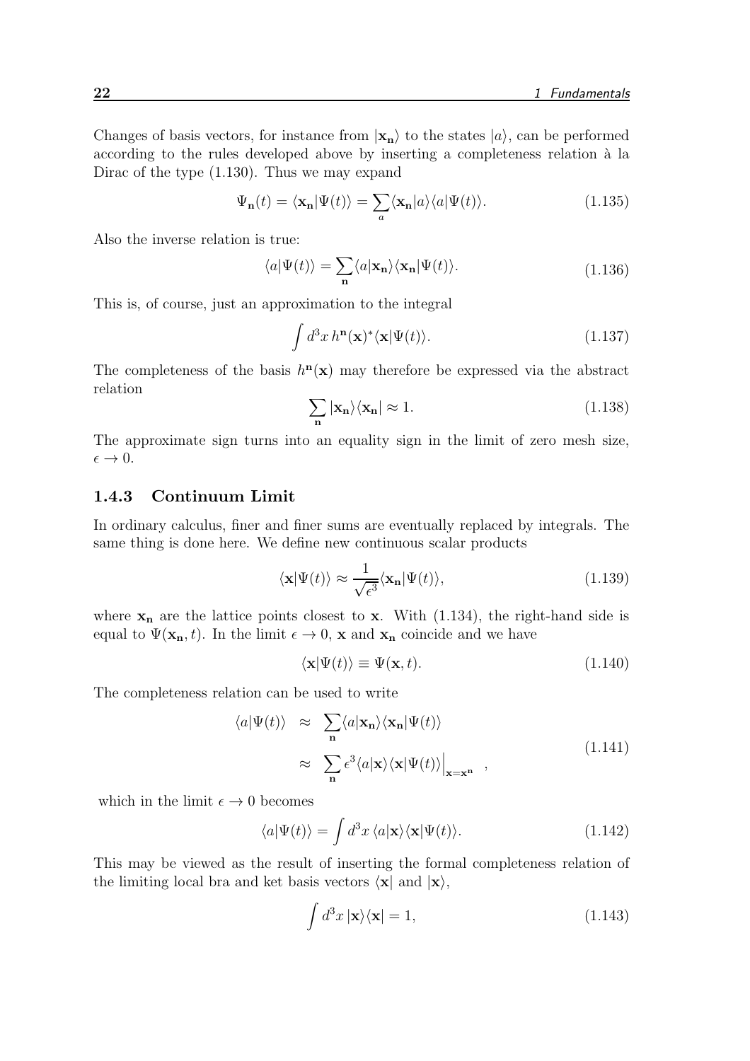Changes of basis vectors, for instance from $|\mathbf{x}_\mathbf{n}\rangle$ to the states $|a\rangle$, can be performed according to the rules developed above by inserting a completeness relation à la Dirac of the type (1.130). Thus we may expand

$$\Psi_\mathbf{n}(t) = \langle \mathbf{x}_\mathbf{n}|\Psi(t)\rangle = \sum_a \langle \mathbf{x}_\mathbf{n}|a\rangle\langle a|\Psi(t)\rangle. \tag{1.135}$$

Also the inverse relation is true:

$$\langle a|\Psi(t)\rangle = \sum_\mathbf{n} \langle a|\mathbf{x}_\mathbf{n}\rangle\langle \mathbf{x}_\mathbf{n}|\Psi(t)\rangle. \tag{1.136}$$

This is, of course, just an approximation to the integral

$$\int d^3x\, h^\mathbf{n}(\mathbf{x})^*\langle \mathbf{x}|\Psi(t)\rangle. \tag{1.137}$$

The completeness of the basis $h^\mathbf{n}(\mathbf{x})$ may therefore be expressed via the abstract relation

$$\sum_\mathbf{n} |\mathbf{x}_\mathbf{n}\rangle\langle \mathbf{x}_\mathbf{n}| \approx 1. \tag{1.138}$$

The approximate sign turns into an equality sign in the limit of zero mesh size, $\epsilon \to 0$.

### 1.4.3 Continuum Limit

In ordinary calculus, finer and finer sums are eventually replaced by integrals. The same thing is done here. We define new continuous scalar products

$$\langle \mathbf{x}|\Psi(t)\rangle \approx \frac{1}{\sqrt{\epsilon^3}}\langle \mathbf{x}_\mathbf{n}|\Psi(t)\rangle, \tag{1.139}$$

where $\mathbf{x}_\mathbf{n}$ are the lattice points closest to $\mathbf{x}$. With (1.134), the right-hand side is equal to $\Psi(\mathbf{x}_\mathbf{n}, t)$. In the limit $\epsilon \to 0$, $\mathbf{x}$ and $\mathbf{x}_\mathbf{n}$ coincide and we have

$$\langle \mathbf{x}|\Psi(t)\rangle \equiv \Psi(\mathbf{x}, t). \tag{1.140}$$

The completeness relation can be used to write

$$\begin{aligned}
\langle a|\Psi(t)\rangle &\approx \sum_\mathbf{n} \langle a|\mathbf{x}_\mathbf{n}\rangle\langle \mathbf{x}_\mathbf{n}|\Psi(t)\rangle \\
&\approx \sum_\mathbf{n} \epsilon^3 \langle a|\mathbf{x}\rangle\langle \mathbf{x}|\Psi(t)\rangle\Big|_{\mathbf{x}=\mathbf{x}^\mathbf{n}} \quad ,
\end{aligned} \tag{1.141}$$

which in the limit $\epsilon \to 0$ becomes

$$\langle a|\Psi(t)\rangle = \int d^3x\, \langle a|\mathbf{x}\rangle\langle \mathbf{x}|\Psi(t)\rangle. \tag{1.142}$$

This may be viewed as the result of inserting the formal completeness relation of the limiting local bra and ket basis vectors $\langle \mathbf{x}|$ and $|\mathbf{x}\rangle$,

$$\int d^3x\, |\mathbf{x}\rangle\langle \mathbf{x}| = 1, \tag{1.143}$$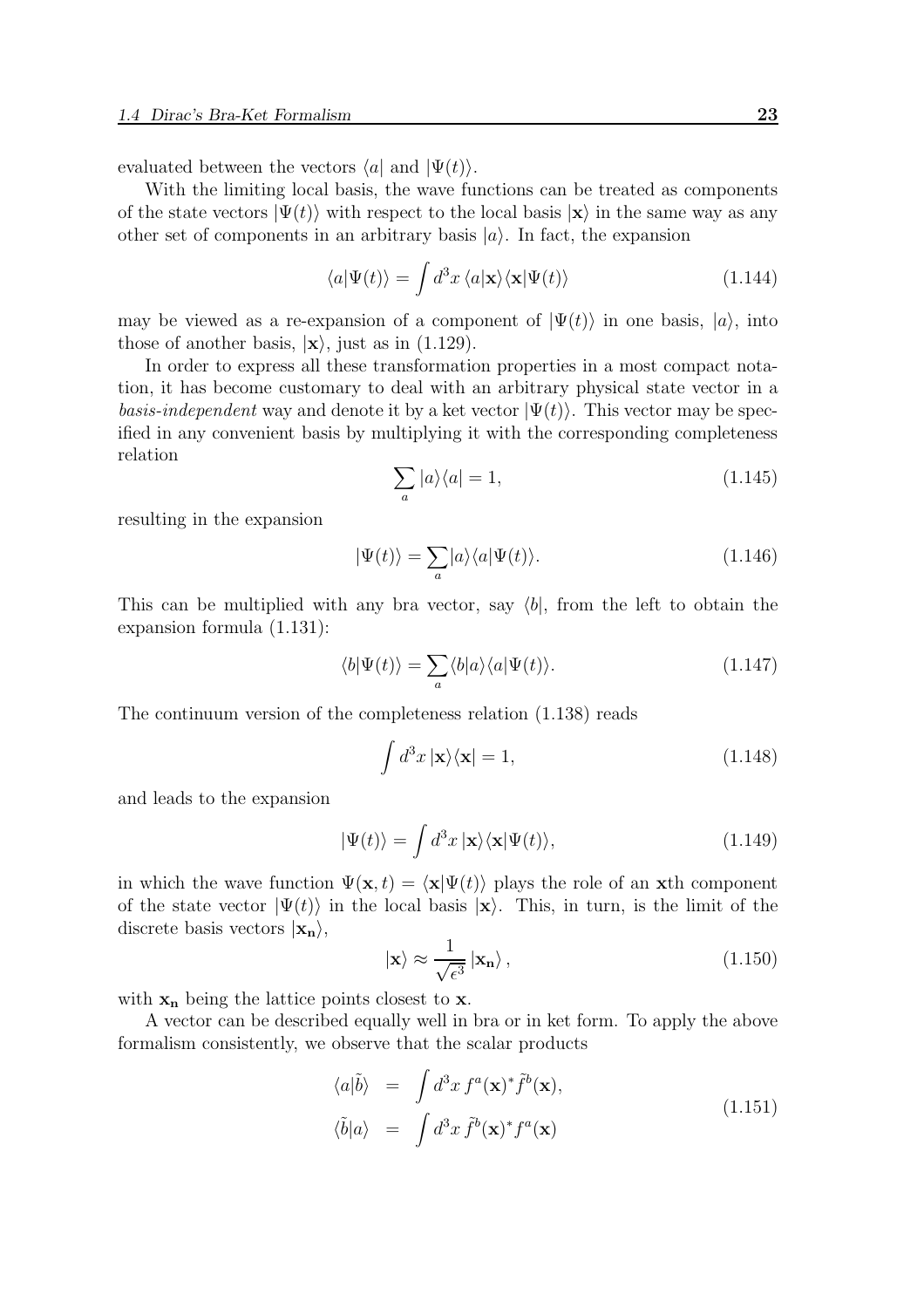evaluated between the vectors $\langle a|$ and $|\Psi(t)\rangle$.

With the limiting local basis, the wave functions can be treated as components of the state vectors $|\Psi(t)\rangle$ with respect to the local basis $|\mathbf{x}\rangle$ in the same way as any other set of components in an arbitrary basis $|a\rangle$. In fact, the expansion

$$\langle a|\Psi(t)\rangle = \int d^3x \, \langle a|\mathbf{x}\rangle\langle\mathbf{x}|\Psi(t)\rangle \tag{1.144}$$

may be viewed as a re-expansion of a component of $|\Psi(t)\rangle$ in one basis, $|a\rangle$, into those of another basis, $|\mathbf{x}\rangle$, just as in (1.129).

In order to express all these transformation properties in a most compact notation, it has become customary to deal with an arbitrary physical state vector in a *basis-independent* way and denote it by a ket vector $|\Psi(t)\rangle$. This vector may be specified in any convenient basis by multiplying it with the corresponding completeness relation

$$\sum_a |a\rangle\langle a| = 1, \tag{1.145}$$

resulting in the expansion

$$|\Psi(t)\rangle = \sum_a |a\rangle\langle a|\Psi(t)\rangle. \tag{1.146}$$

This can be multiplied with any bra vector, say $\langle b|$, from the left to obtain the expansion formula (1.131):

$$\langle b|\Psi(t)\rangle = \sum_a \langle b|a\rangle\langle a|\Psi(t)\rangle. \tag{1.147}$$

The continuum version of the completeness relation (1.138) reads

$$\int d^3x \, |\mathbf{x}\rangle\langle\mathbf{x}| = 1, \tag{1.148}$$

and leads to the expansion

$$|\Psi(t)\rangle = \int d^3x \, |\mathbf{x}\rangle\langle\mathbf{x}|\Psi(t)\rangle, \tag{1.149}$$

in which the wave function $\Psi(\mathbf{x},t) = \langle\mathbf{x}|\Psi(t)\rangle$ plays the role of an $\mathbf{x}$th component of the state vector $|\Psi(t)\rangle$ in the local basis $|\mathbf{x}\rangle$. This, in turn, is the limit of the discrete basis vectors $|\mathbf{x_n}\rangle$,

$$|\mathbf{x}\rangle \approx \frac{1}{\sqrt{\epsilon^3}} \, |\mathbf{x_n}\rangle \,, \tag{1.150}$$

with $\mathbf{x_n}$ being the lattice points closest to $\mathbf{x}$.

A vector can be described equally well in bra or in ket form. To apply the above formalism consistently, we observe that the scalar products

$$\begin{aligned}
\langle a|\tilde{b}\rangle &= \int d^3x \, f^a(\mathbf{x})^* \tilde{f}^b(\mathbf{x}), \\
\langle\tilde{b}|a\rangle &= \int d^3x \, \tilde{f}^b(\mathbf{x})^* f^a(\mathbf{x})
\end{aligned} \tag{1.151}$$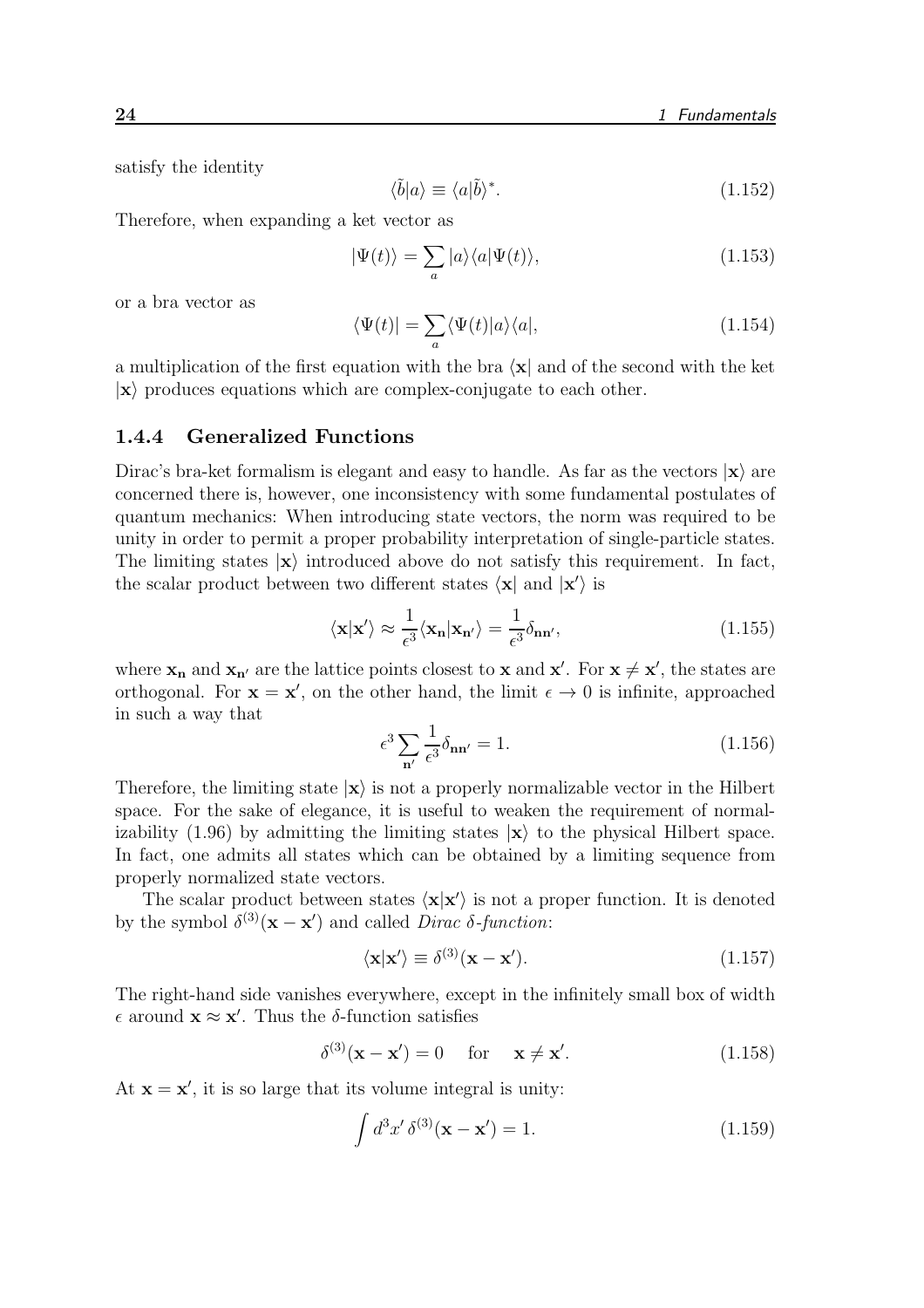satisfy the identity

$$\langle\tilde{b}|a\rangle \equiv \langle a|\tilde{b}\rangle^*. \tag{1.152}$$

Therefore, when expanding a ket vector as

$$|\Psi(t)\rangle = \sum_a |a\rangle\langle a|\Psi(t)\rangle, \tag{1.153}$$

or a bra vector as

$$\langle\Psi(t)| = \sum_a \langle\Psi(t)|a\rangle\langle a|, \tag{1.154}$$

a multiplication of the first equation with the bra $\langle\mathbf{x}|$ and of the second with the ket $|\mathbf{x}\rangle$ produces equations which are complex-conjugate to each other.

### 1.4.4 Generalized Functions

Dirac's bra-ket formalism is elegant and easy to handle. As far as the vectors $|\mathbf{x}\rangle$ are concerned there is, however, one inconsistency with some fundamental postulates of quantum mechanics: When introducing state vectors, the norm was required to be unity in order to permit a proper probability interpretation of single-particle states. The limiting states $|\mathbf{x}\rangle$ introduced above do not satisfy this requirement. In fact, the scalar product between two different states $\langle\mathbf{x}|$ and $|\mathbf{x}'\rangle$ is

$$\langle\mathbf{x}|\mathbf{x}'\rangle \approx \frac{1}{\epsilon^3}\langle\mathbf{x_n}|\mathbf{x_{n'}}\rangle = \frac{1}{\epsilon^3}\delta_{\mathbf{nn'}}, \tag{1.155}$$

where $\mathbf{x_n}$ and $\mathbf{x_{n'}}$ are the lattice points closest to $\mathbf{x}$ and $\mathbf{x}'$. For $\mathbf{x} \neq \mathbf{x}'$, the states are orthogonal. For $\mathbf{x} = \mathbf{x}'$, on the other hand, the limit $\epsilon \to 0$ is infinite, approached in such a way that

$$\epsilon^3 \sum_{\mathbf{n'}} \frac{1}{\epsilon^3}\delta_{\mathbf{nn'}} = 1. \tag{1.156}$$

Therefore, the limiting state $|\mathbf{x}\rangle$ is not a properly normalizable vector in the Hilbert space. For the sake of elegance, it is useful to weaken the requirement of normalizability (1.96) by admitting the limiting states $|\mathbf{x}\rangle$ to the physical Hilbert space. In fact, one admits all states which can be obtained by a limiting sequence from properly normalized state vectors.

The scalar product between states $\langle\mathbf{x}|\mathbf{x}'\rangle$ is not a proper function. It is denoted by the symbol $\delta^{(3)}(\mathbf{x}-\mathbf{x}')$ and called *Dirac $\delta$-function*:

$$\langle\mathbf{x}|\mathbf{x}'\rangle \equiv \delta^{(3)}(\mathbf{x}-\mathbf{x}'). \tag{1.157}$$

The right-hand side vanishes everywhere, except in the infinitely small box of width $\epsilon$ around $\mathbf{x} \approx \mathbf{x}'$. Thus the $\delta$-function satisfies

$$\delta^{(3)}(\mathbf{x}-\mathbf{x}') = 0 \quad \text{for} \quad \mathbf{x} \neq \mathbf{x}'. \tag{1.158}$$

At $\mathbf{x} = \mathbf{x}'$, it is so large that its volume integral is unity:

$$\int d^3x'\,\delta^{(3)}(\mathbf{x}-\mathbf{x}') = 1. \tag{1.159}$$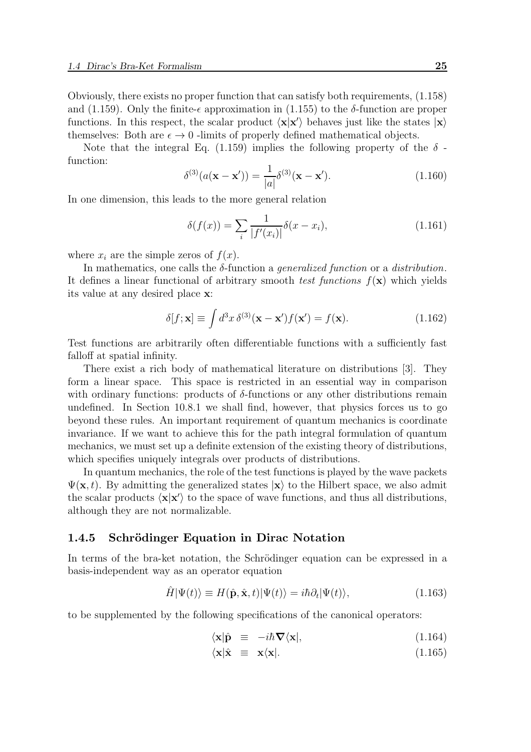Obviously, there exists no proper function that can satisfy both requirements, (1.158) and (1.159). Only the finite-$\epsilon$ approximation in (1.155) to the $\delta$-function are proper functions. In this respect, the scalar product $\langle \mathbf{x}|\mathbf{x}'\rangle$ behaves just like the states $|\mathbf{x}\rangle$ themselves: Both are $\epsilon \to 0$ -limits of properly defined mathematical objects.

Note that the integral Eq. (1.159) implies the following property of the $\delta$ -function:

$$\delta^{(3)}(a(\mathbf{x}-\mathbf{x}')) = \frac{1}{|a|}\delta^{(3)}(\mathbf{x}-\mathbf{x}'). \tag{1.160}$$

In one dimension, this leads to the more general relation

$$\delta(f(x)) = \sum_i \frac{1}{|f'(x_i)|}\delta(x - x_i), \tag{1.161}$$

where $x_i$ are the simple zeros of $f(x)$.

In mathematics, one calls the $\delta$-function a *generalized function* or a *distribution*. It defines a linear functional of arbitrary smooth *test functions* $f(\mathbf{x})$ which yields its value at any desired place $\mathbf{x}$:

$$\delta[f;\mathbf{x}] \equiv \int d^3x\, \delta^{(3)}(\mathbf{x}-\mathbf{x}')f(\mathbf{x}') = f(\mathbf{x}). \tag{1.162}$$

Test functions are arbitrarily often differentiable functions with a sufficiently fast falloff at spatial infinity.

There exist a rich body of mathematical literature on distributions [3]. They form a linear space. This space is restricted in an essential way in comparison with ordinary functions: products of $\delta$-functions or any other distributions remain undefined. In Section 10.8.1 we shall find, however, that physics forces us to go beyond these rules. An important requirement of quantum mechanics is coordinate invariance. If we want to achieve this for the path integral formulation of quantum mechanics, we must set up a definite extension of the existing theory of distributions, which specifies uniquely integrals over products of distributions.

In quantum mechanics, the role of the test functions is played by the wave packets $\Psi(\mathbf{x},t)$. By admitting the generalized states $|\mathbf{x}\rangle$ to the Hilbert space, we also admit the scalar products $\langle \mathbf{x}|\mathbf{x}'\rangle$ to the space of wave functions, and thus all distributions, although they are not normalizable.

### 1.4.5 Schrödinger Equation in Dirac Notation

In terms of the bra-ket notation, the Schrödinger equation can be expressed in a basis-independent way as an operator equation

$$\hat{H}|\Psi(t)\rangle \equiv H(\hat{\mathbf{p}},\hat{\mathbf{x}},t)|\Psi(t)\rangle = i\hbar\partial_t|\Psi(t)\rangle, \tag{1.163}$$

to be supplemented by the following specifications of the canonical operators:

$$\langle \mathbf{x}|\hat{\mathbf{p}} \equiv -i\hbar\boldsymbol{\nabla}\langle \mathbf{x}|, \tag{1.164}$$

$$\langle \mathbf{x}|\hat{\mathbf{x}} \equiv \mathbf{x}\langle \mathbf{x}|. \tag{1.165}$$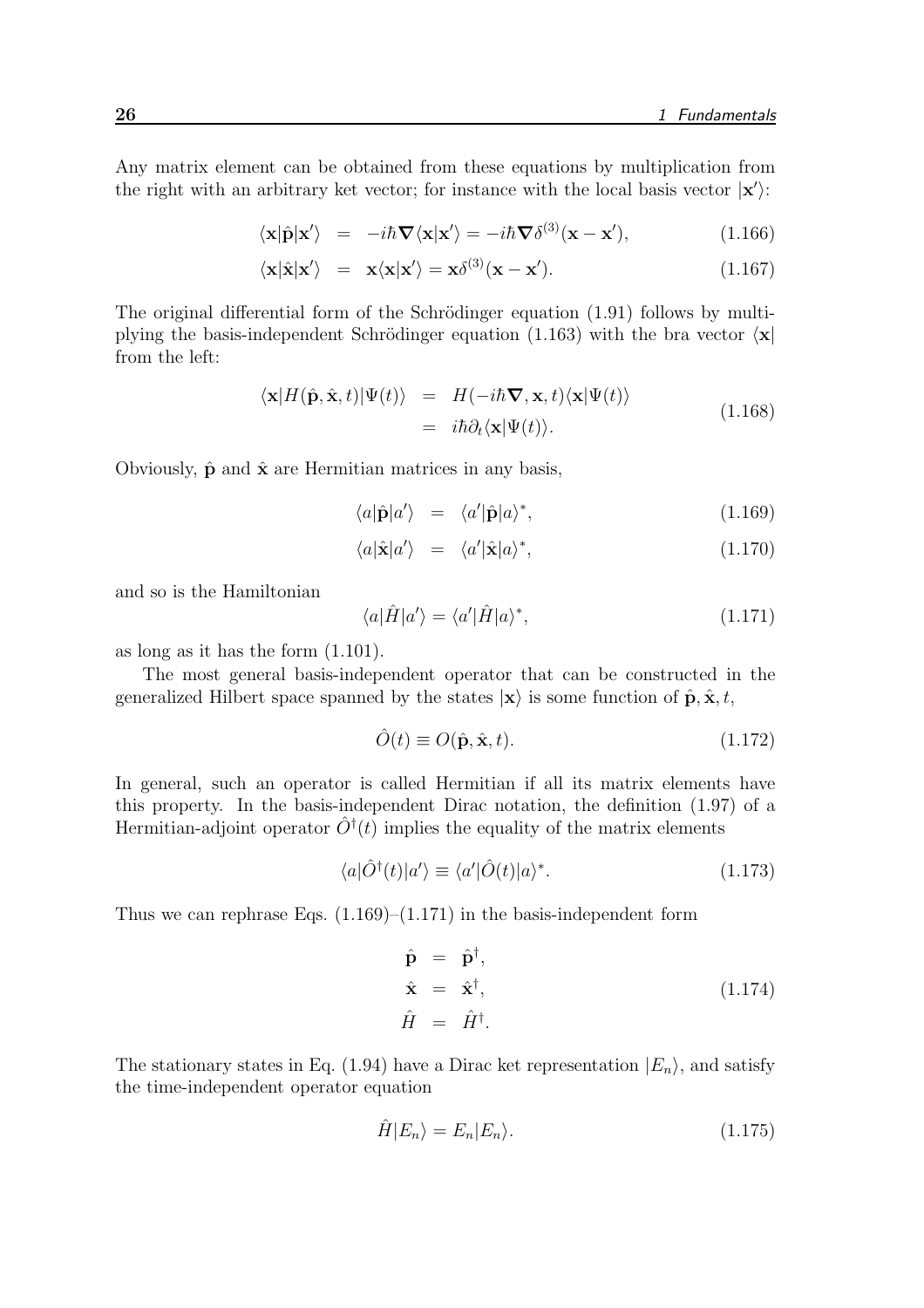Any matrix element can be obtained from these equations by multiplication from the right with an arbitrary ket vector; for instance with the local basis vector $|\mathbf{x}'\rangle$:

$$\langle \mathbf{x}|\hat{\mathbf{p}}|\mathbf{x}'\rangle = -i\hbar\boldsymbol{\nabla}\langle \mathbf{x}|\mathbf{x}'\rangle = -i\hbar\boldsymbol{\nabla}\delta^{(3)}(\mathbf{x}-\mathbf{x}'), \tag{1.166}$$

$$\langle \mathbf{x}|\hat{\mathbf{x}}|\mathbf{x}'\rangle = \mathbf{x}\langle \mathbf{x}|\mathbf{x}'\rangle = \mathbf{x}\delta^{(3)}(\mathbf{x}-\mathbf{x}'). \tag{1.167}$$

The original differential form of the Schrödinger equation (1.91) follows by multiplying the basis-independent Schrödinger equation (1.163) with the bra vector $\langle \mathbf{x}|$ from the left:

$$\begin{aligned}\langle \mathbf{x}|H(\hat{\mathbf{p}},\hat{\mathbf{x}},t)|\Psi(t)\rangle &= H(-i\hbar\boldsymbol{\nabla},\mathbf{x},t)\langle \mathbf{x}|\Psi(t)\rangle \\ &= i\hbar\partial_t\langle \mathbf{x}|\Psi(t)\rangle.\end{aligned} \tag{1.168}$$

Obviously, $\hat{\mathbf{p}}$ and $\hat{\mathbf{x}}$ are Hermitian matrices in any basis,

$$\langle a|\hat{\mathbf{p}}|a'\rangle = \langle a'|\hat{\mathbf{p}}|a\rangle^*, \tag{1.169}$$

$$\langle a|\hat{\mathbf{x}}|a'\rangle = \langle a'|\hat{\mathbf{x}}|a\rangle^*, \tag{1.170}$$

and so is the Hamiltonian

$$\langle a|\hat{H}|a'\rangle = \langle a'|\hat{H}|a\rangle^*, \tag{1.171}$$

as long as it has the form (1.101).

The most general basis-independent operator that can be constructed in the generalized Hilbert space spanned by the states $|\mathbf{x}\rangle$ is some function of $\hat{\mathbf{p}},\hat{\mathbf{x}},t$,

$$\hat{O}(t) \equiv O(\hat{\mathbf{p}},\hat{\mathbf{x}},t). \tag{1.172}$$

In general, such an operator is called Hermitian if all its matrix elements have this property. In the basis-independent Dirac notation, the definition (1.97) of a Hermitian-adjoint operator $\hat{O}^\dagger(t)$ implies the equality of the matrix elements

$$\langle a|\hat{O}^\dagger(t)|a'\rangle \equiv \langle a'|\hat{O}(t)|a\rangle^*. \tag{1.173}$$

Thus we can rephrase Eqs. (1.169)–(1.171) in the basis-independent form

$$\begin{aligned}\hat{\mathbf{p}} &= \hat{\mathbf{p}}^\dagger, \\ \hat{\mathbf{x}} &= \hat{\mathbf{x}}^\dagger, \\ \hat{H} &= \hat{H}^\dagger.\end{aligned} \tag{1.174}$$

The stationary states in Eq. (1.94) have a Dirac ket representation $|E_n\rangle$, and satisfy the time-independent operator equation

$$\hat{H}|E_n\rangle = E_n|E_n\rangle. \tag{1.175}$$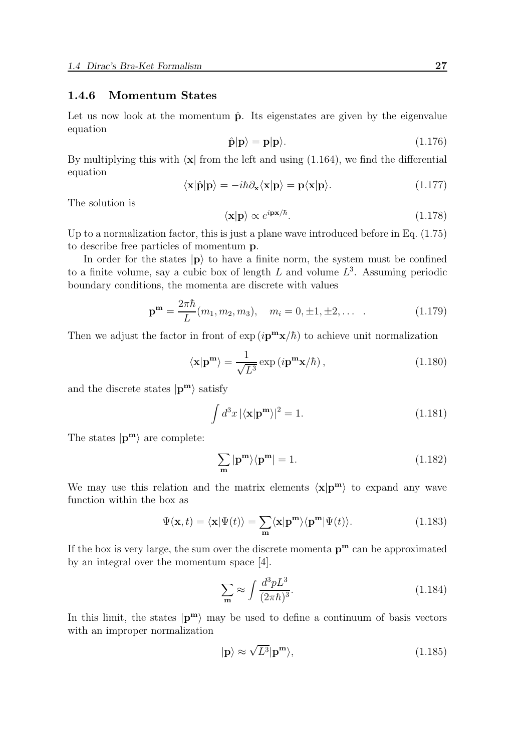### 1.4.6 Momentum States

Let us now look at the momentum $\hat{\mathbf{p}}$. Its eigenstates are given by the eigenvalue equation

$$\hat{\mathbf{p}}|\mathbf{p}\rangle = \mathbf{p}|\mathbf{p}\rangle. \tag{1.176}$$

By multiplying this with $\langle \mathbf{x}|$ from the left and using (1.164), we find the differential equation

$$\langle \mathbf{x}|\hat{\mathbf{p}}|\mathbf{p}\rangle = -i\hbar\partial_{\mathbf{x}}\langle \mathbf{x}|\mathbf{p}\rangle = \mathbf{p}\langle \mathbf{x}|\mathbf{p}\rangle. \tag{1.177}$$

The solution is

$$\langle \mathbf{x}|\mathbf{p}\rangle \propto e^{i\mathbf{p}\mathbf{x}/\hbar}. \tag{1.178}$$

Up to a normalization factor, this is just a plane wave introduced before in Eq. (1.75) to describe free particles of momentum $\mathbf{p}$.

In order for the states $|\mathbf{p}\rangle$ to have a finite norm, the system must be confined to a finite volume, say a cubic box of length $L$ and volume $L^3$. Assuming periodic boundary conditions, the momenta are discrete with values

$$\mathbf{p}^{\mathbf{m}} = \frac{2\pi\hbar}{L}(m_1, m_2, m_3), \quad m_i = 0, \pm 1, \pm 2, \dots \quad . \tag{1.179}$$

Then we adjust the factor in front of $\exp(i\mathbf{p}^{\mathbf{m}}\mathbf{x}/\hbar)$ to achieve unit normalization

$$\langle \mathbf{x}|\mathbf{p}^{\mathbf{m}}\rangle = \frac{1}{\sqrt{L^3}}\exp\left(i\mathbf{p}^{\mathbf{m}}\mathbf{x}/\hbar\right), \tag{1.180}$$

and the discrete states $|\mathbf{p}^{\mathbf{m}}\rangle$ satisfy

$$\int d^3x\, |\langle \mathbf{x}|\mathbf{p}^{\mathbf{m}}\rangle|^2 = 1. \tag{1.181}$$

The states $|\mathbf{p}^{\mathbf{m}}\rangle$ are complete:

$$\sum_{\mathbf{m}} |\mathbf{p}^{\mathbf{m}}\rangle\langle \mathbf{p}^{\mathbf{m}}| = 1. \tag{1.182}$$

We may use this relation and the matrix elements $\langle \mathbf{x}|\mathbf{p}^{\mathbf{m}}\rangle$ to expand any wave function within the box as

$$\Psi(\mathbf{x}, t) = \langle \mathbf{x}|\Psi(t)\rangle = \sum_{\mathbf{m}} \langle \mathbf{x}|\mathbf{p}^{\mathbf{m}}\rangle\langle \mathbf{p}^{\mathbf{m}}|\Psi(t)\rangle. \tag{1.183}$$

If the box is very large, the sum over the discrete momenta $\mathbf{p}^{\mathbf{m}}$ can be approximated by an integral over the momentum space [4].

$$\sum_{\mathbf{m}} \approx \int \frac{d^3pL^3}{(2\pi\hbar)^3}. \tag{1.184}$$

In this limit, the states $|\mathbf{p}^{\mathbf{m}}\rangle$ may be used to define a continuum of basis vectors with an improper normalization

$$|\mathbf{p}\rangle \approx \sqrt{L^3}|\mathbf{p}^{\mathbf{m}}\rangle, \tag{1.185}$$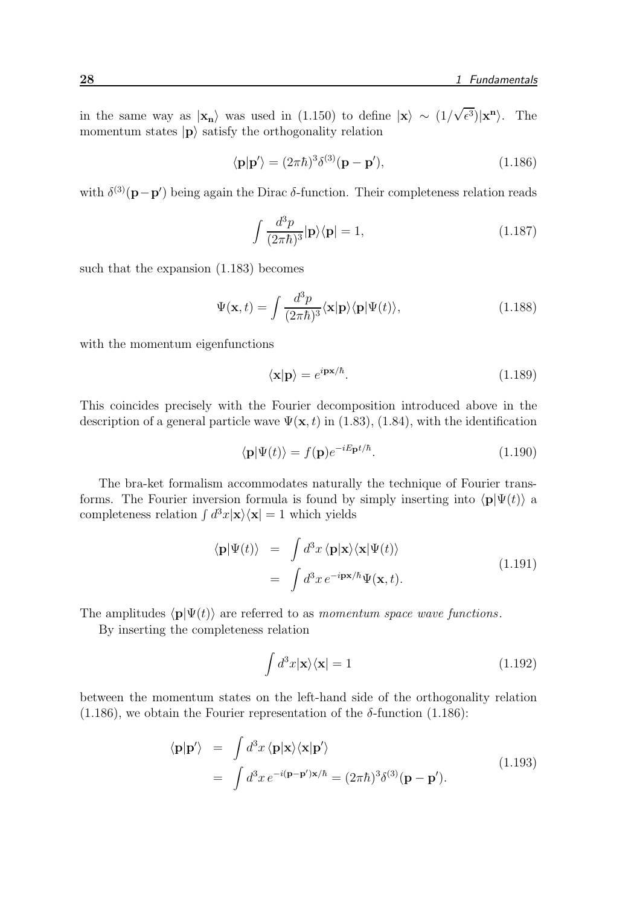in the same way as $|\mathbf{x_n}\rangle$ was used in (1.150) to define $|\mathbf{x}\rangle \sim (1/\sqrt{\epsilon^3})|\mathbf{x^n}\rangle$. The momentum states $|\mathbf{p}\rangle$ satisfy the orthogonality relation

$$\langle \mathbf{p}|\mathbf{p}'\rangle = (2\pi\hbar)^3 \delta^{(3)}(\mathbf{p}-\mathbf{p}'), \tag{1.186}$$

with $\delta^{(3)}(\mathbf{p}-\mathbf{p}')$ being again the Dirac $\delta$-function. Their completeness relation reads

$$\int \frac{d^3p}{(2\pi\hbar)^3}|\mathbf{p}\rangle\langle\mathbf{p}| = 1, \tag{1.187}$$

such that the expansion (1.183) becomes

$$\Psi(\mathbf{x},t) = \int \frac{d^3p}{(2\pi\hbar)^3}\langle\mathbf{x}|\mathbf{p}\rangle\langle\mathbf{p}|\Psi(t)\rangle, \tag{1.188}$$

with the momentum eigenfunctions

$$\langle\mathbf{x}|\mathbf{p}\rangle = e^{i\mathbf{p}\mathbf{x}/\hbar}. \tag{1.189}$$

This coincides precisely with the Fourier decomposition introduced above in the description of a general particle wave $\Psi(\mathbf{x},t)$ in (1.83), (1.84), with the identification

$$\langle\mathbf{p}|\Psi(t)\rangle = f(\mathbf{p})e^{-iE_{\mathbf{p}}t/\hbar}. \tag{1.190}$$

The bra-ket formalism accommodates naturally the technique of Fourier transforms. The Fourier inversion formula is found by simply inserting into $\langle\mathbf{p}|\Psi(t)\rangle$ a completeness relation $\int d^3x|\mathbf{x}\rangle\langle\mathbf{x}| = 1$ which yields

$$\begin{aligned}\langle\mathbf{p}|\Psi(t)\rangle &= \int d^3x\,\langle\mathbf{p}|\mathbf{x}\rangle\langle\mathbf{x}|\Psi(t)\rangle \\ &= \int d^3x\, e^{-i\mathbf{p}\mathbf{x}/\hbar}\Psi(\mathbf{x},t).\end{aligned} \tag{1.191}$$

The amplitudes $\langle\mathbf{p}|\Psi(t)\rangle$ are referred to as *momentum space wave functions*.

By inserting the completeness relation

$$\int d^3x|\mathbf{x}\rangle\langle\mathbf{x}| = 1 \tag{1.192}$$

between the momentum states on the left-hand side of the orthogonality relation (1.186), we obtain the Fourier representation of the $\delta$-function (1.186):

$$\begin{aligned}\langle\mathbf{p}|\mathbf{p}'\rangle &= \int d^3x\,\langle\mathbf{p}|\mathbf{x}\rangle\langle\mathbf{x}|\mathbf{p}'\rangle \\ &= \int d^3x\, e^{-i(\mathbf{p}-\mathbf{p}')\mathbf{x}/\hbar} = (2\pi\hbar)^3\delta^{(3)}(\mathbf{p}-\mathbf{p}').\end{aligned} \tag{1.193}$$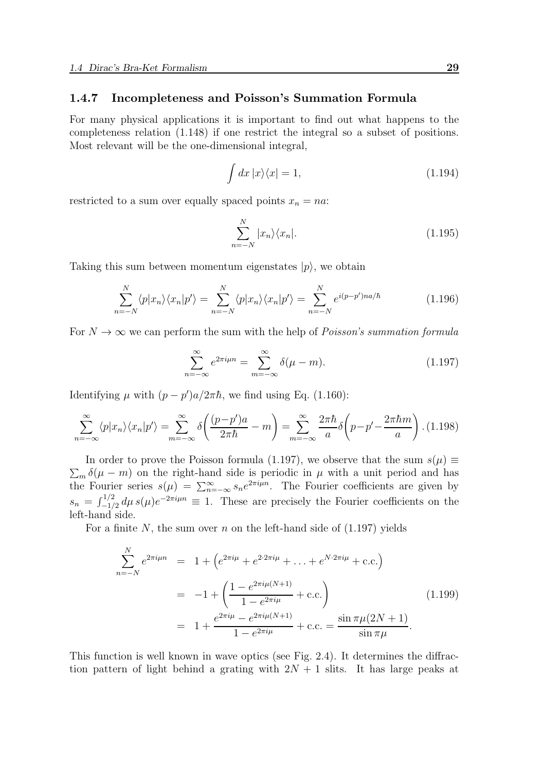### 1.4.7 Incompleteness and Poisson's Summation Formula

For many physical applications it is important to find out what happens to the completeness relation (1.148) if one restrict the integral so a subset of positions. Most relevant will be the one-dimensional integral,

$$\int dx\, |x\rangle\langle x| = 1, \tag{1.194}$$

restricted to a sum over equally spaced points $x_n = na$:

$$\sum_{n=-N}^{N} |x_n\rangle\langle x_n|. \tag{1.195}$$

Taking this sum between momentum eigenstates $|p\rangle$, we obtain

$$\sum_{n=-N}^{N} \langle p|x_n\rangle\langle x_n|p'\rangle = \sum_{n=-N}^{N} \langle p|x_n\rangle\langle x_n|p'\rangle = \sum_{n=-N}^{N} e^{i(p-p')na/\hbar} \tag{1.196}$$

For $N \to \infty$ we can perform the sum with the help of *Poisson's summation formula*

$$\sum_{n=-\infty}^{\infty} e^{2\pi i\mu n} = \sum_{m=-\infty}^{\infty} \delta(\mu - m). \tag{1.197}$$

Identifying $\mu$ with $(p-p')a/2\pi\hbar$, we find using Eq. (1.160):

$$\sum_{n=-\infty}^{\infty} \langle p|x_n\rangle\langle x_n|p'\rangle = \sum_{m=-\infty}^{\infty} \delta\!\left(\frac{(p-p')a}{2\pi\hbar} - m\right) = \sum_{m=-\infty}^{\infty} \frac{2\pi\hbar}{a}\delta\!\left(p-p'-\frac{2\pi\hbar m}{a}\right). \tag{1.198}$$

In order to prove the Poisson formula (1.197), we observe that the sum $s(\mu) \equiv \sum_m \delta(\mu - m)$ on the right-hand side is periodic in $\mu$ with a unit period and has the Fourier series $s(\mu) = \sum_{n=-\infty}^{\infty} s_n e^{2\pi i\mu n}$. The Fourier coefficients are given by $s_n = \int_{-1/2}^{1/2} d\mu\, s(\mu) e^{-2\pi i\mu n} \equiv 1$. These are precisely the Fourier coefficients on the left-hand side.

For a finite $N$, the sum over $n$ on the left-hand side of (1.197) yields

$$\begin{aligned}
\sum_{n=-N}^{N} e^{2\pi i\mu n} &= 1 + \left(e^{2\pi i\mu} + e^{2\cdot 2\pi i\mu} + \ldots + e^{N\cdot 2\pi i\mu} + \text{c.c.}\right) \\
&= -1 + \left(\frac{1 - e^{2\pi i\mu(N+1)}}{1 - e^{2\pi i\mu}} + \text{c.c.}\right) \\
&= 1 + \frac{e^{2\pi i\mu} - e^{2\pi i\mu(N+1)}}{1 - e^{2\pi i\mu}} + \text{c.c.} = \frac{\sin \pi\mu(2N+1)}{\sin \pi\mu}.
\end{aligned} \tag{1.199}$$

This function is well known in wave optics (see Fig. 2.4). It determines the diffraction pattern of light behind a grating with $2N+1$ slits. It has large peaks at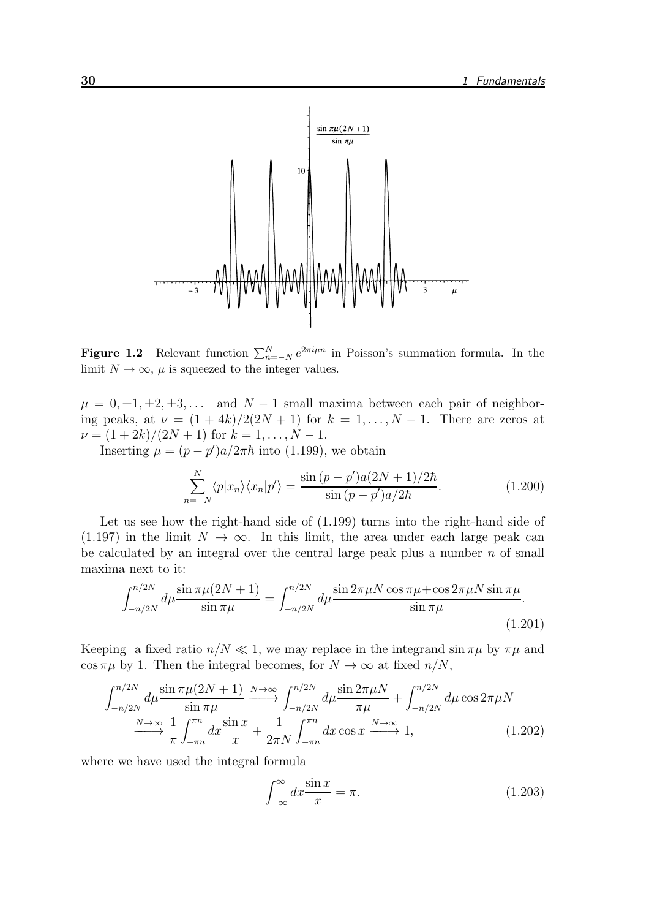**Figure 1.2** Relevant function $\sum_{n=-N}^{N} e^{2\pi i\mu n}$ in Poisson's summation formula. In the limit $N \to \infty$, $\mu$ is squeezed to the integer values.

$\mu = 0, \pm 1, \pm 2, \pm 3, \ldots$ and $N-1$ small maxima between each pair of neighboring peaks, at $\nu = (1+4k)/2(2N+1)$ for $k = 1, \ldots, N-1$. There are zeros at $\nu = (1+2k)/(2N+1)$ for $k = 1, \ldots, N-1$.

Inserting $\mu = (p-p')a/2\pi\hbar$ into (1.199), we obtain

$$\sum_{n=-N}^{N} \langle p|x_n\rangle\langle x_n|p'\rangle = \frac{\sin{(p-p')a(2N+1)/2\hbar}}{\sin{(p-p')a/2\hbar}}. \tag{1.200}$$

Let us see how the right-hand side of (1.199) turns into the right-hand side of (1.197) in the limit $N \to \infty$. In this limit, the area under each large peak can be calculated by an integral over the central large peak plus a number $n$ of small maxima next to it:

$$\int_{-n/2N}^{n/2N} d\mu \frac{\sin \pi\mu(2N+1)}{\sin \pi\mu} = \int_{-n/2N}^{n/2N} d\mu \frac{\sin 2\pi\mu N \cos \pi\mu + \cos 2\pi\mu N \sin \pi\mu}{\sin \pi\mu}. \tag{1.201}$$

Keeping a fixed ratio $n/N \ll 1$, we may replace in the integrand $\sin \pi\mu$ by $\pi\mu$ and $\cos \pi\mu$ by 1. Then the integral becomes, for $N \to \infty$ at fixed $n/N$,

$$\begin{aligned}
\int_{-n/2N}^{n/2N} d\mu \frac{\sin \pi\mu(2N+1)}{\sin \pi\mu} &\xrightarrow{N\to\infty} \int_{-n/2N}^{n/2N} d\mu \frac{\sin 2\pi\mu N}{\pi\mu} + \int_{-n/2N}^{n/2N} d\mu \cos 2\pi\mu N \\
&\xrightarrow{N\to\infty} \frac{1}{\pi}\int_{-\pi n}^{\pi n} dx \frac{\sin x}{x} + \frac{1}{2\pi N}\int_{-\pi n}^{\pi n} dx \cos x \xrightarrow{N\to\infty} 1,
\end{aligned} \tag{1.202}$$

where we have used the integral formula

$$\int_{-\infty}^{\infty} dx \frac{\sin x}{x} = \pi. \tag{1.203}$$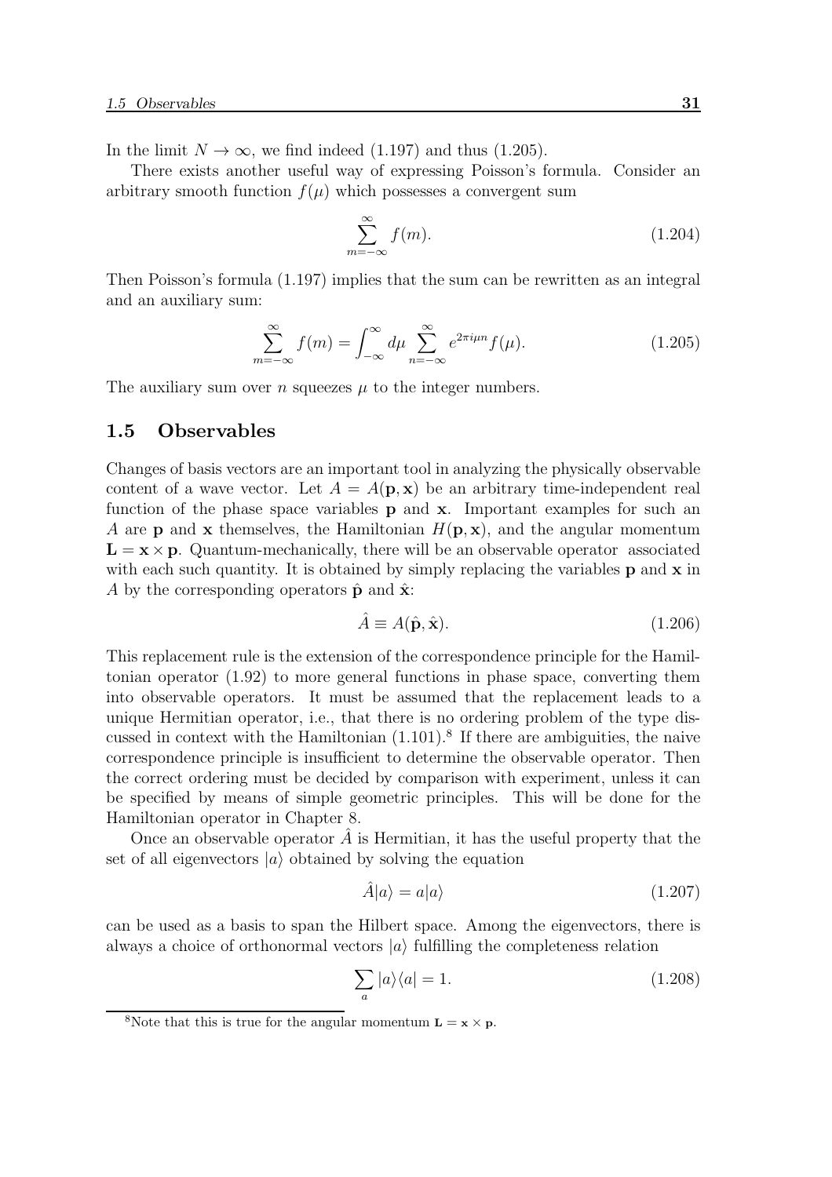In the limit $N \to \infty$, we find indeed (1.197) and thus (1.205).

There exists another useful way of expressing Poisson's formula. Consider an arbitrary smooth function $f(\mu)$ which possesses a convergent sum

$$\sum_{m=-\infty}^{\infty} f(m). \tag{1.204}$$

Then Poisson's formula (1.197) implies that the sum can be rewritten as an integral and an auxiliary sum:

$$\sum_{m=-\infty}^{\infty} f(m) = \int_{-\infty}^{\infty} d\mu \sum_{n=-\infty}^{\infty} e^{2\pi i \mu n} f(\mu). \tag{1.205}$$

The auxiliary sum over $n$ squeezes $\mu$ to the integer numbers.

## 1.5 Observables

Changes of basis vectors are an important tool in analyzing the physically observable content of a wave vector. Let $A = A(\mathbf{p}, \mathbf{x})$ be an arbitrary time-independent real function of the phase space variables $\mathbf{p}$ and $\mathbf{x}$. Important examples for such an $A$ are $\mathbf{p}$ and $\mathbf{x}$ themselves, the Hamiltonian $H(\mathbf{p}, \mathbf{x})$, and the angular momentum $\mathbf{L} = \mathbf{x} \times \mathbf{p}$. Quantum-mechanically, there will be an observable operator associated with each such quantity. It is obtained by simply replacing the variables $\mathbf{p}$ and $\mathbf{x}$ in $A$ by the corresponding operators $\hat{\mathbf{p}}$ and $\hat{\mathbf{x}}$:

$$\hat{A} \equiv A(\hat{\mathbf{p}}, \hat{\mathbf{x}}). \tag{1.206}$$

This replacement rule is the extension of the correspondence principle for the Hamiltonian operator (1.92) to more general functions in phase space, converting them into observable operators. It must be assumed that the replacement leads to a unique Hermitian operator, i.e., that there is no ordering problem of the type discussed in context with the Hamiltonian (1.101).[8] If there are ambiguities, the naive correspondence principle is insufficient to determine the observable operator. Then the correct ordering must be decided by comparison with experiment, unless it can be specified by means of simple geometric principles. This will be done for the Hamiltonian operator in Chapter 8.

Once an observable operator $\hat{A}$ is Hermitian, it has the useful property that the set of all eigenvectors $|a\rangle$ obtained by solving the equation

$$\hat{A}|a\rangle = a|a\rangle \tag{1.207}$$

can be used as a basis to span the Hilbert space. Among the eigenvectors, there is always a choice of orthonormal vectors $|a\rangle$ fulfilling the completeness relation

$$\sum_a |a\rangle\langle a| = 1. \tag{1.208}$$

[8] Note that this is true for the angular momentum $\mathbf{L} = \mathbf{x} \times \mathbf{p}$.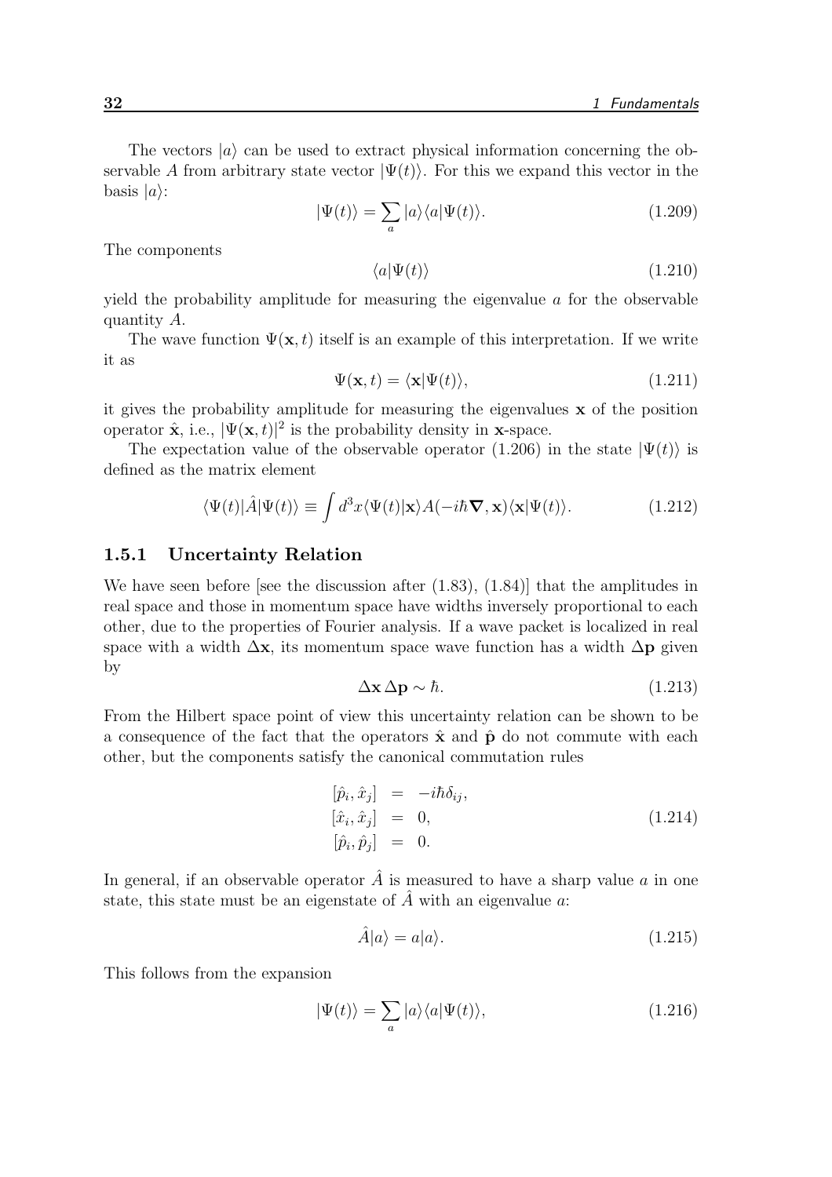The vectors $|a\rangle$ can be used to extract physical information concerning the observable $A$ from arbitrary state vector $|\Psi(t)\rangle$. For this we expand this vector in the basis $|a\rangle$:

$$|\Psi(t)\rangle = \sum_a |a\rangle\langle a|\Psi(t)\rangle. \tag{1.209}$$

The components

$$\langle a|\Psi(t)\rangle \tag{1.210}$$

yield the probability amplitude for measuring the eigenvalue $a$ for the observable quantity $A$.

The wave function $\Psi(\mathbf{x}, t)$ itself is an example of this interpretation. If we write it as

$$\Psi(\mathbf{x}, t) = \langle \mathbf{x}|\Psi(t)\rangle, \tag{1.211}$$

it gives the probability amplitude for measuring the eigenvalues $\mathbf{x}$ of the position operator $\hat{\mathbf{x}}$, i.e., $|\Psi(\mathbf{x}, t)|^2$ is the probability density in $\mathbf{x}$-space.

The expectation value of the observable operator (1.206) in the state $|\Psi(t)\rangle$ is defined as the matrix element

$$\langle \Psi(t)|\hat{A}|\Psi(t)\rangle \equiv \int d^3x \langle \Psi(t)|\mathbf{x}\rangle A(-i\hbar\boldsymbol{\nabla}, \mathbf{x})\langle \mathbf{x}|\Psi(t)\rangle. \tag{1.212}$$

### 1.5.1 Uncertainty Relation

We have seen before [see the discussion after (1.83), (1.84)] that the amplitudes in real space and those in momentum space have widths inversely proportional to each other, due to the properties of Fourier analysis. If a wave packet is localized in real space with a width $\Delta\mathbf{x}$, its momentum space wave function has a width $\Delta\mathbf{p}$ given by

$$\Delta\mathbf{x}\,\Delta\mathbf{p} \sim \hbar. \tag{1.213}$$

From the Hilbert space point of view this uncertainty relation can be shown to be a consequence of the fact that the operators $\hat{\mathbf{x}}$ and $\hat{\mathbf{p}}$ do not commute with each other, but the components satisfy the canonical commutation rules

$$\begin{aligned}
[\hat{p}_i, \hat{x}_j] &= -i\hbar\delta_{ij}, \\
[\hat{x}_i, \hat{x}_j] &= 0, \\
[\hat{p}_i, \hat{p}_j] &= 0.
\end{aligned} \tag{1.214}$$

In general, if an observable operator $\hat{A}$ is measured to have a sharp value $a$ in one state, this state must be an eigenstate of $\hat{A}$ with an eigenvalue $a$:

$$\hat{A}|a\rangle = a|a\rangle. \tag{1.215}$$

This follows from the expansion

$$|\Psi(t)\rangle = \sum_a |a\rangle\langle a|\Psi(t)\rangle, \tag{1.216}$$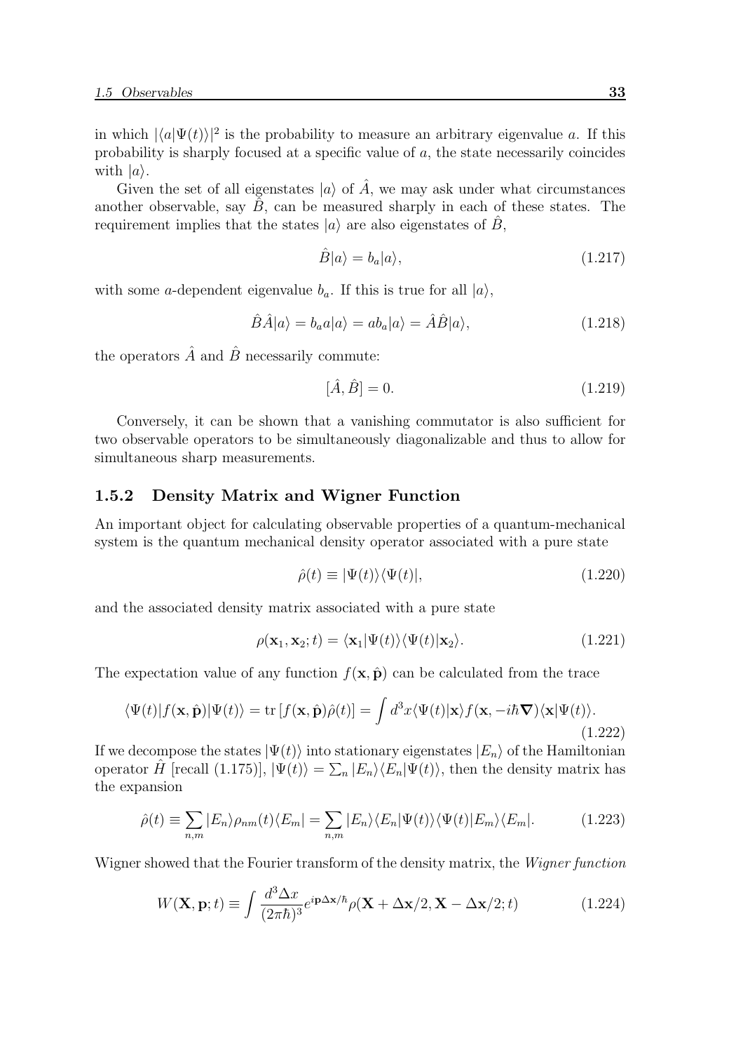in which $|\langle a|\Psi(t)\rangle|^2$ is the probability to measure an arbitrary eigenvalue $a$. If this probability is sharply focused at a specific value of $a$, the state necessarily coincides with $|a\rangle$.

Given the set of all eigenstates $|a\rangle$ of $\hat{A}$, we may ask under what circumstances another observable, say $\hat{B}$, can be measured sharply in each of these states. The requirement implies that the states $|a\rangle$ are also eigenstates of $\hat{B}$,

$$\hat{B}|a\rangle = b_a|a\rangle, \tag{1.217}$$

with some $a$-dependent eigenvalue $b_a$. If this is true for all $|a\rangle$,

$$\hat{B}\hat{A}|a\rangle = b_a a|a\rangle = ab_a|a\rangle = \hat{A}\hat{B}|a\rangle, \tag{1.218}$$

the operators $\hat{A}$ and $\hat{B}$ necessarily commute:

$$[\hat{A}, \hat{B}] = 0. \tag{1.219}$$

Conversely, it can be shown that a vanishing commutator is also sufficient for two observable operators to be simultaneously diagonalizable and thus to allow for simultaneous sharp measurements.

### 1.5.2 Density Matrix and Wigner Function

An important object for calculating observable properties of a quantum-mechanical system is the quantum mechanical density operator associated with a pure state

$$\hat{\rho}(t) \equiv |\Psi(t)\rangle\langle\Psi(t)|, \tag{1.220}$$

and the associated density matrix associated with a pure state

$$\rho(\mathbf{x}_1, \mathbf{x}_2; t) = \langle\mathbf{x}_1|\Psi(t)\rangle\langle\Psi(t)|\mathbf{x}_2\rangle. \tag{1.221}$$

The expectation value of any function $f(\mathbf{x}, \hat{\mathbf{p}})$ can be calculated from the trace

$$\langle\Psi(t)|f(\mathbf{x}, \hat{\mathbf{p}})|\Psi(t)\rangle = \mathrm{tr}\,[f(\mathbf{x}, \hat{\mathbf{p}})\hat{\rho}(t)] = \int d^3x \langle\Psi(t)|\mathbf{x}\rangle f(\mathbf{x}, -i\hbar\boldsymbol{\nabla})\langle\mathbf{x}|\Psi(t)\rangle. \tag{1.222}$$

If we decompose the states $|\Psi(t)\rangle$ into stationary eigenstates $|E_n\rangle$ of the Hamiltonian operator $\hat{H}$ [recall (1.175)], $|\Psi(t)\rangle = \sum_n |E_n\rangle\langle E_n|\Psi(t)\rangle$, then the density matrix has the expansion

$$\hat{\rho}(t) \equiv \sum_{n,m} |E_n\rangle\rho_{nm}(t)\langle E_m| = \sum_{n,m} |E_n\rangle\langle E_n|\Psi(t)\rangle\langle\Psi(t)|E_m\rangle\langle E_m|. \tag{1.223}$$

Wigner showed that the Fourier transform of the density matrix, the *Wigner function*

$$W(\mathbf{X}, \mathbf{p}; t) \equiv \int \frac{d^3\Delta x}{(2\pi\hbar)^3} e^{i\mathbf{p}\Delta\mathbf{x}/\hbar}\rho(\mathbf{X} + \Delta\mathbf{x}/2, \mathbf{X} - \Delta\mathbf{x}/2; t) \tag{1.224}$$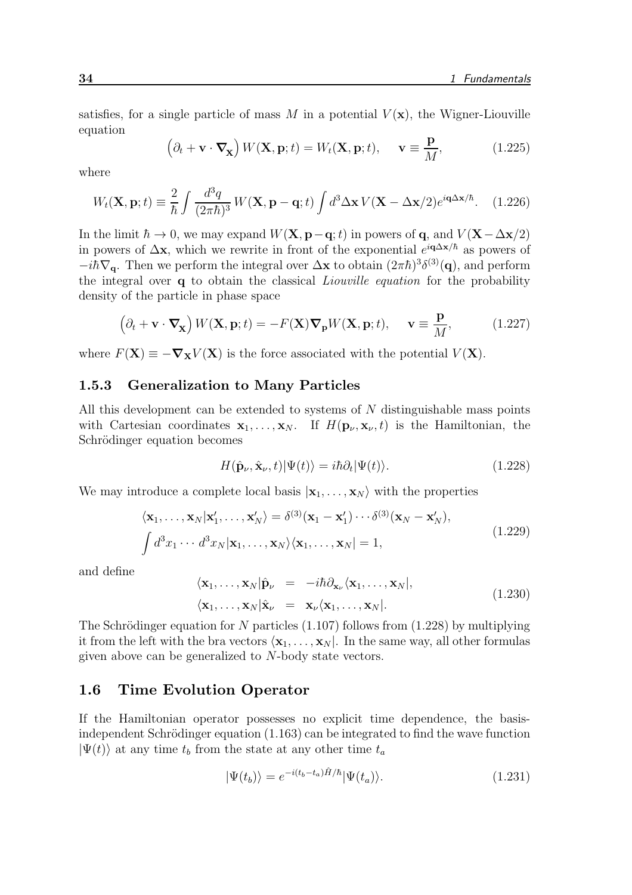satisfies, for a single particle of mass $M$ in a potential $V(\mathbf{x})$, the Wigner-Liouville equation

$$\left(\partial_t + \mathbf{v}\cdot\boldsymbol{\nabla}_{\mathbf{X}}\right) W(\mathbf{X},\mathbf{p};t) = W_t(\mathbf{X},\mathbf{p};t), \qquad \mathbf{v} \equiv \frac{\mathbf{p}}{M}, \tag{1.225}$$

where

$$W_t(\mathbf{X},\mathbf{p};t) \equiv \frac{2}{\hbar}\int \frac{d^3q}{(2\pi\hbar)^3}\, W(\mathbf{X},\mathbf{p}-\mathbf{q};t)\int d^3\Delta\mathbf{x}\, V(\mathbf{X}-\Delta\mathbf{x}/2)e^{i\mathbf{q}\Delta\mathbf{x}/\hbar}. \tag{1.226}$$

In the limit $\hbar \to 0$, we may expand $W(\mathbf{X},\mathbf{p}-\mathbf{q};t)$ in powers of $\mathbf{q}$, and $V(\mathbf{X}-\Delta\mathbf{x}/2)$ in powers of $\Delta\mathbf{x}$, which we rewrite in front of the exponential $e^{i\mathbf{q}\Delta\mathbf{x}/\hbar}$ as powers of $-i\hbar\nabla_{\mathbf{q}}$. Then we perform the integral over $\Delta\mathbf{x}$ to obtain $(2\pi\hbar)^3\delta^{(3)}(\mathbf{q})$, and perform the integral over $\mathbf{q}$ to obtain the classical *Liouville equation* for the probability density of the particle in phase space

$$\left(\partial_t + \mathbf{v}\cdot\boldsymbol{\nabla}_{\mathbf{X}}\right) W(\mathbf{X},\mathbf{p};t) = -F(\mathbf{X})\boldsymbol{\nabla}_{\mathbf{p}}W(\mathbf{X},\mathbf{p};t), \qquad \mathbf{v} \equiv \frac{\mathbf{p}}{M}, \tag{1.227}$$

where $F(\mathbf{X}) \equiv -\boldsymbol{\nabla}_{\mathbf{X}}V(\mathbf{X})$ is the force associated with the potential $V(\mathbf{X})$.

### 1.5.3 Generalization to Many Particles

All this development can be extended to systems of $N$ distinguishable mass points with Cartesian coordinates $\mathbf{x}_1,\ldots,\mathbf{x}_N$. If $H(\mathbf{p}_\nu,\mathbf{x}_\nu,t)$ is the Hamiltonian, the Schrödinger equation becomes

$$H(\hat{\mathbf{p}}_\nu,\hat{\mathbf{x}}_\nu,t)|\Psi(t)\rangle = i\hbar\partial_t|\Psi(t)\rangle. \tag{1.228}$$

We may introduce a complete local basis $|\mathbf{x}_1,\ldots,\mathbf{x}_N\rangle$ with the properties

$$\begin{aligned}
&\langle\mathbf{x}_1,\ldots,\mathbf{x}_N|\mathbf{x}'_1,\ldots,\mathbf{x}'_N\rangle = \delta^{(3)}(\mathbf{x}_1-\mathbf{x}'_1)\cdots\delta^{(3)}(\mathbf{x}_N-\mathbf{x}'_N),\\
&\int d^3x_1\cdots d^3x_N|\mathbf{x}_1,\ldots,\mathbf{x}_N\rangle\langle\mathbf{x}_1,\ldots,\mathbf{x}_N| = 1,
\end{aligned} \tag{1.229}$$

and define

$$\begin{aligned}
\langle\mathbf{x}_1,\ldots,\mathbf{x}_N|\hat{\mathbf{p}}_\nu &= -i\hbar\partial_{\mathbf{x}_\nu}\langle\mathbf{x}_1,\ldots,\mathbf{x}_N|,\\
\langle\mathbf{x}_1,\ldots,\mathbf{x}_N|\hat{\mathbf{x}}_\nu &= \mathbf{x}_\nu\langle\mathbf{x}_1,\ldots,\mathbf{x}_N|.
\end{aligned} \tag{1.230}$$

The Schrödinger equation for $N$ particles (1.107) follows from (1.228) by multiplying it from the left with the bra vectors $\langle\mathbf{x}_1,\ldots,\mathbf{x}_N|$. In the same way, all other formulas given above can be generalized to $N$-body state vectors.

## 1.6 Time Evolution Operator

If the Hamiltonian operator possesses no explicit time dependence, the basis-independent Schrödinger equation (1.163) can be integrated to find the wave function $|\Psi(t)\rangle$ at any time $t_b$ from the state at any other time $t_a$

$$|\Psi(t_b)\rangle = e^{-i(t_b-t_a)\hat{H}/\hbar}|\Psi(t_a)\rangle. \tag{1.231}$$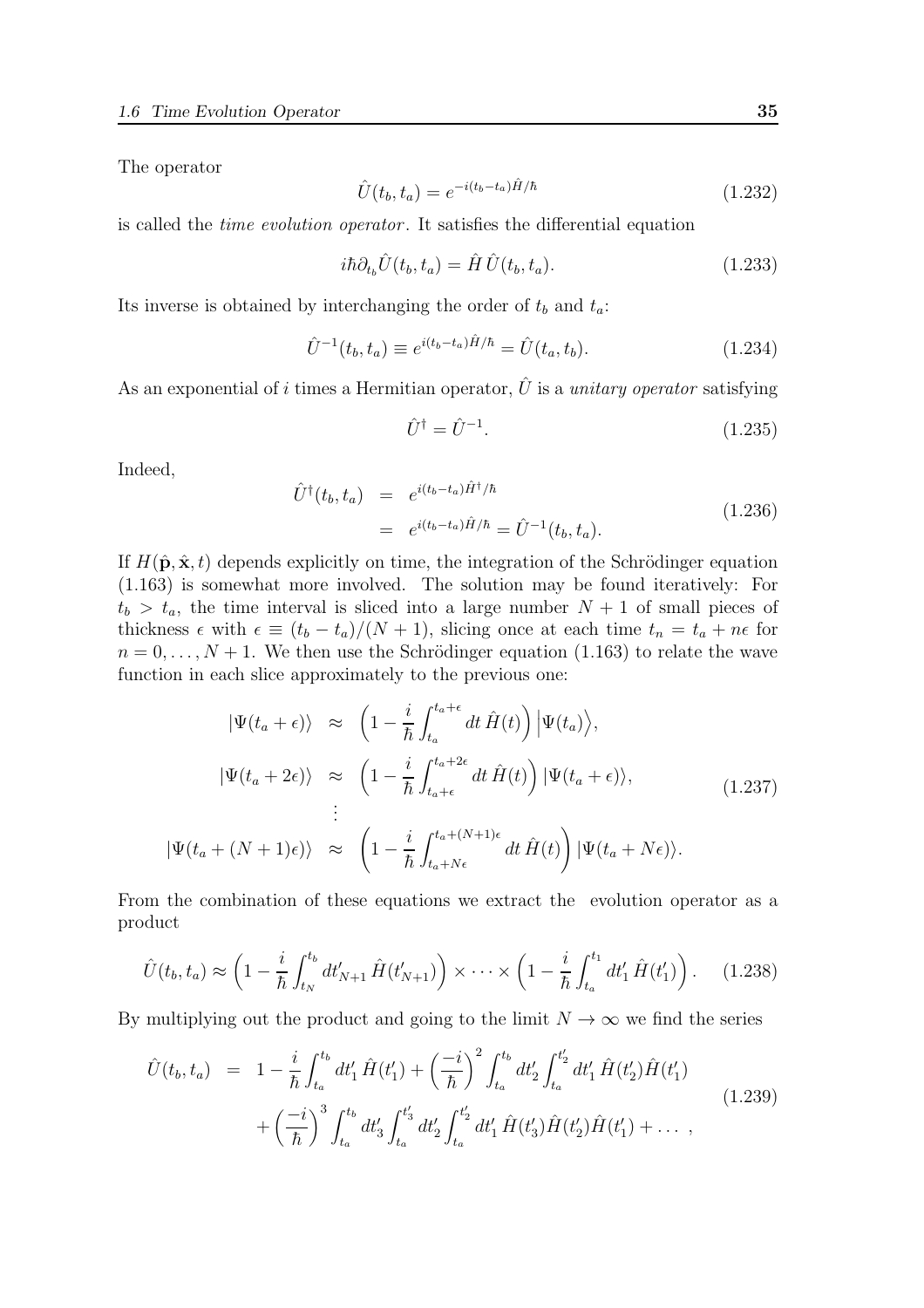The operator

$$\hat{U}(t_b, t_a) = e^{-i(t_b - t_a)\hat{H}/\hbar} \tag{1.232}$$

is called the *time evolution operator*. It satisfies the differential equation

$$i\hbar\partial_{t_b}\hat{U}(t_b, t_a) = \hat{H}\,\hat{U}(t_b, t_a). \tag{1.233}$$

Its inverse is obtained by interchanging the order of $t_b$ and $t_a$:

$$\hat{U}^{-1}(t_b, t_a) \equiv e^{i(t_b - t_a)\hat{H}/\hbar} = \hat{U}(t_a, t_b). \tag{1.234}$$

As an exponential of $i$ times a Hermitian operator, $\hat{U}$ is a *unitary operator* satisfying

$$\hat{U}^\dagger = \hat{U}^{-1}. \tag{1.235}$$

Indeed,

$$\begin{aligned}
\hat{U}^\dagger(t_b, t_a) &= e^{i(t_b - t_a)\hat{H}^\dagger/\hbar} \\
&= e^{i(t_b - t_a)\hat{H}/\hbar} = \hat{U}^{-1}(t_b, t_a).
\end{aligned} \tag{1.236}$$

If $H(\hat{\mathbf{p}}, \hat{\mathbf{x}}, t)$ depends explicitly on time, the integration of the Schrödinger equation (1.163) is somewhat more involved. The solution may be found iteratively: For $t_b > t_a$, the time interval is sliced into a large number $N + 1$ of small pieces of thickness $\epsilon$ with $\epsilon \equiv (t_b - t_a)/(N + 1)$, slicing once at each time $t_n = t_a + n\epsilon$ for $n = 0, \ldots, N + 1$. We then use the Schrödinger equation (1.163) to relate the wave function in each slice approximately to the previous one:

$$\begin{aligned}
|\Psi(t_a + \epsilon)\rangle &\approx \left(1 - \frac{i}{\hbar}\int_{t_a}^{t_a+\epsilon} dt\, \hat{H}(t)\right)\big|\Psi(t_a)\big\rangle, \\
|\Psi(t_a + 2\epsilon)\rangle &\approx \left(1 - \frac{i}{\hbar}\int_{t_a+\epsilon}^{t_a+2\epsilon} dt\, \hat{H}(t)\right)|\Psi(t_a + \epsilon)\rangle, \\
&\ \ \vdots \\
|\Psi(t_a + (N+1)\epsilon)\rangle &\approx \left(1 - \frac{i}{\hbar}\int_{t_a+N\epsilon}^{t_a+(N+1)\epsilon} dt\, \hat{H}(t)\right)|\Psi(t_a + N\epsilon)\rangle.
\end{aligned} \tag{1.237}$$

From the combination of these equations we extract the evolution operator as a product

$$\hat{U}(t_b, t_a) \approx \left(1 - \frac{i}{\hbar}\int_{t_N}^{t_b} dt'_{N+1}\, \hat{H}(t'_{N+1})\right) \times \cdots \times \left(1 - \frac{i}{\hbar}\int_{t_a}^{t_1} dt'_1\, \hat{H}(t'_1)\right). \tag{1.238}$$

By multiplying out the product and going to the limit $N \to \infty$ we find the series

$$\begin{aligned}
\hat{U}(t_b, t_a) &= 1 - \frac{i}{\hbar}\int_{t_a}^{t_b} dt'_1\, \hat{H}(t'_1) + \left(\frac{-i}{\hbar}\right)^2 \int_{t_a}^{t_b} dt'_2 \int_{t_a}^{t'_2} dt'_1\, \hat{H}(t'_2)\hat{H}(t'_1) \\
&\quad + \left(\frac{-i}{\hbar}\right)^3 \int_{t_a}^{t_b} dt'_3 \int_{t_a}^{t'_3} dt'_2 \int_{t_a}^{t'_2} dt'_1\, \hat{H}(t'_3)\hat{H}(t'_2)\hat{H}(t'_1) + \ldots\ ,
\end{aligned} \tag{1.239}$$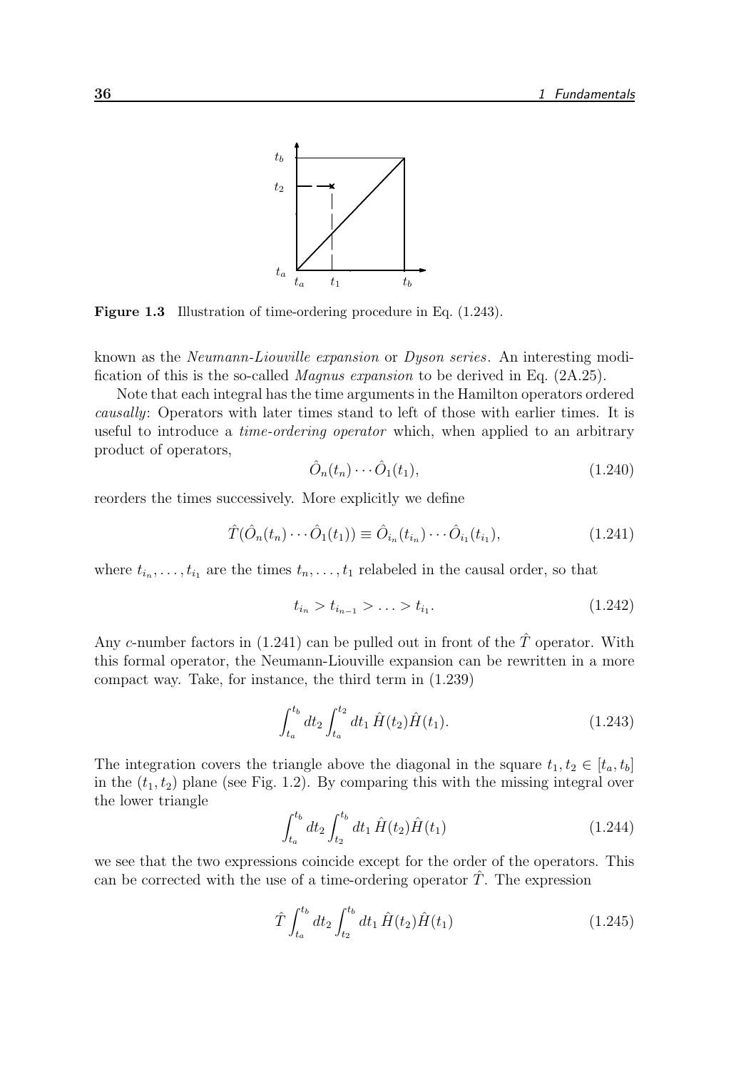**Figure 1.3** Illustration of time-ordering procedure in Eq. (1.243).

known as the *Neumann-Liouville expansion* or *Dyson series*. An interesting modification of this is the so-called *Magnus expansion* to be derived in Eq. (2A.25).

Note that each integral has the time arguments in the Hamilton operators ordered *causally*: Operators with later times stand to left of those with earlier times. It is useful to introduce a *time-ordering operator* which, when applied to an arbitrary product of operators,

$$\hat{O}_n(t_n)\cdots\hat{O}_1(t_1), \tag{1.240}$$

reorders the times successively. More explicitly we define

$$\hat{T}(\hat{O}_n(t_n)\cdots\hat{O}_1(t_1)) \equiv \hat{O}_{i_n}(t_{i_n})\cdots\hat{O}_{i_1}(t_{i_1}), \tag{1.241}$$

where $t_{i_n},\ldots,t_{i_1}$ are the times $t_n,\ldots,t_1$ relabeled in the causal order, so that

$$t_{i_n} > t_{i_{n-1}} > \ldots > t_{i_1}. \tag{1.242}$$

Any $c$-number factors in (1.241) can be pulled out in front of the $\hat{T}$ operator. With this formal operator, the Neumann-Liouville expansion can be rewritten in a more compact way. Take, for instance, the third term in (1.239)

$$\int_{t_a}^{t_b} dt_2 \int_{t_a}^{t_2} dt_1\, \hat{H}(t_2)\hat{H}(t_1). \tag{1.243}$$

The integration covers the triangle above the diagonal in the square $t_1, t_2 \in [t_a, t_b]$ in the $(t_1, t_2)$ plane (see Fig. 1.2). By comparing this with the missing integral over the lower triangle

$$\int_{t_a}^{t_b} dt_2 \int_{t_2}^{t_b} dt_1\, \hat{H}(t_2)\hat{H}(t_1) \tag{1.244}$$

we see that the two expressions coincide except for the order of the operators. This can be corrected with the use of a time-ordering operator $\hat{T}$. The expression

$$\hat{T}\int_{t_a}^{t_b} dt_2 \int_{t_2}^{t_b} dt_1\, \hat{H}(t_2)\hat{H}(t_1) \tag{1.245}$$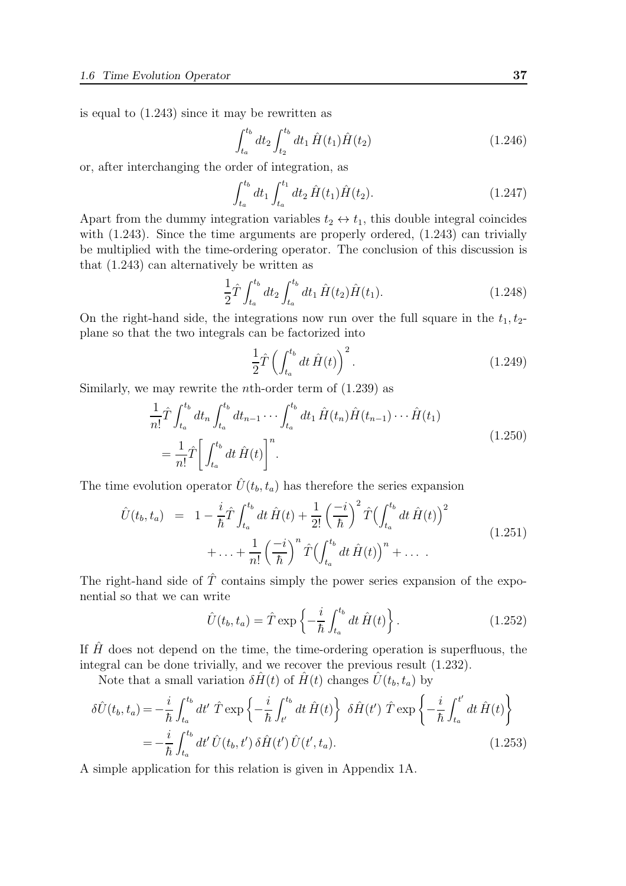is equal to (1.243) since it may be rewritten as

$$\int_{t_a}^{t_b} dt_2 \int_{t_2}^{t_b} dt_1 \, \hat{H}(t_1)\hat{H}(t_2) \tag{1.246}$$

or, after interchanging the order of integration, as

$$\int_{t_a}^{t_b} dt_1 \int_{t_a}^{t_1} dt_2 \, \hat{H}(t_1)\hat{H}(t_2). \tag{1.247}$$

Apart from the dummy integration variables $t_2 \leftrightarrow t_1$, this double integral coincides with (1.243). Since the time arguments are properly ordered, (1.243) can trivially be multiplied with the time-ordering operator. The conclusion of this discussion is that (1.243) can alternatively be written as

$$\frac{1}{2}\hat{T} \int_{t_a}^{t_b} dt_2 \int_{t_a}^{t_b} dt_1 \, \hat{H}(t_2)\hat{H}(t_1). \tag{1.248}$$

On the right-hand side, the integrations now run over the full square in the $t_1, t_2$-plane so that the two integrals can be factorized into

$$\frac{1}{2}\hat{T} \left( \int_{t_a}^{t_b} dt \, \hat{H}(t) \right)^2. \tag{1.249}$$

Similarly, we may rewrite the $n$th-order term of (1.239) as

$$\begin{aligned}
&\frac{1}{n!}\hat{T} \int_{t_a}^{t_b} dt_n \int_{t_a}^{t_b} dt_{n-1} \cdots \int_{t_a}^{t_b} dt_1 \, \hat{H}(t_n)\hat{H}(t_{n-1}) \cdots \hat{H}(t_1) \\
&= \frac{1}{n!}\hat{T} \left[ \int_{t_a}^{t_b} dt \, \hat{H}(t) \right]^n .
\end{aligned} \tag{1.250}$$

The time evolution operator $\hat{U}(t_b, t_a)$ has therefore the series expansion

$$\begin{aligned}
\hat{U}(t_b, t_a) &= 1 - \frac{i}{\hbar}\hat{T} \int_{t_a}^{t_b} dt \, \hat{H}(t) + \frac{1}{2!}\left(\frac{-i}{\hbar}\right)^2 \hat{T}\Big( \int_{t_a}^{t_b} dt \, \hat{H}(t) \Big)^2 \\
&\quad + \ldots + \frac{1}{n!}\left(\frac{-i}{\hbar}\right)^n \hat{T}\Big( \int_{t_a}^{t_b} dt \, \hat{H}(t) \Big)^n + \ldots \; .
\end{aligned} \tag{1.251}$$

The right-hand side of $\hat{T}$ contains simply the power series expansion of the exponential so that we can write

$$\hat{U}(t_b, t_a) = \hat{T} \exp\left\{ -\frac{i}{\hbar} \int_{t_a}^{t_b} dt \, \hat{H}(t) \right\}. \tag{1.252}$$

If $\hat{H}$ does not depend on the time, the time-ordering operation is superfluous, the integral can be done trivially, and we recover the previous result (1.232).

Note that a small variation $\delta\hat{H}(t)$ of $\hat{H}(t)$ changes $\hat{U}(t_b, t_a)$ by

$$\begin{aligned}
\delta\hat{U}(t_b, t_a) &= -\frac{i}{\hbar} \int_{t_a}^{t_b} dt' \; \hat{T} \exp\left\{ -\frac{i}{\hbar} \int_{t'}^{t_b} dt \, \hat{H}(t) \right\} \; \delta\hat{H}(t') \; \hat{T} \exp\left\{ -\frac{i}{\hbar} \int_{t_a}^{t'} dt \, \hat{H}(t) \right\} \\
&= -\frac{i}{\hbar} \int_{t_a}^{t_b} dt' \, \hat{U}(t_b, t') \, \delta\hat{H}(t') \, \hat{U}(t', t_a).
\end{aligned} \tag{1.253}$$

A simple application for this relation is given in Appendix 1A.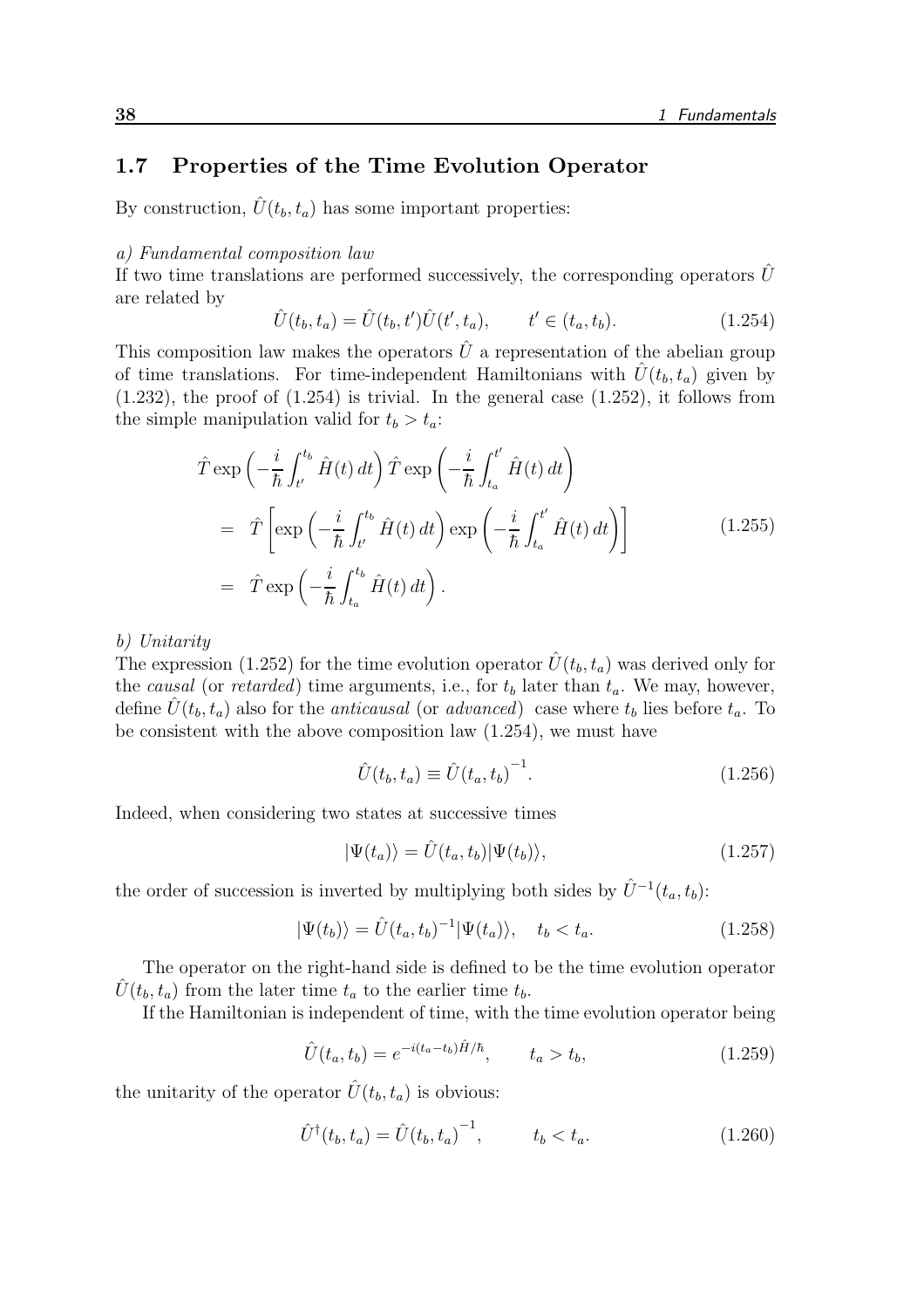## 1.7 Properties of the Time Evolution Operator

By construction, $\hat{U}(t_b, t_a)$ has some important properties:

*a) Fundamental composition law*

If two time translations are performed successively, the corresponding operators $\hat{U}$ are related by

$$\hat{U}(t_b, t_a) = \hat{U}(t_b, t')\hat{U}(t', t_a), \qquad t' \in (t_a, t_b). \tag{1.254}$$

This composition law makes the operators $\hat{U}$ a representation of the abelian group of time translations. For time-independent Hamiltonians with $\hat{U}(t_b, t_a)$ given by (1.232), the proof of (1.254) is trivial. In the general case (1.252), it follows from the simple manipulation valid for $t_b > t_a$:

$$\begin{aligned}
&\hat{T}\exp\left(-\frac{i}{\hbar}\int_{t'}^{t_b}\hat{H}(t)\,dt\right)\hat{T}\exp\left(-\frac{i}{\hbar}\int_{t_a}^{t'}\hat{H}(t)\,dt\right) \\
&= \hat{T}\left[\exp\left(-\frac{i}{\hbar}\int_{t'}^{t_b}\hat{H}(t)\,dt\right)\exp\left(-\frac{i}{\hbar}\int_{t_a}^{t'}\hat{H}(t)\,dt\right)\right] \\
&= \hat{T}\exp\left(-\frac{i}{\hbar}\int_{t_a}^{t_b}\hat{H}(t)\,dt\right).
\end{aligned} \tag{1.255}$$

*b) Unitarity*

The expression (1.252) for the time evolution operator $\hat{U}(t_b, t_a)$ was derived only for the *causal* (or *retarded*) time arguments, i.e., for $t_b$ later than $t_a$. We may, however, define $\hat{U}(t_b, t_a)$ also for the *anticausal* (or *advanced*) case where $t_b$ lies before $t_a$. To be consistent with the above composition law (1.254), we must have

$$\hat{U}(t_b, t_a) \equiv \hat{U}(t_a, t_b)^{-1}. \tag{1.256}$$

Indeed, when considering two states at successive times

$$|\Psi(t_a)\rangle = \hat{U}(t_a, t_b)|\Psi(t_b)\rangle, \tag{1.257}$$

the order of succession is inverted by multiplying both sides by $\hat{U}^{-1}(t_a, t_b)$:

$$|\Psi(t_b)\rangle = \hat{U}(t_a, t_b)^{-1}|\Psi(t_a)\rangle, \quad t_b < t_a. \tag{1.258}$$

The operator on the right-hand side is defined to be the time evolution operator $\hat{U}(t_b, t_a)$ from the later time $t_a$ to the earlier time $t_b$.

If the Hamiltonian is independent of time, with the time evolution operator being

$$\hat{U}(t_a, t_b) = e^{-i(t_a - t_b)\hat{H}/\hbar}, \qquad t_a > t_b, \tag{1.259}$$

the unitarity of the operator $\hat{U}(t_b, t_a)$ is obvious:

$$\hat{U}^{\dagger}(t_b, t_a) = \hat{U}(t_b, t_a)^{-1}, \qquad t_b < t_a. \tag{1.260}$$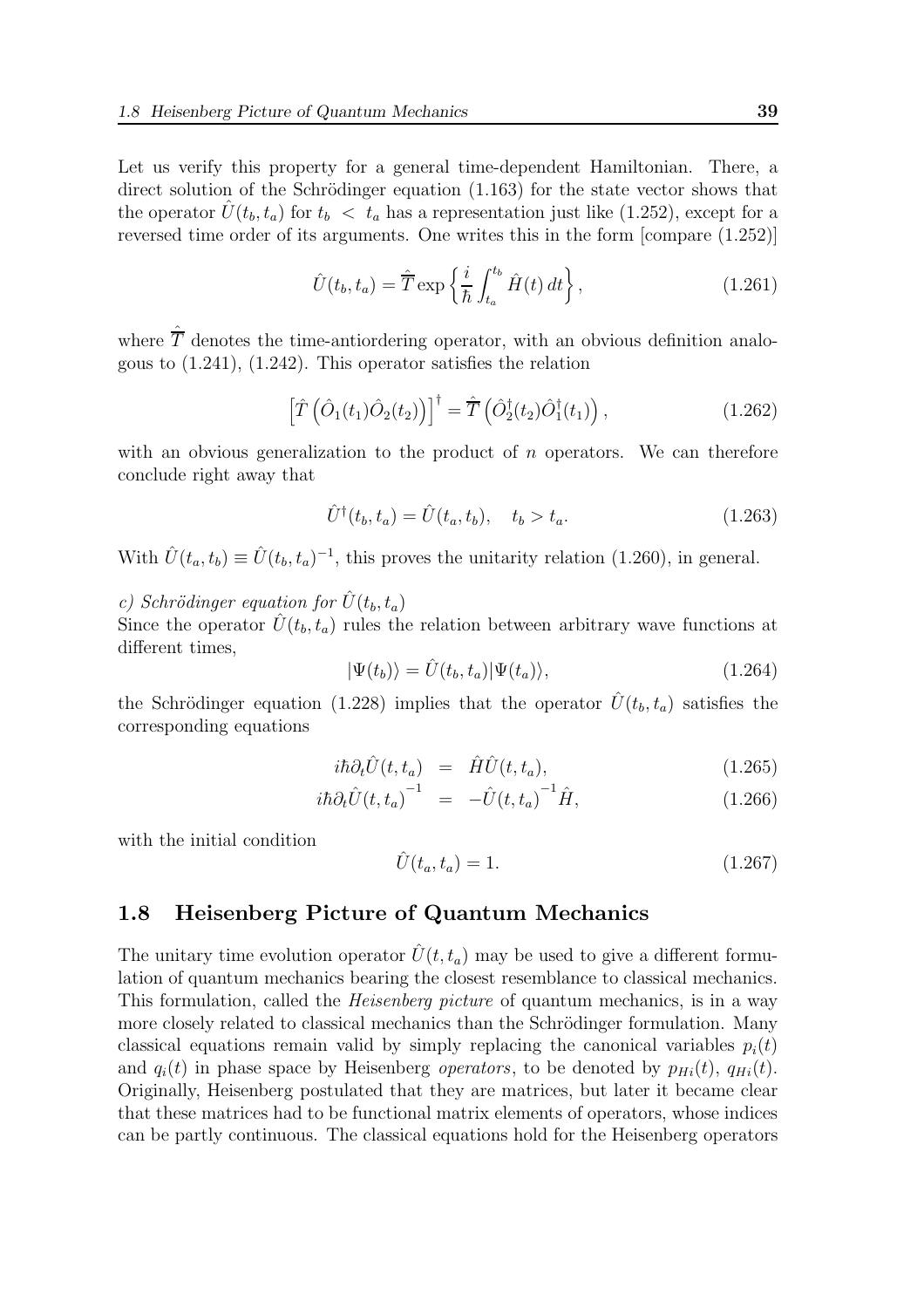Let us verify this property for a general time-dependent Hamiltonian. There, a direct solution of the Schrödinger equation (1.163) for the state vector shows that the operator $\hat{U}(t_b, t_a)$ for $t_b < t_a$ has a representation just like (1.252), except for a reversed time order of its arguments. One writes this in the form [compare (1.252)]

$$\hat{U}(t_b, t_a) = \hat{\overline{T}} \exp\left\{\frac{i}{\hbar}\int_{t_a}^{t_b} \hat{H}(t)\, dt\right\}, \tag{1.261}$$

where $\hat{\overline{T}}$ denotes the time-antiordering operator, with an obvious definition analogous to (1.241), (1.242). This operator satisfies the relation

$$\left[\hat{T}\left(\hat{O}_1(t_1)\hat{O}_2(t_2)\right)\right]^\dagger = \hat{\overline{T}}\left(\hat{O}_2^\dagger(t_2)\hat{O}_1^\dagger(t_1)\right), \tag{1.262}$$

with an obvious generalization to the product of $n$ operators. We can therefore conclude right away that

$$\hat{U}^\dagger(t_b, t_a) = \hat{U}(t_a, t_b), \quad t_b > t_a. \tag{1.263}$$

With $\hat{U}(t_a, t_b) \equiv \hat{U}(t_b, t_a)^{-1}$, this proves the unitarity relation (1.260), in general.

*c) Schrödinger equation for $\hat{U}(t_b, t_a)$*

Since the operator $\hat{U}(t_b, t_a)$ rules the relation between arbitrary wave functions at different times,

$$|\Psi(t_b)\rangle = \hat{U}(t_b, t_a)|\Psi(t_a)\rangle, \tag{1.264}$$

the Schrödinger equation (1.228) implies that the operator $\hat{U}(t_b, t_a)$ satisfies the corresponding equations

$$i\hbar\partial_t \hat{U}(t, t_a) = \hat{H}\hat{U}(t, t_a), \tag{1.265}$$

$$i\hbar\partial_t \hat{U}(t, t_a)^{-1} = -\hat{U}(t, t_a)^{-1}\hat{H}, \tag{1.266}$$

with the initial condition

$$\hat{U}(t_a, t_a) = 1. \tag{1.267}$$

## 1.8 Heisenberg Picture of Quantum Mechanics

The unitary time evolution operator $\hat{U}(t, t_a)$ may be used to give a different formulation of quantum mechanics bearing the closest resemblance to classical mechanics. This formulation, called the *Heisenberg picture* of quantum mechanics, is in a way more closely related to classical mechanics than the Schrödinger formulation. Many classical equations remain valid by simply replacing the canonical variables $p_i(t)$ and $q_i(t)$ in phase space by Heisenberg *operators*, to be denoted by $p_{Hi}(t)$, $q_{Hi}(t)$. Originally, Heisenberg postulated that they are matrices, but later it became clear that these matrices had to be functional matrix elements of operators, whose indices can be partly continuous. The classical equations hold for the Heisenberg operators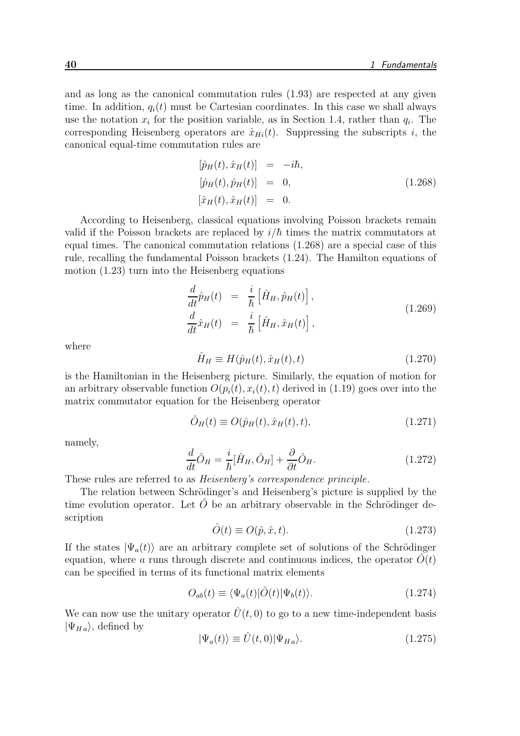and as long as the canonical commutation rules (1.93) are respected at any given time. In addition, $q_i(t)$ must be Cartesian coordinates. In this case we shall always use the notation $x_i$ for the position variable, as in Section 1.4, rather than $q_i$. The corresponding Heisenberg operators are $\hat{x}_{Hi}(t)$. Suppressing the subscripts $i$, the canonical equal-time commutation rules are

$$
\begin{aligned}
[\hat{p}_H(t), \hat{x}_H(t)] &= -i\hbar, \\
[\hat{p}_H(t), \hat{p}_H(t)] &= 0, \\
[\hat{x}_H(t), \hat{x}_H(t)] &= 0.
\end{aligned}
\tag{1.268}
$$

According to Heisenberg, classical equations involving Poisson brackets remain valid if the Poisson brackets are replaced by $i/\hbar$ times the matrix commutators at equal times. The canonical commutation relations (1.268) are a special case of this rule, recalling the fundamental Poisson brackets (1.24). The Hamilton equations of motion (1.23) turn into the Heisenberg equations

$$
\begin{aligned}
\frac{d}{dt}\hat{p}_H(t) &= \frac{i}{\hbar}\left[\hat{H}_H, \hat{p}_H(t)\right], \\
\frac{d}{dt}\hat{x}_H(t) &= \frac{i}{\hbar}\left[\hat{H}_H, \hat{x}_H(t)\right],
\end{aligned}
\tag{1.269}
$$

where

$$
\hat{H}_H \equiv H(\hat{p}_H(t), \hat{x}_H(t), t) \tag{1.270}
$$

is the Hamiltonian in the Heisenberg picture. Similarly, the equation of motion for an arbitrary observable function $O(p_i(t), x_i(t), t)$ derived in (1.19) goes over into the matrix commutator equation for the Heisenberg operator

$$
\hat{O}_H(t) \equiv O(\hat{p}_H(t), \hat{x}_H(t), t), \tag{1.271}
$$

namely,

$$
\frac{d}{dt}\hat{O}_H = \frac{i}{\hbar}[\hat{H}_H, \hat{O}_H] + \frac{\partial}{\partial t}\hat{O}_H. \tag{1.272}
$$

These rules are referred to as *Heisenberg's correspondence principle*.

The relation between Schrödinger's and Heisenberg's picture is supplied by the time evolution operator. Let $\hat{O}$ be an arbitrary observable in the Schrödinger description

$$
\hat{O}(t) \equiv O(\hat{p}, \hat{x}, t). \tag{1.273}
$$

If the states $|\Psi_a(t)\rangle$ are an arbitrary complete set of solutions of the Schrödinger equation, where $a$ runs through discrete and continuous indices, the operator $\hat{O}(t)$ can be specified in terms of its functional matrix elements

$$
O_{ab}(t) \equiv \langle \Psi_a(t)|\hat{O}(t)|\Psi_b(t)\rangle. \tag{1.274}
$$

We can now use the unitary operator $\hat{U}(t,0)$ to go to a new time-independent basis $|\Psi_{Ha}\rangle$, defined by

$$
|\Psi_a(t)\rangle \equiv \hat{U}(t,0)|\Psi_{Ha}\rangle. \tag{1.275}
$$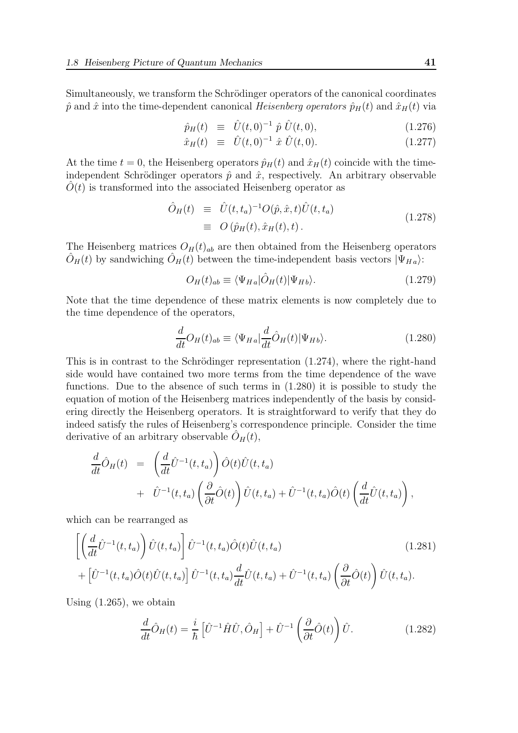Simultaneously, we transform the Schrödinger operators of the canonical coordinates $\hat{p}$ and $\hat{x}$ into the time-dependent canonical *Heisenberg operators* $\hat{p}_H(t)$ and $\hat{x}_H(t)$ via

$$
\begin{aligned}
\hat{p}_H(t) &\equiv \hat{U}(t,0)^{-1}\, \hat{p}\, \hat{U}(t,0), &(1.276)\\
\hat{x}_H(t) &\equiv \hat{U}(t,0)^{-1}\, \hat{x}\, \hat{U}(t,0). &(1.277)
\end{aligned}
$$

At the time $t = 0$, the Heisenberg operators $\hat{p}_H(t)$ and $\hat{x}_H(t)$ coincide with the time-independent Schrödinger operators $\hat{p}$ and $\hat{x}$, respectively. An arbitrary observable $\hat{O}(t)$ is transformed into the associated Heisenberg operator as

$$
\begin{aligned}
\hat{O}_H(t) &\equiv \hat{U}(t,t_a)^{-1} O(\hat{p},\hat{x},t) \hat{U}(t,t_a)\\
&\equiv O\left(\hat{p}_H(t), \hat{x}_H(t), t\right).
\end{aligned} \tag{1.278}
$$

The Heisenberg matrices $O_H(t)_{ab}$ are then obtained from the Heisenberg operators $\hat{O}_H(t)$ by sandwiching $\hat{O}_H(t)$ between the time-independent basis vectors $|\Psi_{H\,a}\rangle$:

$$
O_H(t)_{ab} \equiv \langle \Psi_{H\,a}|\hat{O}_H(t)|\Psi_{H\,b}\rangle. \tag{1.279}
$$

Note that the time dependence of these matrix elements is now completely due to the time dependence of the operators,

$$
\frac{d}{dt}O_H(t)_{ab} \equiv \langle \Psi_{H\,a}|\frac{d}{dt}\hat{O}_H(t)|\Psi_{H\,b}\rangle. \tag{1.280}
$$

This is in contrast to the Schrödinger representation (1.274), where the right-hand side would have contained two more terms from the time dependence of the wave functions. Due to the absence of such terms in (1.280) it is possible to study the equation of motion of the Heisenberg matrices independently of the basis by considering directly the Heisenberg operators. It is straightforward to verify that they do indeed satisfy the rules of Heisenberg's correspondence principle. Consider the time derivative of an arbitrary observable $\hat{O}_H(t)$,

$$
\begin{aligned}
\frac{d}{dt}\hat{O}_H(t) &= \left(\frac{d}{dt}\hat{U}^{-1}(t,t_a)\right)\hat{O}(t)\hat{U}(t,t_a)\\
&+ \hat{U}^{-1}(t,t_a)\left(\frac{\partial}{\partial t}\hat{O}(t)\right)\hat{U}(t,t_a) + \hat{U}^{-1}(t,t_a)\hat{O}(t)\left(\frac{d}{dt}\hat{U}(t,t_a)\right),
\end{aligned}
$$

which can be rearranged as

$$
\begin{aligned}
&\left[\left(\frac{d}{dt}\hat{U}^{-1}(t,t_a)\right)\hat{U}(t,t_a)\right]\hat{U}^{-1}(t,t_a)\hat{O}(t)\hat{U}(t,t_a)\\
&+\left[\hat{U}^{-1}(t,t_a)\hat{O}(t)\hat{U}(t,t_a)\right]\hat{U}^{-1}(t,t_a)\frac{d}{dt}\hat{U}(t,t_a) + \hat{U}^{-1}(t,t_a)\left(\frac{\partial}{\partial t}\hat{O}(t)\right)\hat{U}(t,t_a).
\end{aligned} \tag{1.281}
$$

Using (1.265), we obtain

$$
\frac{d}{dt}\hat{O}_H(t) = \frac{i}{\hbar}\left[\hat{U}^{-1}\hat{H}\hat{U}, \hat{O}_H\right] + \hat{U}^{-1}\left(\frac{\partial}{\partial t}\hat{O}(t)\right)\hat{U}. \tag{1.282}
$$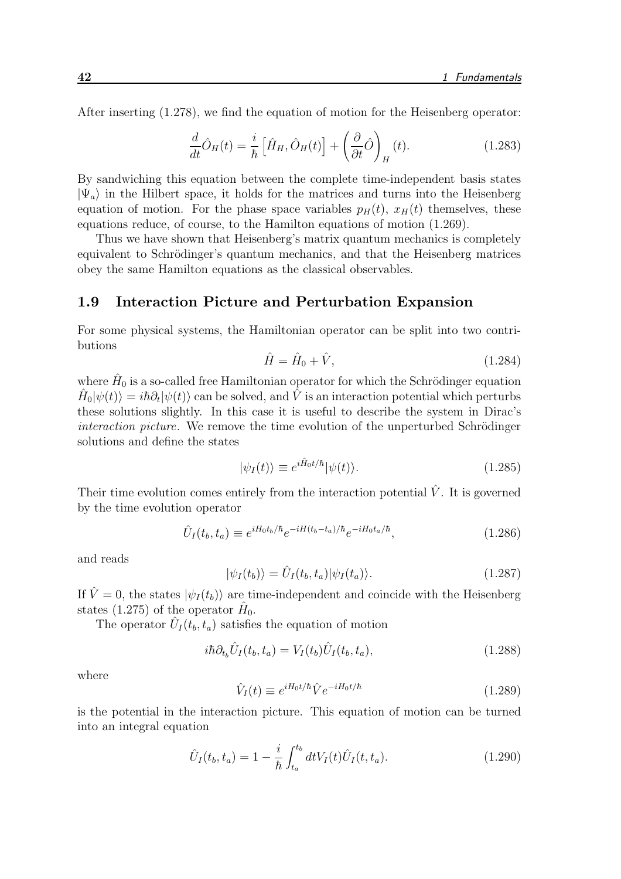After inserting (1.278), we find the equation of motion for the Heisenberg operator:

$$\frac{d}{dt}\hat{O}_H(t) = \frac{i}{\hbar}\left[\hat{H}_H, \hat{O}_H(t)\right] + \left(\frac{\partial}{\partial t}\hat{O}\right)_H(t). \tag{1.283}$$

By sandwiching this equation between the complete time-independent basis states $|\Psi_a\rangle$ in the Hilbert space, it holds for the matrices and turns into the Heisenberg equation of motion. For the phase space variables $p_H(t)$, $x_H(t)$ themselves, these equations reduce, of course, to the Hamilton equations of motion (1.269).

Thus we have shown that Heisenberg's matrix quantum mechanics is completely equivalent to Schrödinger's quantum mechanics, and that the Heisenberg matrices obey the same Hamilton equations as the classical observables.

## 1.9 Interaction Picture and Perturbation Expansion

For some physical systems, the Hamiltonian operator can be split into two contributions

$$\hat{H} = \hat{H}_0 + \hat{V}, \tag{1.284}$$

where $\hat{H}_0$ is a so-called free Hamiltonian operator for which the Schrödinger equation $\hat{H}_0|\psi(t)\rangle = i\hbar\partial_t|\psi(t)\rangle$ can be solved, and $\hat{V}$ is an interaction potential which perturbs these solutions slightly. In this case it is useful to describe the system in Dirac's *interaction picture*. We remove the time evolution of the unperturbed Schrödinger solutions and define the states

$$|\psi_I(t)\rangle \equiv e^{i\hat{H}_0 t/\hbar}|\psi(t)\rangle. \tag{1.285}$$

Their time evolution comes entirely from the interaction potential $\hat{V}$. It is governed by the time evolution operator

$$\hat{U}_I(t_b, t_a) \equiv e^{iH_0 t_b/\hbar} e^{-iH(t_b - t_a)/\hbar} e^{-iH_0 t_a/\hbar}, \tag{1.286}$$

and reads

$$|\psi_I(t_b)\rangle = \hat{U}_I(t_b, t_a)|\psi_I(t_a)\rangle. \tag{1.287}$$

If $\hat{V} = 0$, the states $|\psi_I(t_b)\rangle$ are time-independent and coincide with the Heisenberg states (1.275) of the operator $\hat{H}_0$.

The operator $\hat{U}_I(t_b, t_a)$ satisfies the equation of motion

$$i\hbar\partial_{t_b}\hat{U}_I(t_b, t_a) = V_I(t_b)\hat{U}_I(t_b, t_a), \tag{1.288}$$

where

$$\hat{V}_I(t) \equiv e^{iH_0 t/\hbar}\hat{V}e^{-iH_0 t/\hbar} \tag{1.289}$$

is the potential in the interaction picture. This equation of motion can be turned into an integral equation

$$\hat{U}_I(t_b, t_a) = 1 - \frac{i}{\hbar}\int_{t_a}^{t_b} dt V_I(t)\hat{U}_I(t, t_a). \tag{1.290}$$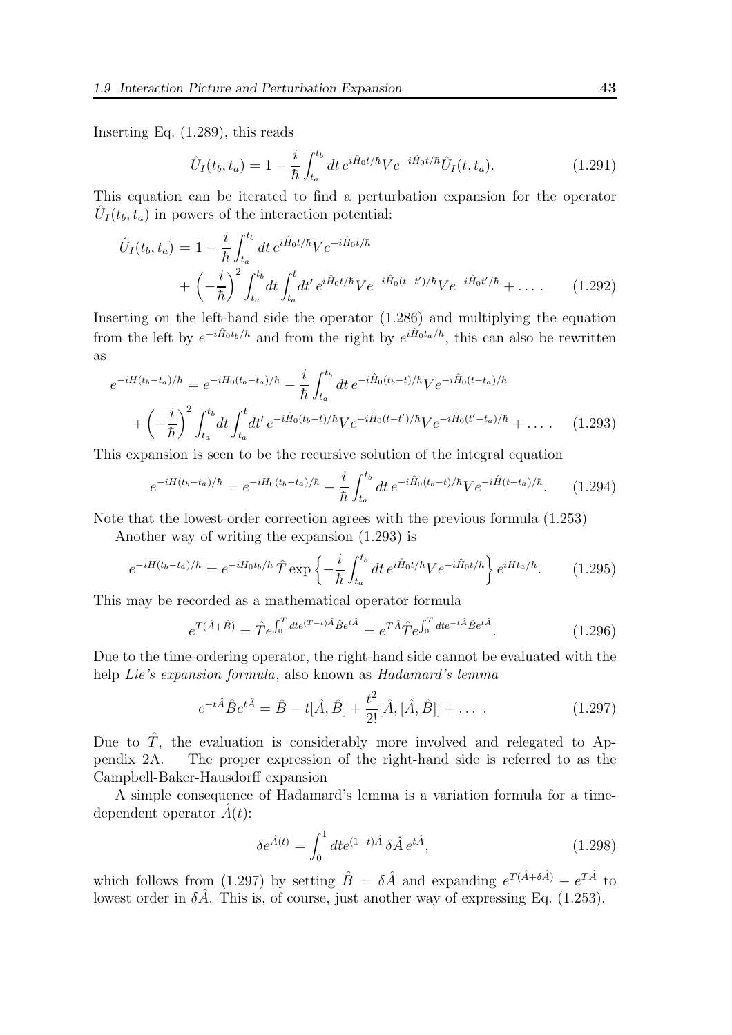Inserting Eq. (1.289), this reads

$$\hat{U}_I(t_b, t_a) = 1 - \frac{i}{\hbar}\int_{t_a}^{t_b} dt\, e^{i\hat{H}_0 t/\hbar} V e^{-i\hat{H}_0 t/\hbar} \hat{U}_I(t, t_a). \tag{1.291}$$

This equation can be iterated to find a perturbation expansion for the operator $\hat{U}_I(t_b, t_a)$ in powers of the interaction potential:

$$\begin{aligned}\hat{U}_I(t_b, t_a) &= 1 - \frac{i}{\hbar}\int_{t_a}^{t_b} dt\, e^{i\hat{H}_0 t/\hbar} V e^{-i\hat{H}_0 t/\hbar} \\ &+ \left(-\frac{i}{\hbar}\right)^2 \int_{t_a}^{t_b} dt \int_{t_a}^{t} dt'\, e^{i\hat{H}_0 t/\hbar} V e^{-i\hat{H}_0 (t-t')/\hbar} V e^{-i\hat{H}_0 t'/\hbar} + \dots \,. \end{aligned} \tag{1.292}$$

Inserting on the left-hand side the operator (1.286) and multiplying the equation from the left by $e^{-i\hat{H}_0 t_b/\hbar}$ and from the right by $e^{i\hat{H}_0 t_a/\hbar}$, this can also be rewritten as

$$\begin{aligned} e^{-iH(t_b-t_a)/\hbar} &= e^{-iH_0(t_b-t_a)/\hbar} - \frac{i}{\hbar}\int_{t_a}^{t_b} dt\, e^{-i\hat{H}_0(t_b-t)/\hbar} V e^{-i\hat{H}_0(t-t_a)/\hbar} \\ &+ \left(-\frac{i}{\hbar}\right)^2 \int_{t_a}^{t_b} dt \int_{t_a}^{t} dt'\, e^{-i\hat{H}_0(t_b-t)/\hbar} V e^{-i\hat{H}_0(t-t')/\hbar} V e^{-i\hat{H}_0(t'-t_a)/\hbar} + \dots \,. \end{aligned} \tag{1.293}$$

This expansion is seen to be the recursive solution of the integral equation

$$e^{-iH(t_b-t_a)/\hbar} = e^{-iH_0(t_b-t_a)/\hbar} - \frac{i}{\hbar}\int_{t_a}^{t_b} dt\, e^{-i\hat{H}_0(t_b-t)/\hbar} V e^{-i\hat{H}(t-t_a)/\hbar}. \tag{1.294}$$

Note that the lowest-order correction agrees with the previous formula (1.253)

Another way of writing the expansion (1.293) is

$$e^{-iH(t_b-t_a)/\hbar} = e^{-iH_0 t_b/\hbar}\, \hat{T} \exp\left\{-\frac{i}{\hbar}\int_{t_a}^{t_b} dt\, e^{i\hat{H}_0 t/\hbar} V e^{-i\hat{H}_0 t/\hbar}\right\} e^{iHt_a/\hbar}. \tag{1.295}$$

This may be recorded as a mathematical operator formula

$$e^{T(\hat{A}+\hat{B})} = \hat{T} e^{\int_0^T dt e^{(T-t)\hat{A}} \hat{B} e^{t\hat{A}}} = e^{T\hat{A}} \hat{T} e^{\int_0^T dt e^{-t\hat{A}} \hat{B} e^{t\hat{A}}}. \tag{1.296}$$

Due to the time-ordering operator, the right-hand side cannot be evaluated with the help *Lie's expansion formula*, also known as *Hadamard's lemma*

$$e^{-t\hat{A}} \hat{B} e^{t\hat{A}} = \hat{B} - t[\hat{A}, \hat{B}] + \frac{t^2}{2!}[\hat{A}, [\hat{A}, \hat{B}]] + \dots \,. \tag{1.297}$$

Due to $\hat{T}$, the evaluation is considerably more involved and relegated to Appendix 2A. The proper expression of the right-hand side is referred to as the Campbell-Baker-Hausdorff expansion

A simple consequence of Hadamard's lemma is a variation formula for a time-dependent operator $\hat{A}(t)$:

$$\delta e^{\hat{A}(t)} = \int_0^1 dt e^{(1-t)\hat{A}}\, \delta\hat{A}\, e^{t\hat{A}}, \tag{1.298}$$

which follows from (1.297) by setting $\hat{B} = \delta\hat{A}$ and expanding $e^{T(\hat{A}+\delta\hat{A})} - e^{T\hat{A}}$ to lowest order in $\delta\hat{A}$. This is, of course, just another way of expressing Eq. (1.253).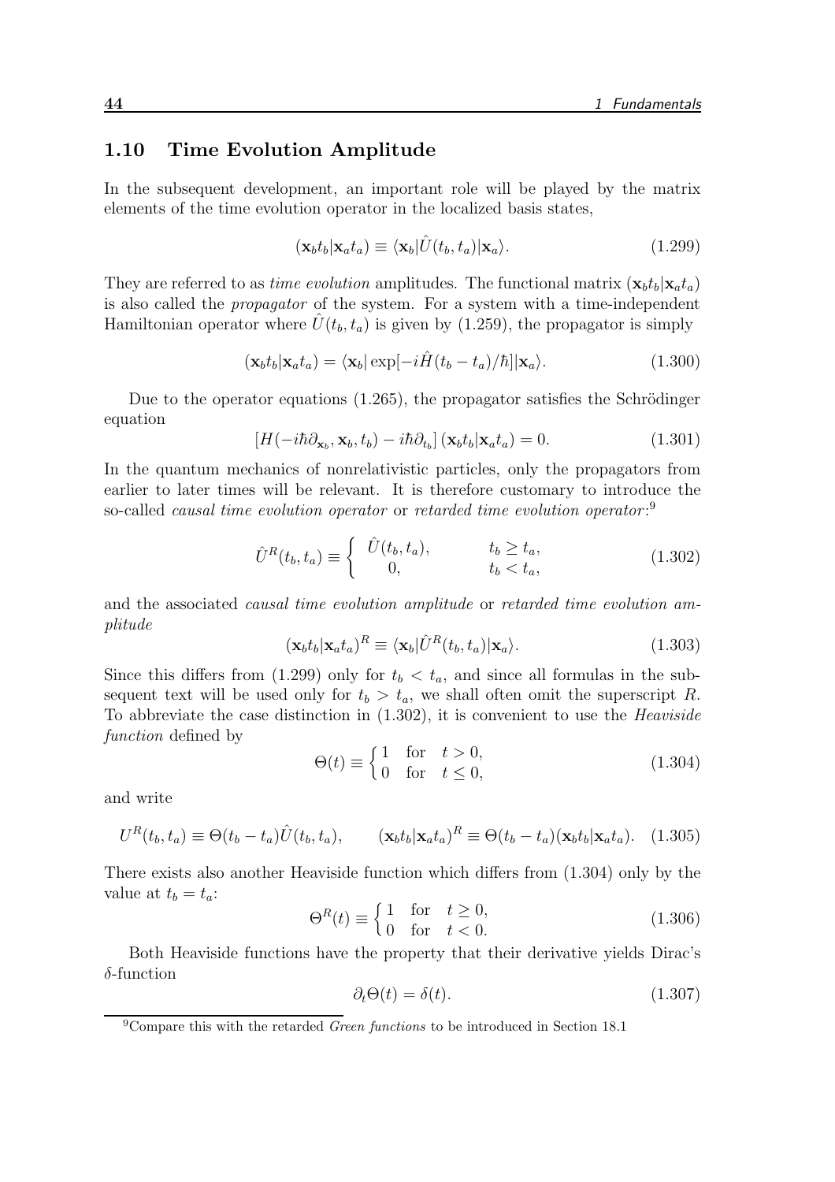## 1.10 Time Evolution Amplitude

In the subsequent development, an important role will be played by the matrix elements of the time evolution operator in the localized basis states,

$$(\mathbf{x}_b t_b|\mathbf{x}_a t_a) \equiv \langle \mathbf{x}_b|\hat{U}(t_b, t_a)|\mathbf{x}_a\rangle. \tag{1.299}$$

They are referred to as *time evolution* amplitudes. The functional matrix $(\mathbf{x}_b t_b|\mathbf{x}_a t_a)$ is also called the *propagator* of the system. For a system with a time-independent Hamiltonian operator where $\hat{U}(t_b, t_a)$ is given by (1.259), the propagator is simply

$$(\mathbf{x}_b t_b|\mathbf{x}_a t_a) = \langle \mathbf{x}_b|\exp[-i\hat{H}(t_b - t_a)/\hbar]|\mathbf{x}_a\rangle. \tag{1.300}$$

Due to the operator equations (1.265), the propagator satisfies the Schrödinger equation

$$[H(-i\hbar\partial_{\mathbf{x}_b}, \mathbf{x}_b, t_b) - i\hbar\partial_{t_b}]\,(\mathbf{x}_b t_b|\mathbf{x}_a t_a) = 0. \tag{1.301}$$

In the quantum mechanics of nonrelativistic particles, only the propagators from earlier to later times will be relevant. It is therefore customary to introduce the so-called *causal time evolution operator* or *retarded time evolution operator*:[9]

$$\hat{U}^R(t_b, t_a) \equiv \begin{cases} \hat{U}(t_b, t_a), & t_b \geq t_a, \\ 0, & t_b < t_a, \end{cases} \tag{1.302}$$

and the associated *causal time evolution amplitude* or *retarded time evolution amplitude*

$$(\mathbf{x}_b t_b|\mathbf{x}_a t_a)^R \equiv \langle \mathbf{x}_b|\hat{U}^R(t_b, t_a)|\mathbf{x}_a\rangle. \tag{1.303}$$

Since this differs from (1.299) only for $t_b < t_a$, and since all formulas in the subsequent text will be used only for $t_b > t_a$, we shall often omit the superscript $R$. To abbreviate the case distinction in (1.302), it is convenient to use the *Heaviside function* defined by

$$\Theta(t) \equiv \begin{cases} 1 & \text{for} \quad t > 0, \\ 0 & \text{for} \quad t \leq 0, \end{cases} \tag{1.304}$$

and write

$$U^R(t_b, t_a) \equiv \Theta(t_b - t_a)\hat{U}(t_b, t_a), \qquad (\mathbf{x}_b t_b|\mathbf{x}_a t_a)^R \equiv \Theta(t_b - t_a)(\mathbf{x}_b t_b|\mathbf{x}_a t_a). \tag{1.305}$$

There exists also another Heaviside function which differs from (1.304) only by the value at $t_b = t_a$:

$$\Theta^R(t) \equiv \begin{cases} 1 & \text{for} \quad t \geq 0, \\ 0 & \text{for} \quad t < 0. \end{cases} \tag{1.306}$$

Both Heaviside functions have the property that their derivative yields Dirac's $\delta$-function

$$\partial_t \Theta(t) = \delta(t). \tag{1.307}$$

---

[9] Compare this with the retarded *Green functions* to be introduced in Section 18.1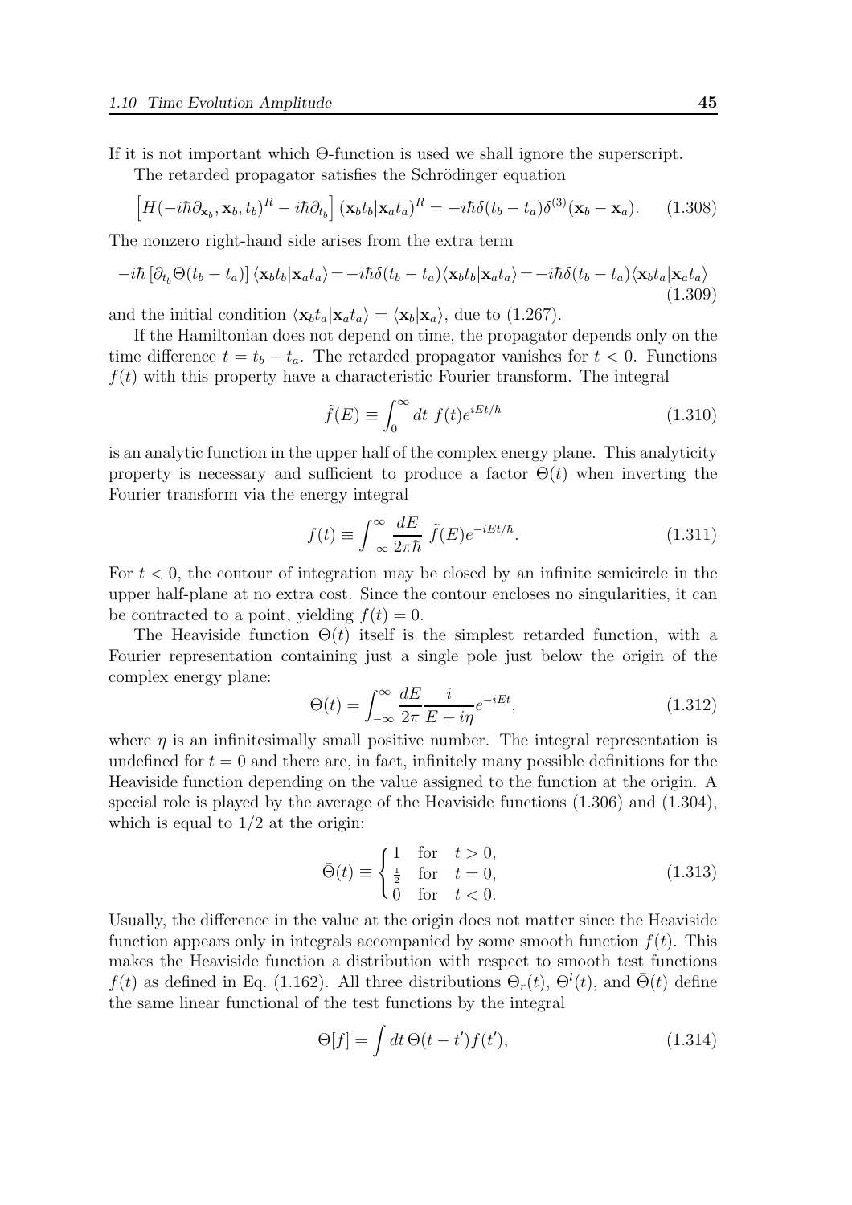If it is not important which Θ-function is used we shall ignore the superscript.

The retarded propagator satisfies the Schrödinger equation

$$\left[H(-i\hbar\partial_{\mathbf{x}_b}, \mathbf{x}_b, t_b)^R - i\hbar\partial_{t_b}\right](\mathbf{x}_b t_b|\mathbf{x}_a t_a)^R = -i\hbar\delta(t_b - t_a)\delta^{(3)}(\mathbf{x}_b - \mathbf{x}_a). \tag{1.308}$$

The nonzero right-hand side arises from the extra term

$$-i\hbar\left[\partial_{t_b}\Theta(t_b - t_a)\right]\langle\mathbf{x}_b t_b|\mathbf{x}_a t_a\rangle = -i\hbar\delta(t_b - t_a)\langle\mathbf{x}_b t_b|\mathbf{x}_a t_a\rangle = -i\hbar\delta(t_b - t_a)\langle\mathbf{x}_b t_a|\mathbf{x}_a t_a\rangle \tag{1.309}$$

and the initial condition $\langle\mathbf{x}_b t_a|\mathbf{x}_a t_a\rangle = \langle\mathbf{x}_b|\mathbf{x}_a\rangle$, due to (1.267).

If the Hamiltonian does not depend on time, the propagator depends only on the time difference $t = t_b - t_a$. The retarded propagator vanishes for $t < 0$. Functions $f(t)$ with this property have a characteristic Fourier transform. The integral

$$\tilde{f}(E) \equiv \int_0^\infty dt\ f(t)e^{iEt/\hbar} \tag{1.310}$$

is an analytic function in the upper half of the complex energy plane. This analyticity property is necessary and sufficient to produce a factor $\Theta(t)$ when inverting the Fourier transform via the energy integral

$$f(t) \equiv \int_{-\infty}^{\infty} \frac{dE}{2\pi\hbar}\ \tilde{f}(E)e^{-iEt/\hbar}. \tag{1.311}$$

For $t < 0$, the contour of integration may be closed by an infinite semicircle in the upper half-plane at no extra cost. Since the contour encloses no singularities, it can be contracted to a point, yielding $f(t) = 0$.

The Heaviside function $\Theta(t)$ itself is the simplest retarded function, with a Fourier representation containing just a single pole just below the origin of the complex energy plane:

$$\Theta(t) = \int_{-\infty}^{\infty} \frac{dE}{2\pi}\frac{i}{E + i\eta}e^{-iEt}, \tag{1.312}$$

where $\eta$ is an infinitesimally small positive number. The integral representation is undefined for $t = 0$ and there are, in fact, infinitely many possible definitions for the Heaviside function depending on the value assigned to the function at the origin. A special role is played by the average of the Heaviside functions (1.306) and (1.304), which is equal to $1/2$ at the origin:

$$\bar{\Theta}(t) \equiv \begin{cases} 1 & \text{for} \quad t > 0, \\ \frac{1}{2} & \text{for} \quad t = 0, \\ 0 & \text{for} \quad t < 0. \end{cases} \tag{1.313}$$

Usually, the difference in the value at the origin does not matter since the Heaviside function appears only in integrals accompanied by some smooth function $f(t)$. This makes the Heaviside function a distribution with respect to smooth test functions $f(t)$ as defined in Eq. (1.162). All three distributions $\Theta_r(t)$, $\Theta^l(t)$, and $\bar{\Theta}(t)$ define the same linear functional of the test functions by the integral

$$\Theta[f] = \int dt\, \Theta(t - t')f(t'), \tag{1.314}$$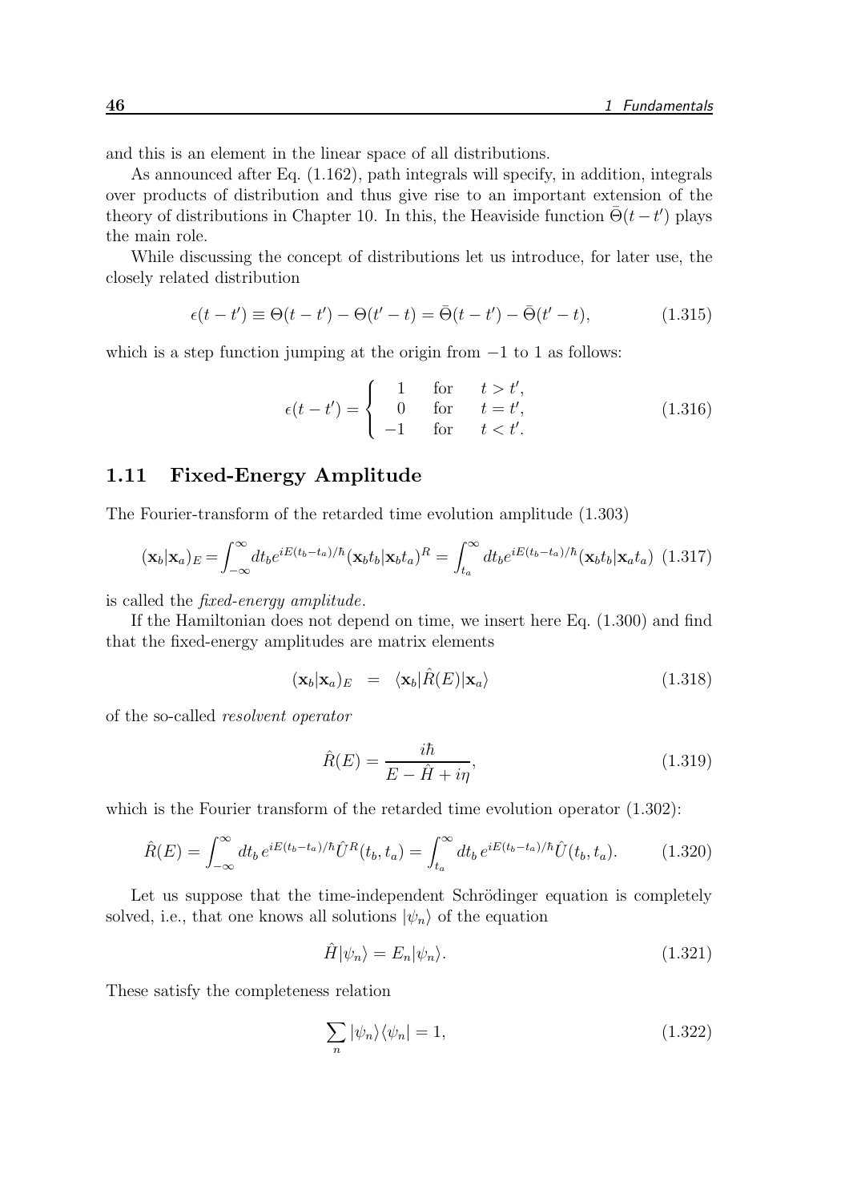and this is an element in the linear space of all distributions.

As announced after Eq. (1.162), path integrals will specify, in addition, integrals over products of distribution and thus give rise to an important extension of the theory of distributions in Chapter 10. In this, the Heaviside function $\bar{\Theta}(t-t')$ plays the main role.

While discussing the concept of distributions let us introduce, for later use, the closely related distribution

$$\epsilon(t-t') \equiv \Theta(t-t') - \Theta(t'-t) = \bar{\Theta}(t-t') - \bar{\Theta}(t'-t), \tag{1.315}$$

which is a step function jumping at the origin from $-1$ to 1 as follows:

$$\epsilon(t-t') = \begin{cases} 1 & \text{for} \quad t > t', \\ 0 & \text{for} \quad t = t', \\ -1 & \text{for} \quad t < t'. \end{cases} \tag{1.316}$$

## 1.11 Fixed-Energy Amplitude

The Fourier-transform of the retarded time evolution amplitude (1.303)

$$(\mathbf{x}_b|\mathbf{x}_a)_E = \int_{-\infty}^{\infty} dt_b e^{iE(t_b-t_a)/\hbar} (\mathbf{x}_b t_b|\mathbf{x}_b t_a)^R = \int_{t_a}^{\infty} dt_b e^{iE(t_b-t_a)/\hbar} (\mathbf{x}_b t_b|\mathbf{x}_a t_a) \tag{1.317}$$

is called the *fixed-energy amplitude*.

If the Hamiltonian does not depend on time, we insert here Eq. (1.300) and find that the fixed-energy amplitudes are matrix elements

$$(\mathbf{x}_b|\mathbf{x}_a)_E \quad = \quad \langle \mathbf{x}_b|\hat{R}(E)|\mathbf{x}_a\rangle \tag{1.318}$$

of the so-called *resolvent operator*

$$\hat{R}(E) = \frac{i\hbar}{E - \hat{H} + i\eta}, \tag{1.319}$$

which is the Fourier transform of the retarded time evolution operator (1.302):

$$\hat{R}(E) = \int_{-\infty}^{\infty} dt_b \, e^{iE(t_b-t_a)/\hbar} \hat{U}^R(t_b, t_a) = \int_{t_a}^{\infty} dt_b \, e^{iE(t_b-t_a)/\hbar} \hat{U}(t_b, t_a). \tag{1.320}$$

Let us suppose that the time-independent Schrödinger equation is completely solved, i.e., that one knows all solutions $|\psi_n\rangle$ of the equation

$$\hat{H}|\psi_n\rangle = E_n|\psi_n\rangle. \tag{1.321}$$

These satisfy the completeness relation

$$\sum_n |\psi_n\rangle\langle\psi_n| = 1, \tag{1.322}$$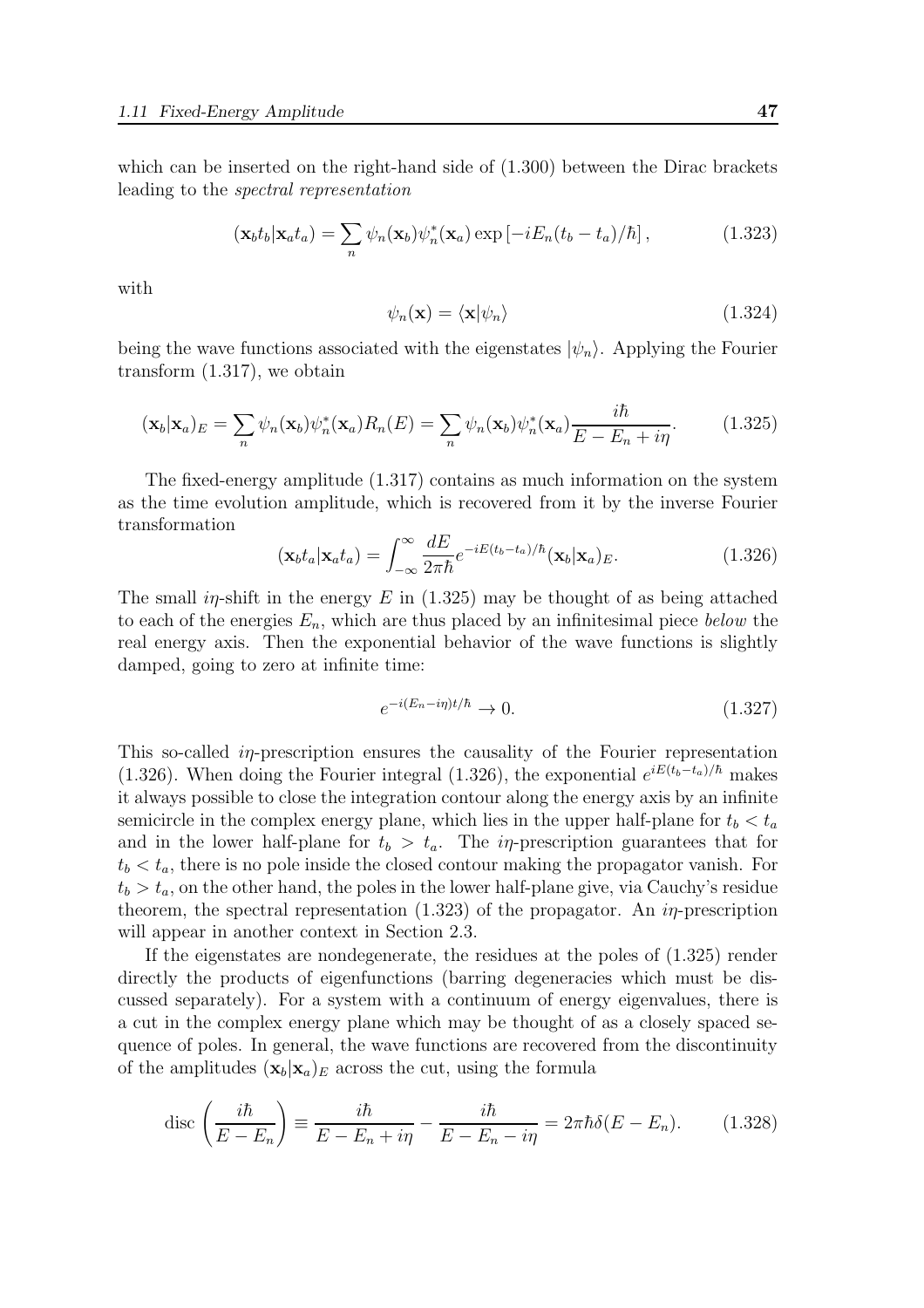which can be inserted on the right-hand side of (1.300) between the Dirac brackets leading to the *spectral representation*

$$(\mathbf{x}_b t_b|\mathbf{x}_a t_a) = \sum_n \psi_n(\mathbf{x}_b)\psi_n^*(\mathbf{x}_a) \exp\left[-iE_n(t_b - t_a)/\hbar\right], \tag{1.323}$$

with

$$\psi_n(\mathbf{x}) = \langle \mathbf{x}|\psi_n\rangle \tag{1.324}$$

being the wave functions associated with the eigenstates $|\psi_n\rangle$. Applying the Fourier transform (1.317), we obtain

$$(\mathbf{x}_b|\mathbf{x}_a)_E = \sum_n \psi_n(\mathbf{x}_b)\psi_n^*(\mathbf{x}_a)R_n(E) = \sum_n \psi_n(\mathbf{x}_b)\psi_n^*(\mathbf{x}_a)\frac{i\hbar}{E - E_n + i\eta}. \tag{1.325}$$

The fixed-energy amplitude (1.317) contains as much information on the system as the time evolution amplitude, which is recovered from it by the inverse Fourier transformation

$$(\mathbf{x}_b t_a|\mathbf{x}_a t_a) = \int_{-\infty}^{\infty} \frac{dE}{2\pi\hbar} e^{-iE(t_b - t_a)/\hbar}(\mathbf{x}_b|\mathbf{x}_a)_E. \tag{1.326}$$

The small $i\eta$-shift in the energy $E$ in (1.325) may be thought of as being attached to each of the energies $E_n$, which are thus placed by an infinitesimal piece *below* the real energy axis. Then the exponential behavior of the wave functions is slightly damped, going to zero at infinite time:

$$e^{-i(E_n - i\eta)t/\hbar} \to 0. \tag{1.327}$$

This so-called *iη*-prescription ensures the causality of the Fourier representation (1.326). When doing the Fourier integral (1.326), the exponential $e^{iE(t_b - t_a)/\hbar}$ makes it always possible to close the integration contour along the energy axis by an infinite semicircle in the complex energy plane, which lies in the upper half-plane for $t_b < t_a$ and in the lower half-plane for $t_b > t_a$. The $i\eta$-prescription guarantees that for $t_b < t_a$, there is no pole inside the closed contour making the propagator vanish. For $t_b > t_a$, on the other hand, the poles in the lower half-plane give, via Cauchy's residue theorem, the spectral representation (1.323) of the propagator. An $i\eta$-prescription will appear in another context in Section 2.3.

If the eigenstates are nondegenerate, the residues at the poles of (1.325) render directly the products of eigenfunctions (barring degeneracies which must be discussed separately). For a system with a continuum of energy eigenvalues, there is a cut in the complex energy plane which may be thought of as a closely spaced sequence of poles. In general, the wave functions are recovered from the discontinuity of the amplitudes $(\mathbf{x}_b|\mathbf{x}_a)_E$ across the cut, using the formula

$$\text{disc}\left(\frac{i\hbar}{E - E_n}\right) \equiv \frac{i\hbar}{E - E_n + i\eta} - \frac{i\hbar}{E - E_n - i\eta} = 2\pi\hbar\delta(E - E_n). \tag{1.328}$$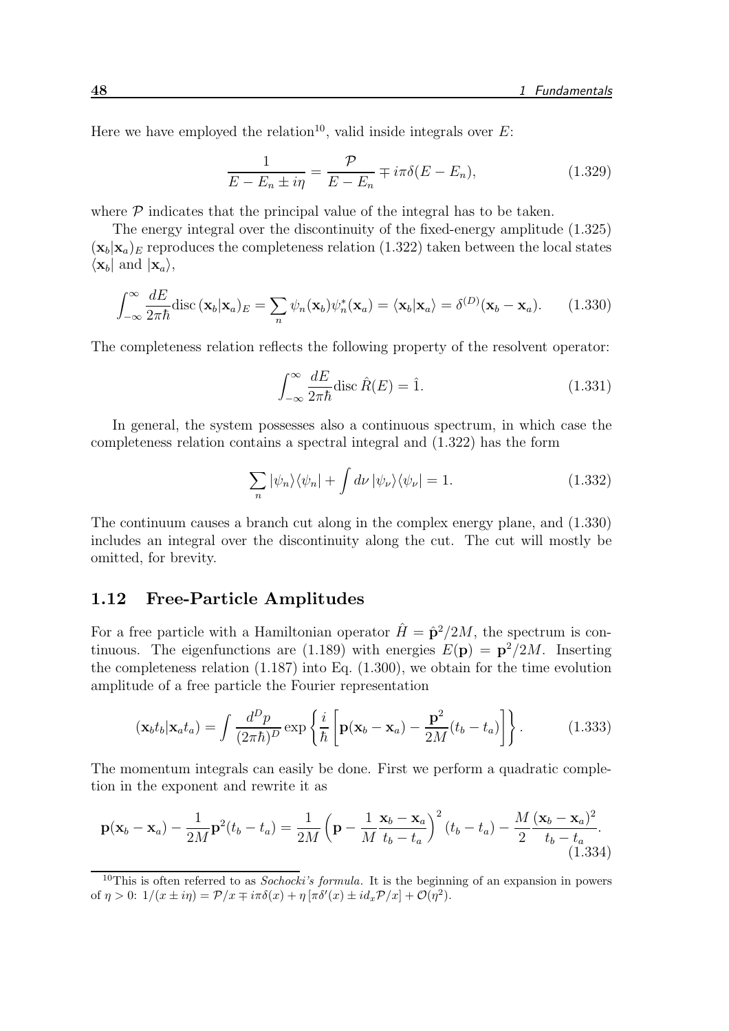Here we have employed the relation[10], valid inside integrals over $E$:

$$\frac{1}{E - E_n \pm i\eta} = \frac{\mathcal{P}}{E - E_n} \mp i\pi\delta(E - E_n), \tag{1.329}$$

where $\mathcal{P}$ indicates that the principal value of the integral has to be taken.

The energy integral over the discontinuity of the fixed-energy amplitude (1.325) $(\mathbf{x}_b|\mathbf{x}_a)_E$ reproduces the completeness relation (1.322) taken between the local states $\langle \mathbf{x}_b|$ and $|\mathbf{x}_a\rangle$,

$$\int_{-\infty}^{\infty} \frac{dE}{2\pi\hbar} \text{disc}\,(\mathbf{x}_b|\mathbf{x}_a)_E = \sum_n \psi_n(\mathbf{x}_b)\psi_n^*(\mathbf{x}_a) = \langle \mathbf{x}_b|\mathbf{x}_a\rangle = \delta^{(D)}(\mathbf{x}_b - \mathbf{x}_a). \tag{1.330}$$

The completeness relation reflects the following property of the resolvent operator:

$$\int_{-\infty}^{\infty} \frac{dE}{2\pi\hbar} \text{disc}\,\hat{R}(E) = \hat{1}. \tag{1.331}$$

In general, the system possesses also a continuous spectrum, in which case the completeness relation contains a spectral integral and (1.322) has the form

$$\sum_n |\psi_n\rangle\langle\psi_n| + \int d\nu\, |\psi_\nu\rangle\langle\psi_\nu| = 1. \tag{1.332}$$

The continuum causes a branch cut along in the complex energy plane, and (1.330) includes an integral over the discontinuity along the cut. The cut will mostly be omitted, for brevity.

## 1.12 Free-Particle Amplitudes

For a free particle with a Hamiltonian operator $\hat{H} = \hat{\mathbf{p}}^2/2M$, the spectrum is continuous. The eigenfunctions are (1.189) with energies $E(\mathbf{p}) = \mathbf{p}^2/2M$. Inserting the completeness relation (1.187) into Eq. (1.300), we obtain for the time evolution amplitude of a free particle the Fourier representation

$$(\mathbf{x}_b t_b|\mathbf{x}_a t_a) = \int \frac{d^D p}{(2\pi\hbar)^D} \exp\left\{\frac{i}{\hbar}\left[\mathbf{p}(\mathbf{x}_b - \mathbf{x}_a) - \frac{\mathbf{p}^2}{2M}(t_b - t_a)\right]\right\}. \tag{1.333}$$

The momentum integrals can easily be done. First we perform a quadratic completion in the exponent and rewrite it as

$$\mathbf{p}(\mathbf{x}_b - \mathbf{x}_a) - \frac{1}{2M}\mathbf{p}^2(t_b - t_a) = \frac{1}{2M}\left(\mathbf{p} - \frac{1}{M}\frac{\mathbf{x}_b - \mathbf{x}_a}{t_b - t_a}\right)^2 (t_b - t_a) - \frac{M}{2}\frac{(\mathbf{x}_b - \mathbf{x}_a)^2}{t_b - t_a}. \tag{1.334}$$

---

[10] This is often referred to as *Sochocki's formula*. It is the beginning of an expansion in powers of $\eta > 0$: $1/(x \pm i\eta) = \mathcal{P}/x \mp i\pi\delta(x) + \eta\,[\pi\delta'(x) \pm i d_x \mathcal{P}/x] + \mathcal{O}(\eta^2)$.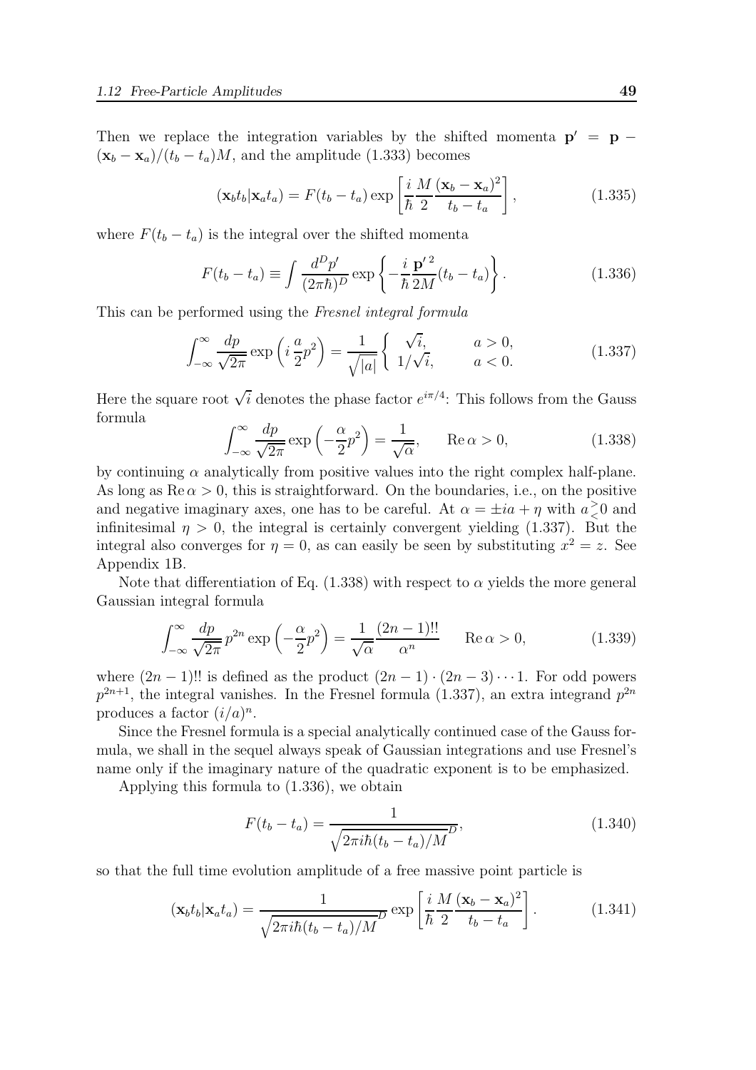Then we replace the integration variables by the shifted momenta $\mathbf{p}' = \mathbf{p} - (\mathbf{x}_b - \mathbf{x}_a)/(t_b - t_a)M$, and the amplitude (1.333) becomes

$$(\mathbf{x}_b t_b | \mathbf{x}_a t_a) = F(t_b - t_a) \exp\left[\frac{i}{\hbar}\frac{M}{2}\frac{(\mathbf{x}_b - \mathbf{x}_a)^2}{t_b - t_a}\right], \tag{1.335}$$

where $F(t_b - t_a)$ is the integral over the shifted momenta

$$F(t_b - t_a) \equiv \int \frac{d^D p'}{(2\pi\hbar)^D} \exp\left\{-\frac{i}{\hbar}\frac{\mathbf{p}'^{\,2}}{2M}(t_b - t_a)\right\}. \tag{1.336}$$

This can be performed using the *Fresnel integral formula*

$$\int_{-\infty}^{\infty} \frac{dp}{\sqrt{2\pi}} \exp\left(i\,\frac{a}{2}p^2\right) = \frac{1}{\sqrt{|a|}} \left\{ \begin{array}{ll} \sqrt{i}, & a > 0, \\ 1/\sqrt{i}, & a < 0. \end{array} \right. \tag{1.337}$$

Here the square root $\sqrt{i}$ denotes the phase factor $e^{i\pi/4}$: This follows from the Gauss formula

$$\int_{-\infty}^{\infty} \frac{dp}{\sqrt{2\pi}} \exp\left(-\frac{\alpha}{2}p^2\right) = \frac{1}{\sqrt{\alpha}}, \qquad \mathrm{Re}\,\alpha > 0, \tag{1.338}$$

by continuing $\alpha$ analytically from positive values into the right complex half-plane. As long as $\mathrm{Re}\,\alpha > 0$, this is straightforward. On the boundaries, i.e., on the positive and negative imaginary axes, one has to be careful. At $\alpha = \pm ia + \eta$ with $a \gtrless 0$ and infinitesimal $\eta > 0$, the integral is certainly convergent yielding (1.337). But the integral also converges for $\eta = 0$, as can easily be seen by substituting $x^2 = z$. See Appendix 1B.

Note that differentiation of Eq. (1.338) with respect to $\alpha$ yields the more general Gaussian integral formula

$$\int_{-\infty}^{\infty} \frac{dp}{\sqrt{2\pi}}\, p^{2n} \exp\left(-\frac{\alpha}{2}p^2\right) = \frac{1}{\sqrt{\alpha}}\frac{(2n-1)!!}{\alpha^n} \qquad \mathrm{Re}\,\alpha > 0, \tag{1.339}$$

where $(2n-1)!!$ is defined as the product $(2n-1)\cdot(2n-3)\cdots 1$. For odd powers $p^{2n+1}$, the integral vanishes. In the Fresnel formula (1.337), an extra integrand $p^{2n}$ produces a factor $(i/a)^n$.

Since the Fresnel formula is a special analytically continued case of the Gauss formula, we shall in the sequel always speak of Gaussian integrations and use Fresnel's name only if the imaginary nature of the quadratic exponent is to be emphasized.

Applying this formula to (1.336), we obtain

$$F(t_b - t_a) = \frac{1}{\sqrt{2\pi i\hbar(t_b - t_a)/M}^{D}}, \tag{1.340}$$

so that the full time evolution amplitude of a free massive point particle is

$$(\mathbf{x}_b t_b | \mathbf{x}_a t_a) = \frac{1}{\sqrt{2\pi i\hbar(t_b - t_a)/M}^{D}} \exp\left[\frac{i}{\hbar}\frac{M}{2}\frac{(\mathbf{x}_b - \mathbf{x}_a)^2}{t_b - t_a}\right]. \tag{1.341}$$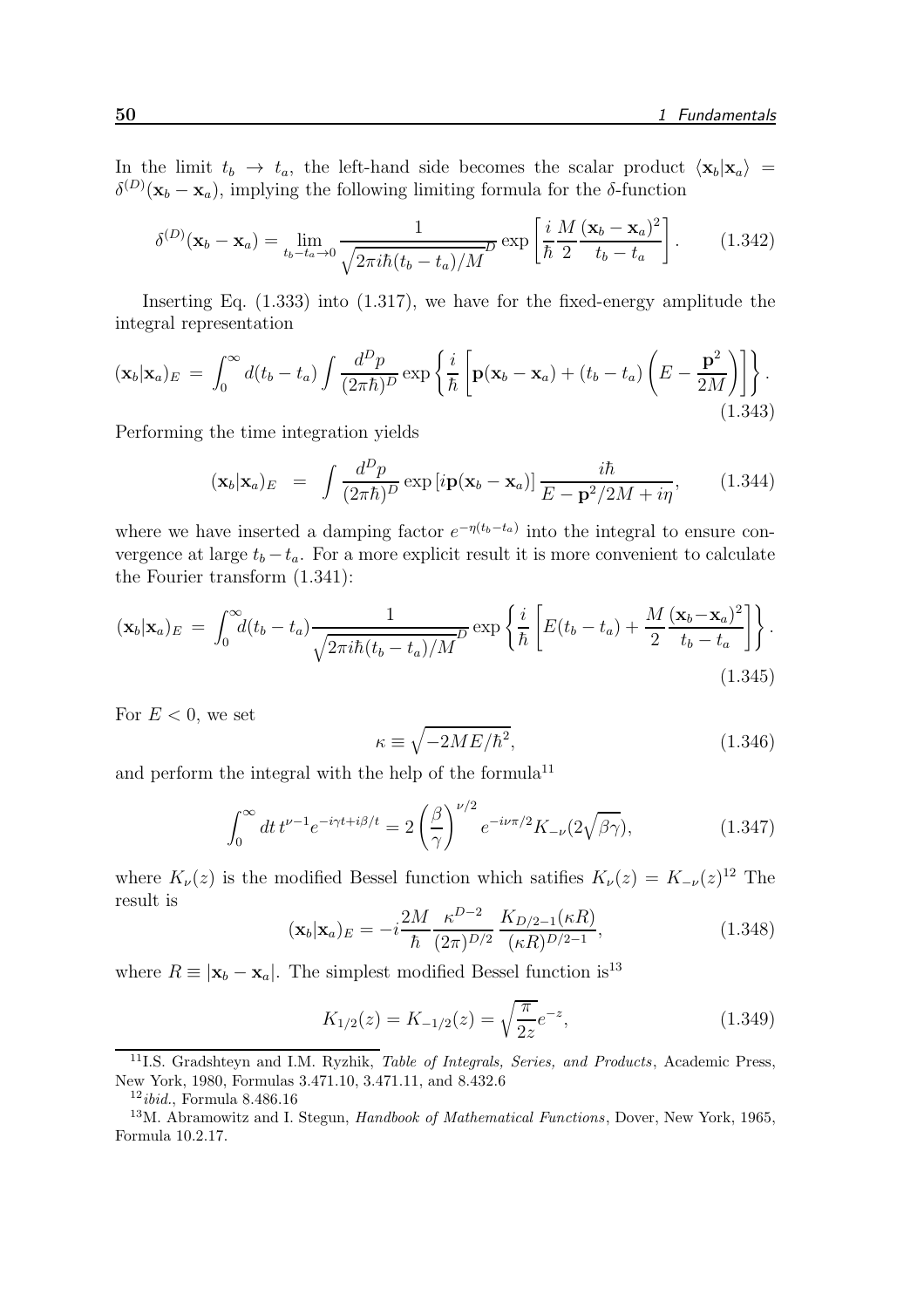In the limit $t_b \to t_a$, the left-hand side becomes the scalar product $\langle \mathbf{x}_b|\mathbf{x}_a\rangle = \delta^{(D)}(\mathbf{x}_b - \mathbf{x}_a)$, implying the following limiting formula for the $\delta$-function

$$\delta^{(D)}(\mathbf{x}_b - \mathbf{x}_a) = \lim_{t_b - t_a \to 0} \frac{1}{\sqrt{2\pi i\hbar(t_b - t_a)/M}^D} \exp\left[\frac{i}{\hbar}\frac{M}{2}\frac{(\mathbf{x}_b - \mathbf{x}_a)^2}{t_b - t_a}\right]. \tag{1.342}$$

Inserting Eq. (1.333) into (1.317), we have for the fixed-energy amplitude the integral representation

$$(\mathbf{x}_b|\mathbf{x}_a)_E = \int_0^\infty d(t_b - t_a) \int \frac{d^Dp}{(2\pi\hbar)^D} \exp\left\{\frac{i}{\hbar}\left[\mathbf{p}(\mathbf{x}_b - \mathbf{x}_a) + (t_b - t_a)\left(E - \frac{\mathbf{p}^2}{2M}\right)\right]\right\}. \tag{1.343}$$

Performing the time integration yields

$$(\mathbf{x}_b|\mathbf{x}_a)_E = \int \frac{d^Dp}{(2\pi\hbar)^D} \exp\left[i\mathbf{p}(\mathbf{x}_b - \mathbf{x}_a)\right] \frac{i\hbar}{E - \mathbf{p}^2/2M + i\eta}, \tag{1.344}$$

where we have inserted a damping factor $e^{-\eta(t_b - t_a)}$ into the integral to ensure convergence at large $t_b - t_a$. For a more explicit result it is more convenient to calculate the Fourier transform (1.341):

$$(\mathbf{x}_b|\mathbf{x}_a)_E = \int_0^\infty d(t_b - t_a) \frac{1}{\sqrt{2\pi i\hbar(t_b - t_a)/M}^D} \exp\left\{\frac{i}{\hbar}\left[E(t_b - t_a) + \frac{M}{2}\frac{(\mathbf{x}_b - \mathbf{x}_a)^2}{t_b - t_a}\right]\right\}. \tag{1.345}$$

For $E < 0$, we set

$$\kappa \equiv \sqrt{-2ME/\hbar^2}, \tag{1.346}$$

and perform the integral with the help of the formula[11]

$$\int_0^\infty dt\, t^{\nu-1} e^{-i\gamma t + i\beta/t} = 2\left(\frac{\beta}{\gamma}\right)^{\nu/2} e^{-i\nu\pi/2} K_{-\nu}(2\sqrt{\beta\gamma}), \tag{1.347}$$

where $K_\nu(z)$ is the modified Bessel function which satifies $K_\nu(z) = K_{-\nu}(z)$[12] The result is

$$(\mathbf{x}_b|\mathbf{x}_a)_E = -i\frac{2M}{\hbar}\frac{\kappa^{D-2}}{(2\pi)^{D/2}}\frac{K_{D/2-1}(\kappa R)}{(\kappa R)^{D/2-1}}, \tag{1.348}$$

where $R \equiv |\mathbf{x}_b - \mathbf{x}_a|$. The simplest modified Bessel function is[13]

$$K_{1/2}(z) = K_{-1/2}(z) = \sqrt{\frac{\pi}{2z}}e^{-z}, \tag{1.349}$$

---

[11] I.S. Gradshteyn and I.M. Ryzhik, *Table of Integrals, Series, and Products*, Academic Press, New York, 1980, Formulas 3.471.10, 3.471.11, and 8.432.6

[12] *ibid.*, Formula 8.486.16

[13] M. Abramowitz and I. Stegun, *Handbook of Mathematical Functions*, Dover, New York, 1965, Formula 10.2.17.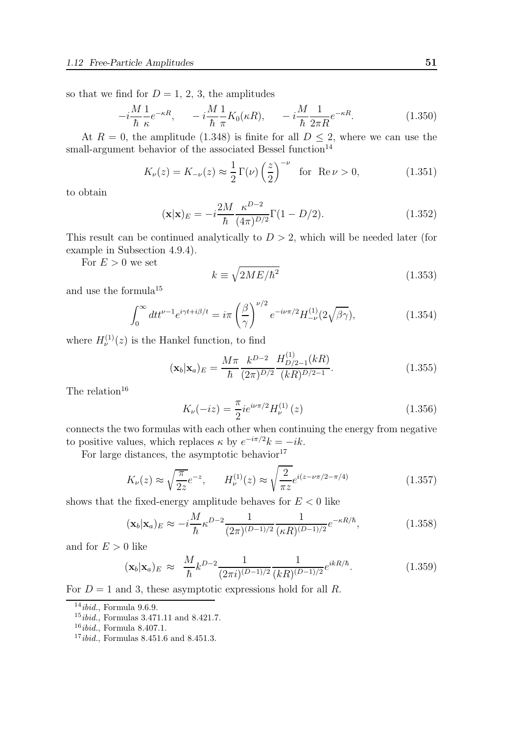so that we find for $D = 1, 2, 3$, the amplitudes

$$-i\frac{M}{\hbar}\frac{1}{\kappa}e^{-\kappa R}, \qquad -i\frac{M}{\hbar}\frac{1}{\pi}K_0(\kappa R), \qquad -i\frac{M}{\hbar}\frac{1}{2\pi R}e^{-\kappa R}. \tag{1.350}$$

At $R = 0$, the amplitude (1.348) is finite for all $D \leq 2$, where we can use the small-argument behavior of the associated Bessel function[14]

$$K_\nu(z) = K_{-\nu}(z) \approx \frac{1}{2}\,\Gamma(\nu)\left(\frac{z}{2}\right)^{-\nu} \quad \text{for } \operatorname{Re}\nu > 0, \tag{1.351}$$

to obtain

$$(\mathbf{x}|\mathbf{x})_E = -i\frac{2M}{\hbar}\frac{\kappa^{D-2}}{(4\pi)^{D/2}}\Gamma(1 - D/2). \tag{1.352}$$

This result can be continued analytically to $D > 2$, which will be needed later (for example in Subsection 4.9.4).

For $E > 0$ we set

$$k \equiv \sqrt{2ME/\hbar^2} \tag{1.353}$$

and use the formula[15]

$$\int_0^\infty dt t^{\nu-1}e^{i\gamma t + i\beta/t} = i\pi\left(\frac{\beta}{\gamma}\right)^{\nu/2}e^{-i\nu\pi/2}H_{-\nu}^{(1)}(2\sqrt{\beta\gamma}), \tag{1.354}$$

where $H_\nu^{(1)}(z)$ is the Hankel function, to find

$$(\mathbf{x}_b|\mathbf{x}_a)_E = \frac{M\pi}{\hbar}\frac{k^{D-2}}{(2\pi)^{D/2}}\frac{H_{D/2-1}^{(1)}(kR)}{(kR)^{D/2-1}}. \tag{1.355}$$

The relation[16]

$$K_\nu(-iz) = \frac{\pi}{2}ie^{i\nu\pi/2}H_\nu^{(1)}(z) \tag{1.356}$$

connects the two formulas with each other when continuing the energy from negative to positive values, which replaces $\kappa$ by $e^{-i\pi/2}k = -ik$.

For large distances, the asymptotic behavior[17]

$$K_\nu(z) \approx \sqrt{\frac{\pi}{2z}}e^{-z}, \qquad H_\nu^{(1)}(z) \approx \sqrt{\frac{2}{\pi z}}e^{i(z - \nu\pi/2 - \pi/4)} \tag{1.357}$$

shows that the fixed-energy amplitude behaves for $E < 0$ like

$$(\mathbf{x}_b|\mathbf{x}_a)_E \approx -i\frac{M}{\hbar}\kappa^{D-2}\frac{1}{(2\pi)^{(D-1)/2}}\frac{1}{(\kappa R)^{(D-1)/2}}e^{-\kappa R/\hbar}, \tag{1.358}$$

and for $E > 0$ like

$$(\mathbf{x}_b|\mathbf{x}_a)_E \approx \frac{M}{\hbar}k^{D-2}\frac{1}{(2\pi i)^{(D-1)/2}}\frac{1}{(kR)^{(D-1)/2}}e^{ikR/\hbar}. \tag{1.359}$$

For $D = 1$ and 3, these asymptotic expressions hold for all $R$.

---

[14] *ibid.*, Formula 9.6.9.

[15] *ibid.*, Formulas 3.471.11 and 8.421.7.

[16] *ibid.*, Formula 8.407.1.

[17] *ibid.*, Formulas 8.451.6 and 8.451.3.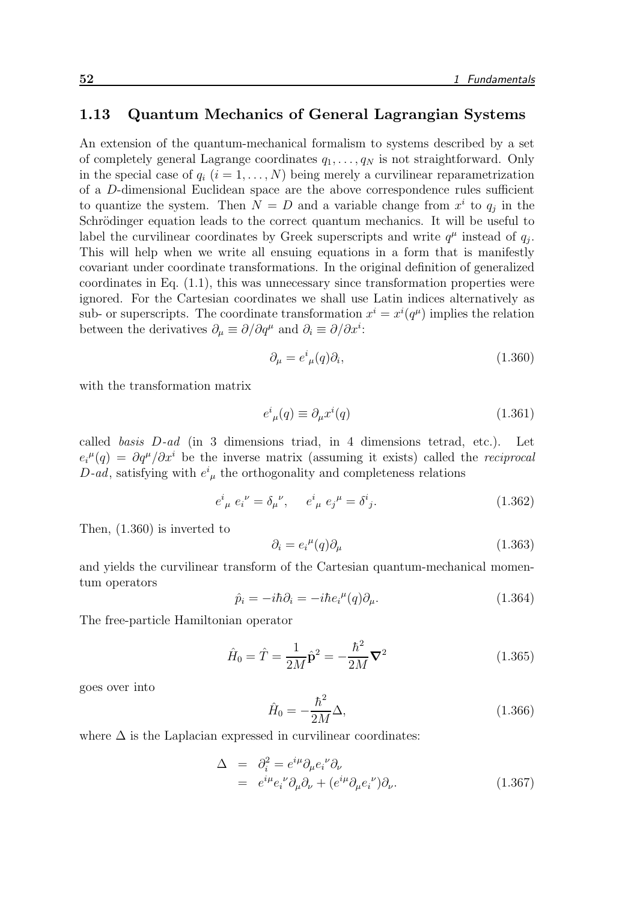## 1.13 Quantum Mechanics of General Lagrangian Systems

An extension of the quantum-mechanical formalism to systems described by a set of completely general Lagrange coordinates $q_1, \dots, q_N$ is not straightforward. Only in the special case of $q_i$ ($i = 1, \dots, N$) being merely a curvilinear reparametrization of a $D$-dimensional Euclidean space are the above correspondence rules sufficient to quantize the system. Then $N = D$ and a variable change from $x^i$ to $q_j$ in the Schrödinger equation leads to the correct quantum mechanics. It will be useful to label the curvilinear coordinates by Greek superscripts and write $q^\mu$ instead of $q_j$. This will help when we write all ensuing equations in a form that is manifestly covariant under coordinate transformations. In the original definition of generalized coordinates in Eq. (1.1), this was unnecessary since transformation properties were ignored. For the Cartesian coordinates we shall use Latin indices alternatively as sub- or superscripts. The coordinate transformation $x^i = x^i(q^\mu)$ implies the relation between the derivatives $\partial_\mu \equiv \partial/\partial q^\mu$ and $\partial_i \equiv \partial/\partial x^i$:

$$\partial_\mu = e^i{}_\mu(q)\partial_i, \tag{1.360}$$

with the transformation matrix

$$e^i{}_\mu(q) \equiv \partial_\mu x^i(q) \tag{1.361}$$

called *basis $D$-ad* (in 3 dimensions triad, in 4 dimensions tetrad, etc.). Let $e_i{}^\mu(q) = \partial q^\mu/\partial x^i$ be the inverse matrix (assuming it exists) called the *reciprocal $D$-ad*, satisfying with $e^i{}_\mu$ the orthogonality and completeness relations

$$e^i{}_\mu \, e_i{}^\nu = \delta_\mu{}^\nu, \quad e^i{}_\mu \, e_j{}^\mu = \delta^i{}_j. \tag{1.362}$$

Then, (1.360) is inverted to

$$\partial_i = e_i{}^\mu(q)\partial_\mu \tag{1.363}$$

and yields the curvilinear transform of the Cartesian quantum-mechanical momentum operators

$$\hat{p}_i = -i\hbar\partial_i = -i\hbar e_i{}^\mu(q)\partial_\mu. \tag{1.364}$$

The free-particle Hamiltonian operator

$$\hat{H}_0 = \hat{T} = \frac{1}{2M}\hat{\mathbf{p}}^2 = -\frac{\hbar^2}{2M}\boldsymbol{\nabla}^2 \tag{1.365}$$

goes over into

$$\hat{H}_0 = -\frac{\hbar^2}{2M}\Delta, \tag{1.366}$$

where $\Delta$ is the Laplacian expressed in curvilinear coordinates:

$$\begin{aligned} \Delta &= \partial_i^2 = e^{i\mu}\partial_\mu e_i{}^\nu\partial_\nu \\ &= e^{i\mu}e_i{}^\nu\partial_\mu\partial_\nu + (e^{i\mu}\partial_\mu e_i{}^\nu)\partial_\nu. \end{aligned} \tag{1.367}$$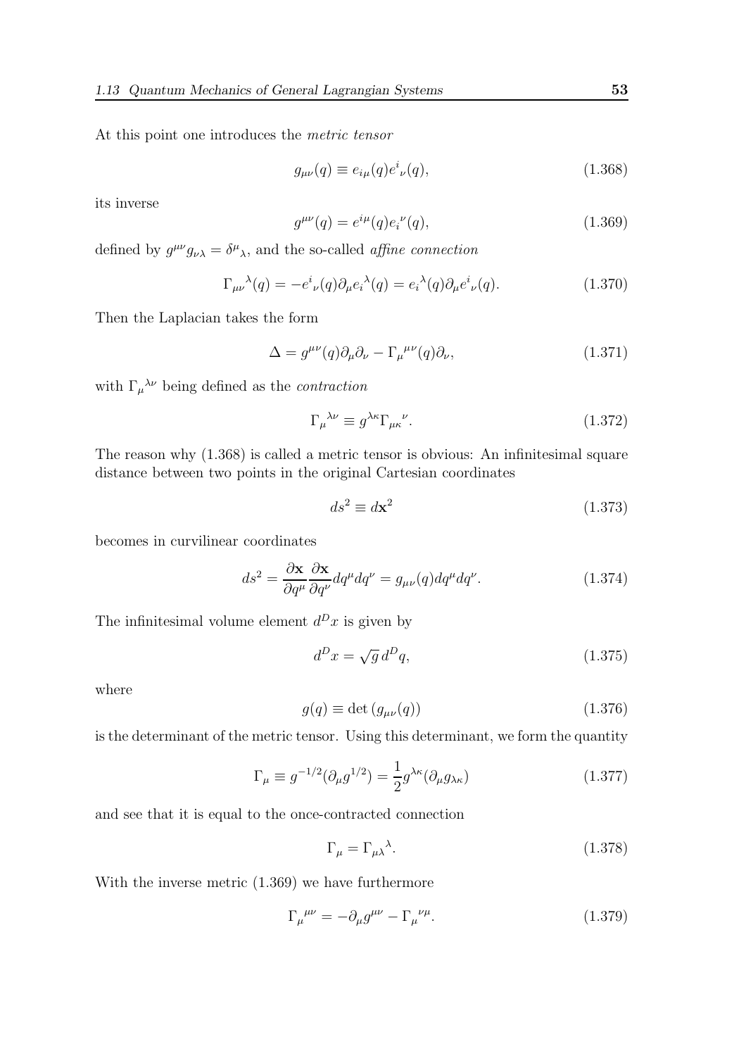At this point one introduces the *metric tensor*

$$g_{\mu\nu}(q) \equiv e_{i\mu}(q) e^i{}_\nu(q), \tag{1.368}$$

its inverse

$$g^{\mu\nu}(q) = e^{i\mu}(q) e_i{}^\nu(q), \tag{1.369}$$

defined by $g^{\mu\nu} g_{\nu\lambda} = \delta^\mu{}_\lambda$, and the so-called *affine connection*

$$\Gamma_{\mu\nu}{}^\lambda(q) = -e^i{}_\nu(q) \partial_\mu e_i{}^\lambda(q) = e_i{}^\lambda(q) \partial_\mu e^i{}_\nu(q). \tag{1.370}$$

Then the Laplacian takes the form

$$\Delta = g^{\mu\nu}(q) \partial_\mu \partial_\nu - \Gamma_\mu{}^{\mu\nu}(q) \partial_\nu, \tag{1.371}$$

with $\Gamma_\mu{}^{\lambda\nu}$ being defined as the *contraction*

$$\Gamma_\mu{}^{\lambda\nu} \equiv g^{\lambda\kappa} \Gamma_{\mu\kappa}{}^\nu. \tag{1.372}$$

The reason why (1.368) is called a metric tensor is obvious: An infinitesimal square distance between two points in the original Cartesian coordinates

$$ds^2 \equiv d\mathbf{x}^2 \tag{1.373}$$

becomes in curvilinear coordinates

$$ds^2 = \frac{\partial \mathbf{x}}{\partial q^\mu} \frac{\partial \mathbf{x}}{\partial q^\nu} dq^\mu dq^\nu = g_{\mu\nu}(q) dq^\mu dq^\nu. \tag{1.374}$$

The infinitesimal volume element $d^D x$ is given by

$$d^D x = \sqrt{g}\, d^D q, \tag{1.375}$$

where

$$g(q) \equiv \det \left( g_{\mu\nu}(q) \right) \tag{1.376}$$

is the determinant of the metric tensor. Using this determinant, we form the quantity

$$\Gamma_\mu \equiv g^{-1/2} (\partial_\mu g^{1/2}) = \frac{1}{2} g^{\lambda\kappa} (\partial_\mu g_{\lambda\kappa}) \tag{1.377}$$

and see that it is equal to the once-contracted connection

$$\Gamma_\mu = \Gamma_{\mu\lambda}{}^\lambda. \tag{1.378}$$

With the inverse metric (1.369) we have furthermore

$$\Gamma_\mu{}^{\mu\nu} = -\partial_\mu g^{\mu\nu} - \Gamma_\mu{}^{\nu\mu}. \tag{1.379}$$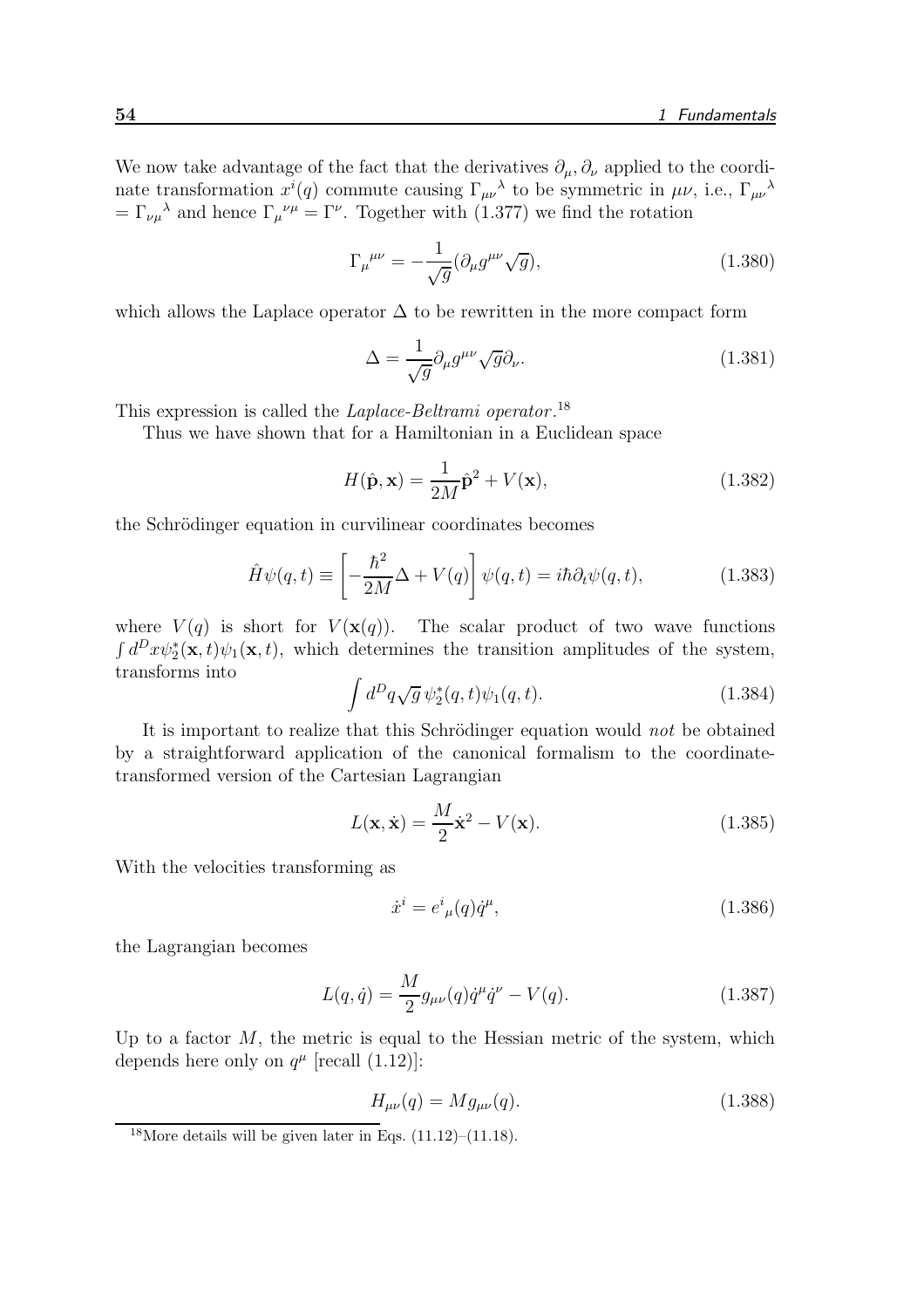We now take advantage of the fact that the derivatives $\partial_\mu, \partial_\nu$ applied to the coordinate transformation $x^i(q)$ commute causing $\Gamma_{\mu\nu}{}^\lambda$ to be symmetric in $\mu\nu$, i.e., $\Gamma_{\mu\nu}{}^\lambda = \Gamma_{\nu\mu}{}^\lambda$ and hence $\Gamma_\mu{}^{\nu\mu} = \Gamma^\nu$. Together with (1.377) we find the rotation

$$\Gamma_\mu{}^{\mu\nu} = -\frac{1}{\sqrt{g}}(\partial_\mu g^{\mu\nu}\sqrt{g}), \tag{1.380}$$

which allows the Laplace operator $\Delta$ to be rewritten in the more compact form

$$\Delta = \frac{1}{\sqrt{g}}\partial_\mu g^{\mu\nu}\sqrt{g}\partial_\nu. \tag{1.381}$$

This expression is called the *Laplace-Beltrami operator*.[18]

Thus we have shown that for a Hamiltonian in a Euclidean space

$$H(\hat{\mathbf{p}}, \mathbf{x}) = \frac{1}{2M}\hat{\mathbf{p}}^2 + V(\mathbf{x}), \tag{1.382}$$

the Schrödinger equation in curvilinear coordinates becomes

$$\hat{H}\psi(q,t) \equiv \left[-\frac{\hbar^2}{2M}\Delta + V(q)\right]\psi(q,t) = i\hbar\partial_t\psi(q,t), \tag{1.383}$$

where $V(q)$ is short for $V(\mathbf{x}(q))$. The scalar product of two wave functions $\int d^Dx\psi_2^*(\mathbf{x},t)\psi_1(\mathbf{x},t)$, which determines the transition amplitudes of the system, transforms into

$$\int d^Dq\sqrt{g}\,\psi_2^*(q,t)\psi_1(q,t). \tag{1.384}$$

It is important to realize that this Schrödinger equation would *not* be obtained by a straightforward application of the canonical formalism to the coordinate-transformed version of the Cartesian Lagrangian

$$L(\mathbf{x}, \dot{\mathbf{x}}) = \frac{M}{2}\dot{\mathbf{x}}^2 - V(\mathbf{x}). \tag{1.385}$$

With the velocities transforming as

$$\dot{x}^i = e^i{}_\mu(q)\dot{q}^\mu, \tag{1.386}$$

the Lagrangian becomes

$$L(q, \dot{q}) = \frac{M}{2}g_{\mu\nu}(q)\dot{q}^\mu\dot{q}^\nu - V(q). \tag{1.387}$$

Up to a factor $M$, the metric is equal to the Hessian metric of the system, which depends here only on $q^\mu$ [recall (1.12)]:

$$H_{\mu\nu}(q) = Mg_{\mu\nu}(q). \tag{1.388}$$

[18] More details will be given later in Eqs. (11.12)–(11.18).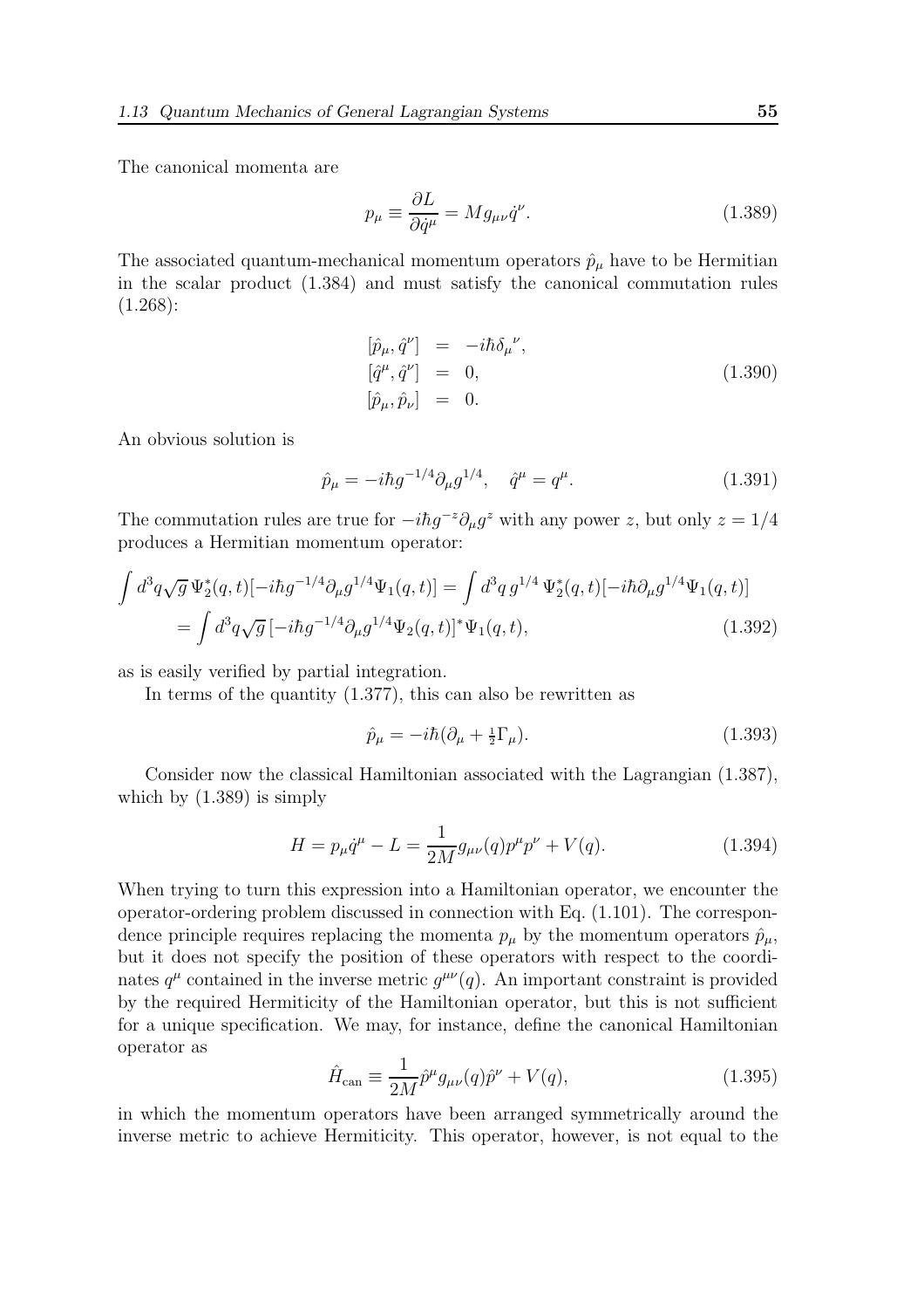The canonical momenta are

$$p_\mu \equiv \frac{\partial L}{\partial \dot{q}^\mu} = M g_{\mu\nu} \dot{q}^\nu. \tag{1.389}$$

The associated quantum-mechanical momentum operators $\hat{p}_\mu$ have to be Hermitian in the scalar product (1.384) and must satisfy the canonical commutation rules (1.268):

$$\begin{aligned}
[\hat{p}_\mu, \hat{q}^\nu] &= -i\hbar \delta_\mu{}^\nu, \\
[\hat{q}^\mu, \hat{q}^\nu] &= 0, \\
[\hat{p}_\mu, \hat{p}_\nu] &= 0.
\end{aligned} \tag{1.390}$$

An obvious solution is

$$\hat{p}_\mu = -i\hbar g^{-1/4} \partial_\mu g^{1/4}, \quad \hat{q}^\mu = q^\mu. \tag{1.391}$$

The commutation rules are true for $-i\hbar g^{-z} \partial_\mu g^z$ with any power $z$, but only $z = 1/4$ produces a Hermitian momentum operator:

$$\begin{aligned}
\int d^3q \sqrt{g}\, \Psi_2^*(q,t)[-i\hbar g^{-1/4} \partial_\mu g^{1/4} \Psi_1(q,t)] &= \int d^3q\, g^{1/4}\, \Psi_2^*(q,t)[-i\hbar \partial_\mu g^{1/4} \Psi_1(q,t)] \\
&= \int d^3q \sqrt{g}\, [-i\hbar g^{-1/4} \partial_\mu g^{1/4} \Psi_2(q,t)]^* \Psi_1(q,t),
\end{aligned} \tag{1.392}$$

as is easily verified by partial integration.

In terms of the quantity (1.377), this can also be rewritten as

$$\hat{p}_\mu = -i\hbar(\partial_\mu + \tfrac{1}{2}\Gamma_\mu). \tag{1.393}$$

Consider now the classical Hamiltonian associated with the Lagrangian (1.387), which by (1.389) is simply

$$H = p_\mu \dot{q}^\mu - L = \frac{1}{2M} g_{\mu\nu}(q) p^\mu p^\nu + V(q). \tag{1.394}$$

When trying to turn this expression into a Hamiltonian operator, we encounter the operator-ordering problem discussed in connection with Eq. (1.101). The correspondence principle requires replacing the momenta $p_\mu$ by the momentum operators $\hat{p}_\mu$, but it does not specify the position of these operators with respect to the coordinates $q^\mu$ contained in the inverse metric $g^{\mu\nu}(q)$. An important constraint is provided by the required Hermiticity of the Hamiltonian operator, but this is not sufficient for a unique specification. We may, for instance, define the canonical Hamiltonian operator as

$$\hat{H}_{\text{can}} \equiv \frac{1}{2M} \hat{p}^\mu g_{\mu\nu}(q) \hat{p}^\nu + V(q), \tag{1.395}$$

in which the momentum operators have been arranged symmetrically around the inverse metric to achieve Hermiticity. This operator, however, is not equal to the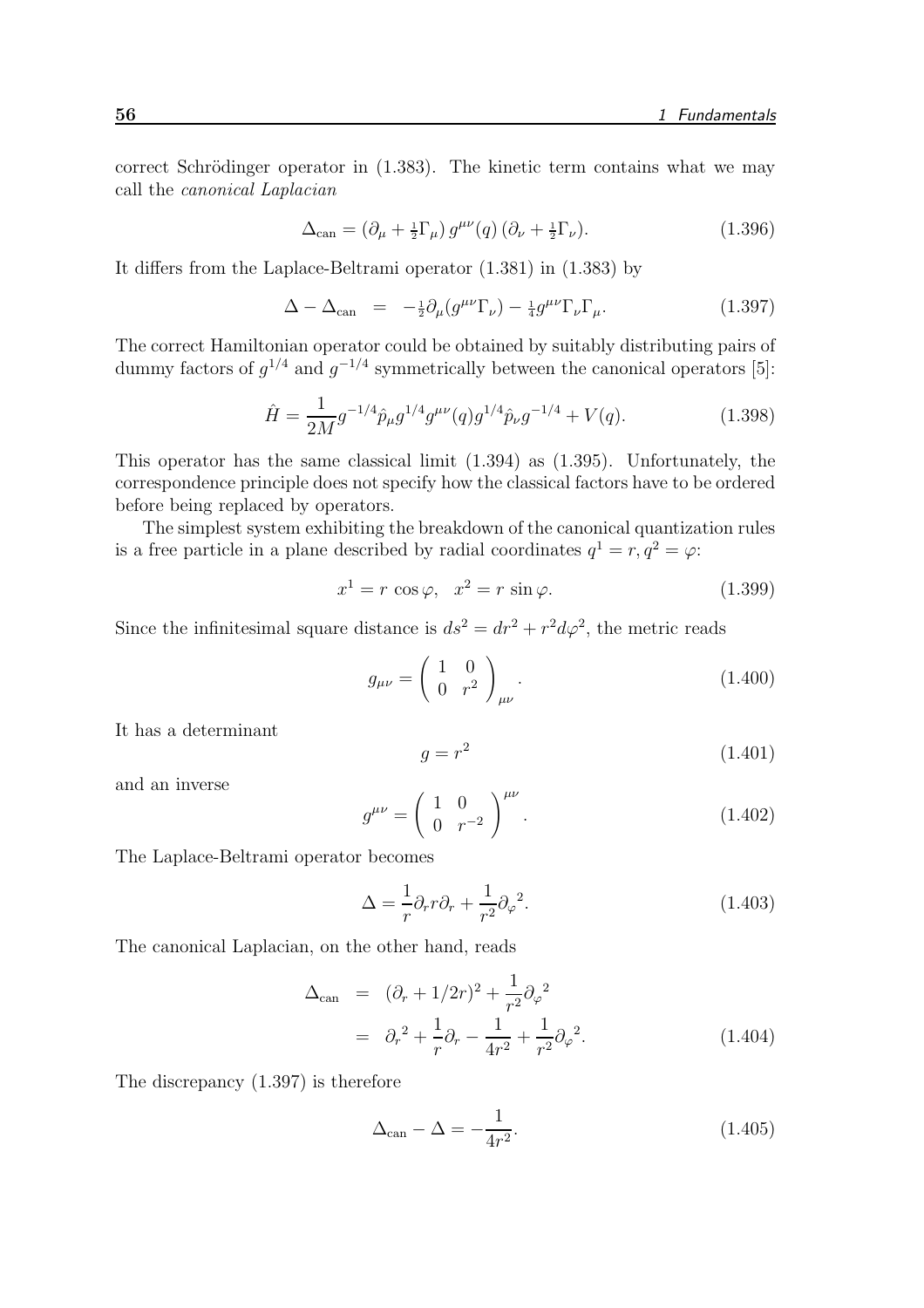correct Schrödinger operator in (1.383). The kinetic term contains what we may call the *canonical Laplacian*

$$\Delta_{\rm can} = (\partial_\mu + \tfrac{1}{2}\Gamma_\mu)\, g^{\mu\nu}(q)\, (\partial_\nu + \tfrac{1}{2}\Gamma_\nu). \tag{1.396}$$

It differs from the Laplace-Beltrami operator (1.381) in (1.383) by

$$\Delta - \Delta_{\rm can} \;\; = \;\; -\tfrac{1}{2}\partial_\mu(g^{\mu\nu}\Gamma_\nu) - \tfrac{1}{4}g^{\mu\nu}\Gamma_\nu\Gamma_\mu. \tag{1.397}$$

The correct Hamiltonian operator could be obtained by suitably distributing pairs of dummy factors of $g^{1/4}$ and $g^{-1/4}$ symmetrically between the canonical operators [5]:

$$\hat{H} = \frac{1}{2M} g^{-1/4}\hat{p}_\mu g^{1/4} g^{\mu\nu}(q) g^{1/4}\hat{p}_\nu g^{-1/4} + V(q). \tag{1.398}$$

This operator has the same classical limit (1.394) as (1.395). Unfortunately, the correspondence principle does not specify how the classical factors have to be ordered before being replaced by operators.

The simplest system exhibiting the breakdown of the canonical quantization rules is a free particle in a plane described by radial coordinates $q^1 = r, q^2 = \varphi$:

$$x^1 = r\,\cos\varphi, \quad x^2 = r\,\sin\varphi. \tag{1.399}$$

Since the infinitesimal square distance is $ds^2 = dr^2 + r^2 d\varphi^2$, the metric reads

$$g_{\mu\nu} = \left( \begin{array}{cc} 1 & 0 \\ 0 & r^2 \end{array} \right)_{\mu\nu}. \tag{1.400}$$

It has a determinant

$$g = r^2 \tag{1.401}$$

and an inverse

$$g^{\mu\nu} = \left( \begin{array}{cc} 1 & 0 \\ 0 & r^{-2} \end{array} \right)^{\mu\nu}. \tag{1.402}$$

The Laplace-Beltrami operator becomes

$$\Delta = \frac{1}{r}\partial_r r \partial_r + \frac{1}{r^2}{\partial_\varphi}^2. \tag{1.403}$$

The canonical Laplacian, on the other hand, reads

$$\begin{aligned} \Delta_{\rm can} &= (\partial_r + 1/2r)^2 + \frac{1}{r^2}{\partial_\varphi}^2 \\ &= {\partial_r}^2 + \frac{1}{r}\partial_r - \frac{1}{4r^2} + \frac{1}{r^2}{\partial_\varphi}^2. \end{aligned} \tag{1.404}$$

The discrepancy (1.397) is therefore

$$\Delta_{\rm can} - \Delta = -\frac{1}{4r^2}. \tag{1.405}$$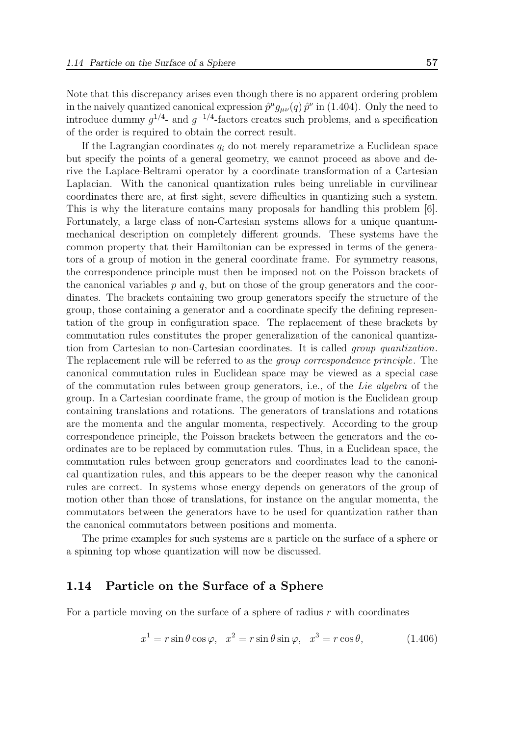Note that this discrepancy arises even though there is no apparent ordering problem in the naively quantized canonical expression $\hat{p}^\mu g_{\mu\nu}(q)\,\hat{p}^\nu$ in (1.404). Only the need to introduce dummy $g^{1/4}$- and $g^{-1/4}$-factors creates such problems, and a specification of the order is required to obtain the correct result.

If the Lagrangian coordinates $q_i$ do not merely reparametrize a Euclidean space but specify the points of a general geometry, we cannot proceed as above and derive the Laplace-Beltrami operator by a coordinate transformation of a Cartesian Laplacian. With the canonical quantization rules being unreliable in curvilinear coordinates there are, at first sight, severe difficulties in quantizing such a system. This is why the literature contains many proposals for handling this problem [6]. Fortunately, a large class of non-Cartesian systems allows for a unique quantum-mechanical description on completely different grounds. These systems have the common property that their Hamiltonian can be expressed in terms of the generators of a group of motion in the general coordinate frame. For symmetry reasons, the correspondence principle must then be imposed not on the Poisson brackets of the canonical variables $p$ and $q$, but on those of the group generators and the coordinates. The brackets containing two group generators specify the structure of the group, those containing a generator and a coordinate specify the defining representation of the group in configuration space. The replacement of these brackets by commutation rules constitutes the proper generalization of the canonical quantization from Cartesian to non-Cartesian coordinates. It is called *group quantization*. The replacement rule will be referred to as the *group correspondence principle*. The canonical commutation rules in Euclidean space may be viewed as a special case of the commutation rules between group generators, i.e., of the *Lie algebra* of the group. In a Cartesian coordinate frame, the group of motion is the Euclidean group containing translations and rotations. The generators of translations and rotations are the momenta and the angular momenta, respectively. According to the group correspondence principle, the Poisson brackets between the generators and the coordinates are to be replaced by commutation rules. Thus, in a Euclidean space, the commutation rules between group generators and coordinates lead to the canonical quantization rules, and this appears to be the deeper reason why the canonical rules are correct. In systems whose energy depends on generators of the group of motion other than those of translations, for instance on the angular momenta, the commutators between the generators have to be used for quantization rather than the canonical commutators between positions and momenta.

The prime examples for such systems are a particle on the surface of a sphere or a spinning top whose quantization will now be discussed.

## 1.14 Particle on the Surface of a Sphere

For a particle moving on the surface of a sphere of radius $r$ with coordinates

$$x^1 = r\sin\theta\cos\varphi, \quad x^2 = r\sin\theta\sin\varphi, \quad x^3 = r\cos\theta, \tag{1.406}$$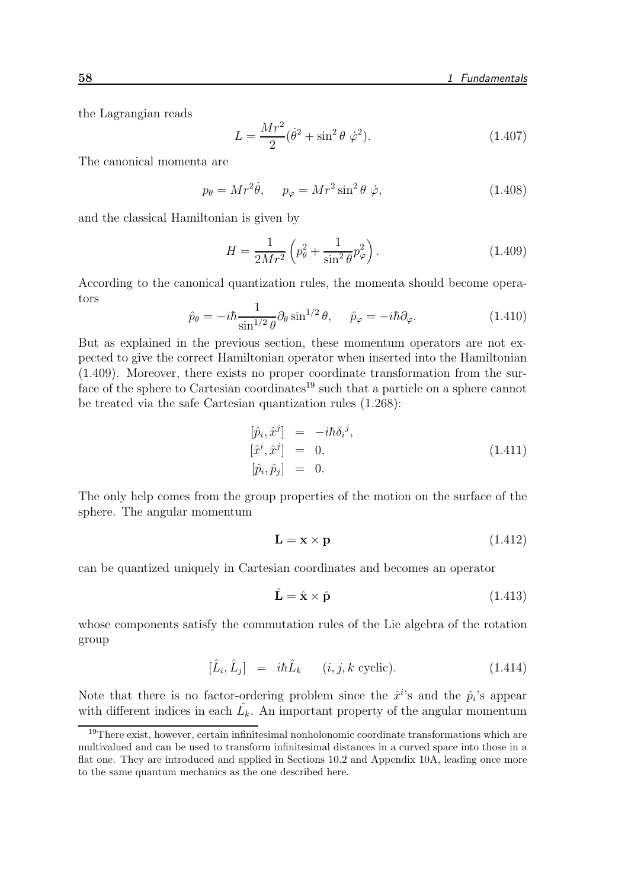the Lagrangian reads

$$L = \frac{Mr^2}{2}(\dot{\theta}^2 + \sin^2\theta\ \dot{\varphi}^2). \tag{1.407}$$

The canonical momenta are

$$p_\theta = Mr^2\dot{\theta}, \quad p_\varphi = Mr^2 \sin^2\theta\ \dot{\varphi}, \tag{1.408}$$

and the classical Hamiltonian is given by

$$H = \frac{1}{2Mr^2}\left(p_\theta^2 + \frac{1}{\sin^2\theta}p_\varphi^2\right). \tag{1.409}$$

According to the canonical quantization rules, the momenta should become operators

$$\hat{p}_\theta = -i\hbar\frac{1}{\sin^{1/2}\theta}\partial_\theta \sin^{1/2}\theta, \quad \hat{p}_\varphi = -i\hbar\partial_\varphi. \tag{1.410}$$

But as explained in the previous section, these momentum operators are not expected to give the correct Hamiltonian operator when inserted into the Hamiltonian (1.409). Moreover, there exists no proper coordinate transformation from the surface of the sphere to Cartesian coordinates[19] such that a particle on a sphere cannot be treated via the safe Cartesian quantization rules (1.268):

$$\begin{aligned}
[\hat{p}_i, \hat{x}^j] &= -i\hbar\delta_i{}^j, \\
[\hat{x}^i, \hat{x}^j] &= 0, \\
[\hat{p}_i, \hat{p}_j] &= 0.
\end{aligned} \tag{1.411}$$

The only help comes from the group properties of the motion on the surface of the sphere. The angular momentum

$$\mathbf{L} = \mathbf{x} \times \mathbf{p} \tag{1.412}$$

can be quantized uniquely in Cartesian coordinates and becomes an operator

$$\hat{\mathbf{L}} = \hat{\mathbf{x}} \times \hat{\mathbf{p}} \tag{1.413}$$

whose components satisfy the commutation rules of the Lie algebra of the rotation group

$$[\hat{L}_i, \hat{L}_j] \ = \ i\hbar\hat{L}_k \quad (i, j, k \text{ cyclic}). \tag{1.414}$$

Note that there is no factor-ordering problem since the $\hat{x}^i$'s and the $\hat{p}_i$'s appear with different indices in each $\hat{L}_k$. An important property of the angular momentum

[19]There exist, however, certain infinitesimal nonholonomic coordinate transformations which are multivalued and can be used to transform infinitesimal distances in a curved space into those in a flat one. They are introduced and applied in Sections 10.2 and Appendix 10A, leading once more to the same quantum mechanics as the one described here.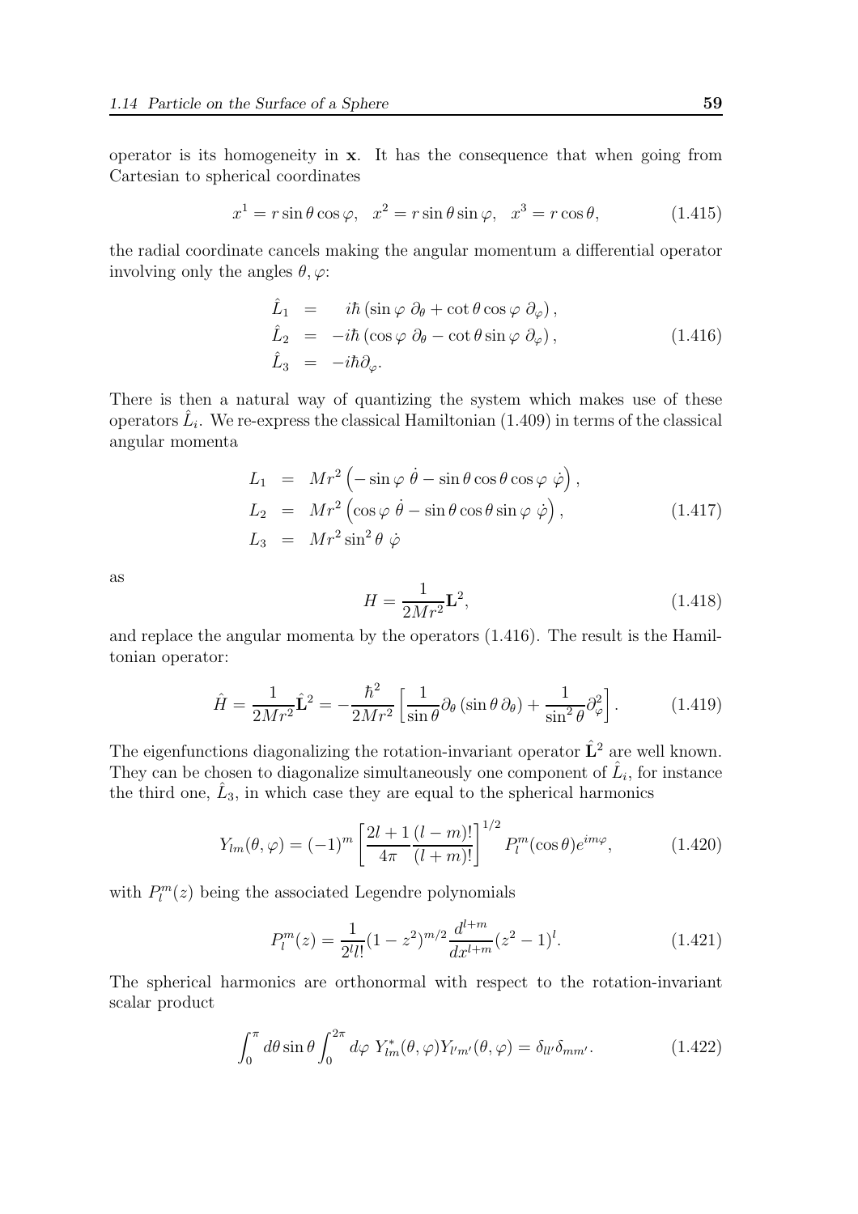operator is its homogeneity in $\mathbf{x}$. It has the consequence that when going from Cartesian to spherical coordinates

$$x^1 = r\sin\theta\cos\varphi, \quad x^2 = r\sin\theta\sin\varphi, \quad x^3 = r\cos\theta, \tag{1.415}$$

the radial coordinate cancels making the angular momentum a differential operator involving only the angles $\theta, \varphi$:

$$\begin{aligned}
\hat{L}_1 &= \quad i\hbar\left(\sin\varphi\;\partial_\theta + \cot\theta\cos\varphi\;\partial_\varphi\right), \\
\hat{L}_2 &= -i\hbar\left(\cos\varphi\;\partial_\theta - \cot\theta\sin\varphi\;\partial_\varphi\right), \\
\hat{L}_3 &= -i\hbar\partial_\varphi.
\end{aligned} \tag{1.416}$$

There is then a natural way of quantizing the system which makes use of these operators $\hat{L}_i$. We re-express the classical Hamiltonian (1.409) in terms of the classical angular momenta

$$\begin{aligned}
L_1 &= Mr^2\left(-\sin\varphi\;\dot{\theta} - \sin\theta\cos\theta\cos\varphi\;\dot{\varphi}\right), \\
L_2 &= Mr^2\left(\cos\varphi\;\dot{\theta} - \sin\theta\cos\theta\sin\varphi\;\dot{\varphi}\right), \\
L_3 &= Mr^2\sin^2\theta\;\dot{\varphi}
\end{aligned} \tag{1.417}$$

as

$$H = \frac{1}{2Mr^2}\mathbf{L}^2, \tag{1.418}$$

and replace the angular momenta by the operators (1.416). The result is the Hamiltonian operator:

$$\hat{H} = \frac{1}{2Mr^2}\hat{\mathbf{L}}^2 = -\frac{\hbar^2}{2Mr^2}\left[\frac{1}{\sin\theta}\partial_\theta\left(\sin\theta\,\partial_\theta\right) + \frac{1}{\sin^2\theta}\partial_\varphi^2\right]. \tag{1.419}$$

The eigenfunctions diagonalizing the rotation-invariant operator $\hat{\mathbf{L}}^2$ are well known. They can be chosen to diagonalize simultaneously one component of $\hat{L}_i$, for instance the third one, $\hat{L}_3$, in which case they are equal to the spherical harmonics

$$Y_{lm}(\theta,\varphi) = (-1)^m\left[\frac{2l+1}{4\pi}\frac{(l-m)!}{(l+m)!}\right]^{1/2} P_l^m(\cos\theta)e^{im\varphi}, \tag{1.420}$$

with $P_l^m(z)$ being the associated Legendre polynomials

$$P_l^m(z) = \frac{1}{2^l l!}(1-z^2)^{m/2}\frac{d^{l+m}}{dx^{l+m}}(z^2-1)^l. \tag{1.421}$$

The spherical harmonics are orthonormal with respect to the rotation-invariant scalar product

$$\int_0^\pi d\theta\sin\theta\int_0^{2\pi} d\varphi\; Y_{lm}^*(\theta,\varphi)Y_{l'm'}(\theta,\varphi) = \delta_{ll'}\delta_{mm'}. \tag{1.422}$$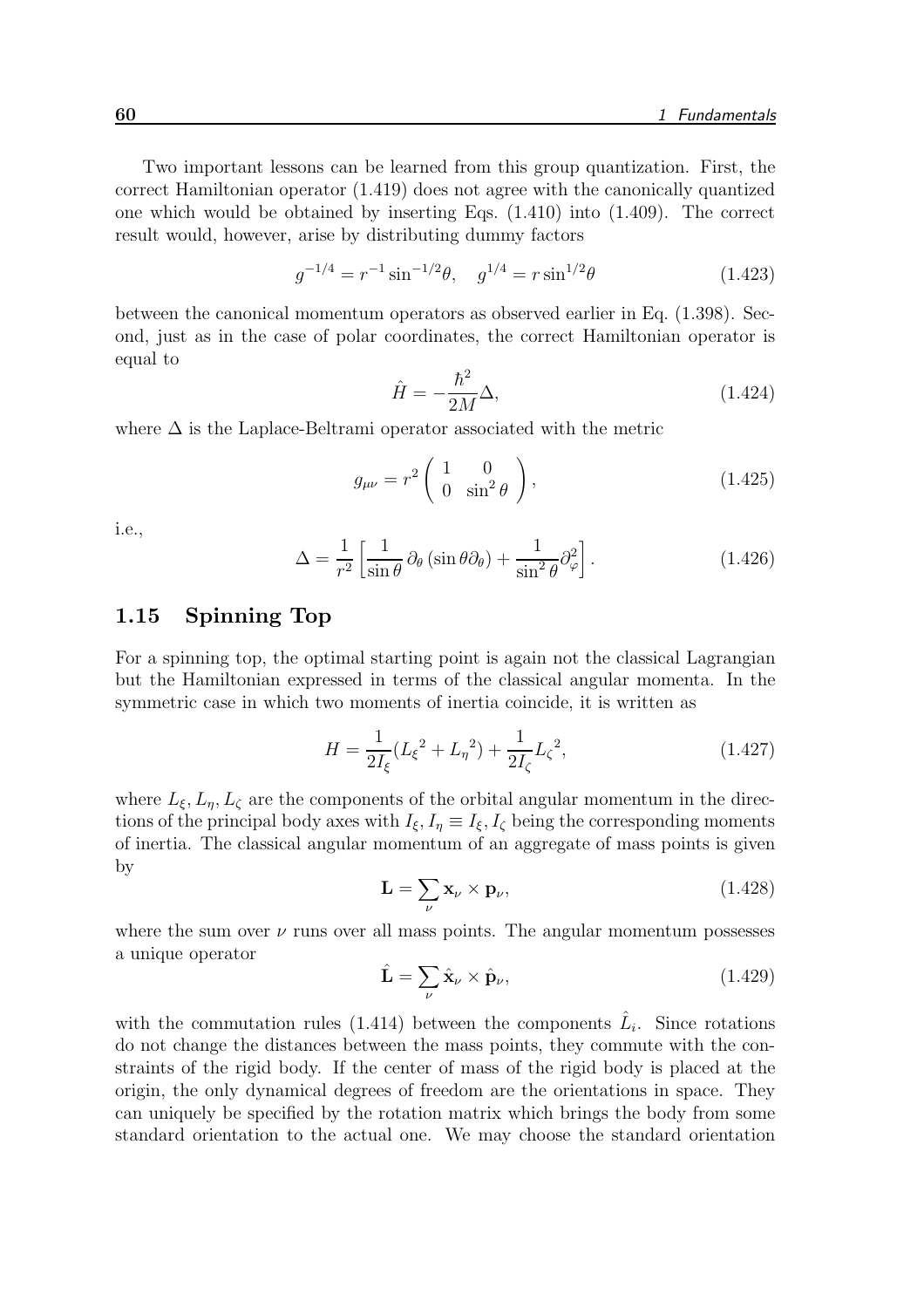Two important lessons can be learned from this group quantization. First, the correct Hamiltonian operator (1.419) does not agree with the canonically quantized one which would be obtained by inserting Eqs. (1.410) into (1.409). The correct result would, however, arise by distributing dummy factors

$$g^{-1/4} = r^{-1}\sin^{-1/2}\theta, \quad g^{1/4} = r\sin^{1/2}\theta \tag{1.423}$$

between the canonical momentum operators as observed earlier in Eq. (1.398). Second, just as in the case of polar coordinates, the correct Hamiltonian operator is equal to

$$\hat{H} = -\frac{\hbar^2}{2M}\Delta, \tag{1.424}$$

where $\Delta$ is the Laplace-Beltrami operator associated with the metric

$$g_{\mu\nu} = r^2 \begin{pmatrix} 1 & 0 \\ 0 & \sin^2\theta \end{pmatrix}, \tag{1.425}$$

i.e.,

$$\Delta = \frac{1}{r^2}\left[\frac{1}{\sin\theta}\,\partial_\theta\left(\sin\theta\partial_\theta\right) + \frac{1}{\sin^2\theta}\partial_\varphi^2\right]. \tag{1.426}$$

## 1.15 Spinning Top

For a spinning top, the optimal starting point is again not the classical Lagrangian but the Hamiltonian expressed in terms of the classical angular momenta. In the symmetric case in which two moments of inertia coincide, it is written as

$$H = \frac{1}{2I_\xi}({L_\xi}^2 + {L_\eta}^2) + \frac{1}{2I_\zeta}{L_\zeta}^2, \tag{1.427}$$

where $L_\xi, L_\eta, L_\zeta$ are the components of the orbital angular momentum in the directions of the principal body axes with $I_\xi, I_\eta \equiv I_\xi, I_\zeta$ being the corresponding moments of inertia. The classical angular momentum of an aggregate of mass points is given by

$$\mathbf{L} = \sum_\nu \mathbf{x}_\nu \times \mathbf{p}_\nu, \tag{1.428}$$

where the sum over $\nu$ runs over all mass points. The angular momentum possesses a unique operator

$$\hat{\mathbf{L}} = \sum_\nu \hat{\mathbf{x}}_\nu \times \hat{\mathbf{p}}_\nu, \tag{1.429}$$

with the commutation rules (1.414) between the components $\hat{L}_i$. Since rotations do not change the distances between the mass points, they commute with the constraints of the rigid body. If the center of mass of the rigid body is placed at the origin, the only dynamical degrees of freedom are the orientations in space. They can uniquely be specified by the rotation matrix which brings the body from some standard orientation to the actual one. We may choose the standard orientation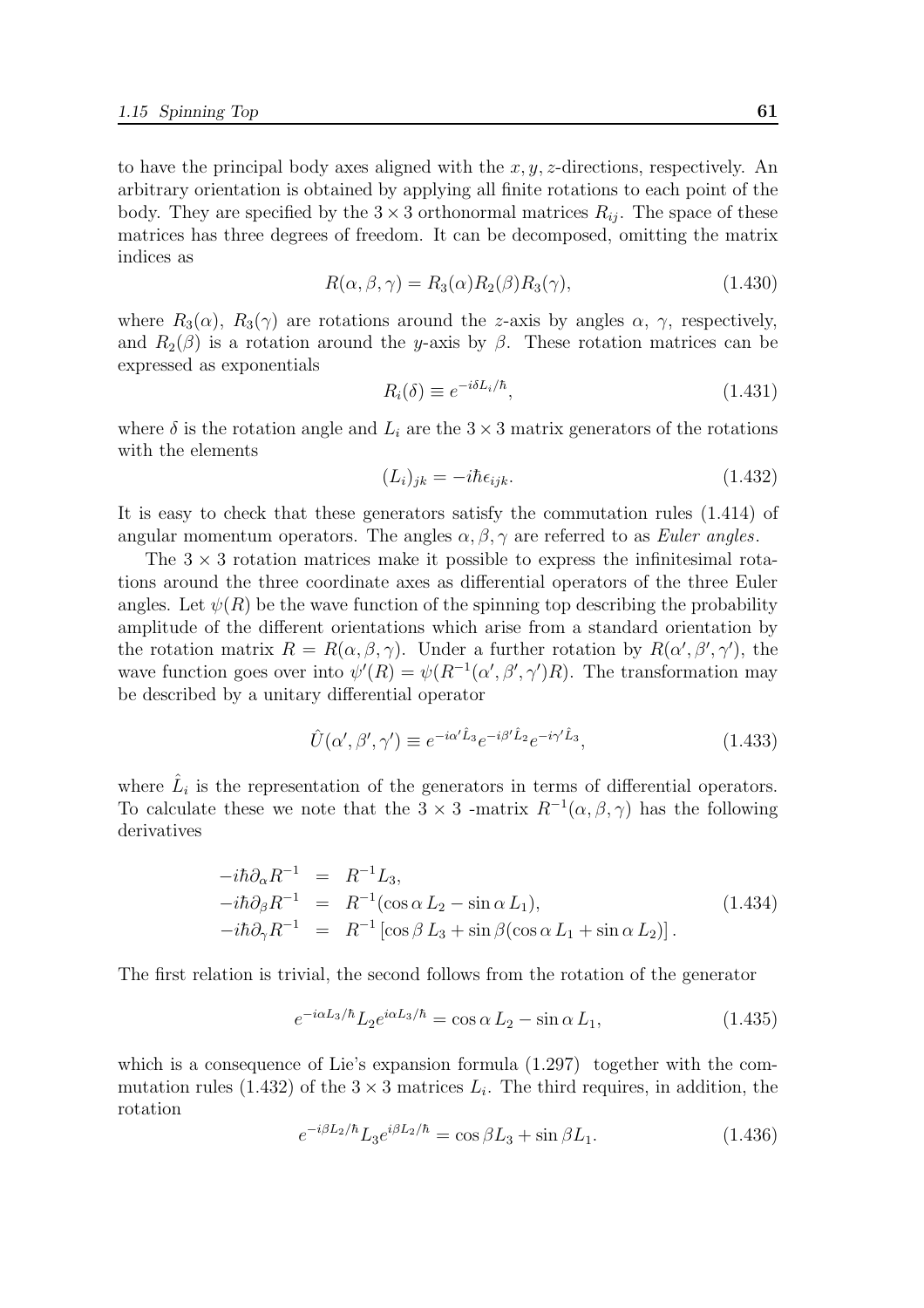to have the principal body axes aligned with the $x, y, z$-directions, respectively. An arbitrary orientation is obtained by applying all finite rotations to each point of the body. They are specified by the $3 \times 3$ orthonormal matrices $R_{ij}$. The space of these matrices has three degrees of freedom. It can be decomposed, omitting the matrix indices as

$$R(\alpha, \beta, \gamma) = R_3(\alpha) R_2(\beta) R_3(\gamma), \tag{1.430}$$

where $R_3(\alpha)$, $R_3(\gamma)$ are rotations around the $z$-axis by angles $\alpha$, $\gamma$, respectively, and $R_2(\beta)$ is a rotation around the $y$-axis by $\beta$. These rotation matrices can be expressed as exponentials

$$R_i(\delta) \equiv e^{-i\delta L_i/\hbar}, \tag{1.431}$$

where $\delta$ is the rotation angle and $L_i$ are the $3 \times 3$ matrix generators of the rotations with the elements

$$(L_i)_{jk} = -i\hbar\epsilon_{ijk}. \tag{1.432}$$

It is easy to check that these generators satisfy the commutation rules (1.414) of angular momentum operators. The angles $\alpha, \beta, \gamma$ are referred to as *Euler angles*.

The $3 \times 3$ rotation matrices make it possible to express the infinitesimal rotations around the three coordinate axes as differential operators of the three Euler angles. Let $\psi(R)$ be the wave function of the spinning top describing the probability amplitude of the different orientations which arise from a standard orientation by the rotation matrix $R = R(\alpha, \beta, \gamma)$. Under a further rotation by $R(\alpha', \beta', \gamma')$, the wave function goes over into $\psi'(R) = \psi(R^{-1}(\alpha', \beta', \gamma')R)$. The transformation may be described by a unitary differential operator

$$\hat{U}(\alpha', \beta', \gamma') \equiv e^{-i\alpha'\hat{L}_3} e^{-i\beta'\hat{L}_2} e^{-i\gamma'\hat{L}_3}, \tag{1.433}$$

where $\hat{L}_i$ is the representation of the generators in terms of differential operators. To calculate these we note that the $3 \times 3$ -matrix $R^{-1}(\alpha, \beta, \gamma)$ has the following derivatives

$$\begin{aligned}
-i\hbar\partial_\alpha R^{-1} &= R^{-1} L_3, \\
-i\hbar\partial_\beta R^{-1} &= R^{-1}(\cos\alpha\, L_2 - \sin\alpha\, L_1), \\
-i\hbar\partial_\gamma R^{-1} &= R^{-1}\left[\cos\beta\, L_3 + \sin\beta(\cos\alpha\, L_1 + \sin\alpha\, L_2)\right].
\end{aligned} \tag{1.434}$$

The first relation is trivial, the second follows from the rotation of the generator

$$e^{-i\alpha L_3/\hbar} L_2 e^{i\alpha L_3/\hbar} = \cos\alpha\, L_2 - \sin\alpha\, L_1, \tag{1.435}$$

which is a consequence of Lie's expansion formula (1.297) together with the commutation rules (1.432) of the $3 \times 3$ matrices $L_i$. The third requires, in addition, the rotation

$$e^{-i\beta L_2/\hbar} L_3 e^{i\beta L_2/\hbar} = \cos\beta L_3 + \sin\beta L_1. \tag{1.436}$$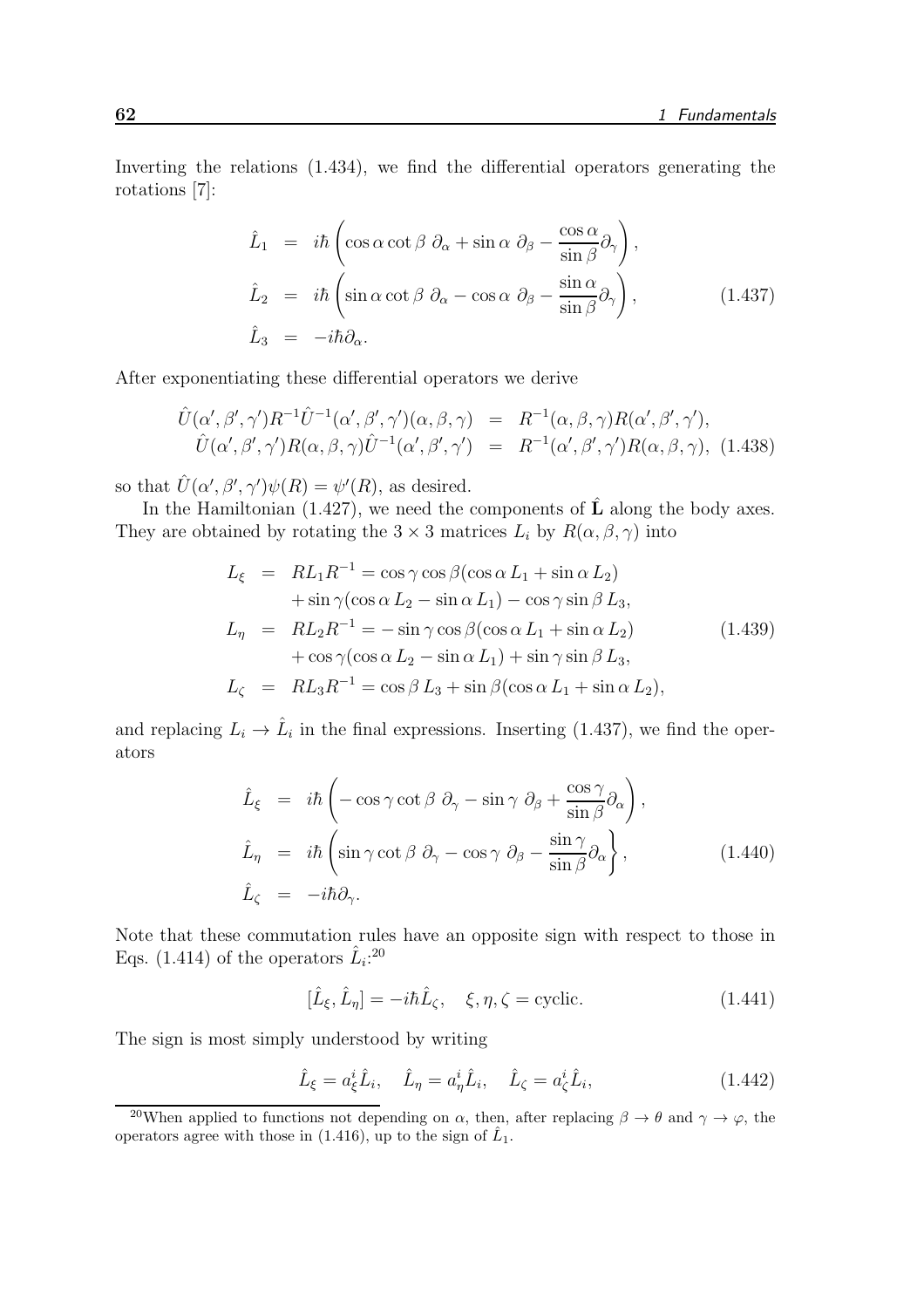Inverting the relations (1.434), we find the differential operators generating the rotations [7]:

$$
\begin{aligned}
\hat{L}_1 &= i\hbar\left(\cos\alpha\cot\beta\;\partial_\alpha + \sin\alpha\;\partial_\beta - \frac{\cos\alpha}{\sin\beta}\partial_\gamma\right),\\
\hat{L}_2 &= i\hbar\left(\sin\alpha\cot\beta\;\partial_\alpha - \cos\alpha\;\partial_\beta - \frac{\sin\alpha}{\sin\beta}\partial_\gamma\right), \qquad (1.437)\\
\hat{L}_3 &= -i\hbar\partial_\alpha.
\end{aligned}
$$

After exponentiating these differential operators we derive

$$
\begin{aligned}
\hat{U}(\alpha',\beta',\gamma')R^{-1}\hat{U}^{-1}(\alpha',\beta',\gamma')(\alpha,\beta,\gamma) &= R^{-1}(\alpha,\beta,\gamma)R(\alpha',\beta',\gamma'),\\
\hat{U}(\alpha',\beta',\gamma')R(\alpha,\beta,\gamma)\hat{U}^{-1}(\alpha',\beta',\gamma') &= R^{-1}(\alpha',\beta',\gamma')R(\alpha,\beta,\gamma), \quad (1.438)
\end{aligned}
$$

so that $\hat{U}(\alpha',\beta',\gamma')\psi(R) = \psi'(R)$, as desired.

In the Hamiltonian (1.427), we need the components of $\hat{\mathbf{L}}$ along the body axes. They are obtained by rotating the $3\times 3$ matrices $L_i$ by $R(\alpha,\beta,\gamma)$ into

$$
\begin{aligned}
L_\xi &= RL_1R^{-1} = \cos\gamma\cos\beta(\cos\alpha\, L_1 + \sin\alpha\, L_2)\\
&\quad + \sin\gamma(\cos\alpha\, L_2 - \sin\alpha\, L_1) - \cos\gamma\sin\beta\, L_3,\\
L_\eta &= RL_2R^{-1} = -\sin\gamma\cos\beta(\cos\alpha\, L_1 + \sin\alpha\, L_2) \qquad (1.439)\\
&\quad + \cos\gamma(\cos\alpha\, L_2 - \sin\alpha\, L_1) + \sin\gamma\sin\beta\, L_3,\\
L_\zeta &= RL_3R^{-1} = \cos\beta\, L_3 + \sin\beta(\cos\alpha\, L_1 + \sin\alpha\, L_2),
\end{aligned}
$$

and replacing $L_i \to \hat{L}_i$ in the final expressions. Inserting (1.437), we find the operators

$$
\begin{aligned}
\hat{L}_\xi &= i\hbar\left(-\cos\gamma\cot\beta\;\partial_\gamma - \sin\gamma\;\partial_\beta + \frac{\cos\gamma}{\sin\beta}\partial_\alpha\right),\\
\hat{L}_\eta &= i\hbar\left(\sin\gamma\cot\beta\;\partial_\gamma - \cos\gamma\;\partial_\beta - \frac{\sin\gamma}{\sin\beta}\partial_\alpha\right\}, \qquad (1.440)\\
\hat{L}_\zeta &= -i\hbar\partial_\gamma.
\end{aligned}
$$

Note that these commutation rules have an opposite sign with respect to those in Eqs. (1.414) of the operators $\hat{L}_i$:[20]

$$
[\hat{L}_\xi, \hat{L}_\eta] = -i\hbar\hat{L}_\zeta, \quad \xi,\eta,\zeta = \text{cyclic}. \qquad (1.441)
$$

The sign is most simply understood by writing

$$
\hat{L}_\xi = a_\xi^i\hat{L}_i, \quad \hat{L}_\eta = a_\eta^i\hat{L}_i, \quad \hat{L}_\zeta = a_\zeta^i\hat{L}_i, \qquad (1.442)
$$

[20] When applied to functions not depending on $\alpha$, then, after replacing $\beta\to\theta$ and $\gamma\to\varphi$, the operators agree with those in (1.416), up to the sign of $\hat{L}_1$.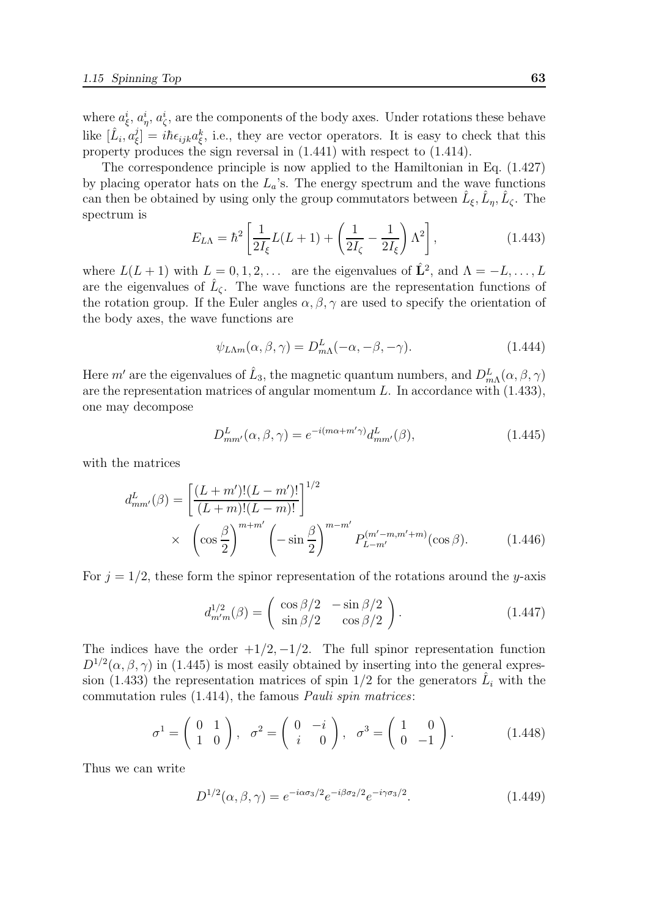where $a_\xi^i$, $a_\eta^i$, $a_\zeta^i$, are the components of the body axes. Under rotations these behave like $[\hat{L}_i, a_\xi^j] = i\hbar\epsilon_{ijk}a_\xi^k$, i.e., they are vector operators. It is easy to check that this property produces the sign reversal in (1.441) with respect to (1.414).

The correspondence principle is now applied to the Hamiltonian in Eq. (1.427) by placing operator hats on the $L_a$'s. The energy spectrum and the wave functions can then be obtained by using only the group commutators between $\hat{L}_\xi, \hat{L}_\eta, \hat{L}_\zeta$. The spectrum is

$$E_{L\Lambda} = \hbar^2 \left[ \frac{1}{2I_\xi} L(L+1) + \left( \frac{1}{2I_\zeta} - \frac{1}{2I_\xi} \right) \Lambda^2 \right], \tag{1.443}$$

where $L(L+1)$ with $L = 0, 1, 2, \ldots$ are the eigenvalues of $\hat{\mathbf{L}}^2$, and $\Lambda = -L, \ldots, L$ are the eigenvalues of $\hat{L}_\zeta$. The wave functions are the representation functions of the rotation group. If the Euler angles $\alpha, \beta, \gamma$ are used to specify the orientation of the body axes, the wave functions are

$$\psi_{L\Lambda m}(\alpha, \beta, \gamma) = D^L_{m\Lambda}(-\alpha, -\beta, -\gamma). \tag{1.444}$$

Here $m'$ are the eigenvalues of $\hat{L}_3$, the magnetic quantum numbers, and $D^L_{m\Lambda}(\alpha, \beta, \gamma)$ are the representation matrices of angular momentum $L$. In accordance with (1.433), one may decompose

$$D^L_{mm'}(\alpha, \beta, \gamma) = e^{-i(m\alpha + m'\gamma)} d^L_{mm'}(\beta), \tag{1.445}$$

with the matrices

$$d^L_{mm'}(\beta) = \left[ \frac{(L+m')!(L-m')!}{(L+m)!(L-m)!} \right]^{1/2} \times \left( \cos\frac{\beta}{2} \right)^{m+m'} \left( -\sin\frac{\beta}{2} \right)^{m-m'} P^{(m'-m, m'+m)}_{L-m'}(\cos\beta). \tag{1.446}$$

For $j = 1/2$, these form the spinor representation of the rotations around the $y$-axis

$$d^{1/2}_{m'm}(\beta) = \begin{pmatrix} \cos\beta/2 & -\sin\beta/2 \\ \sin\beta/2 & \cos\beta/2 \end{pmatrix}. \tag{1.447}$$

The indices have the order $+1/2, -1/2$. The full spinor representation function $D^{1/2}(\alpha, \beta, \gamma)$ in (1.445) is most easily obtained by inserting into the general expression (1.433) the representation matrices of spin 1/2 for the generators $\hat{L}_i$ with the commutation rules (1.414), the famous *Pauli spin matrices*:

$$\sigma^1 = \begin{pmatrix} 0 & 1 \\ 1 & 0 \end{pmatrix}, \quad \sigma^2 = \begin{pmatrix} 0 & -i \\ i & 0 \end{pmatrix}, \quad \sigma^3 = \begin{pmatrix} 1 & 0 \\ 0 & -1 \end{pmatrix}. \tag{1.448}$$

Thus we can write

$$D^{1/2}(\alpha, \beta, \gamma) = e^{-i\alpha\sigma_3/2} e^{-i\beta\sigma_2/2} e^{-i\gamma\sigma_3/2}. \tag{1.449}$$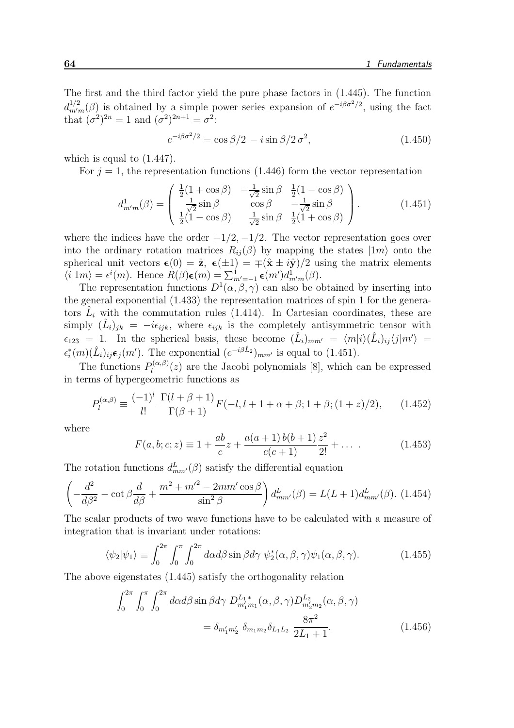The first and the third factor yield the pure phase factors in (1.445). The function $d^{1/2}_{m'm}(\beta)$ is obtained by a simple power series expansion of $e^{-i\beta\sigma^2/2}$, using the fact that $(\sigma^2)^{2n} = 1$ and $(\sigma^2)^{2n+1} = \sigma^2$:

$$e^{-i\beta\sigma^2/2} = \cos\beta/2 - i\sin\beta/2\,\sigma^2, \tag{1.450}$$

which is equal to (1.447).

For $j = 1$, the representation functions (1.446) form the vector representation

$$d^1_{m'm}(\beta) = \begin{pmatrix} \frac{1}{2}(1+\cos\beta) & -\frac{1}{\sqrt{2}}\sin\beta & \frac{1}{2}(1-\cos\beta) \\ \frac{1}{\sqrt{2}}\sin\beta & \cos\beta & -\frac{1}{\sqrt{2}}\sin\beta \\ \frac{1}{2}(1-\cos\beta) & \frac{1}{\sqrt{2}}\sin\beta & \frac{1}{2}(1+\cos\beta) \end{pmatrix}. \tag{1.451}$$

where the indices have the order $+1/2, -1/2$. The vector representation goes over into the ordinary rotation matrices $R_{ij}(\beta)$ by mapping the states $|1m\rangle$ onto the spherical unit vectors $\boldsymbol{\epsilon}(0) = \hat{\mathbf{z}}$, $\boldsymbol{\epsilon}(\pm 1) = \mp(\hat{\mathbf{x}} \pm i\hat{\mathbf{y}})/2$ using the matrix elements $\langle i|1m\rangle = \epsilon^i(m)$. Hence $R(\beta)\boldsymbol{\epsilon}(m) = \sum_{m'=-1}^{1} \boldsymbol{\epsilon}(m') d^1_{m'm}(\beta)$.

The representation functions $D^1(\alpha,\beta,\gamma)$ can also be obtained by inserting into the general exponential (1.433) the representation matrices of spin 1 for the generators $\hat{L}_i$ with the commutation rules (1.414). In Cartesian coordinates, these are simply $(\hat{L}_i)_{jk} = -i\epsilon_{ijk}$, where $\epsilon_{ijk}$ is the completely antisymmetric tensor with $\epsilon_{123} = 1$. In the spherical basis, these become $(\hat{L}_i)_{mm'} = \langle m|i\rangle(\hat{L}_i)_{ij}\langle j|m'\rangle = \epsilon^*_i(m)(\hat{L}_i)_{ij}\boldsymbol{\epsilon}_j(m')$. The exponential $(e^{-i\beta\hat{L}_2})_{mm'}$ is equal to (1.451).

The functions $P_l^{(\alpha,\beta)}(z)$ are the Jacobi polynomials [8], which can be expressed in terms of hypergeometric functions as

$$P_l^{(\alpha,\beta)} \equiv \frac{(-1)^l}{l!}\,\frac{\Gamma(l+\beta+1)}{\Gamma(\beta+1)} F(-l, l+1+\alpha+\beta; 1+\beta; (1+z)/2), \tag{1.452}$$

where

$$F(a,b;c;z) \equiv 1 + \frac{ab}{c}z + \frac{a(a+1)\,b(b+1)}{c(c+1)}\frac{z^2}{2!} + \dots\ . \tag{1.453}$$

The rotation functions $d^L_{mm'}(\beta)$ satisfy the differential equation

$$\left(-\frac{d^2}{d\beta^2} - \cot\beta\frac{d}{d\beta} + \frac{m^2 + m'^2 - 2mm'\cos\beta}{\sin^2\beta}\right) d^L_{mm'}(\beta) = L(L+1) d^L_{mm'}(\beta). \tag{1.454}$$

The scalar products of two wave functions have to be calculated with a measure of integration that is invariant under rotations:

$$\langle\psi_2|\psi_1\rangle \equiv \int_0^{2\pi}\int_0^{\pi}\int_0^{2\pi} d\alpha d\beta \sin\beta d\gamma\ \psi_2^*(\alpha,\beta,\gamma)\psi_1(\alpha,\beta,\gamma). \tag{1.455}$$

The above eigenstates (1.445) satisfy the orthogonality relation

$$\int_0^{2\pi}\int_0^{\pi}\int_0^{2\pi} d\alpha d\beta \sin\beta d\gamma\ D^{L_1\,*}_{m_1'm_1}(\alpha,\beta,\gamma) D^{L_2}_{m_2'm_2}(\alpha,\beta,\gamma) = \delta_{m_1'm_2'}\ \delta_{m_1 m_2}\delta_{L_1 L_2}\ \frac{8\pi^2}{2L_1+1}. \tag{1.456}$$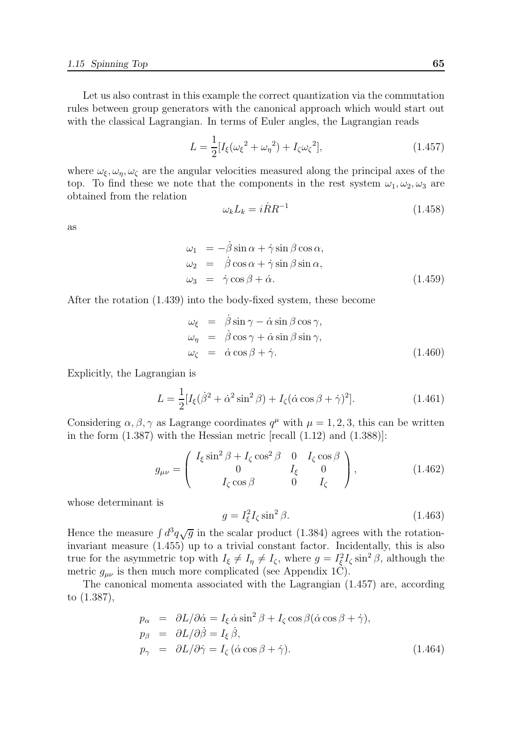Let us also contrast in this example the correct quantization via the commutation rules between group generators with the canonical approach which would start out with the classical Lagrangian. In terms of Euler angles, the Lagrangian reads

$$L = \frac{1}{2}[I_\xi({\omega_\xi}^2 + {\omega_\eta}^2) + I_\zeta {\omega_\zeta}^2], \tag{1.457}$$

where $\omega_\xi, \omega_\eta, \omega_\zeta$ are the angular velocities measured along the principal axes of the top. To find these we note that the components in the rest system $\omega_1, \omega_2, \omega_3$ are obtained from the relation

$$\omega_k L_k = i\dot{R}R^{-1} \tag{1.458}$$

as

$$\begin{aligned}
\omega_1 &= -\dot{\beta}\sin\alpha + \dot{\gamma}\sin\beta\cos\alpha, \\
\omega_2 &= \dot{\beta}\cos\alpha + \dot{\gamma}\sin\beta\sin\alpha, \\
\omega_3 &= \dot{\gamma}\cos\beta + \dot{\alpha}.
\end{aligned} \tag{1.459}$$

After the rotation (1.439) into the body-fixed system, these become

$$\begin{aligned}
\omega_\xi &= \dot{\beta}\sin\gamma - \dot{\alpha}\sin\beta\cos\gamma, \\
\omega_\eta &= \dot{\beta}\cos\gamma + \dot{\alpha}\sin\beta\sin\gamma, \\
\omega_\zeta &= \dot{\alpha}\cos\beta + \dot{\gamma}.
\end{aligned} \tag{1.460}$$

Explicitly, the Lagrangian is

$$L = \frac{1}{2}[I_\xi(\dot{\beta}^2 + \dot{\alpha}^2\sin^2\beta) + I_\zeta(\dot{\alpha}\cos\beta + \dot{\gamma})^2]. \tag{1.461}$$

Considering $\alpha, \beta, \gamma$ as Lagrange coordinates $q^\mu$ with $\mu = 1, 2, 3$, this can be written in the form (1.387) with the Hessian metric [recall (1.12) and (1.388)]:

$$g_{\mu\nu} = \begin{pmatrix} I_\xi\sin^2\beta + I_\zeta\cos^2\beta & 0 & I_\zeta\cos\beta \\ 0 & I_\xi & 0 \\ I_\zeta\cos\beta & 0 & I_\zeta \end{pmatrix}, \tag{1.462}$$

whose determinant is

$$g = I_\xi^2 I_\zeta \sin^2\beta. \tag{1.463}$$

Hence the measure $\int d^3q\sqrt{g}$ in the scalar product (1.384) agrees with the rotation-invariant measure (1.455) up to a trivial constant factor. Incidentally, this is also true for the asymmetric top with $I_\xi \neq I_\eta \neq I_\zeta$, where $g = I_\xi^2 I_\zeta \sin^2\beta$, although the metric $g_{\mu\nu}$ is then much more complicated (see Appendix 1C).

The canonical momenta associated with the Lagrangian (1.457) are, according to (1.387),

$$\begin{aligned}
p_\alpha &= \partial L/\partial\dot{\alpha} = I_\xi\,\dot{\alpha}\sin^2\beta + I_\zeta\cos\beta(\dot{\alpha}\cos\beta + \dot{\gamma}), \\
p_\beta &= \partial L/\partial\dot{\beta} = I_\xi\,\dot{\beta}, \\
p_\gamma &= \partial L/\partial\dot{\gamma} = I_\zeta\,(\dot{\alpha}\cos\beta + \dot{\gamma}).
\end{aligned} \tag{1.464}$$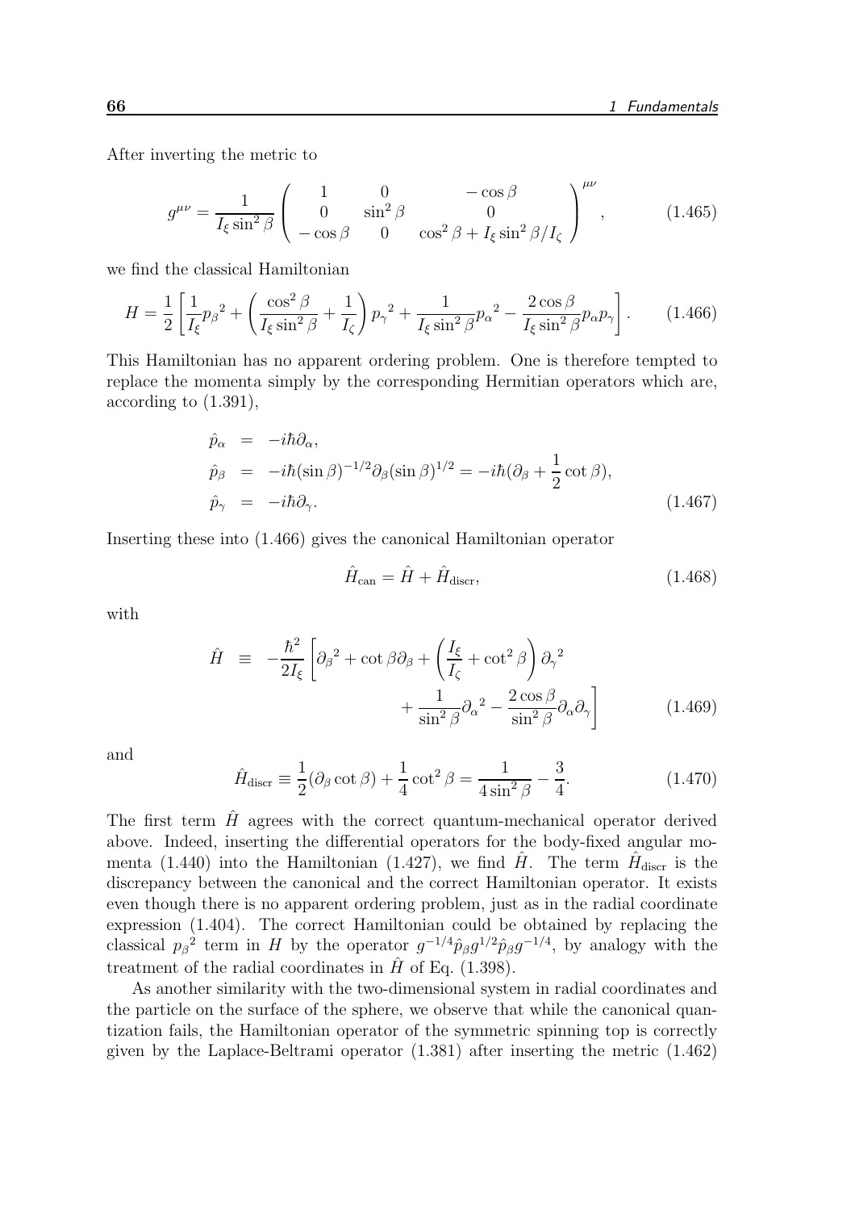After inverting the metric to

$$g^{\mu\nu} = \frac{1}{I_\xi \sin^2\beta} \left( \begin{array}{ccc} 1 & 0 & -\cos\beta \\ 0 & \sin^2\beta & 0 \\ -\cos\beta & 0 & \cos^2\beta + I_\xi \sin^2\beta / I_\zeta \end{array} \right)^{\mu\nu}, \tag{1.465}$$

we find the classical Hamiltonian

$$H = \frac{1}{2}\left[ \frac{1}{I_\xi} {p_\beta}^2 + \left( \frac{\cos^2\beta}{I_\xi \sin^2\beta} + \frac{1}{I_\zeta} \right) {p_\gamma}^2 + \frac{1}{I_\xi \sin^2\beta} {p_\alpha}^2 - \frac{2\cos\beta}{I_\xi \sin^2\beta} p_\alpha p_\gamma \right]. \tag{1.466}$$

This Hamiltonian has no apparent ordering problem. One is therefore tempted to replace the momenta simply by the corresponding Hermitian operators which are, according to (1.391),

$$\begin{aligned}
\hat{p}_\alpha &= -i\hbar \partial_\alpha, \\
\hat{p}_\beta &= -i\hbar (\sin\beta)^{-1/2} \partial_\beta (\sin\beta)^{1/2} = -i\hbar(\partial_\beta + \frac{1}{2}\cot\beta), \\
\hat{p}_\gamma &= -i\hbar \partial_\gamma.
\end{aligned} \tag{1.467}$$

Inserting these into (1.466) gives the canonical Hamiltonian operator

$$\hat{H}_{\rm can} = \hat{H} + \hat{H}_{\rm discr}, \tag{1.468}$$

with

$$\begin{aligned}
\hat{H} \equiv -\frac{\hbar^2}{2I_\xi} \bigg[ & {\partial_\beta}^2 + \cot\beta\, \partial_\beta + \left( \frac{I_\xi}{I_\zeta} + \cot^2\beta \right) {\partial_\gamma}^2 \\
& + \frac{1}{\sin^2\beta} {\partial_\alpha}^2 - \frac{2\cos\beta}{\sin^2\beta} \partial_\alpha \partial_\gamma \bigg]
\end{aligned} \tag{1.469}$$

and

$$\hat{H}_{\rm discr} \equiv \frac{1}{2}(\partial_\beta \cot\beta) + \frac{1}{4}\cot^2\beta = \frac{1}{4\sin^2\beta} - \frac{3}{4}. \tag{1.470}$$

The first term $\hat{H}$ agrees with the correct quantum-mechanical operator derived above. Indeed, inserting the differential operators for the body-fixed angular momenta (1.440) into the Hamiltonian (1.427), we find $\hat{H}$. The term $\hat{H}_{\rm discr}$ is the discrepancy between the canonical and the correct Hamiltonian operator. It exists even though there is no apparent ordering problem, just as in the radial coordinate expression (1.404). The correct Hamiltonian could be obtained by replacing the classical ${p_\beta}^2$ term in $H$ by the operator $g^{-1/4}\hat{p}_\beta g^{1/2} \hat{p}_\beta g^{-1/4}$, by analogy with the treatment of the radial coordinates in $\hat{H}$ of Eq. (1.398).

As another similarity with the two-dimensional system in radial coordinates and the particle on the surface of the sphere, we observe that while the canonical quantization fails, the Hamiltonian operator of the symmetric spinning top is correctly given by the Laplace-Beltrami operator (1.381) after inserting the metric (1.462)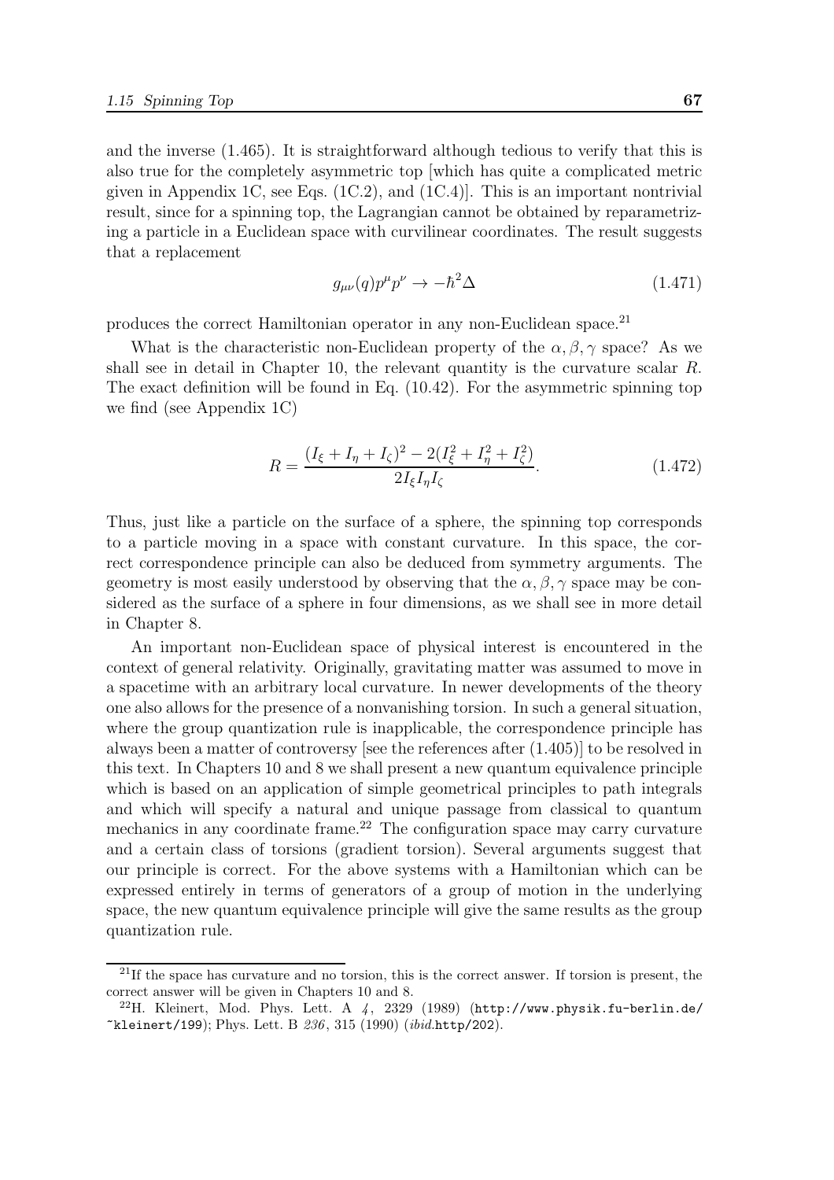and the inverse (1.465). It is straightforward although tedious to verify that this is also true for the completely asymmetric top [which has quite a complicated metric given in Appendix 1C, see Eqs. (1C.2), and (1C.4)]. This is an important nontrivial result, since for a spinning top, the Lagrangian cannot be obtained by reparametrizing a particle in a Euclidean space with curvilinear coordinates. The result suggests that a replacement

$$g_{\mu\nu}(q)p^\mu p^\nu \to -\hbar^2\Delta \tag{1.471}$$

produces the correct Hamiltonian operator in any non-Euclidean space.[21]

What is the characteristic non-Euclidean property of the $\alpha, \beta, \gamma$ space? As we shall see in detail in Chapter 10, the relevant quantity is the curvature scalar $R$. The exact definition will be found in Eq. (10.42). For the asymmetric spinning top we find (see Appendix 1C)

$$R = \frac{(I_\xi + I_\eta + I_\zeta)^2 - 2(I_\xi^2 + I_\eta^2 + I_\zeta^2)}{2I_\xi I_\eta I_\zeta}. \tag{1.472}$$

Thus, just like a particle on the surface of a sphere, the spinning top corresponds to a particle moving in a space with constant curvature. In this space, the correct correspondence principle can also be deduced from symmetry arguments. The geometry is most easily understood by observing that the $\alpha, \beta, \gamma$ space may be considered as the surface of a sphere in four dimensions, as we shall see in more detail in Chapter 8.

An important non-Euclidean space of physical interest is encountered in the context of general relativity. Originally, gravitating matter was assumed to move in a spacetime with an arbitrary local curvature. In newer developments of the theory one also allows for the presence of a nonvanishing torsion. In such a general situation, where the group quantization rule is inapplicable, the correspondence principle has always been a matter of controversy [see the references after (1.405)] to be resolved in this text. In Chapters 10 and 8 we shall present a new quantum equivalence principle which is based on an application of simple geometrical principles to path integrals and which will specify a natural and unique passage from classical to quantum mechanics in any coordinate frame.[22] The configuration space may carry curvature and a certain class of torsions (gradient torsion). Several arguments suggest that our principle is correct. For the above systems with a Hamiltonian which can be expressed entirely in terms of generators of a group of motion in the underlying space, the new quantum equivalence principle will give the same results as the group quantization rule.

---

[21] If the space has curvature and no torsion, this is the correct answer. If torsion is present, the correct answer will be given in Chapters 10 and 8.

[22] H. Kleinert, Mod. Phys. Lett. A *4*, 2329 (1989) (`http://www.physik.fu-berlin.de/~kleinert/199`); Phys. Lett. B *236*, 315 (1990) (*ibid.*`http/202`).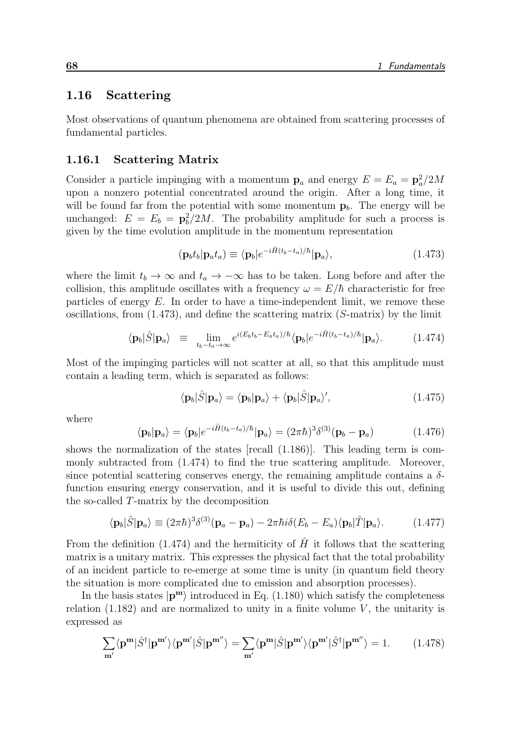## 1.16 Scattering

Most observations of quantum phenomena are obtained from scattering processes of fundamental particles.

### 1.16.1 Scattering Matrix

Consider a particle impinging with a momentum $\mathbf{p}_a$ and energy $E = E_a = \mathbf{p}_a^2/2M$ upon a nonzero potential concentrated around the origin. After a long time, it will be found far from the potential with some momentum $\mathbf{p}_b$. The energy will be unchanged: $E = E_b = \mathbf{p}_b^2/2M$. The probability amplitude for such a process is given by the time evolution amplitude in the momentum representation

$$(\mathbf{p}_b t_b|\mathbf{p}_a t_a) \equiv \langle \mathbf{p}_b|e^{-i\hat{H}(t_b-t_a)/\hbar}|\mathbf{p}_a\rangle, \tag{1.473}$$

where the limit $t_b \to \infty$ and $t_a \to -\infty$ has to be taken. Long before and after the collision, this amplitude oscillates with a frequency $\omega = E/\hbar$ characteristic for free particles of energy $E$. In order to have a time-independent limit, we remove these oscillations, from (1.473), and define the scattering matrix ($S$-matrix) by the limit

$$\langle \mathbf{p}_b|\hat{S}|\mathbf{p}_a\rangle \;\; \equiv \;\; \lim_{t_b-t_a\to\infty} e^{i(E_b t_b - E_a t_a)/\hbar}\langle \mathbf{p}_b|e^{-i\hat{H}(t_b-t_a)/\hbar}|\mathbf{p}_a\rangle. \tag{1.474}$$

Most of the impinging particles will not scatter at all, so that this amplitude must contain a leading term, which is separated as follows:

$$\langle \mathbf{p}_b|\hat{S}|\mathbf{p}_a\rangle = \langle \mathbf{p}_b|\mathbf{p}_a\rangle + \langle \mathbf{p}_b|\hat{S}|\mathbf{p}_a\rangle', \tag{1.475}$$

where

$$\langle \mathbf{p}_b|\mathbf{p}_a\rangle = \langle \mathbf{p}_b|e^{-i\hat{H}(t_b-t_a)/\hbar}|\mathbf{p}_a\rangle = (2\pi\hbar)^3\delta^{(3)}(\mathbf{p}_b - \mathbf{p}_a) \tag{1.476}$$

shows the normalization of the states [recall (1.186)]. This leading term is commonly subtracted from (1.474) to find the true scattering amplitude. Moreover, since potential scattering conserves energy, the remaining amplitude contains a $\delta$-function ensuring energy conservation, and it is useful to divide this out, defining the so-called $T$-matrix by the decomposition

$$\langle \mathbf{p}_b|\hat{S}|\mathbf{p}_a\rangle \equiv (2\pi\hbar)^3\delta^{(3)}(\mathbf{p}_a - \mathbf{p}_a) - 2\pi\hbar i\delta(E_b - E_a)\langle \mathbf{p}_b|\hat{T}|\mathbf{p}_a\rangle. \tag{1.477}$$

From the definition (1.474) and the hermiticity of $\hat{H}$ it follows that the scattering matrix is a unitary matrix. This expresses the physical fact that the total probability of an incident particle to re-emerge at some time is unity (in quantum field theory the situation is more complicated due to emission and absorption processes).

In the basis states $|\mathbf{p}^{\mathbf{m}}\rangle$ introduced in Eq. (1.180) which satisfy the completeness relation (1.182) and are normalized to unity in a finite volume $V$, the unitarity is expressed as

$$\sum_{\mathbf{m}'}\langle \mathbf{p}^{\mathbf{m}}|\hat{S}^\dagger|\mathbf{p}^{\mathbf{m}'}\rangle\langle \mathbf{p}^{\mathbf{m}'}|\hat{S}|\mathbf{p}^{\mathbf{m}''}\rangle = \sum_{\mathbf{m}'}\langle \mathbf{p}^{\mathbf{m}}|\hat{S}|\mathbf{p}^{\mathbf{m}'}\rangle\langle \mathbf{p}^{\mathbf{m}'}|\hat{S}^\dagger|\mathbf{p}^{\mathbf{m}''}\rangle = 1. \tag{1.478}$$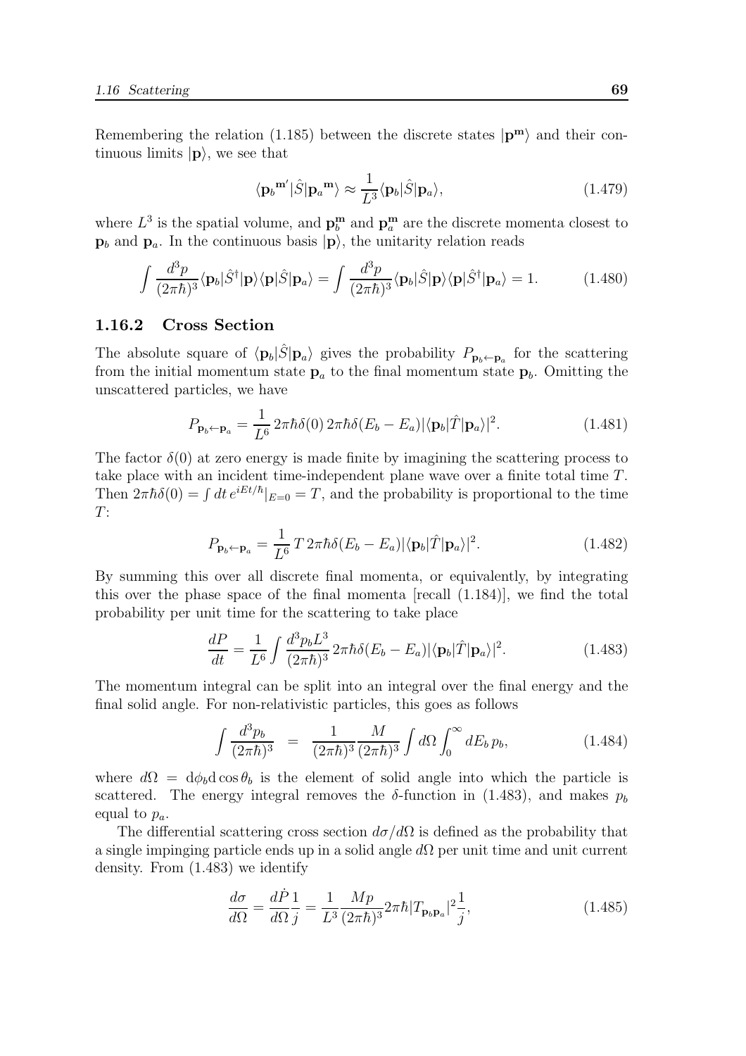Remembering the relation (1.185) between the discrete states $|\mathbf{p}^{\mathbf{m}}\rangle$ and their continuous limits $|\mathbf{p}\rangle$, we see that

$$\langle \mathbf{p}_b{}^{\mathbf{m}'}|\hat{S}|\mathbf{p}_a{}^{\mathbf{m}}\rangle \approx \frac{1}{L^3}\langle \mathbf{p}_b|\hat{S}|\mathbf{p}_a\rangle, \tag{1.479}$$

where $L^3$ is the spatial volume, and $\mathbf{p}_b^{\mathbf{m}}$ and $\mathbf{p}_a^{\mathbf{m}}$ are the discrete momenta closest to $\mathbf{p}_b$ and $\mathbf{p}_a$. In the continuous basis $|\mathbf{p}\rangle$, the unitarity relation reads

$$\int \frac{d^3p}{(2\pi\hbar)^3}\langle \mathbf{p}_b|\hat{S}^\dagger|\mathbf{p}\rangle\langle \mathbf{p}|\hat{S}|\mathbf{p}_a\rangle = \int \frac{d^3p}{(2\pi\hbar)^3}\langle \mathbf{p}_b|\hat{S}|\mathbf{p}\rangle\langle \mathbf{p}|\hat{S}^\dagger|\mathbf{p}_a\rangle = 1. \tag{1.480}$$

### 1.16.2 Cross Section

The absolute square of $\langle \mathbf{p}_b|\hat{S}|\mathbf{p}_a\rangle$ gives the probability $P_{\mathbf{p}_b\leftarrow\mathbf{p}_a}$ for the scattering from the initial momentum state $\mathbf{p}_a$ to the final momentum state $\mathbf{p}_b$. Omitting the unscattered particles, we have

$$P_{\mathbf{p}_b\leftarrow\mathbf{p}_a} = \frac{1}{L^6}\,2\pi\hbar\delta(0)\,2\pi\hbar\delta(E_b-E_a)|\langle \mathbf{p}_b|\hat{T}|\mathbf{p}_a\rangle|^2. \tag{1.481}$$

The factor $\delta(0)$ at zero energy is made finite by imagining the scattering process to take place with an incident time-independent plane wave over a finite total time $T$. Then $2\pi\hbar\delta(0) = \int dt\, e^{iEt/\hbar}|_{E=0} = T$, and the probability is proportional to the time $T$:

$$P_{\mathbf{p}_b\leftarrow\mathbf{p}_a} = \frac{1}{L^6}\,T\,2\pi\hbar\delta(E_b-E_a)|\langle \mathbf{p}_b|\hat{T}|\mathbf{p}_a\rangle|^2. \tag{1.482}$$

By summing this over all discrete final momenta, or equivalently, by integrating this over the phase space of the final momenta [recall (1.184)], we find the total probability per unit time for the scattering to take place

$$\frac{dP}{dt} = \frac{1}{L^6}\int \frac{d^3p_bL^3}{(2\pi\hbar)^3}\,2\pi\hbar\delta(E_b-E_a)|\langle \mathbf{p}_b|\hat{T}|\mathbf{p}_a\rangle|^2. \tag{1.483}$$

The momentum integral can be split into an integral over the final energy and the final solid angle. For non-relativistic particles, this goes as follows

$$\int \frac{d^3p_b}{(2\pi\hbar)^3} \;=\; \frac{1}{(2\pi\hbar)^3}\frac{M}{(2\pi\hbar)^3}\int d\Omega\int_0^\infty dE_b\,p_b, \tag{1.484}$$

where $d\Omega = \mathrm{d}\phi_b\mathrm{d}\cos\theta_b$ is the element of solid angle into which the particle is scattered. The energy integral removes the $\delta$-function in (1.483), and makes $p_b$ equal to $p_a$.

The differential scattering cross section $d\sigma/d\Omega$ is defined as the probability that a single impinging particle ends up in a solid angle $d\Omega$ per unit time and unit current density. From (1.483) we identify

$$\frac{d\sigma}{d\Omega} = \frac{d\dot{P}}{d\Omega}\frac{1}{j} = \frac{1}{L^3}\frac{Mp}{(2\pi\hbar)^3}2\pi\hbar|T_{\mathbf{p}_b\mathbf{p}_a}|^2\frac{1}{j}, \tag{1.485}$$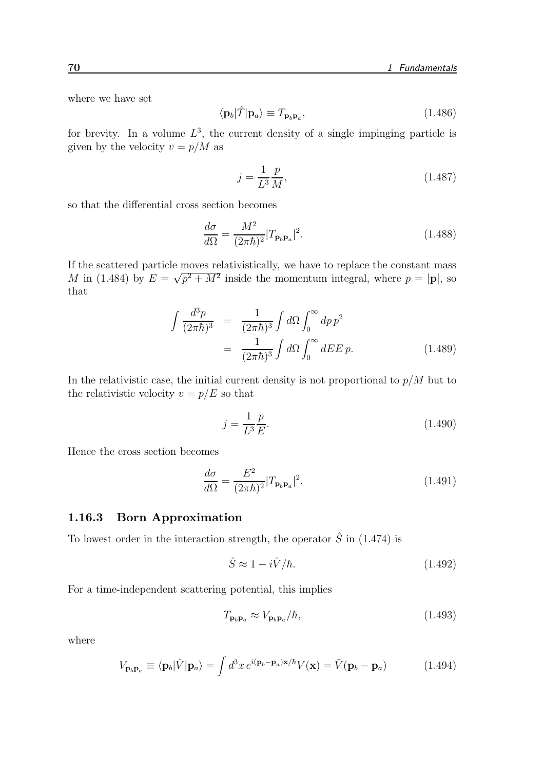where we have set

$$\langle \mathbf{p}_b | \hat{T} | \mathbf{p}_a \rangle \equiv T_{\mathbf{p}_b \mathbf{p}_a}, \tag{1.486}$$

for brevity. In a volume $L^3$, the current density of a single impinging particle is given by the velocity $v = p/M$ as

$$j = \frac{1}{L^3} \frac{p}{M}, \tag{1.487}$$

so that the differential cross section becomes

$$\frac{d\sigma}{d\Omega} = \frac{M^2}{(2\pi\hbar)^2} |T_{\mathbf{p}_b \mathbf{p}_a}|^2. \tag{1.488}$$

If the scattered particle moves relativistically, we have to replace the constant mass $M$ in (1.484) by $E = \sqrt{p^2 + M^2}$ inside the momentum integral, where $p = |\mathbf{p}|$, so that

$$\begin{aligned} \int \frac{d^3 p}{(2\pi\hbar)^3} &= \frac{1}{(2\pi\hbar)^3} \int d\Omega \int_0^\infty dp \, p^2 \\ &= \frac{1}{(2\pi\hbar)^3} \int d\Omega \int_0^\infty dE E \, p. \end{aligned} \tag{1.489}$$

In the relativistic case, the initial current density is not proportional to $p/M$ but to the relativistic velocity $v = p/E$ so that

$$j = \frac{1}{L^3} \frac{p}{E}. \tag{1.490}$$

Hence the cross section becomes

$$\frac{d\sigma}{d\Omega} = \frac{E^2}{(2\pi\hbar)^2} |T_{\mathbf{p}_b \mathbf{p}_a}|^2. \tag{1.491}$$

### 1.16.3 Born Approximation

To lowest order in the interaction strength, the operator $\hat{S}$ in (1.474) is

$$\hat{S} \approx 1 - i\hat{V}/\hbar. \tag{1.492}$$

For a time-independent scattering potential, this implies

$$T_{\mathbf{p}_b \mathbf{p}_a} \approx V_{\mathbf{p}_b \mathbf{p}_a}/\hbar, \tag{1.493}$$

where

$$V_{\mathbf{p}_b \mathbf{p}_a} \equiv \langle \mathbf{p}_b | \hat{V} | \mathbf{p}_a \rangle = \int d^3 x \, e^{i(\mathbf{p}_b - \mathbf{p}_a)\mathbf{x}/\hbar} V(\mathbf{x}) = \tilde{V}(\mathbf{p}_b - \mathbf{p}_a) \tag{1.494}$$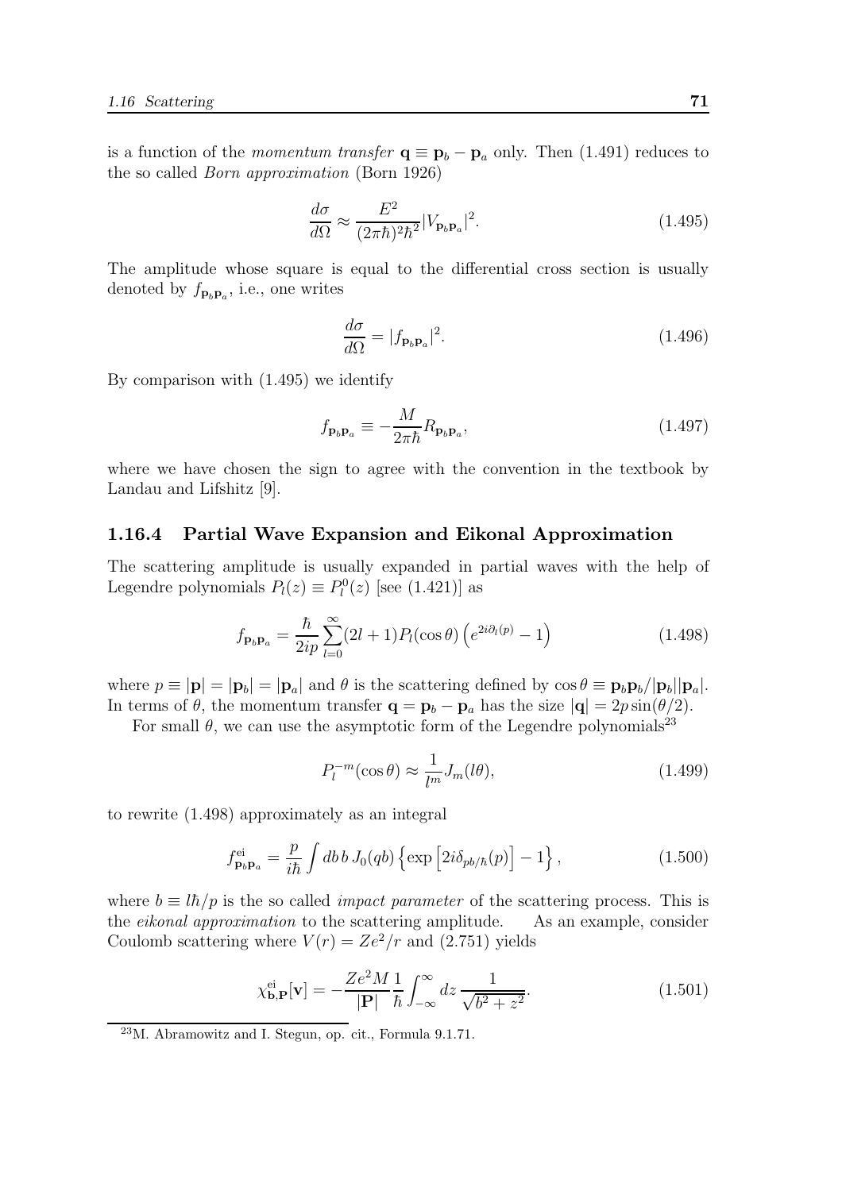is a function of the *momentum transfer* $\mathbf{q} \equiv \mathbf{p}_b - \mathbf{p}_a$ only. Then (1.491) reduces to the so called *Born approximation* (Born 1926)

$$\frac{d\sigma}{d\Omega} \approx \frac{E^2}{(2\pi\hbar)^2\hbar^2} |V_{\mathbf{p}_b\mathbf{p}_a}|^2. \tag{1.495}$$

The amplitude whose square is equal to the differential cross section is usually denoted by $f_{\mathbf{p}_b\mathbf{p}_a}$, i.e., one writes

$$\frac{d\sigma}{d\Omega} = |f_{\mathbf{p}_b\mathbf{p}_a}|^2. \tag{1.496}$$

By comparison with (1.495) we identify

$$f_{\mathbf{p}_b\mathbf{p}_a} \equiv -\frac{M}{2\pi\hbar} R_{\mathbf{p}_b\mathbf{p}_a}, \tag{1.497}$$

where we have chosen the sign to agree with the convention in the textbook by Landau and Lifshitz [9].

### 1.16.4 Partial Wave Expansion and Eikonal Approximation

The scattering amplitude is usually expanded in partial waves with the help of Legendre polynomials $P_l(z) \equiv P_l^0(z)$ [see (1.421)] as

$$f_{\mathbf{p}_b\mathbf{p}_a} = \frac{\hbar}{2ip} \sum_{l=0}^{\infty} (2l+1) P_l(\cos\theta) \left( e^{2i\delta_l(p)} - 1 \right) \tag{1.498}$$

where $p \equiv |\mathbf{p}| = |\mathbf{p}_b| = |\mathbf{p}_a|$ and $\theta$ is the scattering defined by $\cos\theta \equiv \mathbf{p}_b\mathbf{p}_b/|\mathbf{p}_b||\mathbf{p}_a|$. In terms of $\theta$, the momentum transfer $\mathbf{q} = \mathbf{p}_b - \mathbf{p}_a$ has the size $|\mathbf{q}| = 2p\sin(\theta/2)$.

For small $\theta$, we can use the asymptotic form of the Legendre polynomials[23]

$$P_l^{-m}(\cos\theta) \approx \frac{1}{l^m} J_m(l\theta), \tag{1.499}$$

to rewrite (1.498) approximately as an integral

$$f^{\text{ei}}_{\mathbf{p}_b\mathbf{p}_a} = \frac{p}{i\hbar} \int db\, b\, J_0(qb) \left\{ \exp\left[ 2i\delta_{pb/\hbar}(p) \right] - 1 \right\}, \tag{1.500}$$

where $b \equiv l\hbar/p$ is the so called *impact parameter* of the scattering process. This is the *eikonal approximation* to the scattering amplitude. As an example, consider Coulomb scattering where $V(r) = Ze^2/r$ and (2.751) yields

$$\chi^{\text{ei}}_{\mathbf{b},\mathbf{P}}[\mathbf{v}] = -\frac{Ze^2 M}{|\mathbf{P}|} \frac{1}{\hbar} \int_{-\infty}^{\infty} dz \, \frac{1}{\sqrt{b^2 + z^2}}. \tag{1.501}$$

[23] M. Abramowitz and I. Stegun, op. cit., Formula 9.1.71.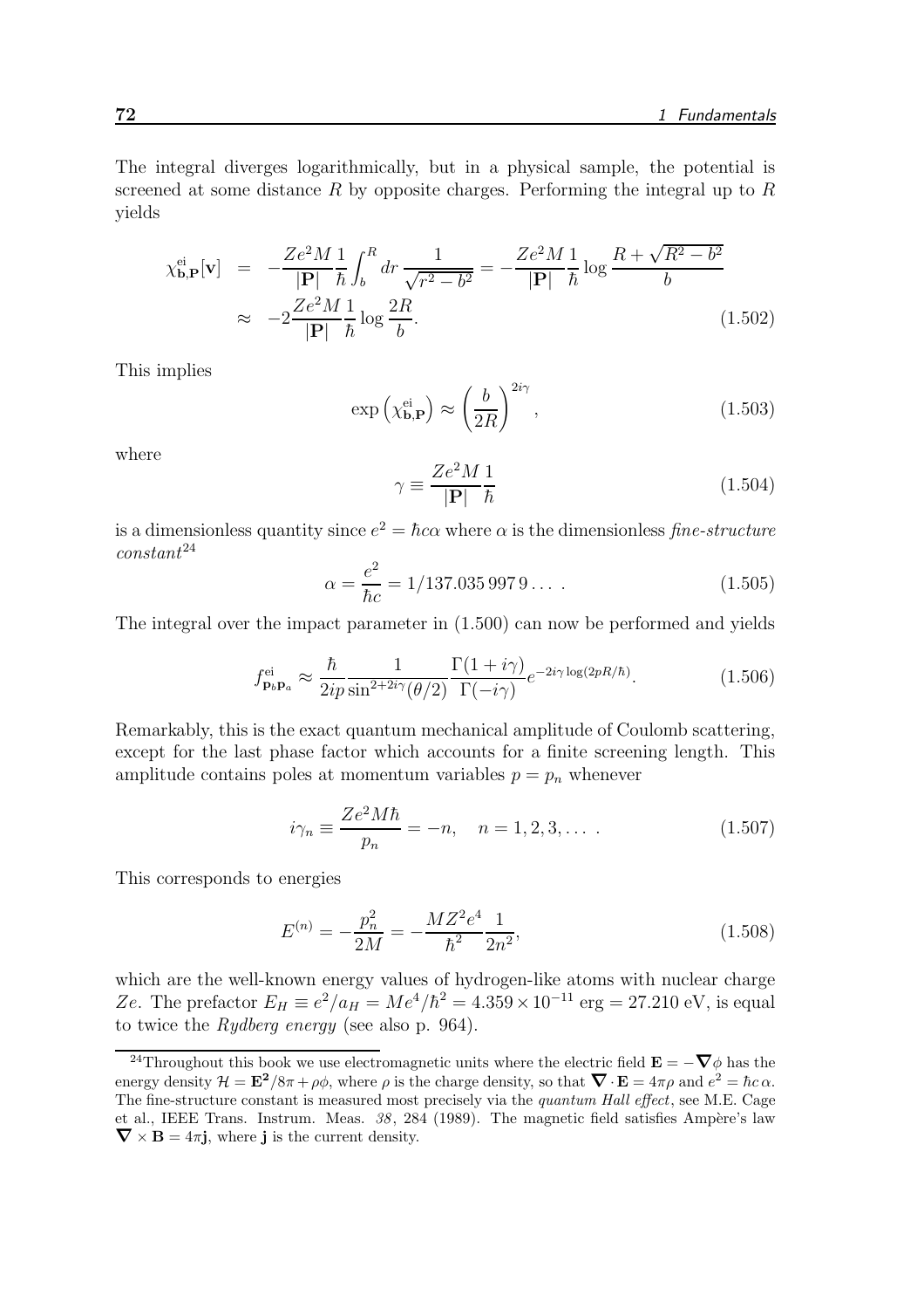The integral diverges logarithmically, but in a physical sample, the potential is screened at some distance $R$ by opposite charges. Performing the integral up to $R$ yields

$$\chi^{\rm ei}_{\mathbf{b},\mathbf{P}}[\mathbf{v}] = -\frac{Ze^2M}{|\mathbf{P}|}\frac{1}{\hbar}\int_b^R dr\,\frac{1}{\sqrt{r^2-b^2}} = -\frac{Ze^2M}{|\mathbf{P}|}\frac{1}{\hbar}\log\frac{R+\sqrt{R^2-b^2}}{b}$$

$$\approx -2\frac{Ze^2M}{|\mathbf{P}|}\frac{1}{\hbar}\log\frac{2R}{b}. \tag{1.502}$$

This implies

$$\exp\left(\chi^{\rm ei}_{\mathbf{b},\mathbf{P}}\right) \approx \left(\frac{b}{2R}\right)^{2i\gamma}, \tag{1.503}$$

where

$$\gamma \equiv \frac{Ze^2M}{|\mathbf{P}|}\frac{1}{\hbar} \tag{1.504}$$

is a dimensionless quantity since $e^2 = \hbar c\alpha$ where $\alpha$ is the dimensionless *fine-structure constant*[24]

$$\alpha = \frac{e^2}{\hbar c} = 1/137.035\,997\,9\dots\,. \tag{1.505}$$

The integral over the impact parameter in (1.500) can now be performed and yields

$$f^{\rm ei}_{\mathbf{p}_b\mathbf{p}_a} \approx \frac{\hbar}{2ip}\frac{1}{\sin^{2+2i\gamma}(\theta/2)}\frac{\Gamma(1+i\gamma)}{\Gamma(-i\gamma)}e^{-2i\gamma\log(2pR/\hbar)}. \tag{1.506}$$

Remarkably, this is the exact quantum mechanical amplitude of Coulomb scattering, except for the last phase factor which accounts for a finite screening length. This amplitude contains poles at momentum variables $p = p_n$ whenever

$$i\gamma_n \equiv \frac{Ze^2M\hbar}{p_n} = -n, \quad n = 1, 2, 3, \dots\,. \tag{1.507}$$

This corresponds to energies

$$E^{(n)} = -\frac{p_n^2}{2M} = -\frac{MZ^2e^4}{\hbar^2}\frac{1}{2n^2}, \tag{1.508}$$

which are the well-known energy values of hydrogen-like atoms with nuclear charge $Ze$. The prefactor $E_H \equiv e^2/a_H = Me^4/\hbar^2 = 4.359\times 10^{-11}$ erg $= 27.210$ eV, is equal to twice the *Rydberg energy* (see also p. 964).

---

[24] Throughout this book we use electromagnetic units where the electric field $\mathbf{E} = -\boldsymbol{\nabla}\phi$ has the energy density $\mathcal{H} = \mathbf{E}^2/8\pi + \rho\phi$, where $\rho$ is the charge density, so that $\boldsymbol{\nabla}\cdot\mathbf{E} = 4\pi\rho$ and $e^2 = \hbar c\,\alpha$. The fine-structure constant is measured most precisely via the *quantum Hall effect*, see M.E. Cage et al., IEEE Trans. Instrum. Meas. *38*, 284 (1989). The magnetic field satisfies Ampère's law $\boldsymbol{\nabla}\times\mathbf{B} = 4\pi\mathbf{j}$, where $\mathbf{j}$ is the current density.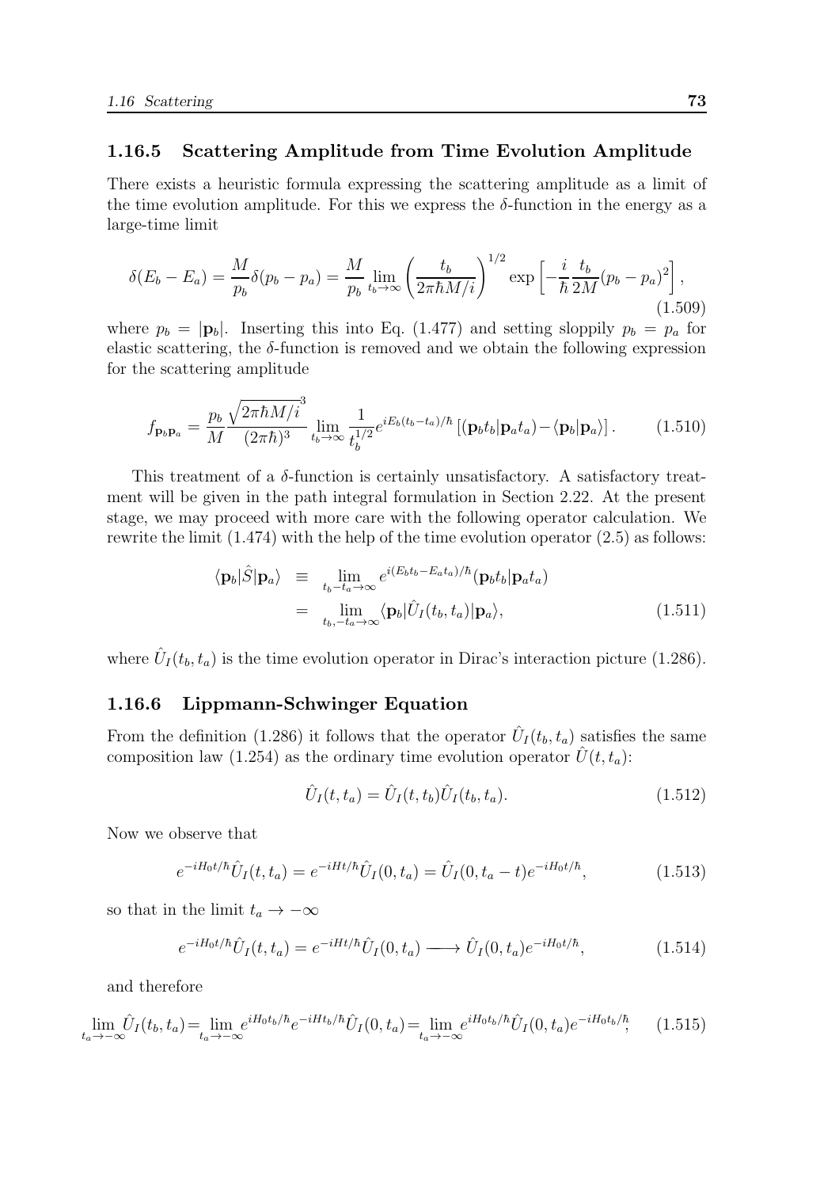### 1.16.5 Scattering Amplitude from Time Evolution Amplitude

There exists a heuristic formula expressing the scattering amplitude as a limit of the time evolution amplitude. For this we express the $\delta$-function in the energy as a large-time limit

$$\delta(E_b - E_a) = \frac{M}{p_b}\delta(p_b - p_a) = \frac{M}{p_b}\lim_{t_b\to\infty}\left(\frac{t_b}{2\pi\hbar M/i}\right)^{1/2}\exp\left[-\frac{i}{\hbar}\frac{t_b}{2M}(p_b-p_a)^2\right], \tag{1.509}$$

where $p_b = |\mathbf{p}_b|$. Inserting this into Eq. (1.477) and setting sloppily $p_b = p_a$ for elastic scattering, the $\delta$-function is removed and we obtain the following expression for the scattering amplitude

$$f_{\mathbf{p}_b\mathbf{p}_a} = \frac{p_b}{M}\frac{\sqrt{2\pi\hbar M/i}^{\,3}}{(2\pi\hbar)^3}\lim_{t_b\to\infty}\frac{1}{t_b^{1/2}}e^{iE_b(t_b-t_a)/\hbar}\left[(\mathbf{p}_b t_b|\mathbf{p}_a t_a) - \langle\mathbf{p}_b|\mathbf{p}_a\rangle\right]. \tag{1.510}$$

This treatment of a $\delta$-function is certainly unsatisfactory. A satisfactory treatment will be given in the path integral formulation in Section 2.22. At the present stage, we may proceed with more care with the following operator calculation. We rewrite the limit (1.474) with the help of the time evolution operator (2.5) as follows:

$$\begin{aligned}\langle\mathbf{p}_b|\hat{S}|\mathbf{p}_a\rangle &\equiv \lim_{t_b - t_a\to\infty} e^{i(E_b t_b - E_a t_a)/\hbar}(\mathbf{p}_b t_b|\mathbf{p}_a t_a) \\ &= \lim_{t_b,-t_a\to\infty}\langle\mathbf{p}_b|\hat{U}_I(t_b,t_a)|\mathbf{p}_a\rangle,\end{aligned} \tag{1.511}$$

where $\hat{U}_I(t_b,t_a)$ is the time evolution operator in Dirac's interaction picture (1.286).

### 1.16.6 Lippmann-Schwinger Equation

From the definition (1.286) it follows that the operator $\hat{U}_I(t_b,t_a)$ satisfies the same composition law (1.254) as the ordinary time evolution operator $\hat{U}(t,t_a)$:

$$\hat{U}_I(t,t_a) = \hat{U}_I(t,t_b)\hat{U}_I(t_b,t_a). \tag{1.512}$$

Now we observe that

$$e^{-iH_0t/\hbar}\hat{U}_I(t,t_a) = e^{-iHt/\hbar}\hat{U}_I(0,t_a) = \hat{U}_I(0,t_a-t)e^{-iH_0t/\hbar}, \tag{1.513}$$

so that in the limit $t_a \to -\infty$

$$e^{-iH_0t/\hbar}\hat{U}_I(t,t_a) = e^{-iHt/\hbar}\hat{U}_I(0,t_a) \longrightarrow \hat{U}_I(0,t_a)e^{-iH_0t/\hbar}, \tag{1.514}$$

and therefore

$$\lim_{t_a\to-\infty}\hat{U}_I(t_b,t_a) = \lim_{t_a\to-\infty}e^{iH_0t_b/\hbar}e^{-iHt_b/\hbar}\hat{U}_I(0,t_a) = \lim_{t_a\to-\infty}e^{iH_0t_b/\hbar}\hat{U}_I(0,t_a)e^{-iH_0t_b/\hbar}; \tag{1.515}$$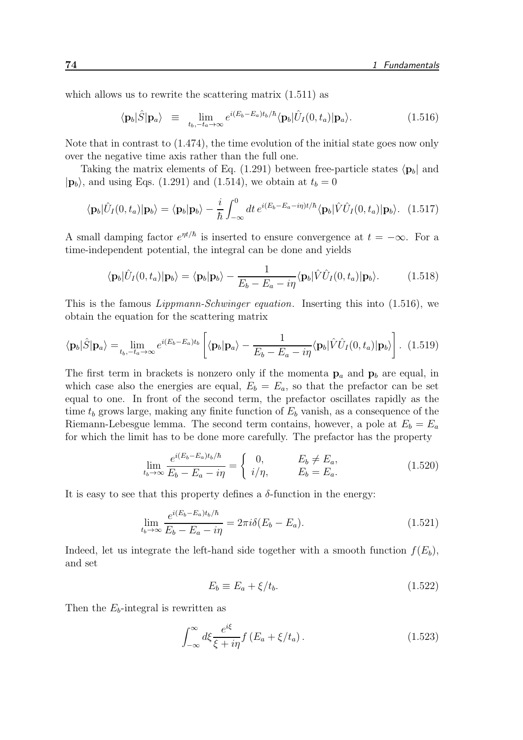which allows us to rewrite the scattering matrix (1.511) as

$$\langle \mathbf{p}_b|\hat{S}|\mathbf{p}_a\rangle \equiv \lim_{t_b,-t_a\to\infty} e^{i(E_b-E_a)t_b/\hbar}\langle \mathbf{p}_b|\hat{U}_I(0,t_a)|\mathbf{p}_a\rangle. \tag{1.516}$$

Note that in contrast to (1.474), the time evolution of the initial state goes now only over the negative time axis rather than the full one.

Taking the matrix elements of Eq. (1.291) between free-particle states $\langle \mathbf{p}_b|$ and $|\mathbf{p}_b\rangle$, and using Eqs. (1.291) and (1.514), we obtain at $t_b = 0$

$$\langle \mathbf{p}_b|\hat{U}_I(0,t_a)|\mathbf{p}_b\rangle = \langle \mathbf{p}_b|\mathbf{p}_b\rangle - \frac{i}{\hbar}\int_{-\infty}^{0} dt\, e^{i(E_b-E_a-i\eta)t/\hbar}\langle \mathbf{p}_b|\hat{V}\hat{U}_I(0,t_a)|\mathbf{p}_b\rangle. \tag{1.517}$$

A small damping factor $e^{\eta t/\hbar}$ is inserted to ensure convergence at $t = -\infty$. For a time-independent potential, the integral can be done and yields

$$\langle \mathbf{p}_b|\hat{U}_I(0,t_a)|\mathbf{p}_b\rangle = \langle \mathbf{p}_b|\mathbf{p}_b\rangle - \frac{1}{E_b-E_a-i\eta}\langle \mathbf{p}_b|\hat{V}\hat{U}_I(0,t_a)|\mathbf{p}_b\rangle. \tag{1.518}$$

This is the famous *Lippmann-Schwinger equation*. Inserting this into (1.516), we obtain the equation for the scattering matrix

$$\langle \mathbf{p}_b|\hat{S}|\mathbf{p}_a\rangle = \lim_{t_b,-t_a\to\infty} e^{i(E_b-E_a)t_b}\left[\langle \mathbf{p}_b|\mathbf{p}_a\rangle - \frac{1}{E_b-E_a-i\eta}\langle \mathbf{p}_b|\hat{V}\hat{U}_I(0,t_a)|\mathbf{p}_b\rangle\right]. \tag{1.519}$$

The first term in brackets is nonzero only if the momenta $\mathbf{p}_a$ and $\mathbf{p}_b$ are equal, in which case also the energies are equal, $E_b = E_a$, so that the prefactor can be set equal to one. In front of the second term, the prefactor oscillates rapidly as the time $t_b$ grows large, making any finite function of $E_b$ vanish, as a consequence of the Riemann-Lebesgue lemma. The second term contains, however, a pole at $E_b = E_a$ for which the limit has to be done more carefully. The prefactor has the property

$$\lim_{t_b\to\infty}\frac{e^{i(E_b-E_a)t_b/\hbar}}{E_b-E_a-i\eta} = \begin{cases} 0, & E_b \neq E_a, \\ i/\eta, & E_b = E_a. \end{cases} \tag{1.520}$$

It is easy to see that this property defines a $\delta$-function in the energy:

$$\lim_{t_b\to\infty}\frac{e^{i(E_b-E_a)t_b/\hbar}}{E_b-E_a-i\eta} = 2\pi i\delta(E_b-E_a). \tag{1.521}$$

Indeed, let us integrate the left-hand side together with a smooth function $f(E_b)$, and set

$$E_b \equiv E_a + \xi/t_b. \tag{1.522}$$

Then the $E_b$-integral is rewritten as

$$\int_{-\infty}^{\infty} d\xi \frac{e^{i\xi}}{\xi+i\eta} f\left(E_a + \xi/t_a\right). \tag{1.523}$$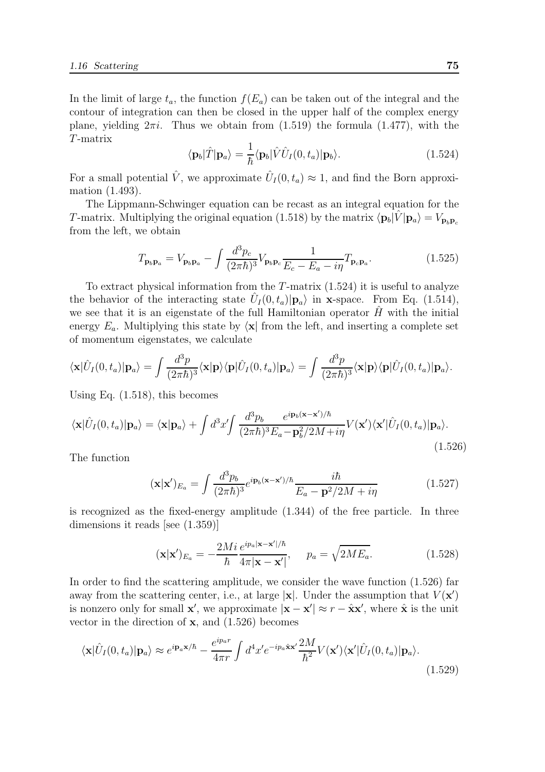In the limit of large $t_a$, the function $f(E_a)$ can be taken out of the integral and the contour of integration can then be closed in the upper half of the complex energy plane, yielding $2\pi i$. Thus we obtain from (1.519) the formula (1.477), with the $T$-matrix

$$\langle \mathbf{p}_b|\hat{T}|\mathbf{p}_a\rangle = \frac{1}{\hbar}\langle \mathbf{p}_b|\hat{V}\hat{U}_I(0,t_a)|\mathbf{p}_b\rangle. \tag{1.524}$$

For a small potential $\hat{V}$, we approximate $\hat{U}_I(0,t_a) \approx 1$, and find the Born approximation (1.493).

The Lippmann-Schwinger equation can be recast as an integral equation for the $T$-matrix. Multiplying the original equation (1.518) by the matrix $\langle \mathbf{p}_b|\hat{V}|\mathbf{p}_a\rangle = V_{\mathbf{p}_b\mathbf{p}_c}$ from the left, we obtain

$$T_{\mathbf{p}_b\mathbf{p}_a} = V_{\mathbf{p}_b\mathbf{p}_a} - \int \frac{d^3p_c}{(2\pi\hbar)^3} V_{\mathbf{p}_b\mathbf{p}_c} \frac{1}{E_c - E_a - i\eta} T_{\mathbf{p}_c\mathbf{p}_a}. \tag{1.525}$$

To extract physical information from the $T$-matrix (1.524) it is useful to analyze the behavior of the interacting state $\hat{U}_I(0,t_a)|\mathbf{p}_a\rangle$ in $\mathbf{x}$-space. From Eq. (1.514), we see that it is an eigenstate of the full Hamiltonian operator $\hat{H}$ with the initial energy $E_a$. Multiplying this state by $\langle\mathbf{x}|$ from the left, and inserting a complete set of momentum eigenstates, we calculate

$$\langle \mathbf{x}|\hat{U}_I(0,t_a)|\mathbf{p}_a\rangle = \int \frac{d^3p}{(2\pi\hbar)^3}\langle \mathbf{x}|\mathbf{p}\rangle\langle \mathbf{p}|\hat{U}_I(0,t_a)|\mathbf{p}_a\rangle = \int \frac{d^3p}{(2\pi\hbar)^3}\langle \mathbf{x}|\mathbf{p}\rangle\langle \mathbf{p}|\hat{U}_I(0,t_a)|\mathbf{p}_a\rangle.$$

Using Eq. (1.518), this becomes

$$\langle \mathbf{x}|\hat{U}_I(0,t_a)|\mathbf{p}_a\rangle = \langle \mathbf{x}|\mathbf{p}_a\rangle + \int d^3x' \int \frac{d^3p_b}{(2\pi\hbar)^3} \frac{e^{i\mathbf{p}_b(\mathbf{x}-\mathbf{x}')/\hbar}}{E_a - \mathbf{p}_b^2/2M + i\eta} V(\mathbf{x}')\langle \mathbf{x}'|\hat{U}_I(0,t_a)|\mathbf{p}_a\rangle. \tag{1.526}$$

The function

$$(\mathbf{x}|\mathbf{x}')_{E_a} = \int \frac{d^3p_b}{(2\pi\hbar)^3} e^{i\mathbf{p}_b(\mathbf{x}-\mathbf{x}')/\hbar} \frac{i\hbar}{E_a - \mathbf{p}^2/2M + i\eta} \tag{1.527}$$

is recognized as the fixed-energy amplitude (1.344) of the free particle. In three dimensions it reads [see (1.359)]

$$(\mathbf{x}|\mathbf{x}')_{E_a} = -\frac{2Mi}{\hbar}\frac{e^{ip_a|\mathbf{x}-\mathbf{x}'|/\hbar}}{4\pi|\mathbf{x}-\mathbf{x}'|}, \qquad p_a = \sqrt{2ME_a}. \tag{1.528}$$

In order to find the scattering amplitude, we consider the wave function (1.526) far away from the scattering center, i.e., at large $|\mathbf{x}|$. Under the assumption that $V(\mathbf{x}')$ is nonzero only for small $\mathbf{x}'$, we approximate $|\mathbf{x}-\mathbf{x}'| \approx r - \hat{\mathbf{x}}\mathbf{x}'$, where $\hat{\mathbf{x}}$ is the unit vector in the direction of $\mathbf{x}$, and (1.526) becomes

$$\langle \mathbf{x}|\hat{U}_I(0,t_a)|\mathbf{p}_a\rangle \approx e^{i\mathbf{p}_a\mathbf{x}/\hbar} - \frac{e^{ip_ar}}{4\pi r}\int d^4x' e^{-ip_a\hat{\mathbf{x}}\mathbf{x}'}\frac{2M}{\hbar^2}V(\mathbf{x}')\langle \mathbf{x}'|\hat{U}_I(0,t_a)|\mathbf{p}_a\rangle. \tag{1.529}$$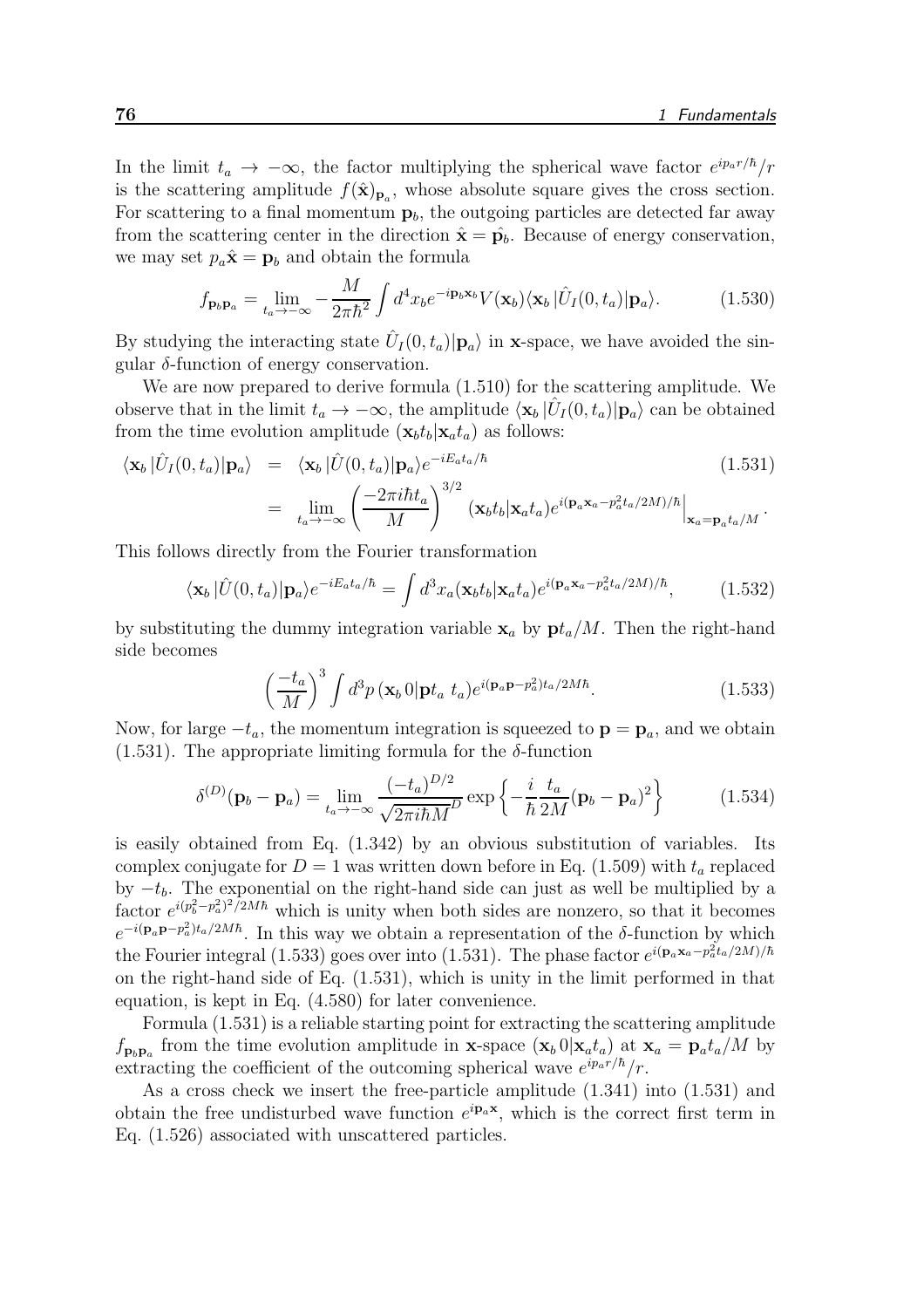In the limit $t_a \to -\infty$, the factor multiplying the spherical wave factor $e^{ip_a r/\hbar}/r$ is the scattering amplitude $f(\hat{\mathbf{x}})_{\mathbf{p}_a}$, whose absolute square gives the cross section. For scattering to a final momentum $\mathbf{p}_b$, the outgoing particles are detected far away from the scattering center in the direction $\hat{\mathbf{x}} = \hat{\mathbf{p}_b}$. Because of energy conservation, we may set $p_a \hat{\mathbf{x}} = \mathbf{p}_b$ and obtain the formula

$$f_{\mathbf{p}_b \mathbf{p}_a} = \lim_{t_a \to -\infty} -\frac{M}{2\pi\hbar^2} \int d^4 x_b e^{-i\mathbf{p}_b \mathbf{x}_b} V(\mathbf{x}_b) \langle \mathbf{x}_b | \hat{U}_I(0, t_a) | \mathbf{p}_a \rangle. \tag{1.530}$$

By studying the interacting state $\hat{U}_I(0, t_a)|\mathbf{p}_a\rangle$ in $\mathbf{x}$-space, we have avoided the singular $\delta$-function of energy conservation.

We are now prepared to derive formula (1.510) for the scattering amplitude. We observe that in the limit $t_a \to -\infty$, the amplitude $\langle \mathbf{x}_b | \hat{U}_I(0, t_a) | \mathbf{p}_a \rangle$ can be obtained from the time evolution amplitude $(\mathbf{x}_b t_b | \mathbf{x}_a t_a)$ as follows:

$$\begin{aligned} \langle \mathbf{x}_b | \hat{U}_I(0, t_a) | \mathbf{p}_a \rangle &= \langle \mathbf{x}_b | \hat{U}(0, t_a) | \mathbf{p}_a \rangle e^{-iE_a t_a/\hbar} \\ &= \lim_{t_a \to -\infty} \left( \frac{-2\pi i \hbar t_a}{M} \right)^{3/2} (\mathbf{x}_b t_b | \mathbf{x}_a t_a) e^{i(\mathbf{p}_a \mathbf{x}_a - p_a^2 t_a/2M)/\hbar} \Big|_{\mathbf{x}_a = \mathbf{p}_a t_a/M}. \end{aligned} \tag{1.531}$$

This follows directly from the Fourier transformation

$$\langle \mathbf{x}_b | \hat{U}(0, t_a) | \mathbf{p}_a \rangle e^{-iE_a t_a/\hbar} = \int d^3 x_a (\mathbf{x}_b t_b | \mathbf{x}_a t_a) e^{i(\mathbf{p}_a \mathbf{x}_a - p_a^2 t_a/2M)/\hbar}, \tag{1.532}$$

by substituting the dummy integration variable $\mathbf{x}_a$ by $\mathbf{p} t_a/M$. Then the right-hand side becomes

$$\left( \frac{-t_a}{M} \right)^3 \int d^3 p \, (\mathbf{x}_b \, 0 | \mathbf{p} t_a \; t_a) e^{i(\mathbf{p}_a \mathbf{p} - p_a^2) t_a/2M\hbar}. \tag{1.533}$$

Now, for large $-t_a$, the momentum integration is squeezed to $\mathbf{p} = \mathbf{p}_a$, and we obtain (1.531). The appropriate limiting formula for the $\delta$-function

$$\delta^{(D)}(\mathbf{p}_b - \mathbf{p}_a) = \lim_{t_a \to -\infty} \frac{(-t_a)^{D/2}}{\sqrt{2\pi i \hbar M}^D} \exp\left\{ -\frac{i}{\hbar} \frac{t_a}{2M} (\mathbf{p}_b - \mathbf{p}_a)^2 \right\} \tag{1.534}$$

is easily obtained from Eq. (1.342) by an obvious substitution of variables. Its complex conjugate for $D = 1$ was written down before in Eq. (1.509) with $t_a$ replaced by $-t_b$. The exponential on the right-hand side can just as well be multiplied by a factor $e^{i(p_b^2 - p_a^2)^2/2M\hbar}$ which is unity when both sides are nonzero, so that it becomes $e^{-i(\mathbf{p}_a \mathbf{p} - p_a^2) t_a/2M\hbar}$. In this way we obtain a representation of the $\delta$-function by which the Fourier integral (1.533) goes over into (1.531). The phase factor $e^{i(\mathbf{p}_a \mathbf{x}_a - p_a^2 t_a/2M)/\hbar}$ on the right-hand side of Eq. (1.531), which is unity in the limit performed in that equation, is kept in Eq. (4.580) for later convenience.

Formula (1.531) is a reliable starting point for extracting the scattering amplitude $f_{\mathbf{p}_b \mathbf{p}_a}$ from the time evolution amplitude in $\mathbf{x}$-space $(\mathbf{x}_b \, 0 | \mathbf{x}_a t_a)$ at $\mathbf{x}_a = \mathbf{p}_a t_a/M$ by extracting the coefficient of the outcoming spherical wave $e^{ip_a r/\hbar}/r$.

As a cross check we insert the free-particle amplitude (1.341) into (1.531) and obtain the free undisturbed wave function $e^{i\mathbf{p}_a \mathbf{x}}$, which is the correct first term in Eq. (1.526) associated with unscattered particles.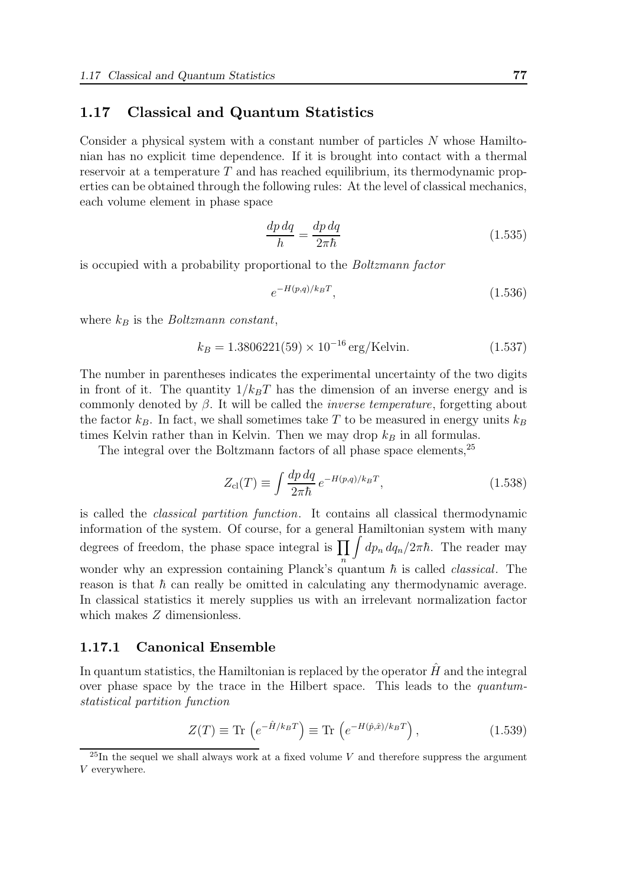## 1.17 Classical and Quantum Statistics

Consider a physical system with a constant number of particles $N$ whose Hamiltonian has no explicit time dependence. If it is brought into contact with a thermal reservoir at a temperature $T$ and has reached equilibrium, its thermodynamic properties can be obtained through the following rules: At the level of classical mechanics, each volume element in phase space

$$\frac{dp\,dq}{h} = \frac{dp\,dq}{2\pi\hbar} \tag{1.535}$$

is occupied with a probability proportional to the *Boltzmann factor*

$$e^{-H(p,q)/k_BT}, \tag{1.536}$$

where $k_B$ is the *Boltzmann constant*,

$$k_B = 1.3806221(59) \times 10^{-16}\,\text{erg/Kelvin}. \tag{1.537}$$

The number in parentheses indicates the experimental uncertainty of the two digits in front of it. The quantity $1/k_BT$ has the dimension of an inverse energy and is commonly denoted by $\beta$. It will be called the *inverse temperature*, forgetting about the factor $k_B$. In fact, we shall sometimes take $T$ to be measured in energy units $k_B$ times Kelvin rather than in Kelvin. Then we may drop $k_B$ in all formulas.

The integral over the Boltzmann factors of all phase space elements,[25]

$$Z_{\text{cl}}(T) \equiv \int \frac{dp\,dq}{2\pi\hbar}\, e^{-H(p,q)/k_BT}, \tag{1.538}$$

is called the *classical partition function*. It contains all classical thermodynamic information of the system. Of course, for a general Hamiltonian system with many degrees of freedom, the phase space integral is $\prod_n \int dp_n\, dq_n/2\pi\hbar$. The reader may wonder why an expression containing Planck's quantum $\hbar$ is called *classical*. The reason is that $\hbar$ can really be omitted in calculating any thermodynamic average. In classical statistics it merely supplies us with an irrelevant normalization factor which makes $Z$ dimensionless.

### 1.17.1 Canonical Ensemble

In quantum statistics, the Hamiltonian is replaced by the operator $\hat{H}$ and the integral over phase space by the trace in the Hilbert space. This leads to the *quantum-statistical partition function*

$$Z(T) \equiv \text{Tr}\left(e^{-\hat{H}/k_BT}\right) \equiv \text{Tr}\left(e^{-H(\hat{p},\hat{x})/k_BT}\right), \tag{1.539}$$

[25] In the sequel we shall always work at a fixed volume $V$ and therefore suppress the argument $V$ everywhere.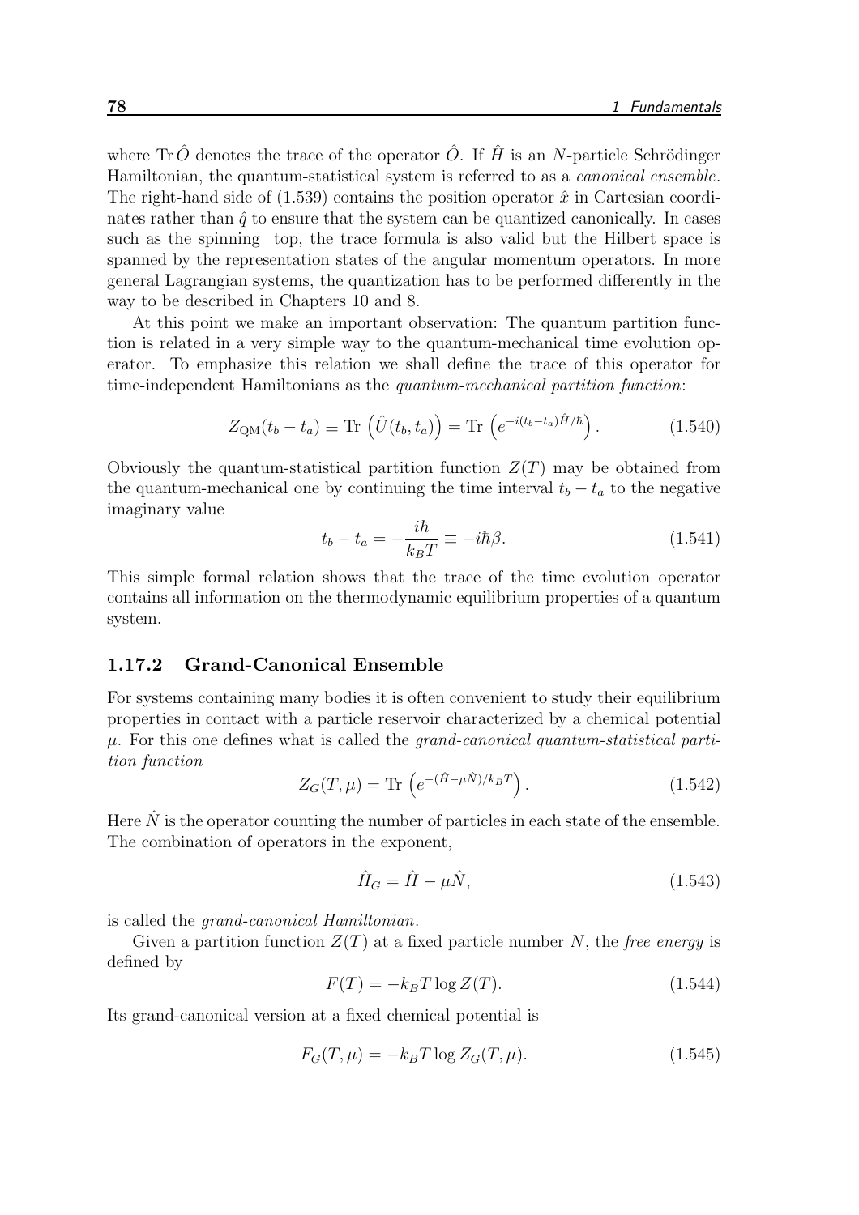where $\mathrm{Tr}\,\hat{O}$ denotes the trace of the operator $\hat{O}$. If $\hat{H}$ is an $N$-particle Schrödinger Hamiltonian, the quantum-statistical system is referred to as a *canonical ensemble*. The right-hand side of (1.539) contains the position operator $\hat{x}$ in Cartesian coordinates rather than $\hat{q}$ to ensure that the system can be quantized canonically. In cases such as the spinning top, the trace formula is also valid but the Hilbert space is spanned by the representation states of the angular momentum operators. In more general Lagrangian systems, the quantization has to be performed differently in the way to be described in Chapters 10 and 8.

At this point we make an important observation: The quantum partition function is related in a very simple way to the quantum-mechanical time evolution operator. To emphasize this relation we shall define the trace of this operator for time-independent Hamiltonians as the *quantum-mechanical partition function*:

$$Z_{\rm QM}(t_b - t_a) \equiv \mathrm{Tr}\left(\hat{U}(t_b, t_a)\right) = \mathrm{Tr}\left(e^{-i(t_b-t_a)\hat{H}/\hbar}\right). \tag{1.540}$$

Obviously the quantum-statistical partition function $Z(T)$ may be obtained from the quantum-mechanical one by continuing the time interval $t_b - t_a$ to the negative imaginary value

$$t_b - t_a = -\frac{i\hbar}{k_B T} \equiv -i\hbar\beta. \tag{1.541}$$

This simple formal relation shows that the trace of the time evolution operator contains all information on the thermodynamic equilibrium properties of a quantum system.

### 1.17.2 Grand-Canonical Ensemble

For systems containing many bodies it is often convenient to study their equilibrium properties in contact with a particle reservoir characterized by a chemical potential $\mu$. For this one defines what is called the *grand-canonical quantum-statistical partition function*

$$Z_G(T, \mu) = \mathrm{Tr}\left(e^{-(\hat{H}-\mu\hat{N})/k_B T}\right). \tag{1.542}$$

Here $\hat{N}$ is the operator counting the number of particles in each state of the ensemble. The combination of operators in the exponent,

$$\hat{H}_G = \hat{H} - \mu\hat{N}, \tag{1.543}$$

is called the *grand-canonical Hamiltonian*.

Given a partition function $Z(T)$ at a fixed particle number $N$, the *free energy* is defined by

$$F(T) = -k_B T \log Z(T). \tag{1.544}$$

Its grand-canonical version at a fixed chemical potential is

$$F_G(T, \mu) = -k_B T \log Z_G(T, \mu). \tag{1.545}$$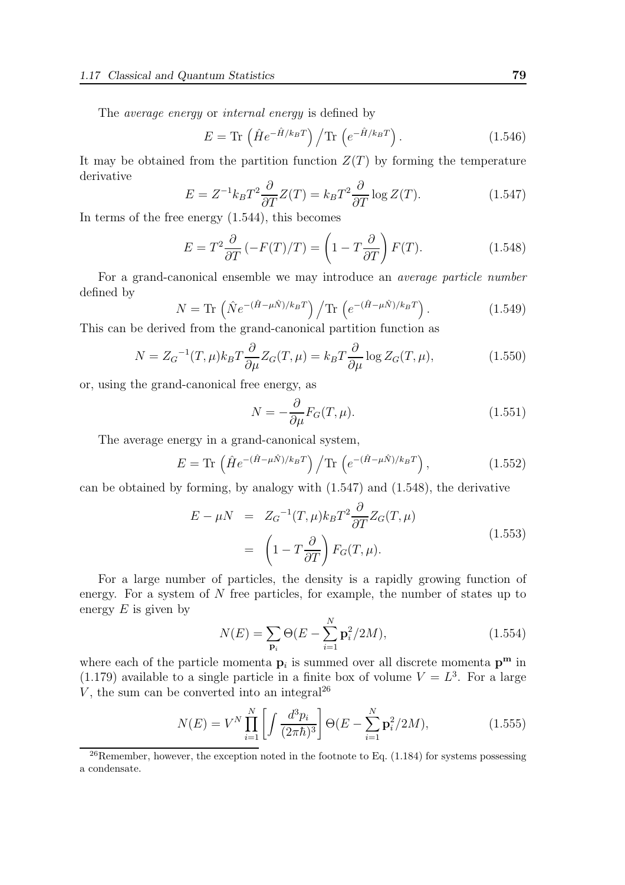The *average energy* or *internal energy* is defined by

$$E = \text{Tr}\left(\hat{H}e^{-\hat{H}/k_BT}\right) \Big/ \text{Tr}\left(e^{-\hat{H}/k_BT}\right). \tag{1.546}$$

It may be obtained from the partition function $Z(T)$ by forming the temperature derivative

$$E = Z^{-1}k_BT^2\frac{\partial}{\partial T}Z(T) = k_BT^2\frac{\partial}{\partial T}\log Z(T). \tag{1.547}$$

In terms of the free energy (1.544), this becomes

$$E = T^2\frac{\partial}{\partial T}\left(-F(T)/T\right) = \left(1 - T\frac{\partial}{\partial T}\right)F(T). \tag{1.548}$$

For a grand-canonical ensemble we may introduce an *average particle number* defined by

$$N = \text{Tr}\left(\hat{N}e^{-(\hat{H}-\mu\hat{N})/k_BT}\right) \Big/ \text{Tr}\left(e^{-(\hat{H}-\mu\hat{N})/k_BT}\right). \tag{1.549}$$

This can be derived from the grand-canonical partition function as

$$N = {Z_G}^{-1}(T,\mu)k_BT\frac{\partial}{\partial\mu}Z_G(T,\mu) = k_BT\frac{\partial}{\partial\mu}\log Z_G(T,\mu), \tag{1.550}$$

or, using the grand-canonical free energy, as

$$N = -\frac{\partial}{\partial\mu}F_G(T,\mu). \tag{1.551}$$

The average energy in a grand-canonical system,

$$E = \text{Tr}\left(\hat{H}e^{-(\hat{H}-\mu\hat{N})/k_BT}\right) \Big/ \text{Tr}\left(e^{-(\hat{H}-\mu\hat{N})/k_BT}\right), \tag{1.552}$$

can be obtained by forming, by analogy with (1.547) and (1.548), the derivative

$$\begin{aligned} E - \mu N &= {Z_G}^{-1}(T,\mu)k_BT^2\frac{\partial}{\partial T}Z_G(T,\mu) \\ &= \left(1 - T\frac{\partial}{\partial T}\right)F_G(T,\mu). \end{aligned} \tag{1.553}$$

For a large number of particles, the density is a rapidly growing function of energy. For a system of $N$ free particles, for example, the number of states up to energy $E$ is given by

$$N(E) = \sum_{\mathbf{p}_i}\Theta(E - \sum_{i=1}^{N}\mathbf{p}_i^2/2M), \tag{1.554}$$

where each of the particle momenta $\mathbf{p}_i$ is summed over all discrete momenta $\mathbf{p}^{\mathbf{m}}$ in (1.179) available to a single particle in a finite box of volume $V = L^3$. For a large $V$, the sum can be converted into an integral[26]

$$N(E) = V^N\prod_{i=1}^{N}\left[\int\frac{d^3p_i}{(2\pi\hbar)^3}\right]\Theta(E - \sum_{i=1}^{N}\mathbf{p}_i^2/2M), \tag{1.555}$$

[26] Remember, however, the exception noted in the footnote to Eq. (1.184) for systems possessing a condensate.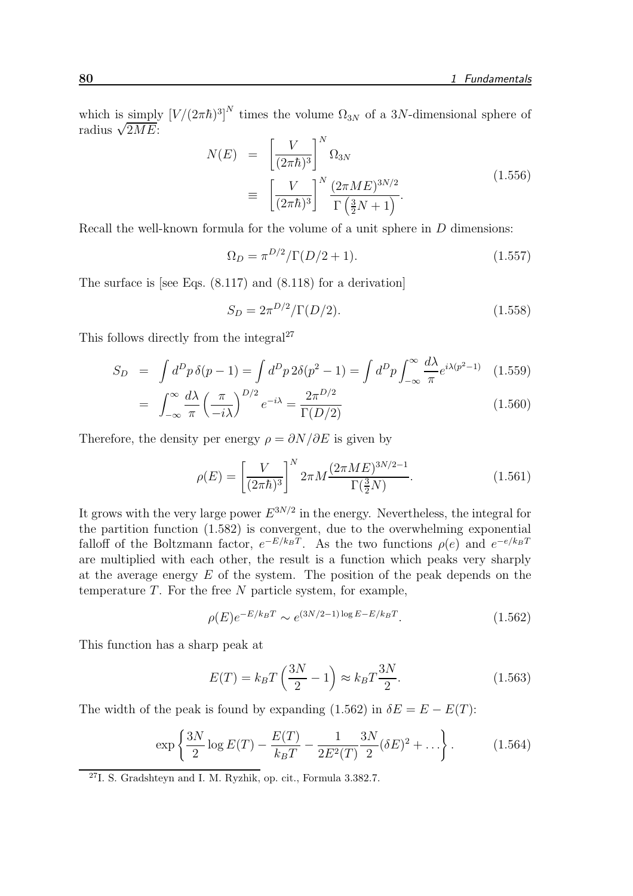which is simply $[V/(2\pi\hbar)^3]^N$ times the volume $\Omega_{3N}$ of a $3N$-dimensional sphere of radius $\sqrt{2ME}$:

$$
\begin{aligned}
N(E) &= \left[\frac{V}{(2\pi\hbar)^3}\right]^N \Omega_{3N} \\
&\equiv \left[\frac{V}{(2\pi\hbar)^3}\right]^N \frac{(2\pi ME)^{3N/2}}{\Gamma\left(\frac{3}{2}N+1\right)}.
\end{aligned}
\tag{1.556}
$$

Recall the well-known formula for the volume of a unit sphere in $D$ dimensions:

$$
\Omega_D = \pi^{D/2}/\Gamma(D/2+1). \tag{1.557}
$$

The surface is [see Eqs. (8.117) and (8.118) for a derivation]

$$
S_D = 2\pi^{D/2}/\Gamma(D/2). \tag{1.558}
$$

This follows directly from the integral[27]

$$
\begin{aligned}
S_D &= \int d^D p\, \delta(p-1) = \int d^D p\, 2\delta(p^2-1) = \int d^D p \int_{-\infty}^{\infty} \frac{d\lambda}{\pi} e^{i\lambda(p^2-1)} & (1.559)\\
&= \int_{-\infty}^{\infty} \frac{d\lambda}{\pi} \left(\frac{\pi}{-i\lambda}\right)^{D/2} e^{-i\lambda} = \frac{2\pi^{D/2}}{\Gamma(D/2)} & (1.560)
\end{aligned}
$$

Therefore, the density per energy $\rho = \partial N/\partial E$ is given by

$$
\rho(E) = \left[\frac{V}{(2\pi\hbar)^3}\right]^N 2\pi M \frac{(2\pi ME)^{3N/2-1}}{\Gamma(\frac{3}{2}N)}. \tag{1.561}
$$

It grows with the very large power $E^{3N/2}$ in the energy. Nevertheless, the integral for the partition function (1.582) is convergent, due to the overwhelming exponential falloff of the Boltzmann factor, $e^{-E/k_BT}$. As the two functions $\rho(e)$ and $e^{-e/k_BT}$ are multiplied with each other, the result is a function which peaks very sharply at the average energy $E$ of the system. The position of the peak depends on the temperature $T$. For the free $N$ particle system, for example,

$$
\rho(E)e^{-E/k_BT} \sim e^{(3N/2-1)\log E - E/k_BT}. \tag{1.562}
$$

This function has a sharp peak at

$$
E(T) = k_BT\left(\frac{3N}{2}-1\right) \approx k_BT\frac{3N}{2}. \tag{1.563}
$$

The width of the peak is found by expanding (1.562) in $\delta E = E - E(T)$:

$$
\exp\left\{\frac{3N}{2}\log E(T) - \frac{E(T)}{k_BT} - \frac{1}{2E^2(T)}\frac{3N}{2}(\delta E)^2 + \dots\right\}. \tag{1.564}
$$

[27] I. S. Gradshteyn and I. M. Ryzhik, op. cit., Formula 3.382.7.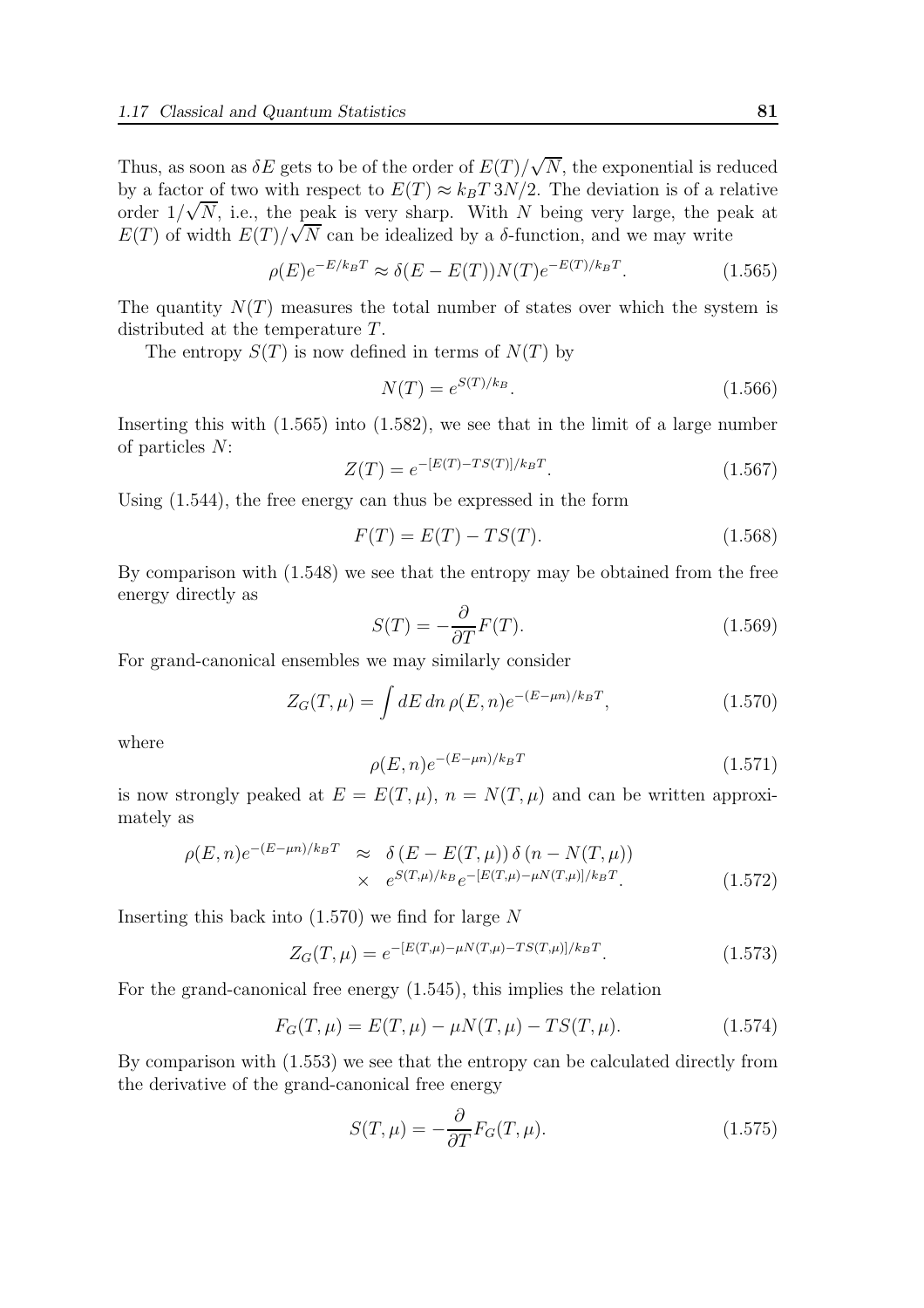Thus, as soon as $\delta E$ gets to be of the order of $E(T)/\sqrt{N}$, the exponential is reduced by a factor of two with respect to $E(T) \approx k_B T\, 3N/2$. The deviation is of a relative order $1/\sqrt{N}$, i.e., the peak is very sharp. With $N$ being very large, the peak at $E(T)$ of width $E(T)/\sqrt{N}$ can be idealized by a $\delta$-function, and we may write

$$\rho(E)e^{-E/k_BT} \approx \delta(E - E(T))N(T)e^{-E(T)/k_BT}. \tag{1.565}$$

The quantity $N(T)$ measures the total number of states over which the system is distributed at the temperature $T$.

The entropy $S(T)$ is now defined in terms of $N(T)$ by

$$N(T) = e^{S(T)/k_B}. \tag{1.566}$$

Inserting this with (1.565) into (1.582), we see that in the limit of a large number of particles $N$:

$$Z(T) = e^{-[E(T)-TS(T)]/k_BT}. \tag{1.567}$$

Using (1.544), the free energy can thus be expressed in the form

$$F(T) = E(T) - TS(T). \tag{1.568}$$

By comparison with (1.548) we see that the entropy may be obtained from the free energy directly as

$$S(T) = -\frac{\partial}{\partial T}F(T). \tag{1.569}$$

For grand-canonical ensembles we may similarly consider

$$Z_G(T,\mu) = \int dE\, dn\, \rho(E,n)e^{-(E-\mu n)/k_BT}, \tag{1.570}$$

where

$$\rho(E,n)e^{-(E-\mu n)/k_BT} \tag{1.571}$$

is now strongly peaked at $E = E(T,\mu)$, $n = N(T,\mu)$ and can be written approximately as

$$\begin{aligned}\rho(E,n)e^{-(E-\mu n)/k_BT} &\approx \delta\left(E - E(T,\mu)\right)\delta\left(n - N(T,\mu)\right) \\ &\times \; e^{S(T,\mu)/k_B}e^{-[E(T,\mu)-\mu N(T,\mu)]/k_BT}.\end{aligned} \tag{1.572}$$

Inserting this back into (1.570) we find for large $N$

$$Z_G(T,\mu) = e^{-[E(T,\mu)-\mu N(T,\mu)-TS(T,\mu)]/k_BT}. \tag{1.573}$$

For the grand-canonical free energy (1.545), this implies the relation

$$F_G(T,\mu) = E(T,\mu) - \mu N(T,\mu) - TS(T,\mu). \tag{1.574}$$

By comparison with (1.553) we see that the entropy can be calculated directly from the derivative of the grand-canonical free energy

$$S(T,\mu) = -\frac{\partial}{\partial T}F_G(T,\mu). \tag{1.575}$$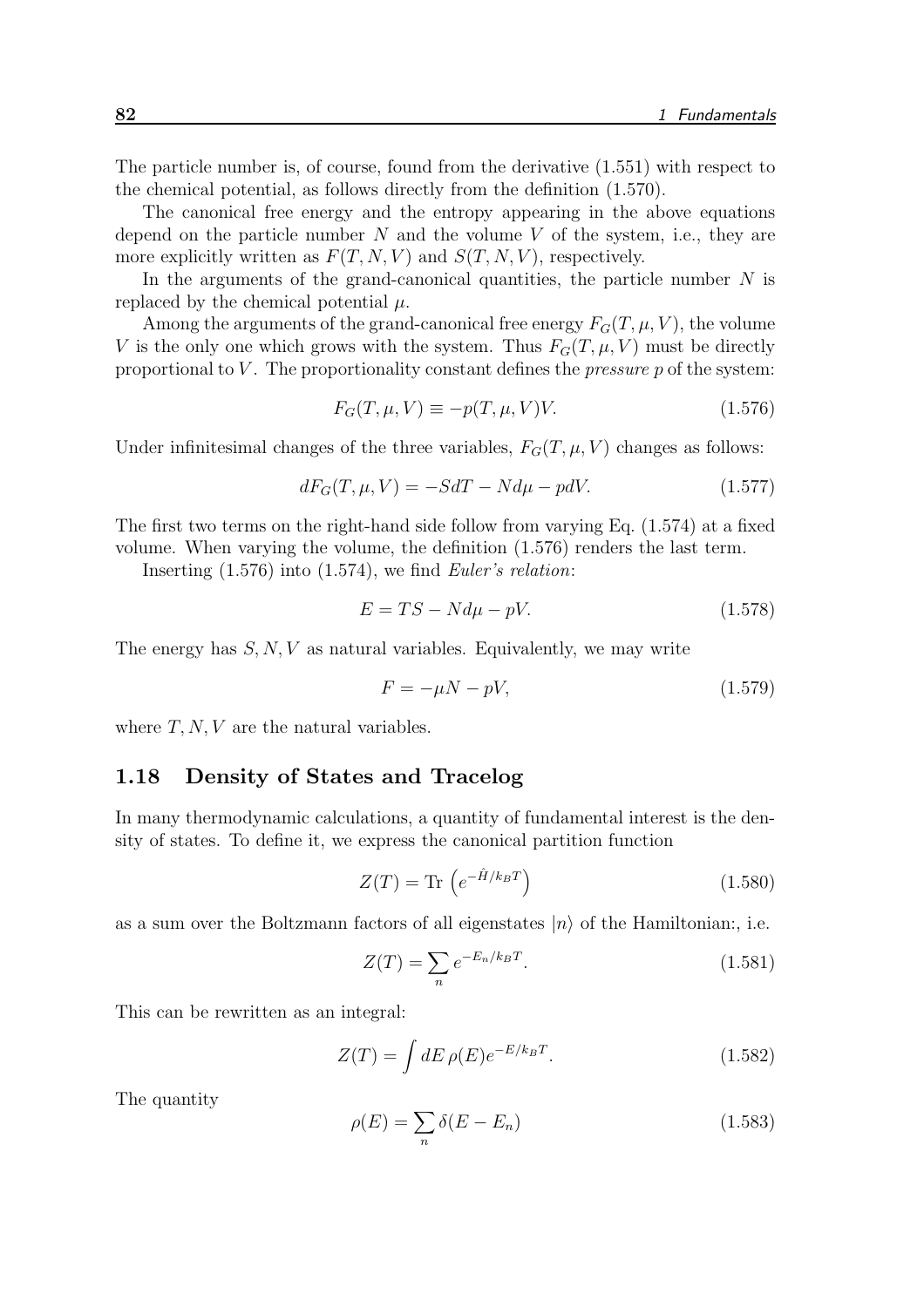The particle number is, of course, found from the derivative (1.551) with respect to the chemical potential, as follows directly from the definition (1.570).

The canonical free energy and the entropy appearing in the above equations depend on the particle number $N$ and the volume $V$ of the system, i.e., they are more explicitly written as $F(T, N, V)$ and $S(T, N, V)$, respectively.

In the arguments of the grand-canonical quantities, the particle number $N$ is replaced by the chemical potential $\mu$.

Among the arguments of the grand-canonical free energy $F_G(T, \mu, V)$, the volume $V$ is the only one which grows with the system. Thus $F_G(T, \mu, V)$ must be directly proportional to $V$. The proportionality constant defines the *pressure* $p$ of the system:

$$F_G(T, \mu, V) \equiv -p(T, \mu, V)V. \tag{1.576}$$

Under infinitesimal changes of the three variables, $F_G(T, \mu, V)$ changes as follows:

$$dF_G(T, \mu, V) = -SdT - Nd\mu - pdV. \tag{1.577}$$

The first two terms on the right-hand side follow from varying Eq. (1.574) at a fixed volume. When varying the volume, the definition (1.576) renders the last term.

Inserting (1.576) into (1.574), we find *Euler's relation*:

$$E = TS - Nd\mu - pV. \tag{1.578}$$

The energy has $S, N, V$ as natural variables. Equivalently, we may write

$$F = -\mu N - pV, \tag{1.579}$$

where $T, N, V$ are the natural variables.

## 1.18 Density of States and Tracelog

In many thermodynamic calculations, a quantity of fundamental interest is the density of states. To define it, we express the canonical partition function

$$Z(T) = \text{Tr}\left(e^{-\hat{H}/k_BT}\right) \tag{1.580}$$

as a sum over the Boltzmann factors of all eigenstates $|n\rangle$ of the Hamiltonian:, i.e.

$$Z(T) = \sum_n e^{-E_n/k_BT}. \tag{1.581}$$

This can be rewritten as an integral:

$$Z(T) = \int dE\, \rho(E) e^{-E/k_BT}. \tag{1.582}$$

The quantity

$$\rho(E) = \sum_n \delta(E - E_n) \tag{1.583}$$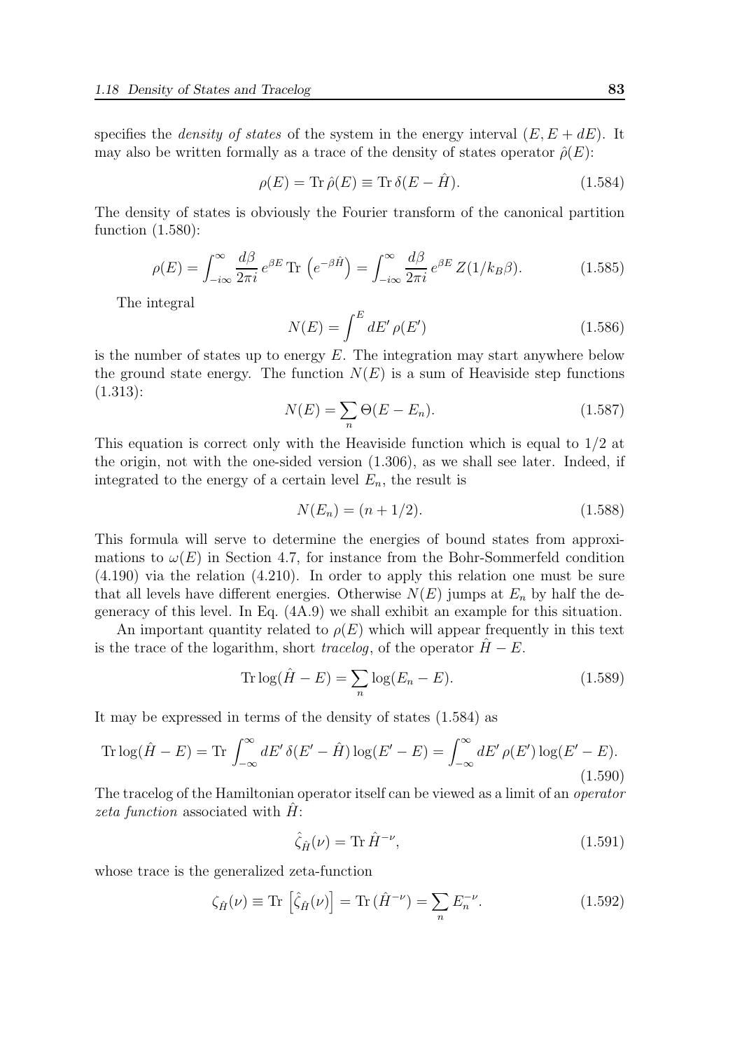specifies the *density of states* of the system in the energy interval $(E, E + dE)$. It may also be written formally as a trace of the density of states operator $\hat{\rho}(E)$:

$$\rho(E) = \mathrm{Tr}\,\hat{\rho}(E) \equiv \mathrm{Tr}\,\delta(E - \hat{H}). \tag{1.584}$$

The density of states is obviously the Fourier transform of the canonical partition function (1.580):

$$\rho(E) = \int_{-i\infty}^{\infty} \frac{d\beta}{2\pi i}\, e^{\beta E}\, \mathrm{Tr}\left(e^{-\beta \hat{H}}\right) = \int_{-i\infty}^{\infty} \frac{d\beta}{2\pi i}\, e^{\beta E}\, Z(1/k_B\beta). \tag{1.585}$$

The integral

$$N(E) = \int^{E} dE'\, \rho(E') \tag{1.586}$$

is the number of states up to energy $E$. The integration may start anywhere below the ground state energy. The function $N(E)$ is a sum of Heaviside step functions (1.313):

$$N(E) = \sum_n \Theta(E - E_n). \tag{1.587}$$

This equation is correct only with the Heaviside function which is equal to 1/2 at the origin, not with the one-sided version (1.306), as we shall see later. Indeed, if integrated to the energy of a certain level $E_n$, the result is

$$N(E_n) = (n + 1/2). \tag{1.588}$$

This formula will serve to determine the energies of bound states from approximations to $\omega(E)$ in Section 4.7, for instance from the Bohr-Sommerfeld condition (4.190) via the relation (4.210). In order to apply this relation one must be sure that all levels have different energies. Otherwise $N(E)$ jumps at $E_n$ by half the degeneracy of this level. In Eq. (4A.9) we shall exhibit an example for this situation.

An important quantity related to $\rho(E)$ which will appear frequently in this text is the trace of the logarithm, short *tracelog*, of the operator $\hat{H} - E$.

$$\mathrm{Tr}\log(\hat{H} - E) = \sum_n \log(E_n - E). \tag{1.589}$$

It may be expressed in terms of the density of states (1.584) as

$$\mathrm{Tr}\log(\hat{H} - E) = \mathrm{Tr}\int_{-\infty}^{\infty} dE'\, \delta(E' - \hat{H}) \log(E' - E) = \int_{-\infty}^{\infty} dE'\, \rho(E') \log(E' - E). \tag{1.590}$$

The tracelog of the Hamiltonian operator itself can be viewed as a limit of an *operator zeta function* associated with $\hat{H}$:

$$\hat{\zeta}_{\hat{H}}(\nu) = \mathrm{Tr}\,\hat{H}^{-\nu}, \tag{1.591}$$

whose trace is the generalized zeta-function

$$\zeta_{\hat{H}}(\nu) \equiv \mathrm{Tr}\left[\hat{\zeta}_{\hat{H}}(\nu)\right] = \mathrm{Tr}\,(\hat{H}^{-\nu}) = \sum_n E_n^{-\nu}. \tag{1.592}$$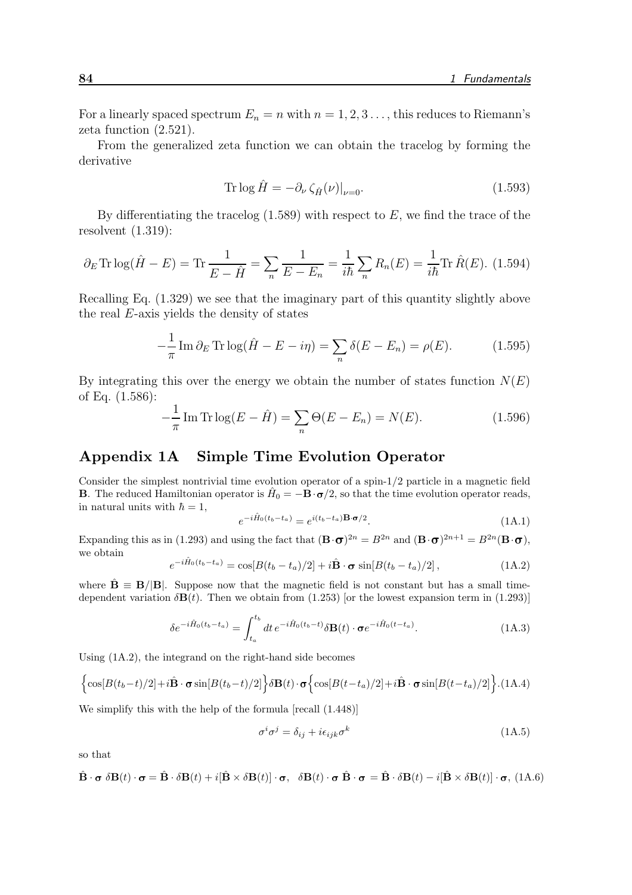For a linearly spaced spectrum $E_n = n$ with $n = 1, 2, 3\ldots$, this reduces to Riemann's zeta function (2.521).

From the generalized zeta function we can obtain the tracelog by forming the derivative

$$\operatorname{Tr}\log \hat{H} = -\partial_\nu \, \zeta_{\hat{H}}(\nu)|_{\nu=0}. \tag{1.593}$$

By differentiating the tracelog (1.589) with respect to $E$, we find the trace of the resolvent (1.319):

$$\partial_E \operatorname{Tr}\log(\hat{H} - E) = \operatorname{Tr}\frac{1}{E - \hat{H}} = \sum_n \frac{1}{E - E_n} = \frac{1}{i\hbar}\sum_n R_n(E) = \frac{1}{i\hbar}\operatorname{Tr}\hat{R}(E). \tag{1.594}$$

Recalling Eq. (1.329) we see that the imaginary part of this quantity slightly above the real $E$-axis yields the density of states

$$-\frac{1}{\pi}\operatorname{Im}\partial_E \operatorname{Tr}\log(\hat{H} - E - i\eta) = \sum_n \delta(E - E_n) = \rho(E). \tag{1.595}$$

By integrating this over the energy we obtain the number of states function $N(E)$ of Eq. (1.586):

$$-\frac{1}{\pi}\operatorname{Im}\operatorname{Tr}\log(E - \hat{H}) = \sum_n \Theta(E - E_n) = N(E). \tag{1.596}$$

## Appendix 1A Simple Time Evolution Operator

Consider the simplest nontrivial time evolution operator of a spin-1/2 particle in a magnetic field $\mathbf{B}$. The reduced Hamiltonian operator is $\hat{H}_0 = -\mathbf{B}\cdot\boldsymbol{\sigma}/2$, so that the time evolution operator reads, in natural units with $\hbar = 1$,

$$e^{-i\hat{H}_0(t_b - t_a)} = e^{i(t_b - t_a)\mathbf{B}\cdot\boldsymbol{\sigma}/2}. \tag{1A.1}$$

Expanding this as in (1.293) and using the fact that $(\mathbf{B}\cdot\boldsymbol{\sigma})^{2n} = B^{2n}$ and $(\mathbf{B}\cdot\boldsymbol{\sigma})^{2n+1} = B^{2n}(\mathbf{B}\cdot\boldsymbol{\sigma})$, we obtain

$$e^{-i\hat{H}_0(t_b - t_a)} = \cos[B(t_b - t_a)/2] + i\hat{\mathbf{B}}\cdot\boldsymbol{\sigma}\,\sin[B(t_b - t_a)/2]\,, \tag{1A.2}$$

where $\hat{\mathbf{B}} \equiv \mathbf{B}/|\mathbf{B}|$. Suppose now that the magnetic field is not constant but has a small time-dependent variation $\delta\mathbf{B}(t)$. Then we obtain from (1.253) [or the lowest expansion term in (1.293)]

$$\delta e^{-i\hat{H}_0(t_b - t_a)} = \int_{t_a}^{t_b} dt\, e^{-i\hat{H}_0(t_b - t)}\delta\mathbf{B}(t)\cdot\boldsymbol{\sigma}\, e^{-i\hat{H}_0(t - t_a)}. \tag{1A.3}$$

Using (1A.2), the integrand on the right-hand side becomes

$$\Big\{\cos[B(t_b - t)/2] + i\hat{\mathbf{B}}\cdot\boldsymbol{\sigma}\sin[B(t_b - t)/2]\Big\}\delta\mathbf{B}(t)\cdot\boldsymbol{\sigma}\Big\{\cos[B(t - t_a)/2] + i\hat{\mathbf{B}}\cdot\boldsymbol{\sigma}\sin[B(t - t_a)/2]\Big\}. \tag{1A.4}$$

We simplify this with the help of the formula [recall (1.448)]

$$\sigma^i\sigma^j = \delta_{ij} + i\epsilon_{ijk}\sigma^k \tag{1A.5}$$

so that

$$\hat{\mathbf{B}}\cdot\boldsymbol{\sigma}\;\delta\mathbf{B}(t)\cdot\boldsymbol{\sigma} = \hat{\mathbf{B}}\cdot\delta\mathbf{B}(t) + i[\hat{\mathbf{B}}\times\delta\mathbf{B}(t)]\cdot\boldsymbol{\sigma}, \quad \delta\mathbf{B}(t)\cdot\boldsymbol{\sigma}\;\hat{\mathbf{B}}\cdot\boldsymbol{\sigma} = \hat{\mathbf{B}}\cdot\delta\mathbf{B}(t) - i[\hat{\mathbf{B}}\times\delta\mathbf{B}(t)]\cdot\boldsymbol{\sigma}, \tag{1A.6}$$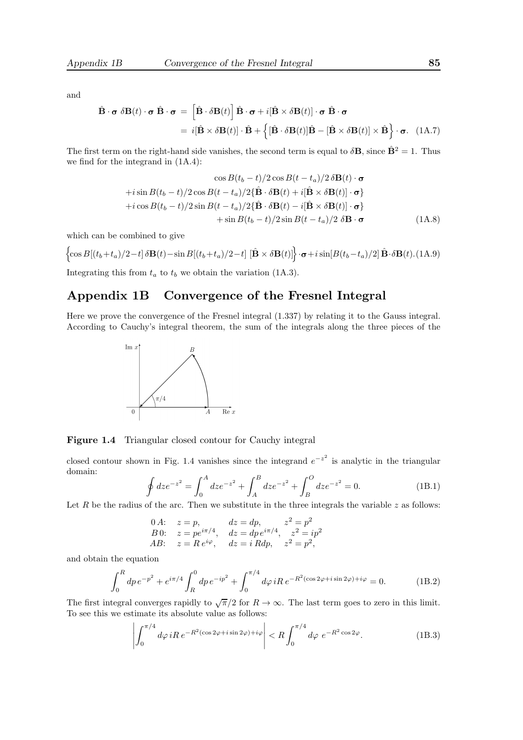and

$$
\begin{aligned}
\hat{\mathbf{B}}\cdot\boldsymbol{\sigma}\;\delta\mathbf{B}(t)\cdot\boldsymbol{\sigma}\;\hat{\mathbf{B}}\cdot\boldsymbol{\sigma} &= \left[\hat{\mathbf{B}}\cdot\delta\mathbf{B}(t)\right]\hat{\mathbf{B}}\cdot\boldsymbol{\sigma} + i[\hat{\mathbf{B}}\times\delta\mathbf{B}(t)]\cdot\boldsymbol{\sigma}\;\hat{\mathbf{B}}\cdot\boldsymbol{\sigma} \\
&= i[\hat{\mathbf{B}}\times\delta\mathbf{B}(t)]\cdot\hat{\mathbf{B}} + \left\{[\hat{\mathbf{B}}\cdot\delta\mathbf{B}(t)]\hat{\mathbf{B}} - [\hat{\mathbf{B}}\times\delta\mathbf{B}(t)]\times\hat{\mathbf{B}}\right\}\cdot\boldsymbol{\sigma}. \quad (1A.7)
\end{aligned}
$$

The first term on the right-hand side vanishes, the second term is equal to $\delta\mathbf{B}$, since $\hat{\mathbf{B}}^2 = 1$. Thus we find for the integrand in (1A.4):

$$
\begin{aligned}
&\cos B(t_b-t)/2\cos B(t-t_a)/2\,\delta\mathbf{B}(t)\cdot\boldsymbol{\sigma} \\
&+i\sin B(t_b-t)/2\cos B(t-t_a)/2\{\hat{\mathbf{B}}\cdot\delta\mathbf{B}(t) + i[\hat{\mathbf{B}}\times\delta\mathbf{B}(t)]\cdot\boldsymbol{\sigma}\} \\
&+i\cos B(t_b-t)/2\sin B(t-t_a)/2\{\hat{\mathbf{B}}\cdot\delta\mathbf{B}(t) - i[\hat{\mathbf{B}}\times\delta\mathbf{B}(t)]\cdot\boldsymbol{\sigma}\} \\
&+\sin B(t_b-t)/2\sin B(t-t_a)/2\;\delta\mathbf{B}\cdot\boldsymbol{\sigma} \qquad (1A.8)
\end{aligned}
$$

which can be combined to give

$$
\Big\{\cos B[(t_b+t_a)/2-t]\,\delta\mathbf{B}(t) - \sin B[(t_b+t_a)/2-t]\;[\hat{\mathbf{B}}\times\delta\mathbf{B}(t)]\Big\}\cdot\boldsymbol{\sigma} + i\sin[B(t_b-t_a)/2]\,\hat{\mathbf{B}}\cdot\delta\mathbf{B}(t). \quad (1A.9)
$$

Integrating this from $t_a$ to $t_b$ we obtain the variation (1A.3).

## Appendix 1B Convergence of the Fresnel Integral

Here we prove the convergence of the Fresnel integral (1.337) by relating it to the Gauss integral. According to Cauchy's integral theorem, the sum of the integrals along the three pieces of the closed contour shown in Fig. 1.4 vanishes since the integrand $e^{-z^2}$ is analytic in the triangular domain:

**Figure 1.4** Triangular closed contour for Cauchy integral

$$
\oint dz e^{-z^2} = \int_0^A dz e^{-z^2} + \int_A^B dz e^{-z^2} + \int_B^O dz e^{-z^2} = 0. \quad (1B.1)
$$

Let $R$ be the radius of the arc. Then we substitute in the three integrals the variable $z$ as follows:

$$
\begin{array}{llll}
0\,A: & z = p, & dz = dp, & z^2 = p^2 \\
B\,0: & z = pe^{i\pi/4}, & dz = dp\,e^{i\pi/4}, & z^2 = ip^2 \\
AB: & z = R\,e^{i\varphi}, & dz = i\,Rdp, & z^2 = p^2,
\end{array}
$$

and obtain the equation

$$
\int_0^R dp\,e^{-p^2} + e^{i\pi/4}\int_R^0 dp\,e^{-ip^2} + \int_0^{\pi/4} d\varphi\,iR\,e^{-R^2(\cos 2\varphi + i\sin 2\varphi)+i\varphi} = 0. \quad (1B.2)
$$

The first integral converges rapidly to $\sqrt{\pi}/2$ for $R\to\infty$. The last term goes to zero in this limit. To see this we estimate its absolute value as follows:

$$
\left|\int_0^{\pi/4} d\varphi\,iR\,e^{-R^2(\cos 2\varphi + i\sin 2\varphi)+i\varphi}\right| < R\int_0^{\pi/4} d\varphi\;e^{-R^2\cos 2\varphi}. \quad (1B.3)
$$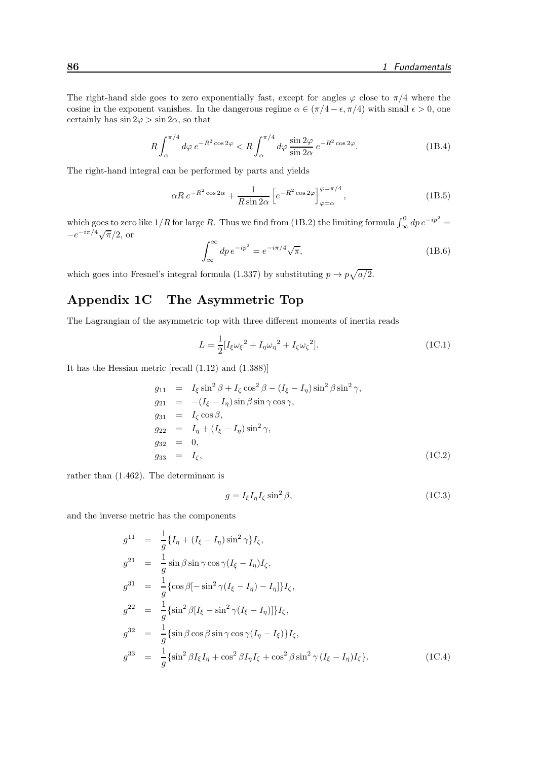The right-hand side goes to zero exponentially fast, except for angles $\varphi$ close to $\pi/4$ where the cosine in the exponent vanishes. In the dangerous regime $\alpha \in (\pi/4 - \epsilon, \pi/4)$ with small $\epsilon > 0$, one certainly has $\sin 2\varphi > \sin 2\alpha$, so that

$$R \int_{\alpha}^{\pi/4} d\varphi \, e^{-R^2 \cos 2\varphi} < R \int_{\alpha}^{\pi/4} d\varphi \, \frac{\sin 2\varphi}{\sin 2\alpha} \, e^{-R^2 \cos 2\varphi}. \tag{1B.4}$$

The right-hand integral can be performed by parts and yields

$$\alpha R \, e^{-R^2 \cos 2\alpha} + \frac{1}{R \sin 2\alpha} \left[ e^{-R^2 \cos 2\varphi} \right]_{\varphi=\alpha}^{\varphi=\pi/4}, \tag{1B.5}$$

which goes to zero like $1/R$ for large $R$. Thus we find from (1B.2) the limiting formula $\int_{\infty}^{0} dp \, e^{-ip^2} = -e^{-i\pi/4}\sqrt{\pi}/2$, or

$$\int_{\infty}^{\infty} dp \, e^{-ip^2} = e^{-i\pi/4}\sqrt{\pi}, \tag{1B.6}$$

which goes into Fresnel's integral formula (1.337) by substituting $p \to p\sqrt{a/2}$.

## Appendix 1C The Asymmetric Top

The Lagrangian of the asymmetric top with three different moments of inertia reads

$$L = \frac{1}{2}[I_\xi {\omega_\xi}^2 + I_\eta {\omega_\eta}^2 + I_\zeta {\omega_\zeta}^2]. \tag{1C.1}$$

It has the Hessian metric [recall (1.12) and (1.388)]

$$\begin{aligned}
g_{11} &= I_\xi \sin^2\beta + I_\zeta \cos^2\beta - (I_\xi - I_\eta)\sin^2\beta \sin^2\gamma, \\
g_{21} &= -(I_\xi - I_\eta)\sin\beta \sin\gamma \cos\gamma, \\
g_{31} &= I_\zeta \cos\beta, \\
g_{22} &= I_\eta + (I_\xi - I_\eta)\sin^2\gamma, \\
g_{32} &= 0, \\
g_{33} &= I_\zeta,
\end{aligned} \tag{1C.2}$$

rather than (1.462). The determinant is

$$g = I_\xi I_\eta I_\zeta \sin^2\beta, \tag{1C.3}$$

and the inverse metric has the components

$$\begin{aligned}
g^{11} &= \frac{1}{g}\{I_\eta + (I_\xi - I_\eta)\sin^2\gamma\} I_\zeta, \\
g^{21} &= \frac{1}{g}\sin\beta \sin\gamma \cos\gamma (I_\xi - I_\eta) I_\zeta, \\
g^{31} &= \frac{1}{g}\{\cos\beta[-\sin^2\gamma(I_\xi - I_\eta) - I_\eta]\} I_\zeta, \\
g^{22} &= \frac{1}{g}\{\sin^2\beta[I_\xi - \sin^2\gamma(I_\xi - I_\eta)]\} I_\zeta, \\
g^{32} &= \frac{1}{g}\{\sin\beta \cos\beta \sin\gamma \cos\gamma (I_\eta - I_\xi)\} I_\zeta, \\
g^{33} &= \frac{1}{g}\{\sin^2\beta I_\xi I_\eta + \cos^2\beta I_\eta I_\zeta + \cos^2\beta \sin^2\gamma \, (I_\xi - I_\eta) I_\zeta\}.
\end{aligned} \tag{1C.4}$$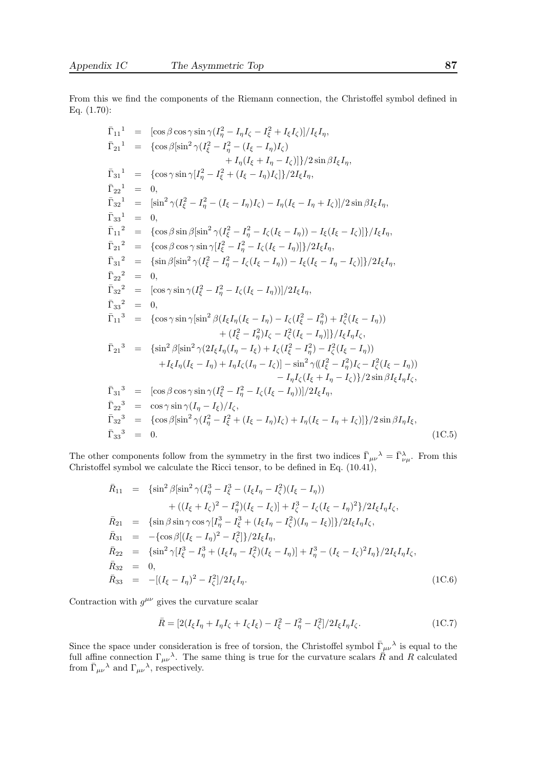From this we find the components of the Riemann connection, the Christoffel symbol defined in Eq. (1.70):

$$
\begin{aligned}
\bar{\Gamma}_{11}{}^{1} &= [\cos\beta\cos\gamma\sin\gamma(I_\eta^2 - I_\eta I_\zeta - I_\xi^2 + I_\xi I_\zeta)]/I_\xi I_\eta, \\
\bar{\Gamma}_{21}{}^{1} &= \{\cos\beta[\sin^2\gamma(I_\xi^2 - I_\eta^2 - (I_\xi - I_\eta)I_\zeta) \\
&\qquad + I_\eta(I_\xi + I_\eta - I_\zeta)]\}/2\sin\beta I_\xi I_\eta, \\
\bar{\Gamma}_{31}{}^{1} &= \{\cos\gamma\sin\gamma[I_\eta^2 - I_\xi^2 + (I_\xi - I_\eta)I_\zeta]\}/2I_\xi I_\eta, \\
\bar{\Gamma}_{22}{}^{1} &= 0, \\
\bar{\Gamma}_{32}{}^{1} &= [\sin^2\gamma(I_\xi^2 - I_\eta^2 - (I_\xi - I_\eta)I_\zeta) - I_\eta(I_\xi - I_\eta + I_\zeta)]/2\sin\beta I_\xi I_\eta, \\
\bar{\Gamma}_{33}{}^{1} &= 0, \\
\bar{\Gamma}_{11}{}^{2} &= \{\cos\beta\sin\beta[\sin^2\gamma(I_\xi^2 - I_\eta^2 - I_\zeta(I_\xi - I_\eta)) - I_\xi(I_\xi - I_\zeta)]\}/I_\xi I_\eta, \\
\bar{\Gamma}_{21}{}^{2} &= \{\cos\beta\cos\gamma\sin\gamma[I_\xi^2 - I_\eta^2 - I_\zeta(I_\xi - I_\eta)]\}/2I_\xi I_\eta, \\
\bar{\Gamma}_{31}{}^{2} &= \{\sin\beta[\sin^2\gamma(I_\xi^2 - I_\eta^2 - I_\zeta(I_\xi - I_\eta)) - I_\xi(I_\xi - I_\eta - I_\zeta)]\}/2I_\xi I_\eta, \\
\bar{\Gamma}_{22}{}^{2} &= 0, \\
\bar{\Gamma}_{32}{}^{2} &= [\cos\gamma\sin\gamma(I_\xi^2 - I_\eta^2 - I_\zeta(I_\xi - I_\eta))]/2I_\xi I_\eta, \\
\bar{\Gamma}_{33}{}^{2} &= 0, \\
\bar{\Gamma}_{11}{}^{3} &= \{\cos\gamma\sin\gamma[\sin^2\beta(I_\xi I_\eta(I_\xi - I_\eta) - I_\zeta(I_\xi^2 - I_\eta^2) + I_\zeta^2(I_\xi - I_\eta)) \\
&\qquad + (I_\xi^2 - I_\eta^2)I_\zeta - I_\zeta^2(I_\xi - I_\eta)]\}/I_\xi I_\eta I_\zeta, \\
\bar{\Gamma}_{21}{}^{3} &= \{\sin^2\beta[\sin^2\gamma(2I_\xi I_\eta(I_\eta - I_\xi) + I_\zeta(I_\xi^2 - I_\eta^2) - I_\zeta^2(I_\xi - I_\eta)) \\
&\qquad + I_\xi I_\eta(I_\xi - I_\eta) + I_\eta I_\zeta(I_\eta - I_\zeta)] - \sin^2\gamma((I_\xi^2 - I_\eta^2)I_\zeta - I_\zeta^2(I_\xi - I_\eta)) \\
&\qquad - I_\eta I_\zeta(I_\xi + I_\eta - I_\zeta)\}/2\sin\beta I_\xi I_\eta I_\zeta, \\
\bar{\Gamma}_{31}{}^{3} &= [\cos\beta\cos\gamma\sin\gamma(I_\xi^2 - I_\eta^2 - I_\zeta(I_\xi - I_\eta))]/2I_\xi I_\eta, \\
\bar{\Gamma}_{22}{}^{3} &= \cos\gamma\sin\gamma(I_\eta - I_\xi)/I_\zeta, \\
\bar{\Gamma}_{32}{}^{3} &= \{\cos\beta[\sin^2\gamma(I_\eta^2 - I_\xi^2 + (I_\xi - I_\eta)I_\zeta) + I_\eta(I_\xi - I_\eta + I_\zeta)]\}/2\sin\beta I_\eta I_\xi, \\
\bar{\Gamma}_{33}{}^{3} &= 0.
\end{aligned}
\tag{1C.5}
$$

The other components follow from the symmetry in the first two indices $\bar{\Gamma}_{\mu\nu}{}^{\lambda} = \bar{\Gamma}^{\lambda}_{\nu\mu}$. From this Christoffel symbol we calculate the Ricci tensor, to be defined in Eq. (10.41),

$$
\begin{aligned}
\bar{R}_{11} &= \{\sin^2\beta[\sin^2\gamma(I_\eta^3 - I_\xi^3 - (I_\xi I_\eta - I_\zeta^2)(I_\xi - I_\eta)) \\
&\qquad + ((I_\xi + I_\zeta)^2 - I_\eta^2)(I_\xi - I_\zeta)] + I_\zeta^3 - I_\zeta(I_\xi - I_\eta)^2\}/2I_\xi I_\eta I_\zeta, \\
\bar{R}_{21} &= \{\sin\beta\sin\gamma\cos\gamma[I_\eta^3 - I_\xi^3 + (I_\xi I_\eta - I_\zeta^2)(I_\eta - I_\xi)]\}/2I_\xi I_\eta I_\zeta, \\
\bar{R}_{31} &= -\{\cos\beta[(I_\xi - I_\eta)^2 - I_\zeta^2]\}/2I_\xi I_\eta, \\
\bar{R}_{22} &= \{\sin^2\gamma[I_\xi^3 - I_\eta^3 + (I_\xi I_\eta - I_\zeta^2)(I_\xi - I_\eta)] + I_\eta^3 - (I_\xi - I_\zeta)^2 I_\eta\}/2I_\xi I_\eta I_\zeta, \\
\bar{R}_{32} &= 0, \\
\bar{R}_{33} &= -[(I_\xi - I_\eta)^2 - I_\zeta^2]/2I_\xi I_\eta.
\end{aligned}
\tag{1C.6}
$$

Contraction with $g^{\mu\nu}$ gives the curvature scalar

$$
\bar{R} = [2(I_\xi I_\eta + I_\eta I_\zeta + I_\zeta I_\xi) - I_\xi^2 - I_\eta^2 - I_\zeta^2]/2I_\xi I_\eta I_\zeta. \tag{1C.7}
$$

Since the space under consideration is free of torsion, the Christoffel symbol $\bar{\Gamma}_{\mu\nu}{}^{\lambda}$ is equal to the full affine connection $\Gamma_{\mu\nu}{}^{\lambda}$. The same thing is true for the curvature scalars $\bar{R}$ and $R$ calculated from $\bar{\Gamma}_{\mu\nu}{}^{\lambda}$ and $\Gamma_{\mu\nu}{}^{\lambda}$, respectively.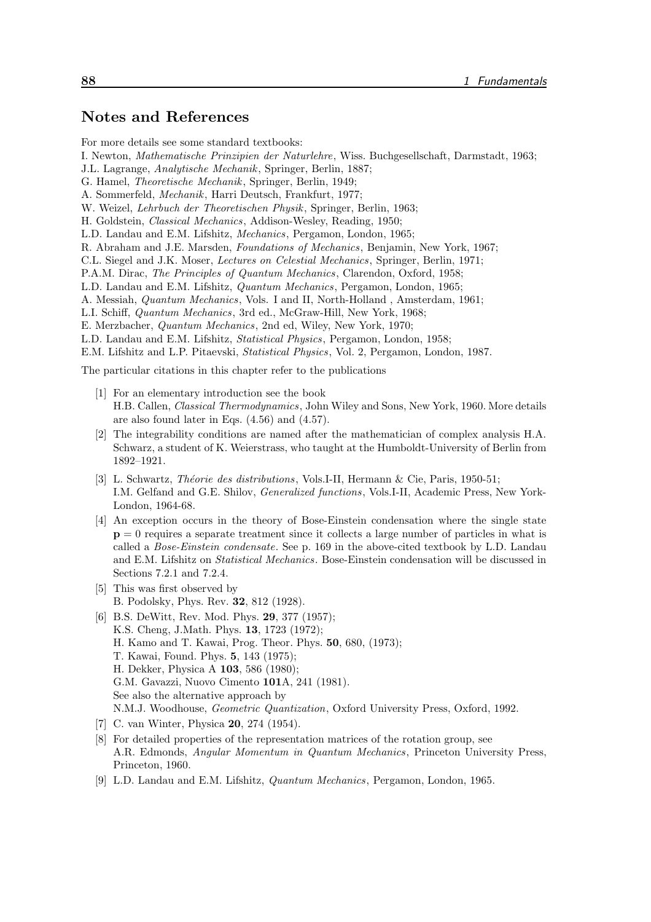## Notes and References

For more details see some standard textbooks:
I. Newton, *Mathematische Prinzipien der Naturlehre*, Wiss. Buchgesellschaft, Darmstadt, 1963;
J.L. Lagrange, *Analytische Mechanik*, Springer, Berlin, 1887;
G. Hamel, *Theoretische Mechanik*, Springer, Berlin, 1949;
A. Sommerfeld, *Mechanik*, Harri Deutsch, Frankfurt, 1977;
W. Weizel, *Lehrbuch der Theoretischen Physik*, Springer, Berlin, 1963;
H. Goldstein, *Classical Mechanics*, Addison-Wesley, Reading, 1950;
L.D. Landau and E.M. Lifshitz, *Mechanics*, Pergamon, London, 1965;
R. Abraham and J.E. Marsden, *Foundations of Mechanics*, Benjamin, New York, 1967;
C.L. Siegel and J.K. Moser, *Lectures on Celestial Mechanics*, Springer, Berlin, 1971;
P.A.M. Dirac, *The Principles of Quantum Mechanics*, Clarendon, Oxford, 1958;
L.D. Landau and E.M. Lifshitz, *Quantum Mechanics*, Pergamon, London, 1965;
A. Messiah, *Quantum Mechanics*, Vols. I and II, North-Holland , Amsterdam, 1961;
L.I. Schiff, *Quantum Mechanics*, 3rd ed., McGraw-Hill, New York, 1968;
E. Merzbacher, *Quantum Mechanics*, 2nd ed, Wiley, New York, 1970;
L.D. Landau and E.M. Lifshitz, *Statistical Physics*, Pergamon, London, 1958;
E.M. Lifshitz and L.P. Pitaevski, *Statistical Physics*, Vol. 2, Pergamon, London, 1987.

The particular citations in this chapter refer to the publications

[1] For an elementary introduction see the book
H.B. Callen, *Classical Thermodynamics*, John Wiley and Sons, New York, 1960. More details are also found later in Eqs. (4.56) and (4.57).

[2] The integrability conditions are named after the mathematician of complex analysis H.A. Schwarz, a student of K. Weierstrass, who taught at the Humboldt-University of Berlin from 1892–1921.

[3] L. Schwartz, *Théorie des distributions*, Vols.I-II, Hermann & Cie, Paris, 1950-51;
I.M. Gelfand and G.E. Shilov, *Generalized functions*, Vols.I-II, Academic Press, New York-London, 1964-68.

[4] An exception occurs in the theory of Bose-Einstein condensation where the single state $\mathbf{p} = 0$ requires a separate treatment since it collects a large number of particles in what is called a *Bose-Einstein condensate*. See p. 169 in the above-cited textbook by L.D. Landau and E.M. Lifshitz on *Statistical Mechanics*. Bose-Einstein condensation will be discussed in Sections 7.2.1 and 7.2.4.

[5] This was first observed by
B. Podolsky, Phys. Rev. **32**, 812 (1928).

[6] B.S. DeWitt, Rev. Mod. Phys. **29**, 377 (1957);
K.S. Cheng, J.Math. Phys. **13**, 1723 (1972);
H. Kamo and T. Kawai, Prog. Theor. Phys. **50**, 680, (1973);
T. Kawai, Found. Phys. **5**, 143 (1975);
H. Dekker, Physica A **103**, 586 (1980);
G.M. Gavazzi, Nuovo Cimento **101**A, 241 (1981).
See also the alternative approach by
N.M.J. Woodhouse, *Geometric Quantization*, Oxford University Press, Oxford, 1992.

[7] C. van Winter, Physica **20**, 274 (1954).

[8] For detailed properties of the representation matrices of the rotation group, see
A.R. Edmonds, *Angular Momentum in Quantum Mechanics*, Princeton University Press, Princeton, 1960.

[9] L.D. Landau and E.M. Lifshitz, *Quantum Mechanics*, Pergamon, London, 1965.